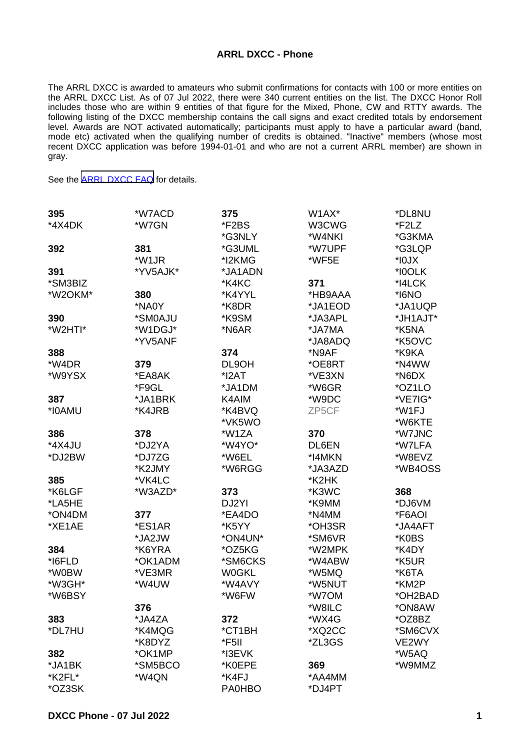**ARRL DXCC - Phone**

The ARRL DXCC is awarded to amateurs who submit confirmations for contacts with 100 or more entities on the ARRL DXCC List. As of 07 Jul 2022, there were 340 current entities on the list. The DXCC Honor Roll includes those who are within 9 entities of that figure for the Mixed, Phone, CW and RTTY awards. The following listing of the DXCC membership contains the call signs and exact credited totals by endorsement level. Awards are NOT activated automatically; participants must apply to have a particular award (band, mode etc) activated when the qualifying number of credits is obtained. "Inactive" members (whose most recent DXCC application was before 1994-01-01 and who are not a current ARRL member) are shown in gray.

See the [ARRL DXCC FAQ] for details.

**395**
*4X4DK

**392**

**391**
*SM3BIZ
*W2OKM*

**390**
*W2HTI*

**388**
*W4DR
*W9YSX

**387**
*I0AMU

**386**
*4X4JU
*DJ2BW

**385**
*K6LGF
*LA5HE
*ON4DM
*XE1AE

**384**
*I6FLD
*W0BW
*W3GH*
*W6BSY

**383**
*DL7HU

**382**
*JA1BK
*K2FL*
*OZ3SK
*W7ACD
*W7GN

**381**
*W1JR
*YV5AJK*

**380**
*NA0Y
*SM0AJU
*W1DGJ*
*YV5ANF

**379**
*EA8AK
*F9GL
*JA1BRK
*K4JRB

**378**
*DJ2YA
*DJ7ZG
*K2JMY
*VK4LC
*W3AZD*

**377**
*ES1AR
*JA2JW
*K6YRA
*OK1ADM
*VE3MR
*W4UW

**376**
*JA4ZA
*K4MQG
*K8DYZ
*OK1MP
*SM5BCO
*W4QN

**375**
*F2BS
*G3NLY
*G3UML
*I2KMG
*JA1ADN
*K4KC
*K4YYL
*K8DR
*K9SM
*N6AR

**374**
*N9AF
DL9OH
*I2AT
*JA1DM
K4AIM
*K4BVQ
*VK5WO
*W1ZA
*W4YO*
*W6EL
*W6RGG

**373**
DJ2YI
*EA4DO
*K5YY
*ON4UN*
*OZ5KG
*SM6CKS
W0GKL
*W4AVY
*W6FW

**372**
*CT1BH
*F5II
*I3EVK
*K0EPE
*K4FJ
PA0HBO
W1AX*
W3CWG
*W4NKI
*W7UPF
*WF5E

**371**
*HB9AAA
*JA1EOD
*JA3APL
*JA7MA
*JA8ADQ
*N9AF
*OE8RT
*VE3XN
*W6GR
*W9DC
ZP5CF

**370**
DL6EN
*I4MKN
*JA3AZD
*K2HK
*K3WC
*K9MM
*N4MM
*OH3SR
*SM6VR
*W2MPK
*W4ABW
*W5MQ
*W5NUT
*W7OM
*W8ILC
*WX4G
*XQ2CC
*ZL3GS

**369**
*AA4MM
*DJ4PT
*DL8NU
*F2LZ
*G3KMA
*G3LQP
*I0JX
*I0OLK
*I4LCK
*I6NO
*JA1UQP
*JH1AJT*
*K5NA
*K5OVC
*K9KA
*N4WW
*N6DX
*OZ1LO
*VE7IG*
*W1FJ
*W6KTE
*W7JNC
*W7LFA
*W8EVZ
*WB4OSS

**368**
*DJ6VM
*F6AOI
*JA4AFT
*K0BS
*K4DY
*K5UR
*K6TA
*KM2P
*OH2BAD
*ON8AW
*OZ8BZ
*SM6CVX
VE2WY
*W5AQ
*W9MMZ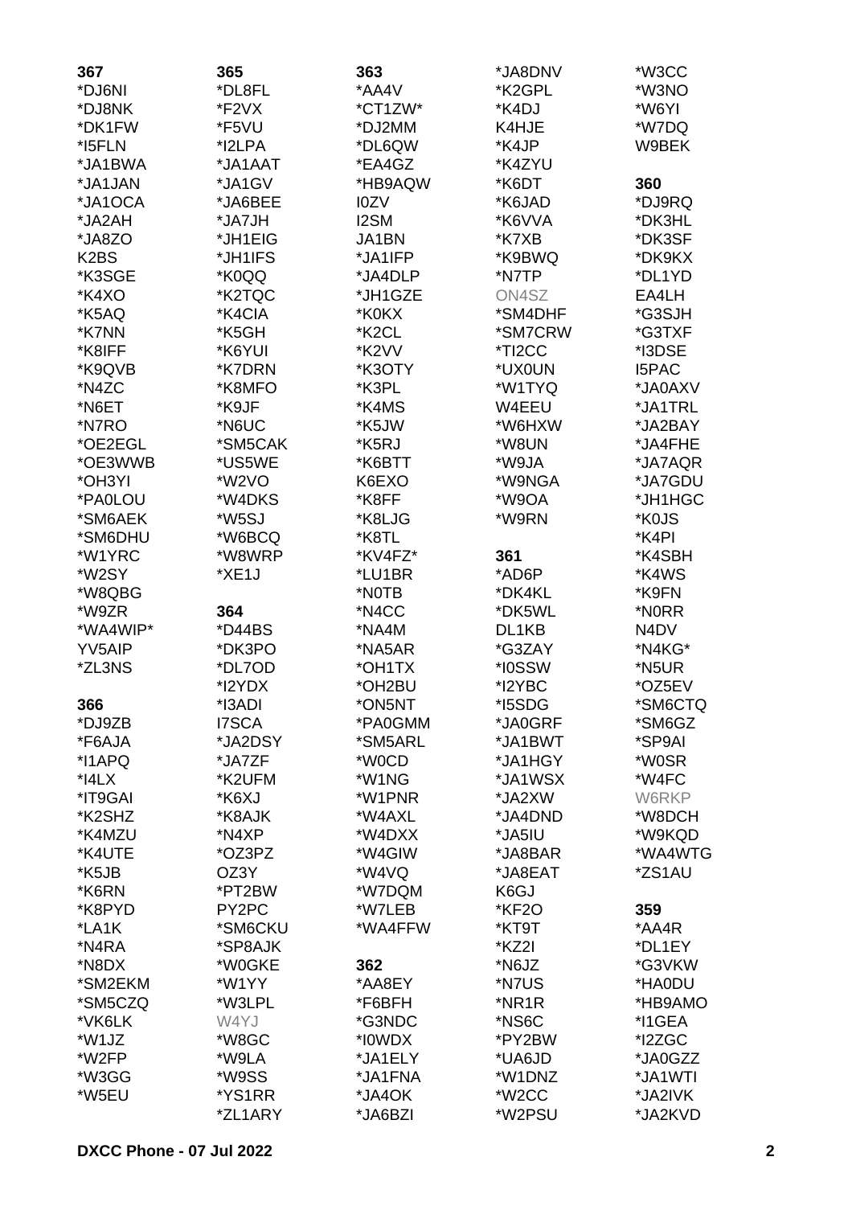**367**
*DJ6NI
*DJ8NK
*DK1FW
*I5FLN
*JA1BWA
*JA1JAN
*JA1OCA
*JA2AH
*JA8ZO
K2BS
*K3SGE
*K4XO
*K5AQ
*K7NN
*K8IFF
*K9QVB
*N4ZC
*N6ET
*N7RO
*OE2EGL
*OE3WWB
*OH3YI
*PA0LOU
*SM6AEK
*SM6DHU
*W1YRC
*W2SY
*W8QBG
*W9ZR
*WA4WIP*
YV5AIP
*ZL3NS

**366**
*DJ9ZB
*F6AJA
*I1APQ
*I4LX
*IT9GAI
*K2SHZ
*K4MZU
*K4UTE
*K5JB
*K6RN
*K8PYD
*LA1K
*N4RA
*N8DX
*SM2EKM
*SM5CZQ
*VK6LK
*W1JZ
*W2FP
*W3GG
*W5EU

**365**
*DL8FL
*F2VX
*F5VU
*I2LPA
*JA1AAT
*JA1GV
*JA6BEE
*JA7JH
*JH1EIG
*JH1IFS
*K0QQ
*K2TQC
*K4CIA
*K5GH
*K6YUI
*K7DRN
*K8MFO
*K9JF
*N6UC
*SM5CAK
*US5WE
*W2VO
*W4DKS
*W5SJ
*W6BCQ
*W8WRP
*XE1J

**364**
*D44BS
*DK3PO
*DL7OD
*I2YDX
*I3ADI
I7SCA
*JA2DSY
*JA7ZF
*K2UFM
*K6XJ
*K8AJK
*N4XP
*OZ3PZ
OZ3Y
*PT2BW
PY2PC
*SM6CKU
*SP8AJK
*W0GKE
*W1YY
*W3LPL
W4YJ
*W8GC
*W9LA
*W9SS
*YS1RR
*ZL1ARY

**363**
*AA4V
*CT1ZW*
*DJ2MM
*DL6QW
*EA4GZ
*HB9AQW
I0ZV
I2SM
JA1BN
*JA1IFP
*JA4DLP
*JH1GZE
*K0KX
*K2CL
*K2VV
*K3OTY
*K3PL
*K4MS
*K5JW
*K5RJ
*K6BTT
K6EXO
*K8FF
*K8LJG
*K8TL
*KV4FZ*
*LU1BR
*N0TB
*N4CC
*NA4M
*NA5AR
*OH1TX
*OH2BU
*ON5NT
*PA0GMM
*SM5ARL
*W0CD
*W1NG
*W1PNR
*W4AXL
*W4DXX
*W4GIW
*W4VQ
*W7DQM
*W7LEB
*WA4FFW

**362**
*AA8EY
*F6BFH
*G3NDC
*I0WDX
*JA1ELY
*JA1FNA
*JA4OK
*JA6BZI
*JA8DNV
*K2GPL
*K4DJ
K4HJE
*K4JP
*K4ZYU
*K6DT
*K6JAD
*K6VVA
*K7XB
*K9BWQ
*N7TP
ON4SZ
*SM4DHF
*SM7CRW
*TI2CC
*UX0UN
*W1TYQ
W4EEU
*W6HXW
*W8UN
*W9JA
*W9NGA
*W9OA
*W9RN

**361**
*AD6P
*DK4KL
*DK5WL
DL1KB
*G3ZAY
*I0SSW
*I2YBC
*I5SDG
*JA0GRF
*JA1BWT
*JA1HGY
*JA1WSX
*JA2XW
*JA4DND
*JA5IU
*JA8BAR
*JA8EAT
K6GJ
*KF2O
*KT9T
*KZ2I
*N6JZ
*N7US
*NR1R
*NS6C
*PY2BW
*UA6JD
*W1DNZ
*W2CC
*W2PSU
*W3CC
*W3NO
*W6YI
*W7DQ
W9BEK

**360**
*DJ9RQ
*DK3HL
*DK3SF
*DK9KX
*DL1YD
EA4LH
*G3SJH
*G3TXF
*I3DSE
I5PAC
*JA0AXV
*JA1TRL
*JA2BAY
*JA4FHE
*JA7AQR
*JA7GDU
*JH1HGC
*K0JS
*K4PI
*K4SBH
*K4WS
*K9FN
*N0RR
N4DV
*N4KG*
*N5UR
*OZ5EV
*SM6CTQ
*SM6GZ
*SP9AI
*W0SR
*W4FC
W6RKP
*W8DCH
*W9KQD
*WA4WTG
*ZS1AU

**359**
*AA4R
*DL1EY
*G3VKW
*HA0DU
*HB9AMO
*I1GEA
*I2ZGC
*JA0GZZ
*JA1WTI
*JA2IVK
*JA2KVD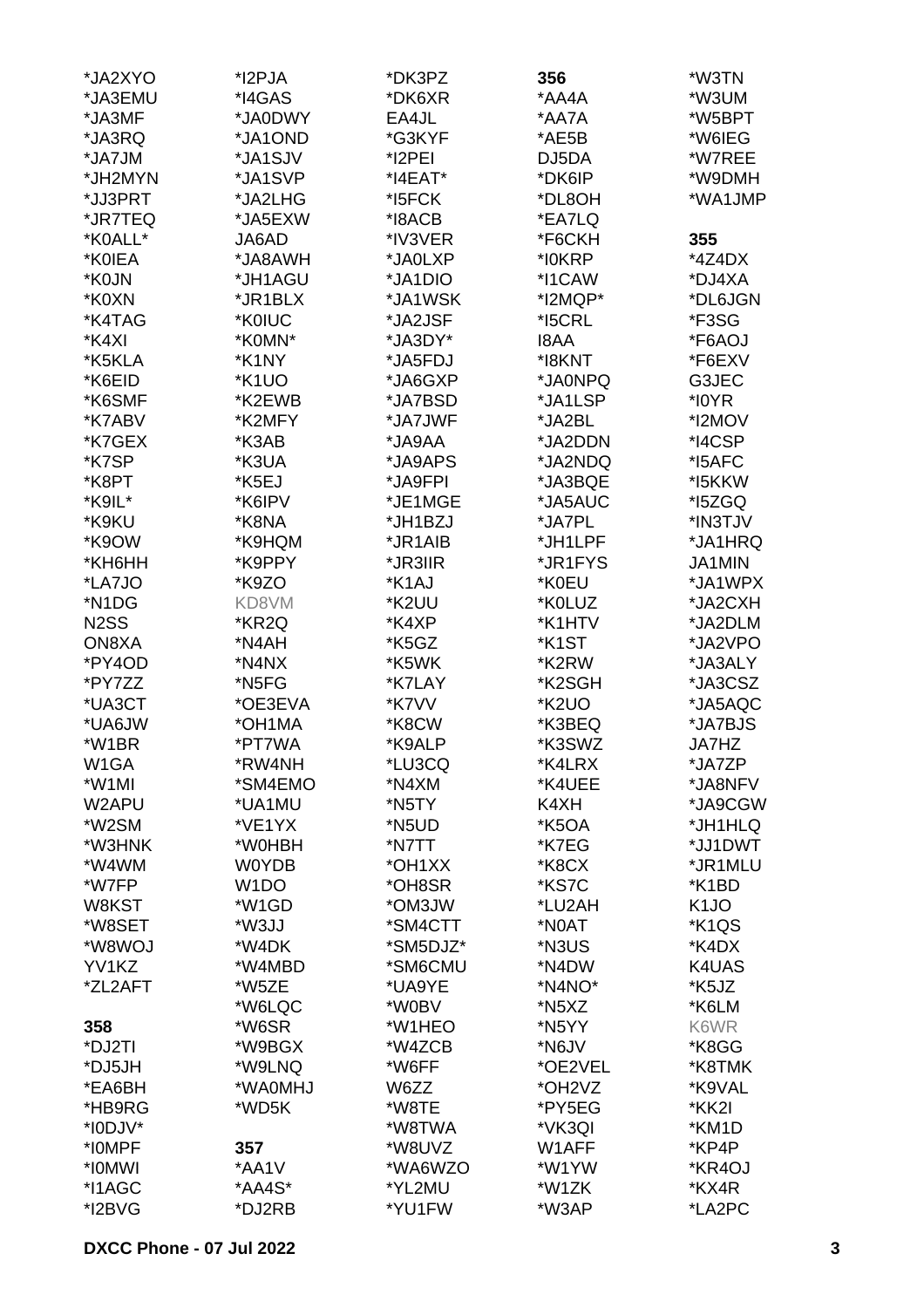*JA2XYO
*JA3EMU
*JA3MF
*JA3RQ
*JA7JM
*JH2MYN
*JJ3PRT
*JR7TEQ
*K0ALL*
*K0IEA
*K0JN
*K0XN
*K4TAG
*K4XI
*K5KLA
*K6EID
*K6SMF
*K7ABV
*K7GEX
*K7SP
*K8PT
*K9IL*
*K9KU
*K9OW
*KH6HH
*LA7JO
*N1DG
N2SS
ON8XA
*PY4OD
*PY7ZZ
*UA3CT
*UA6JW
*W1BR
W1GA
*W1MI
W2APU
*W2SM
*W3HNK
*W4WM
*W7FP
W8KST
*W8SET
*W8WOJ
YV1KZ
*ZL2AFT

**358**

*DJ2TI
*DJ5JH
*EA6BH
*HB9RG
*I0DJV*
*I0MPF
*I0MWI
*I1AGC
*I2BVG
*I2PJA
*I4GAS
*JA0DWY
*JA1OND
*JA1SJV
*JA1SVP
*JA2LHG
*JA5EXW
JA6AD
*JA8AWH
*JH1AGU
*JR1BLX
*K0IUC
*K0MN*
*K1NY
*K1UO
*K2EWB
*K2MFY
*K3AB
*K3UA
*K5EJ
*K6IPV
*K8NA
*K9HQM
*K9PPY
*K9ZO
KD8VM
*KR2Q
*N4AH
*N4NX
*N5FG
*OE3EVA
*OH1MA
*PT7WA
*RW4NH
*SM4EMO
*UA1MU
*VE1YX
*W0HBH
W0YDB
W1DO
*W1GD
*W3JJ
*W4DK
*W4MBD
*W5ZE
*W6LQC
*W6SR
*W9BGX
*W9LNQ
*WA0MHJ
*WD5K

**357**

*AA1V
*AA4S*
*DJ2RB
*DK3PZ
*DK6XR
EA4JL
*G3KYF
*I2PEI
*I4EAT*
*I5FCK
*I8ACB
*IV3VER
*JA0LXP
*JA1DIO
*JA1WSK
*JA2JSF
*JA3DY*
*JA5FDJ
*JA6GXP
*JA7BSD
*JA7JWF
*JA9AA
*JA9APS
*JA9FPI
*JE1MGE
*JH1BZJ
*JR1AIB
*JR3IIR
*K1AJ
*K2UU
*K4XP
*K5GZ
*K5WK
*K7LAY
*K7VV
*K8CW
*K9ALP
*LU3CQ
*N4XM
*N5TY
*N5UD
*N7TT
*OH1XX
*OH8SR
*OM3JW
*SM4CTT
*SM5DJZ*
*SM6CMU
*UA9YE
*W0BV
*W1HEO
*W4ZCB
*W6FF
W6ZZ
*W8TE
*W8TWA
*W8UVZ
*WA6WZO
*YL2MU
*YU1FW

**356**

*AA4A
*AA7A
*AE5B
DJ5DA
*DK6IP
*DL8OH
*EA7LQ
*F6CKH
*I0KRP
*I1CAW
*I2MQP*
*I5CRL
I8AA
*I8KNT
*JA0NPQ
*JA1LSP
*JA2BL
*JA2DDN
*JA2NDQ
*JA3BQE
*JA5AUC
*JA7PL
*JH1LPF
*JR1FYS
*K0EU
*K0LUZ
*K1HTV
*K1ST
*K2RW
*K2SGH
*K2UO
*K3BEQ
*K3SWZ
*K4LRX
*K4UEE
K4XH
*K5OA
*K7EG
*K8CX
*KS7C
*LU2AH
*N0AT
*N3US
*N4DW
*N4NO*
*N5XZ
*N5YY
*N6JV
*OE2VEL
*OH2VZ
*PY5EG
*VK3QI
W1AFF
*W1YW
*W1ZK
*W3AP
*W3TN
*W3UM
*W5BPT
*W6IEG
*W7REE
*W9DMH
*WA1JMP

**355**

*4Z4DX
*DJ4XA
*DL6JGN
*F3SG
*F6AOJ
*F6EXV
G3JEC
*I0YR
*I2MOV
*I4CSP
*I5AFC
*I5KKW
*I5ZGQ
*IN3TJV
*JA1HRQ
JA1MIN
*JA1WPX
*JA2CXH
*JA2DLM
*JA2VPO
*JA3ALY
*JA3CSZ
*JA5AQC
*JA7BJS
JA7HZ
*JA7ZP
*JA8NFV
*JA9CGW
*JH1HLQ
*JJ1DWT
*JR1MLU
*K1BD
K1JO
*K1QS
*K4DX
K4UAS
*K5JZ
*K6LM
K6WR
*K8GG
*K8TMK
*K9VAL
*KK2I
*KM1D
*KP4P
*KR4OJ
*KX4R
*LA2PC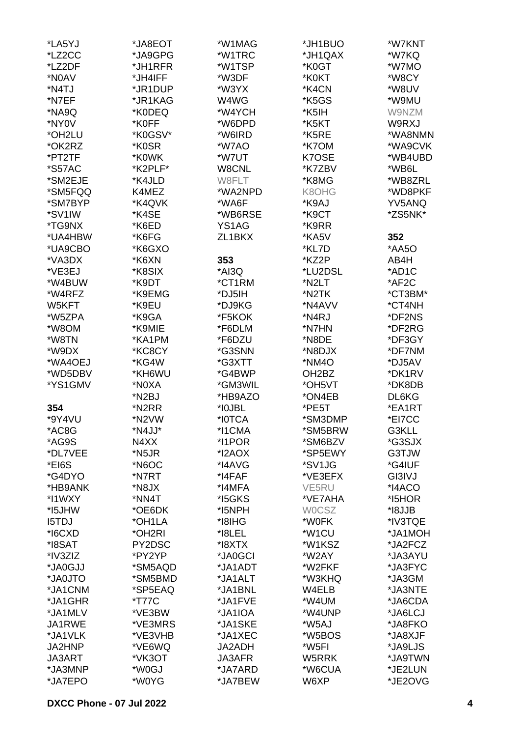*LA5YJ
*LZ2CC
*LZ2DF
*N0AV
*N4TJ
*N7EF
*NA9Q
*NY0V
*OH2LU
*OK2RZ
*PT2TF
*S57AC
*SM2EJE
*SM5FQQ
*SM7BYP
*SV1IW
*TG9NX
*UA4HBW
*UA9CBO
*VA3DX
*VE3EJ
*W4BUW
*W4RFZ
W5KFT
*W5ZPA
*W8OM
*W8TN
*W9DX
*WA4OEJ
*WD5DBV
*YS1GMV

**354**

*9Y4VU
*AC8G
*AG9S
*DL7VEE
*EI6S
*G4DYO
*HB9ANK
*I1WXY
*I5JHW
I5TDJ
*I6CXD
*I8SAT
*IV3ZIZ
*JA0GJJ
*JA0JTO
*JA1CNM
*JA1GHR
*JA1MLV
JA1RWE
*JA1VLK
JA2HNP
JA3ART
*JA3MNP
*JA7EPO

*JA8EOT
*JA9GPG
*JH1RFR
*JH4IFF
*JR1DUP
*JR1KAG
*K0DEQ
*K0FF
*K0GSV*
*K0SR
*K0WK
*K2PLF*
*K4JLD
K4MEZ
*K4QVK
*K4SE
*K6ED
*K6FG
*K6GXO
*K6XN
*K8SIX
*K9DT
*K9EMG
*K9EU
*K9GA
*K9MIE
*KA1PM
*KC8CY
*KG4W
*KH6WU
*N0XA
*N2BJ
*N2RR
*N2VW
*N4JJ*
N4XX
*N5JR
*N6OC
*N7RT
*N8JX
*NN4T
*OE6DK
*OH1LA
*OH2RI
PY2DSC
*PY2YP
*SM5AQD
*SM5BMD
*SP5EAQ
*T77C
*VE3BW
*VE3MRS
*VE3VHB
*VE6WQ
*VK3OT
*W0GJ
*W0YG

*W1MAG
*W1TRC
*W1TSP
*W3DF
*W3YX
W4WG
*W4YCH
*W6DPD
*W6IRD
*W7AO
*W7UT
W8CNL
W8FLT
*WA2NPD
*WA6F
*WB6RSE
YS1AG
ZL1BKX

**353**

*AI3Q
*CT1RM
*DJ5IH
*DJ9KG
*F5KOK
*F6DLM
*F6DZU
*G3SNN
*G3XTT
*G4BWP
*GM3WIL
*HB9AZO
*I0JBL
*I0TCA
*I1CMA
*I1POR
*I2AOX
*I4AVG
*I4FAF
*I4MFA
*I5GKS
*I5NPH
*I8IHG
*I8LEL
*I8XTX
*JA0GCI
*JA1ADT
*JA1ALT
*JA1BNL
*JA1FVE
*JA1IOA
*JA1SKE
*JA1XEC
JA2ADH
JA3AFR
*JA7ARD
*JA7BEW

*JH1BUO
*JH1QAX
*K0GT
*K0KT
*K4CN
*K5GS
*K5IH
*K5KT
*K5RE
*K7OM
K7OSE
*K7ZBV
*K8MG
K8OHG
*K9AJ
*K9CT
*K9RR
*KA5V
*KL7D
*KZ2P
*LU2DSL
*N2LT
*N2TK
*N4AVV
*N4RJ
*N7HN
*N8DE
*N8DJX
*NM4O
OH2BZ
*OH5VT
*ON4EB
*PE5T
*SM3DMP
*SM5BRW
*SM6BZV
*SP5EWY
*SV1JG
*VE3EFX
VE5RU
*VE7AHA
W0CSZ
*W0FK
*W1CU
*W1KSZ
*W2AY
*W2FKF
*W3KHQ
W4ELB
*W4UM
*W4UNP
*W5AJ
*W5BOS
*W5FI
W5RRK
*W6CUA
W6XP

*W7KNT
*W7KQ
*W7MO
*W8CY
*W8UV
*W9MU
W9NZM
W9RXJ
*WA8NMN
*WA9CVK
*WB4UBD
*WB6L
*WB8ZRL
*WD8PKF
YV5ANQ
*ZS5NK*

**352**

*AA5O
AB4H
*AD1C
*AF2C
*CT3BM*
*CT4NH
*DF2NS
*DF2RG
*DF3GY
*DF7NM
*DJ5AV
*DK1RV
*DK8DB
DL6KG
*EA1RT
*EI7CC
G3KLL
*G3SJX
G3TJW
*G4IUF
GI3IVJ
*I4ACO
*I5HOR
*I8JJB
*IV3TQE
*JA1MOH
*JA2FCZ
*JA3AYU
*JA3FYC
*JA3GM
*JA3NTE
*JA6CDA
*JA6LCJ
*JA8FKO
*JA8XJF
*JA9LJS
*JA9TWN
*JE2LUN
*JE2OVG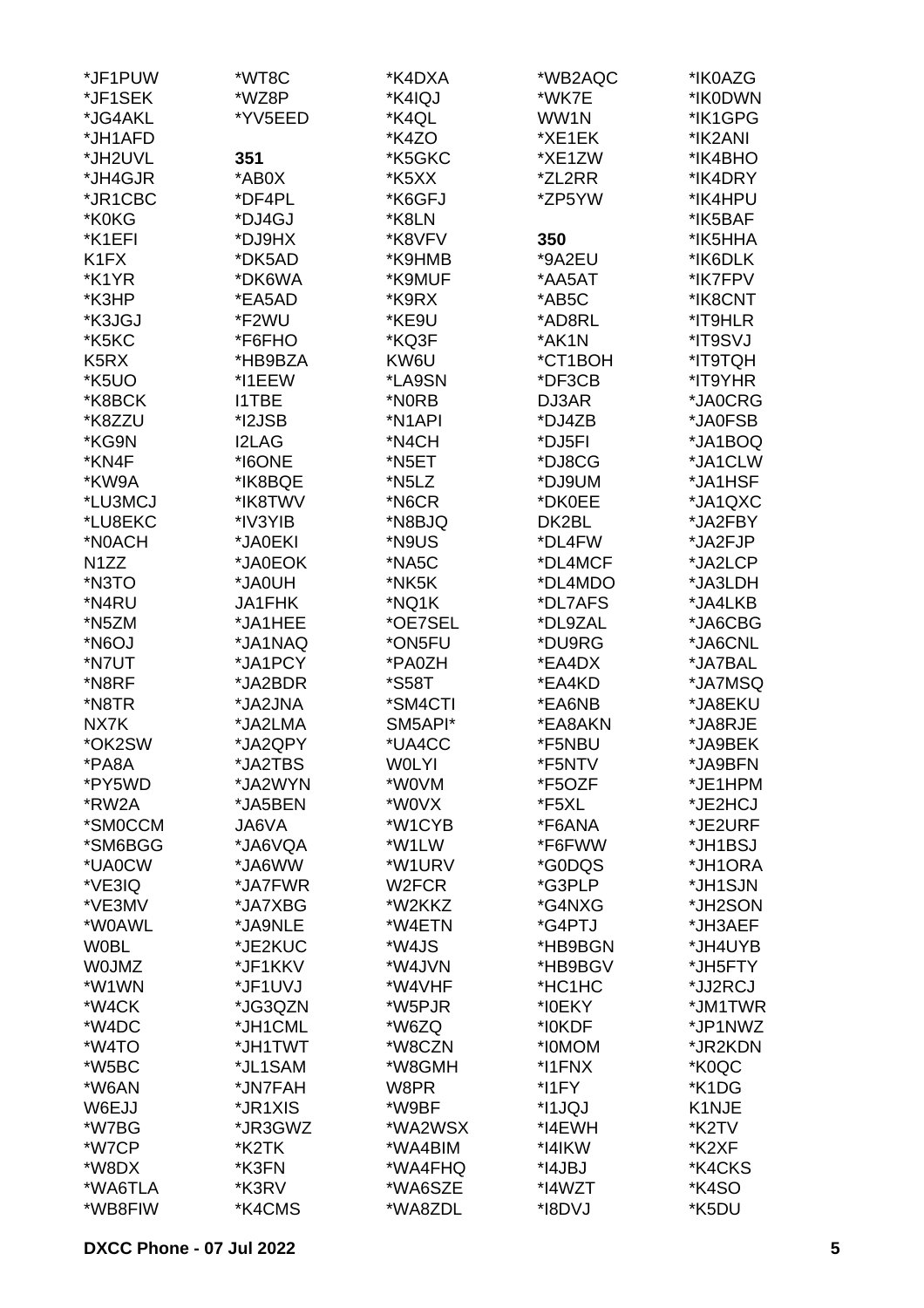*JF1PUW
*JF1SEK
*JG4AKL
*JH1AFD
*JH2UVL
*JH4GJR
*JR1CBC
*K0KG
*K1EFI
K1FX
*K1YR
*K3HP
*K3JGJ
*K5KC
K5RX
*K5UO
*K8BCK
*K8ZZU
*KG9N
*KN4F
*KW9A
*LU3MCJ
*LU8EKC
*N0ACH
N1ZZ
*N3TO
*N4RU
*N5ZM
*N6OJ
*N7UT
*N8RF
*N8TR
NX7K
*OK2SW
*PA8A
*PY5WD
*RW2A
*SM0CCM
*SM6BGG
*UA0CW
*VE3IQ
*VE3MV
*W0AWL
W0BL
W0JMZ
*W1WN
*W4CK
*W4DC
*W4TO
*W5BC
*W6AN
W6EJJ
*W7BG
*W7CP
*W8DX
*WA6TLA
*WB8FIW
*WT8C
*WZ8P
*YV5EED

**351**

*AB0X
*DF4PL
*DJ4GJ
*DJ9HX
*DK5AD
*DK6WA
*EA5AD
*F2WU
*F6FHO
*HB9BZA
*I1EEW
I1TBE
*I2JSB
I2LAG
*I6ONE
*IK8BQE
*IK8TWV
*IV3YIB
*JA0EKI
*JA0EOK
*JA0UH
JA1FHK
*JA1HEE
*JA1NAQ
*JA1PCY
*JA2BDR
*JA2JNA
*JA2LMA
*JA2QPY
*JA2TBS
*JA2WYN
*JA5BEN
JA6VA
*JA6VQA
*JA6WW
*JA7FWR
*JA7XBG
*JA9NLE
*JE2KUC
*JF1KKV
*JF1UVJ
*JG3QZN
*JH1CML
*JH1TWT
*JL1SAM
*JN7FAH
*JR1XIS
*JR3GWZ
*K2TK
*K3FN
*K3RV
*K4CMS
*K4DXA
*K4IQJ
*K4QL
*K4ZO
*K5GKC
*K5XX
*K6GFJ
*K8LN
*K8VFV
*K9HMB
*K9MUF
*K9RX
*KE9U
*KQ3F
KW6U
*LA9SN
*N0RB
*N1API
*N4CH
*N5ET
*N5LZ
*N6CR
*N8BJQ
*N9US
*NA5C
*NK5K
*NQ1K
*OE7SEL
*ON5FU
*PA0ZH
*S58T
*SM4CTI
SM5API*
*UA4CC
W0LYI
*W0VM
*W0VX
*W1CYB
*W1LW
*W1URV
W2FCR
*W2KKZ
*W4ETN
*W4JS
*W4JVN
*W4VHF
*W5PJR
*W6ZQ
*W8CZN
*W8GMH
W8PR
*W9BF
*WA2WSX
*WA4BIM
*WA4FHQ
*WA6SZE
*WA8ZDL
*WB2AQC
*WK7E
WW1N
*XE1EK
*XE1ZW
*ZL2RR
*ZP5YW

**350**

*9A2EU
*AA5AT
*AB5C
*AD8RL
*AK1N
*CT1BOH
*DF3CB
DJ3AR
*DJ4ZB
*DJ5FI
*DJ8CG
*DJ9UM
*DK0EE
DK2BL
*DL4FW
*DL4MCF
*DL4MDO
*DL7AFS
*DL9ZAL
*DU9RG
*EA4DX
*EA4KD
*EA6NB
*EA8AKN
*F5NBU
*F5NTV
*F5OZF
*F5XL
*F6ANA
*F6FWW
*G0DQS
*G3PLP
*G4NXG
*G4PTJ
*HB9BGN
*HB9BGV
*HC1HC
*I0EKY
*I0KDF
*I0MOM
*I1FNX
*I1FY
*I1JQJ
*I4EWH
*I4IKW
*I4JBJ
*I4WZT
*I8DVJ
*IK0AZG
*IK0DWN
*IK1GPG
*IK2ANI
*IK4BHO
*IK4DRY
*IK4HPU
*IK5BAF
*IK5HHA
*IK6DLK
*IK7FPV
*IK8CNT
*IT9HLR
*IT9SVJ
*IT9TQH
*IT9YHR
*JA0CRG
*JA0FSB
*JA1BOQ
*JA1CLW
*JA1HSF
*JA1QXC
*JA2FBY
*JA2FJP
*JA2LCP
*JA3LDH
*JA4LKB
*JA6CBG
*JA6CNL
*JA7BAL
*JA7MSQ
*JA8EKU
*JA8RJE
*JA9BEK
*JA9BFN
*JE1HPM
*JE2HCJ
*JE2URF
*JH1BSJ
*JH1ORA
*JH1SJN
*JH2SON
*JH3AEF
*JH4UYB
*JH5FTY
*JJ2RCJ
*JM1TWR
*JP1NWZ
*JR2KDN
*K0QC
*K1DG
K1NJE
*K2TV
*K2XF
*K4CKS
*K4SO
*K5DU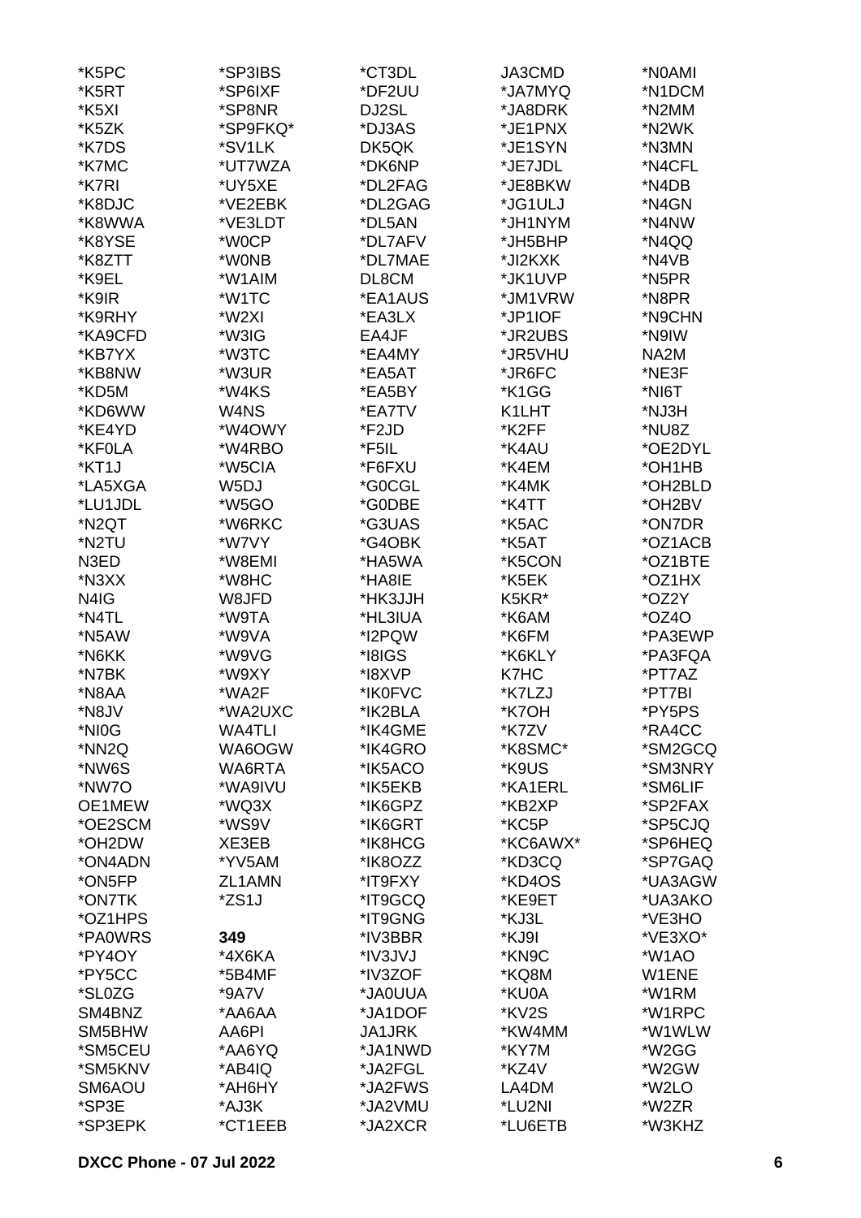*K5PC
*K5RT
*K5XI
*K5ZK
*K7DS
*K7MC
*K7RI
*K8DJC
*K8WWA
*K8YSE
*K8ZTT
*K9EL
*K9IR
*K9RHY
*KA9CFD
*KB7YX
*KB8NW
*KD5M
*KD6WW
*KE4YD
*KF0LA
*KT1J
*LA5XGA
*LU1JDL
*N2QT
*N2TU
N3ED
*N3XX
N4IG
*N4TL
*N5AW
*N6KK
*N7BK
*N8AA
*N8JV
*NI0G
*NN2Q
*NW6S
*NW7O
OE1MEW
*OE2SCM
*OH2DW
*ON4ADN
*ON5FP
*ON7TK
*OZ1HPS
*PA0WRS
*PY4OY
*PY5CC
*SL0ZG
SM4BNZ
SM5BHW
*SM5CEU
*SM5KNV
SM6AOU
*SP3E
*SP3EPK

*SP3IBS
*SP6IXF
*SP8NR
*SP9FKQ*
*SV1LK
*UT7WZA
*UY5XE
*VE2EBK
*VE3LDT
*W0CP
*W0NB
*W1AIM
*W1TC
*W2XI
*W3IG
*W3TC
*W3UR
*W4KS
W4NS
*W4OWY
*W4RBO
*W5CIA
W5DJ
*W5GO
*W6RKC
*W7VY
*W8EMI
*W8HC
W8JFD
*W9TA
*W9VA
*W9VG
*W9XY
*WA2F
*WA2UXC
WA4TLI
WA6OGW
WA6RTA
*WA9IVU
*WQ3X
*WS9V
XE3EB
*YV5AM
ZL1AMN
*ZS1J

**349**
*4X6KA
*5B4MF
*9A7V
*AA6AA
AA6PI
*AA6YQ
*AB4IQ
*AH6HY
*AJ3K
*CT1EEB

*CT3DL
*DF2UU
DJ2SL
*DJ3AS
DK5QK
*DK6NP
*DL2FAG
*DL2GAG
*DL5AN
*DL7AFV
*DL7MAE
DL8CM
*EA1AUS
*EA3LX
EA4JF
*EA4MY
*EA5AT
*EA5BY
*EA7TV
*F2JD
*F5IL
*F6FXU
*G0CGL
*G0DBE
*G3UAS
*G4OBK
*HA5WA
*HA8IE
*HK3JJH
*HL3IUA
*I2PQW
*I8IGS
*I8XVP
*IK0FVC
*IK2BLA
*IK4GME
*IK4GRO
*IK5ACO
*IK5EKB
*IK6GPZ
*IK6GRT
*IK8HCG
*IK8OZZ
*IT9FXY
*IT9GCQ
*IT9GNG
*IV3BBR
*IV3JVJ
*IV3ZOF
*JA0UUA
*JA1DOF
JA1JRK
*JA1NWD
*JA2FGL
*JA2FWS
*JA2VMU
*JA2XCR

JA3CMD
*JA7MYQ
*JA8DRK
*JE1PNX
*JE1SYN
*JE7JDL
*JE8BKW
*JG1ULJ
*JH1NYM
*JH5BHP
*JI2KXK
*JK1UVP
*JM1VRW
*JP1IOF
*JR2UBS
*JR5VHU
*JR6FC
*K1GG
K1LHT
*K2FF
*K4AU
*K4EM
*K4MK
*K4TT
*K5AC
*K5AT
*K5CON
*K5EK
K5KR*
*K6AM
*K6FM
*K6KLY
K7HC
*K7LZJ
*K7OH
*K7ZV
*K8SMC*
*K9US
*KA1ERL
*KB2XP
*KC5P
*KC6AWX*
*KD3CQ
*KD4OS
*KE9ET
*KJ3L
*KJ9I
*KN9C
*KQ8M
*KU0A
*KV2S
*KW4MM
*KY7M
*KZ4V
LA4DM
*LU2NI
*LU6ETB

*N0AMI
*N1DCM
*N2MM
*N2WK
*N3MN
*N4CFL
*N4DB
*N4GN
*N4NW
*N4QQ
*N4VB
*N5PR
*N8PR
*N9CHN
*N9IW
NA2M
*NE3F
*NI6T
*NJ3H
*NU8Z
*OE2DYL
*OH1HB
*OH2BLD
*OH2BV
*ON7DR
*OZ1ACB
*OZ1BTE
*OZ1HX
*OZ2Y
*OZ4O
*PA3EWP
*PA3FQA
*PT7AZ
*PT7BI
*PY5PS
*RA4CC
*SM2GCQ
*SM3NRY
*SM6LIF
*SP2FAX
*SP5CJQ
*SP6HEQ
*SP7GAQ
*UA3AGW
*UA3AKO
*VE3HO
*VE3XO*
*W1AO
W1ENE
*W1RM
*W1RPC
*W1WLW
*W2GG
*W2GW
*W2LO
*W2ZR
*W3KHZ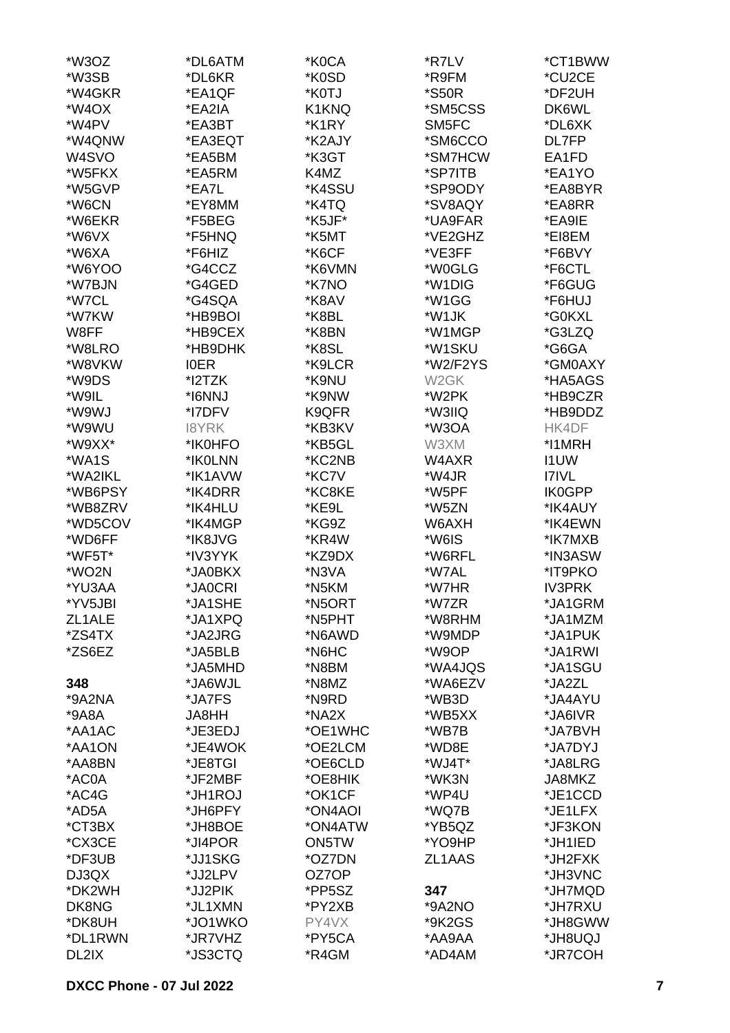*W3OZ
*W3SB
*W4GKR
*W4OX
*W4PV
*W4QNW
W4SVO
*W5FKX
*W5GVP
*W6CN
*W6EKR
*W6VX
*W6XA
*W6YOO
*W7BJN
*W7CL
*W7KW
W8FF
*W8LRO
*W8VKW
*W9DS
*W9IL
*W9WJ
*W9WU
*W9XX*
*WA1S
*WA2IKL
*WB6PSY
*WB8ZRV
*WD5COV
*WD6FF
*WF5T*
*WO2N
*YU3AA
*YV5JBI
ZL1ALE
*ZS4TX
*ZS6EZ

**348**
*9A2NA
*9A8A
*AA1AC
*AA1ON
*AA8BN
*AC0A
*AC4G
*AD5A
*CT3BX
*CX3CE
*DF3UB
DJ3QX
*DK2WH
DK8NG
*DK8UH
*DL1RWN
DL2IX
*DL6ATM
*DL6KR
*EA1QF
*EA2IA
*EA3BT
*EA3EQT
*EA5BM
*EA5RM
*EA7L
*EY8MM
*F5BEG
*F5HNQ
*F6HIZ
*G4CCZ
*G4GED
*G4SQA
*HB9BOI
*HB9CEX
*HB9DHK
I0ER
*I2TZK
*I6NNJ
*I7DFV
I8YRK
*IK0HFO
*IK0LNN
*IK1AVW
*IK4DRR
*IK4HLU
*IK4MGP
*IK8JVG
*IV3YYK
*JA0BKX
*JA0CRI
*JA1SHE
*JA1XPQ
*JA2JRG
*JA5BLB
*JA5MHD
*JA6WJL
*JA7FS
JA8HH
*JE3EDJ
*JE4WOK
*JE8TGI
*JF2MBF
*JH1ROJ
*JH6PFY
*JH8BOE
*JI4POR
*JJ1SKG
*JJ2LPV
*JJ2PIK
*JL1XMN
*JO1WKO
*JR7VHZ
*JS3CTQ
*K0CA
*K0SD
*K0TJ
K1KNQ
*K1RY
*K2AJY
*K3GT
K4MZ
*K4SSU
*K4TQ
*K5JF*
*K5MT
*K6CF
*K6VMN
*K7NO
*K8AV
*K8BL
*K8BN
*K8SL
*K9LCR
*K9NU
*K9NW
K9QFR
*KB3KV
*KB5GL
*KC2NB
*KC7V
*KC8KE
*KE9L
*KG9Z
*KR4W
*KZ9DX
*N3VA
*N5KM
*N5ORT
*N5PHT
*N6AWD
*N6HC
*N8BM
*N8MZ
*N9RD
*NA2X
*OE1WHC
*OE2LCM
*OE6CLD
*OE8HIK
*OK1CF
*ON4AOI
*ON4ATW
ON5TW
*OZ7DN
OZ7OP
*PP5SZ
*PY2XB
PY4VX
*PY5CA
*R4GM
*R7LV
*R9FM
*S50R
*SM5CSS
SM5FC
*SM6CCO
*SM7HCW
*SP7ITB
*SP9ODY
*SV8AQY
*UA9FAR
*VE2GHZ
*VE3FF
*W0GLG
*W1DIG
*W1GG
*W1JK
*W1MGP
*W1SKU
*W2/F2YS
W2GK
*W2PK
*W3IIQ
*W3OA
W3XM
W4AXR
*W4JR
*W5PF
*W5ZN
W6AXH
*W6IS
*W6RFL
*W7AL
*W7HR
*W7ZR
*W8RHM
*W9MDP
*W9OP
*WA4JQS
*WA6EZV
*WB3D
*WB5XX
*WB7B
*WD8E
*WJ4T*
*WK3N
*WP4U
*WQ7B
*YB5QZ
*YO9HP
ZL1AAS

**347**
*9A2NO
*9K2GS
*AA9AA
*AD4AM
*CT1BWW
*CU2CE
*DF2UH
DK6WL
*DL6XK
DL7FP
EA1FD
*EA1YO
*EA8BYR
*EA8RR
*EA9IE
*EI8EM
*F6BVY
*F6CTL
*F6GUG
*F6HUJ
*G0KXL
*G3LZQ
*G6GA
*GM0AXY
*HA5AGS
*HB9CZR
*HB9DDZ
HK4DF
*I1MRH
I1UW
I7IVL
IK0GPP
*IK4AUY
*IK4EWN
*IK7MXB
*IN3ASW
*IT9PKO
IV3PRK
*JA1GRM
*JA1MZM
*JA1PUK
*JA1RWI
*JA1SGU
*JA2ZL
*JA4AYU
*JA6IVR
*JA7BVH
*JA7DYJ
*JA8LRG
JA8MKZ
*JE1CCD
*JE1LFX
*JF3KON
*JH1IED
*JH2FXK
*JH3VNC
*JH7MQD
*JH7RXU
*JH8GWW
*JH8UQJ
*JR7COH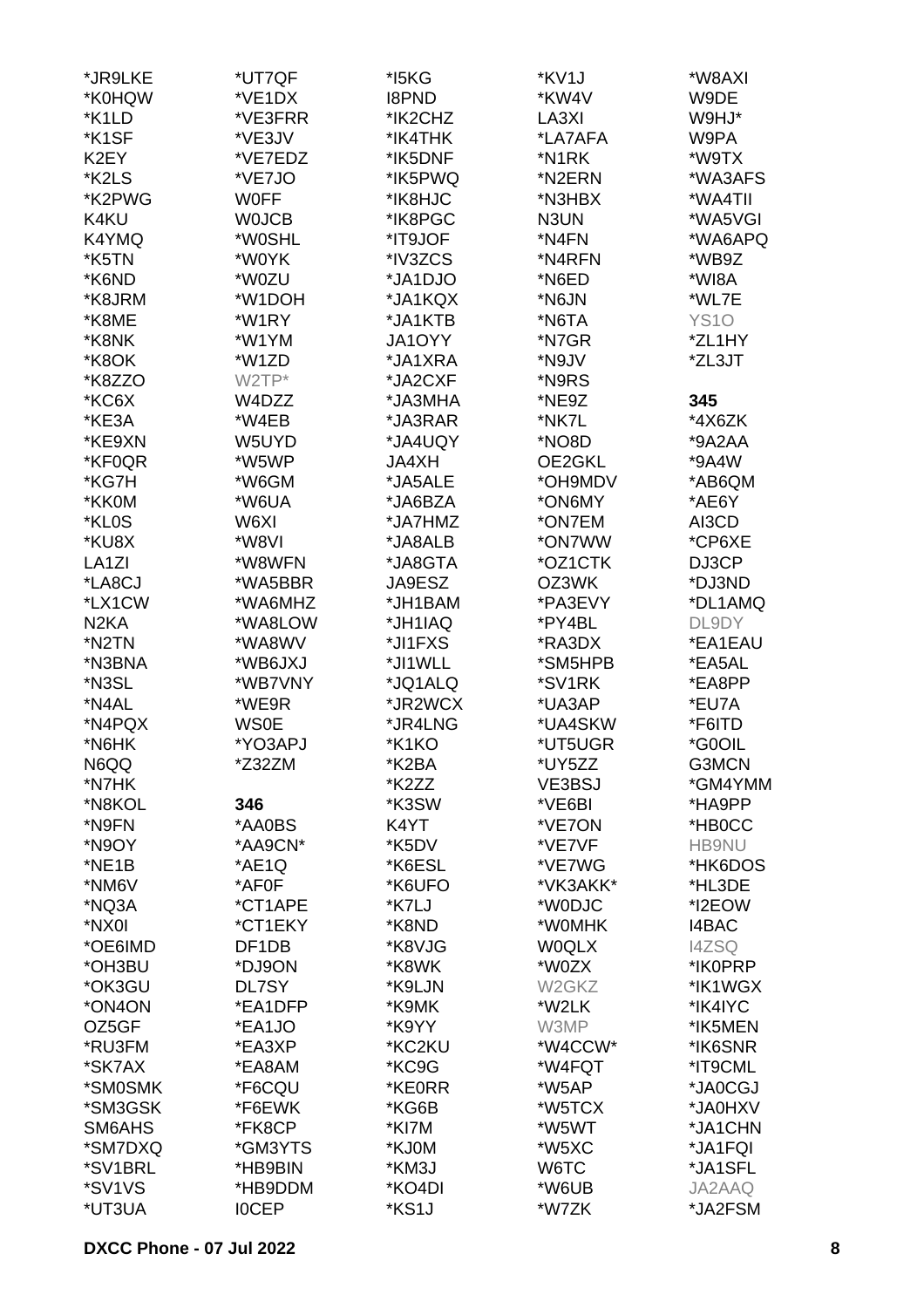*JR9LKE
*K0HQW
*K1LD
*K1SF
K2EY
*K2LS
*K2PWG
K4KU
K4YMQ
*K5TN
*K6ND
*K8JRM
*K8ME
*K8NK
*K8OK
*K8ZZO
*KC6X
*KE3A
*KE9XN
*KF0QR
*KG7H
*KK0M
*KL0S
*KU8X
LA1ZI
*LA8CJ
*LX1CW
N2KA
*N2TN
*N3BNA
*N3SL
*N4AL
*N4PQX
*N6HK
N6QQ
*N7HK
*N8KOL
*N9FN
*N9OY
*NE1B
*NM6V
*NQ3A
*NX0I
*OE6IMD
*OH3BU
*OK3GU
*ON4ON
OZ5GF
*RU3FM
*SK7AX
*SM0SMK
*SM3GSK
SM6AHS
*SM7DXQ
*SV1BRL
*SV1VS
*UT3UA
*UT7QF
*VE1DX
*VE3FRR
*VE3JV
*VE7EDZ
*VE7JO
W0FF
W0JCB
*W0SHL
*W0YK
*W0ZU
*W1DOH
*W1RY
*W1YM
*W1ZD
W2TP*
W4DZZ
*W4EB
W5UYD
*W5WP
*W6GM
*W6UA
W6XI
*W8VI
*W8WFN
*WA5BBR
*WA6MHZ
*WA8LOW
*WA8WV
*WB6JXJ
*WB7VNY
*WE9R
WS0E
*YO3APJ
*Z32ZM

**346**

*AA0BS
*AA9CN*
*AE1Q
*AF0F
*CT1APE
*CT1EKY
DF1DB
*DJ9ON
DL7SY
*EA1DFP
*EA1JO
*EA3XP
*EA8AM
*F6CQU
*F6EWK
*FK8CP
*GM3YTS
*HB9BIN
*HB9DDM
I0CEP
*I5KG
I8PND
*IK2CHZ
*IK4THK
*IK5DNF
*IK5PWQ
*IK8HJC
*IK8PGC
*IT9JOF
*IV3ZCS
*JA1DJO
*JA1KQX
*JA1KTB
JA1OYY
*JA1XRA
*JA2CXF
*JA3MHA
*JA3RAR
*JA4UQY
JA4XH
*JA5ALE
*JA6BZA
*JA7HMZ
*JA8ALB
*JA8GTA
JA9ESZ
*JH1BAM
*JH1IAQ
*JI1FXS
*JI1WLL
*JQ1ALQ
*JR2WCX
*JR4LNG
*K1KO
*K2BA
*K2ZZ
*K3SW
K4YT
*K5DV
*K6ESL
*K6UFO
*K7LJ
*K8ND
*K8VJG
*K8WK
*K9LJN
*K9MK
*K9YY
*KC2KU
*KC9G
*KE0RR
*KG6B
*KI7M
*KJ0M
*KM3J
*KO4DI
*KS1J
*KV1J
*KW4V
LA3XI
*LA7AFA
*N1RK
*N2ERN
*N3HBX
N3UN
*N4FN
*N4RFN
*N6ED
*N6JN
*N6TA
*N7GR
*N9JV
*N9RS
*NE9Z
*NK7L
*NO8D
OE2GKL
*OH9MDV
*ON6MY
*ON7EM
*ON7WW
*OZ1CTK
OZ3WK
*PA3EVY
*PY4BL
*RA3DX
*SM5HPB
*SV1RK
*UA3AP
*UA4SKW
*UT5UGR
*UY5ZZ
VE3BSJ
*VE6BI
*VE7ON
*VE7VF
*VE7WG
*VK3AKK*
*W0DJC
*W0MHK
W0QLX
*W0ZX
W2GKZ
*W2LK
W3MP
*W4CCW*
*W4FQT
*W5AP
*W5TCX
*W5WT
*W5XC
W6TC
*W6UB
*W7ZK
*W8AXI
W9DE
W9HJ*
W9PA
*W9TX
*WA3AFS
*WA4TII
*WA5VGI
*WA6APQ
*WB9Z
*WI8A
*WL7E
YS1O
*ZL1HY
*ZL3JT

**345**

*4X6ZK
*9A2AA
*9A4W
*AB6QM
*AE6Y
AI3CD
*CP6XE
DJ3CP
*DJ3ND
*DL1AMQ
DL9DY
*EA1EAU
*EA5AL
*EA8PP
*EU7A
*F6ITD
*G0OIL
G3MCN
*GM4YMM
*HA9PP
*HB0CC
HB9NU
*HK6DOS
*HL3DE
*I2EOW
I4BAC
I4ZSQ
*IK0PRP
*IK1WGX
*IK4IYC
*IK5MEN
*IK6SNR
*IT9CML
*JA0CGJ
*JA0HXV
*JA1CHN
*JA1FQI
*JA1SFL
JA2AAQ
*JA2FSM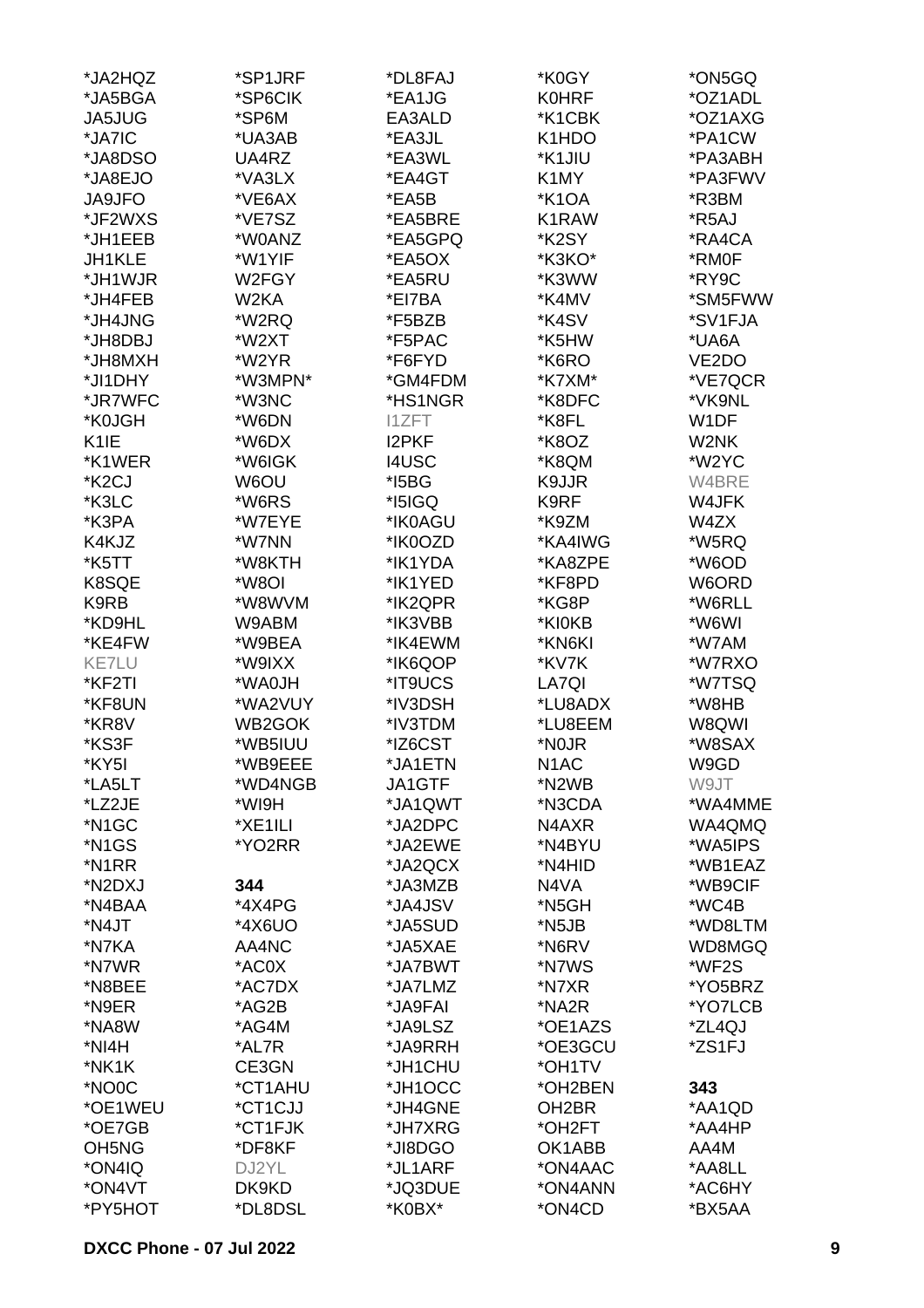*JA2HQZ
*JA5BGA
JA5JUG
*JA7IC
*JA8DSO
*JA8EJO
JA9JFO
*JF2WXS
*JH1EEB
JH1KLE
*JH1WJR
*JH4FEB
*JH4JNG
*JH8DBJ
*JH8MXH
*JI1DHY
*JR7WFC
*K0JGH
K1IE
*K1WER
*K2CJ
*K3LC
*K3PA
K4KJZ
*K5TT
K8SQE
K9RB
*KD9HL
*KE4FW
KE7LU
*KF2TI
*KF8UN
*KR8V
*KS3F
*KY5I
*LA5LT
*LZ2JE
*N1GC
*N1GS
*N1RR
*N2DXJ
*N4BAA
*N4JT
*N7KA
*N7WR
*N8BEE
*N9ER
*NA8W
*NI4H
*NK1K
*NO0C
*OE1WEU
*OE7GB
OH5NG
*ON4IQ
*ON4VT
*PY5HOT

*SP1JRF
*SP6CIK
*SP6M
*UA3AB
UA4RZ
*VA3LX
*VE6AX
*VE7SZ
*W0ANZ
*W1YIF
W2FGY
W2KA
*W2RQ
*W2XT
*W2YR
*W3MPN*
*W3NC
*W6DN
*W6DX
*W6IGK
W6OU
*W6RS
*W7EYE
*W7NN
*W8KTH
*W8OI
*W8WVM
W9ABM
*W9BEA
*W9IXX
*WA0JH
*WA2VUY
WB2GOK
*WB5IUU
*WB9EEE
*WD4NGB
*WI9H
*XE1ILI
*YO2RR

**344**

*4X4PG
*4X6UO
AA4NC
*AC0X
*AC7DX
*AG2B
*AG4M
*AL7R
CE3GN
*CT1AHU
*CT1CJJ
*CT1FJK
*DF8KF
DJ2YL
DK9KD
*DL8DSL

*DL8FAJ
*EA1JG
EA3ALD
*EA3JL
*EA3WL
*EA4GT
*EA5B
*EA5BRE
*EA5GPQ
*EA5OX
*EA5RU
*EI7BA
*F5BZB
*F5PAC
*F6FYD
*GM4FDM
*HS1NGR
I1ZFT
I2PKF
I4USC
*I5BG
*I5IGQ
*IK0AGU
*IK0OZD
*IK1YDA
*IK1YED
*IK2QPR
*IK3VBB
*IK4EWM
*IK6QOP
*IT9UCS
*IV3DSH
*IV3TDM
*IZ6CST
*JA1ETN
JA1GTF
*JA1QWT
*JA2DPC
*JA2EWE
*JA2QCX
*JA3MZB
*JA4JSV
*JA5SUD
*JA5XAE
*JA7BWT
*JA7LMZ
*JA9FAI
*JA9LSZ
*JA9RRH
*JH1CHU
*JH1OCC
*JH4GNE
*JH7XRG
*JI8DGO
*JL1ARF
*JQ3DUE
*K0BX*

*K0GY
K0HRF
*K1CBK
K1HDO
*K1JIU
K1MY
*K1OA
K1RAW
*K2SY
*K3KO*
*K3WW
*K4MV
*K4SV
*K5HW
*K6RO
*K7XM*
*K8DFC
*K8FL
*K8OZ
*K8QM
K9JJR
K9RF
*K9ZM
*KA4IWG
*KA8ZPE
*KF8PD
*KG8P
*KI0KB
*KN6KI
*KV7K
LA7QI
*LU8ADX
*LU8EEM
*N0JR
N1AC
*N2WB
*N3CDA
N4AXR
*N4BYU
*N4HID
N4VA
*N5GH
*N5JB
*N6RV
*N7WS
*N7XR
*NA2R
*OE1AZS
*OE3GCU
*OH1TV
*OH2BEN
OH2BR
*OH2FT
OK1ABB
*ON4AAC
*ON4ANN
*ON4CD

*ON5GQ
*OZ1ADL
*OZ1AXG
*PA1CW
*PA3ABH
*PA3FWV
*R3BM
*R5AJ
*RA4CA
*RM0F
*RY9C
*SM5FWW
*SV1FJA
*UA6A
VE2DO
*VE7QCR
*VK9NL
W1DF
W2NK
*W2YC
W4BRE
W4JFK
W4ZX
*W5RQ
*W6OD
W6ORD
*W6RLL
*W6WI
*W7AM
*W7RXO
*W7TSQ
*W8HB
W8QWI
*W8SAX
W9GD
W9JT
*WA4MME
WA4QMQ
*WA5IPS
*WB1EAZ
*WB9CIF
*WC4B
*WD8LTM
WD8MGQ
*WF2S
*YO5BRZ
*YO7LCB
*ZL4QJ
*ZS1FJ

**343**

*AA1QD
*AA4HP
AA4M
*AA8LL
*AC6HY
*BX5AA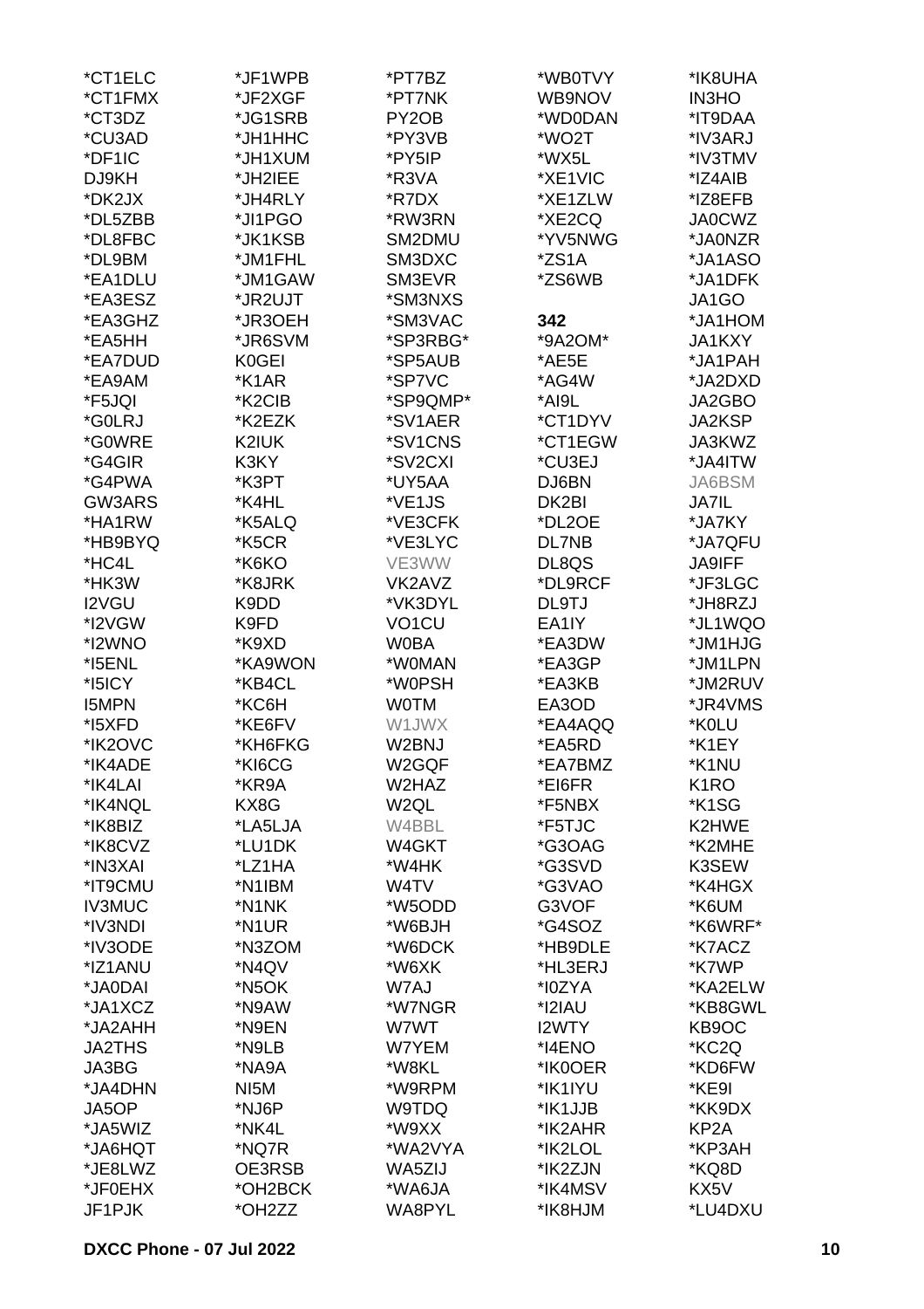*CT1ELC
*CT1FMX
*CT3DZ
*CU3AD
*DF1IC
DJ9KH
*DK2JX
*DL5ZBB
*DL8FBC
*DL9BM
*EA1DLU
*EA3ESZ
*EA3GHZ
*EA5HH
*EA7DUD
*EA9AM
*F5JQI
*G0LRJ
*G0WRE
*G4GIR
*G4PWA
GW3ARS
*HA1RW
*HB9BYQ
*HC4L
*HK3W
I2VGU
*I2VGW
*I2WNO
*I5ENL
*I5ICY
I5MPN
*I5XFD
*IK2OVC
*IK4ADE
*IK4LAI
*IK4NQL
*IK8BIZ
*IK8CVZ
*IN3XAI
*IT9CMU
IV3MUC
*IV3NDI
*IV3ODE
*IZ1ANU
*JA0DAI
*JA1XCZ
*JA2AHH
JA2THS
JA3BG
*JA4DHN
JA5OP
*JA5WIZ
*JA6HQT
*JE8LWZ
*JF0EHX
JF1PJK

*JF1WPB
*JF2XGF
*JG1SRB
*JH1HHC
*JH1XUM
*JH2IEE
*JH4RLY
*JI1PGO
*JK1KSB
*JM1FHL
*JM1GAW
*JR2UJT
*JR3OEH
*JR6SVM
K0GEI
*K1AR
*K2CIB
*K2EZK
K2IUK
K3KY
*K3PT
*K4HL
*K5ALQ
*K5CR
*K6KO
*K8JRK
K9DD
K9FD
*K9XD
*KA9WON
*KB4CL
*KC6H
*KE6FV
*KH6FKG
*KI6CG
*KR9A
KX8G
*LA5LJA
*LU1DK
*LZ1HA
*N1IBM
*N1NK
*N1UR
*N3ZOM
*N4QV
*N5OK
*N9AW
*N9EN
*N9LB
*NA9A
NI5M
*NJ6P
*NK4L
*NQ7R
OE3RSB
*OH2BCK
*OH2ZZ

*PT7BZ
*PT7NK
PY2OB
*PY3VB
*PY5IP
*R3VA
*R7DX
*RW3RN
SM2DMU
SM3DXC
SM3EVR
*SM3NXS
*SM3VAC
*SP3RBG*
*SP5AUB
*SP7VC
*SP9QMP*
*SV1AER
*SV1CNS
*SV2CXI
*UY5AA
*VE1JS
*VE3CFK
*VE3LYC
VE3WW
VK2AVZ
*VK3DYL
VO1CU
W0BA
*W0MAN
*W0PSH
W0TM
W1JWX
W2BNJ
W2GQF
W2HAZ
W2QL
W4BBL
W4GKT
*W4HK
W4TV
*W5ODD
*W6BJH
*W6DCK
*W6XK
W7AJ
*W7NGR
W7WT
W7YEM
*W8KL
*W9RPM
W9TDQ
*W9XX
*WA2VYA
WA5ZIJ
*WA6JA
WA8PYL

*WB0TVY
WB9NOV
*WD0DAN
*WO2T
*WX5L
*XE1VIC
*XE1ZLW
*XE2CQ
*YV5NWG
*ZS1A
*ZS6WB

**342**
*9A2OM*
*AE5E
*AG4W
*AI9L
*CT1DYV
*CT1EGW
*CU3EJ
DJ6BN
DK2BI
*DL2OE
DL7NB
DL8QS
*DL9RCF
DL9TJ
EA1IY
*EA3DW
*EA3GP
*EA3KB
EA3OD
*EA4AQQ
*EA5RD
*EA7BMZ
*EI6FR
*F5NBX
*F5TJC
*G3OAG
*G3SVD
*G3VAO
G3VOF
*G4SOZ
*HB9DLE
*HL3ERJ
*I0ZYA
*I2IAU
I2WTY
*I4ENO
*IK0OER
*IK1IYU
*IK1JJB
*IK2AHR
*IK2LOL
*IK2ZJN
*IK4MSV
*IK8HJM

*IK8UHA
IN3HO
*IT9DAA
*IV3ARJ
*IV3TMV
*IZ4AIB
*IZ8EFB
JA0CWZ
*JA0NZR
*JA1ASO
*JA1DFK
JA1GO
*JA1HOM
JA1KXY
*JA1PAH
*JA2DXD
JA2GBO
JA2KSP
JA3KWZ
*JA4ITW
JA6BSM
JA7IL
*JA7KY
*JA7QFU
JA9IFF
*JF3LGC
*JH8RZJ
*JL1WQO
*JM1HJG
*JM1LPN
*JM2RUV
*JR4VMS
*K0LU
*K1EY
*K1NU
K1RO
*K1SG
K2HWE
*K2MHE
K3SEW
*K4HGX
*K6UM
*K6WRF*
*K7ACZ
*K7WP
*KA2ELW
*KB8GWL
KB9OC
*KC2Q
*KD6FW
*KE9I
*KK9DX
KP2A
*KP3AH
*KQ8D
KX5V
*LU4DXU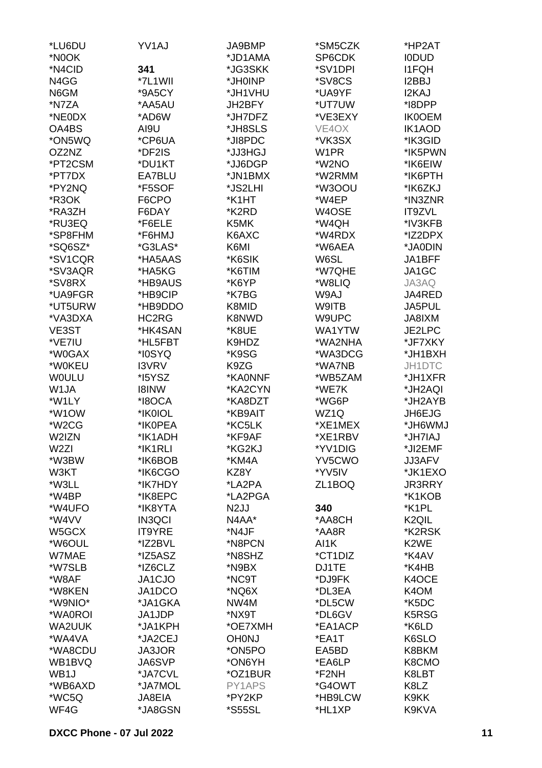*LU6DU
*N0OK
*N4CID
N4GG
N6GM
*N7ZA
*NE0DX
OA4BS
*ON5WQ
OZ2NZ
*PT2CSM
*PT7DX
*PY2NQ
*R3OK
*RA3ZH
*RU3EQ
*SP8FHM
*SQ6SZ*
*SV1CQR
*SV3AQR
*SV8RX
*UA9FGR
*UT5URW
*VA3DXA
VE3ST
*VE7IU
*W0GAX
*W0KEU
W0ULU
W1JA
*W1LY
*W1OW
*W2CG
W2IZN
W2ZI
*W3BW
W3KT
*W3LL
*W4BP
*W4UFO
*W4VV
W5GCX
*W6OUL
W7MAE
*W7SLB
*W8AF
*W8KEN
*W9NIO*
*WA0ROI
WA2UUK
*WA4VA
*WA8CDU
WB1BVQ
WB1J
*WB6AXD
*WC5Q
WF4G
YV1AJ

**341**

*7L1WII
*9A5CY
*AA5AU
*AD6W
AI9U
*CP6UA
*DF2IS
*DU1KT
EA7BLU
*F5SOF
F6CPO
F6DAY
*F6ELE
*F6HMJ
*G3LAS*
*HA5AAS
*HA5KG
*HB9AUS
*HB9CIP
*HB9DDO
HC2RG
*HK4SAN
*HL5FBT
*I0SYQ
I3VRV
*I5YSZ
I8INW
*I8OCA
*IK0IOL
*IK0PEA
*IK1ADH
*IK1RLI
*IK6BOB
*IK6CGO
*IK7HDY
*IK8EPC
*IK8YTA
IN3QCI
IT9YRE
*IZ2BVL
*IZ5ASZ
*IZ6CLZ
JA1CJO
JA1DCO
*JA1GKA
JA1JDP
*JA1KPH
*JA2CEJ
JA3JOR
JA6SVP
*JA7CVL
*JA7MOL
JA8EIA
*JA8GSN
JA9BMP
*JD1AMA
*JG3SKK
*JH0INP
*JH1VHU
JH2BFY
*JH7DFZ
*JH8SLS
*JI8PDC
*JJ3HGJ
*JJ6DGP
*JN1BMX
*JS2LHI
*K1HT
*K2RD
K5MK
K6AXC
K6MI
*K6SIK
*K6TIM
*K6YP
*K7BG
K8MID
K8NWD
*K8UE
K9HDZ
*K9SG
K9ZG
*KA0NNF
*KA2CYN
*KA8DZT
*KB9AIT
*KC5LK
*KF9AF
*KG2KJ
*KM4A
KZ8Y
*LA2PA
*LA2PGA
N2JJ
N4AA*
*N4JF
*N8PCN
*N8SHZ
*N9BX
*NC9T
*NQ6X
NW4M
*NX9T
*OE7XMH
OH0NJ
*ON5PO
*ON6YH
*OZ1BUR
PY1APS
*PY2KP
*S55SL
*SM5CZK
SP6CDK
*SV1DPI
*SV8CS
*UA9YF
*UT7UW
*VE3EXY
VE4OX
*VK3SX
W1PR
*W2NO
*W2RMM
*W3OOU
*W4EP
W4OSE
*W4QH
*W4RDX
*W6AEA
W6SL
*W7QHE
*W8LIQ
W9AJ
W9ITB
W9UPC
WA1YTW
*WA2NHA
*WA3DCG
*WA7NB
*WB5ZAM
*WE7K
*WG6P
WZ1Q
*XE1MEX
*XE1RBV
*YV1DIG
YV5CWO
*YV5IV
ZL1BOQ

**340**

*AA8CH
*AA8R
AI1K
*CT1DIZ
DJ1TE
*DJ9FK
*DL3EA
*DL5CW
*DL6GV
*EA1ACP
*EA1T
EA5BD
*EA6LP
*F2NH
*G4OWT
*HB9LCW
*HL1XP
*HP2AT
I0DUD
I1FQH
I2BBJ
I2KAJ
*I8DPP
IK0OEM
IK1AOD
*IK3GID
*IK5PWN
*IK6EIW
*IK6PTH
*IK6ZKJ
*IN3ZNR
IT9ZVL
*IV3KFB
*IZ2DPX
*JA0DIN
JA1BFF
JA1GC
JA3AQ
JA4RED
JA5PUL
JA8IXM
JE2LPC
*JF7XKY
*JH1BXH
JH1DTC
*JH1XFR
*JH2AQI
*JH2AYB
JH6EJG
*JH6WMJ
*JH7IAJ
*JI2EMF
JJ3AFV
*JK1EXO
JR3RRY
*K1KOB
*K1PL
K2QIL
*K2RSK
K2WE
*K4AV
*K4HB
K4OCE
K4OM
*K5DC
K5RSG
*K6LD
K6SLO
K8BKM
K8CMO
K8LBT
K8LZ
K9KK
K9KVA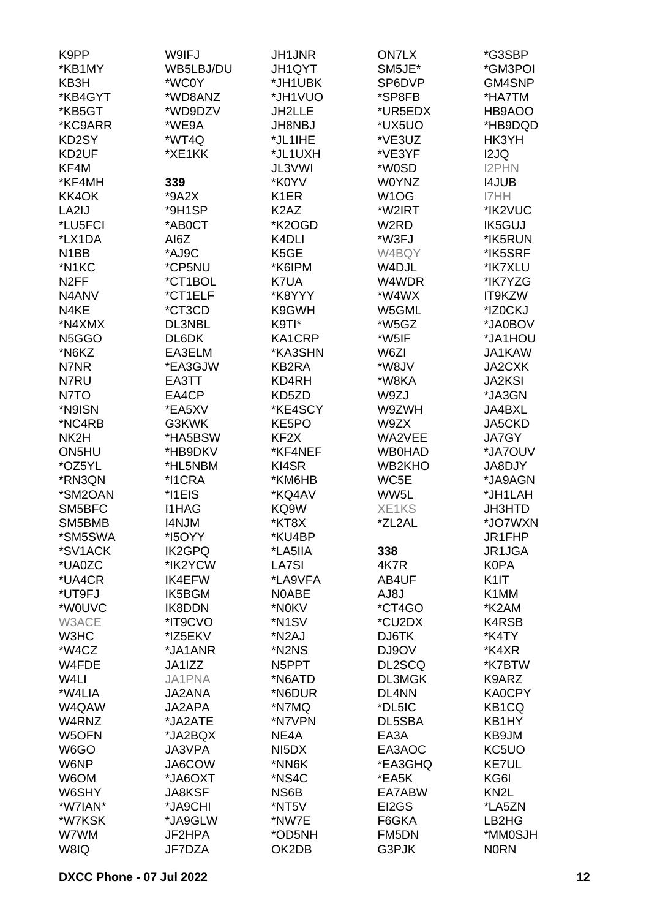K9PP
*KB1MY
KB3H
*KB4GYT
*KB5GT
*KC9ARR
KD2SY
KD2UF
KF4M
*KF4MH
KK4OK
LA2IJ
*LU5FCI
*LX1DA
N1BB
*N1KC
N2FF
N4ANV
N4KE
*N4XMX
N5GGO
*N6KZ
N7NR
N7RU
N7TO
*N9ISN
*NC4RB
NK2H
ON5HU
*OZ5YL
*RN3QN
*SM2OAN
SM5BFC
SM5BMB
*SM5SWA
*SV1ACK
*UA0ZC
*UA4CR
*UT9FJ
*W0UVC
W3ACE
W3HC
*W4CZ
W4FDE
W4LI
*W4LIA
W4QAW
W4RNZ
W5OFN
W6GO
W6NP
W6OM
W6SHY
*W7IAN*
*W7KSK
W7WM
W8IQ
W9IFJ
WB5LBJ/DU
*WC0Y
*WD8ANZ
*WD9DZV
*WE9A
*WT4Q
*XE1KK

**339**

*9A2X
*9H1SP
*AB0CT
AI6Z
*AJ9C
*CP5NU
*CT1BOL
*CT1ELF
*CT3CD
DL3NBL
DL6DK
EA3ELM
*EA3GJW
EA3TT
EA4CP
*EA5XV
G3KWK
*HA5BSW
*HB9DKV
*HL5NBM
*I1CRA
*I1EIS
I1HAG
I4NJM
*I5OYY
IK2GPQ
*IK2YCW
IK4EFW
IK5BGM
IK8DDN
*IT9CVO
*IZ5EKV
*JA1ANR
JA1IZZ
JA1PNA
JA2ANA
JA2APA
*JA2ATE
*JA2BQX
JA3VPA
JA6COW
*JA6OXT
JA8KSF
*JA9CHI
*JA9GLW
JF2HPA
JF7DZA
JH1JNR
JH1QYT
*JH1UBK
*JH1VUO
JH2LLE
JH8NBJ
*JL1IHE
*JL1UXH
JL3VWI
*K0YV
K1ER
K2AZ
*K2OGD
K4DLI
K5GE
*K6IPM
K7UA
*K8YYY
K9GWH
K9TI*
KA1CRP
*KA3SHN
KB2RA
KD4RH
KD5ZD
*KE4SCY
KE5PO
KF2X
*KF4NEF
KI4SR
*KM6HB
*KQ4AV
KQ9W
*KT8X
*KU4BP
*LA5IIA
LA7SI
*LA9VFA
N0ABE
*N0KV
*N1SV
*N2AJ
*N2NS
N5PPT
*N6ATD
*N6DUR
*N7MQ
*N7VPN
NE4A
NI5DX
*NN6K
*NS4C
NS6B
*NT5V
*NW7E
*OD5NH
OK2DB
ON7LX
SM5JE*
SP6DVP
*SP8FB
*UR5EDX
*UX5UO
*VE3UZ
*VE3YF
*W0SD
W0YNZ
W1OG
*W2IRT
W2RD
*W3FJ
W4BQY
W4DJL
W4WDR
*W4WX
W5GML
*W5GZ
*W5IF
W6ZI
*W8JV
*W8KA
W9ZJ
W9ZWH
W9ZX
WA2VEE
WB0HAD
WB2KHO
WC5E
WW5L
XE1KS
*ZL2AL

**338**

4K7R
AB4UF
AJ8J
*CT4GO
*CU2DX
DJ6TK
DJ9OV
DL2SCQ
DL3MGK
DL4NN
*DL5IC
DL5SBA
EA3A
EA3AOC
*EA3GHQ
*EA5K
EA7ABW
EI2GS
F6GKA
FM5DN
G3PJK
*G3SBP
*GM3POI
GM4SNP
*HA7TM
HB9AOO
*HB9DQD
HK3YH
I2JQ
I2PHN
I4JUB
I7HH
*IK2VUC
IK5GUJ
*IK5RUN
*IK5SRF
*IK7XLU
*IK7YZG
IT9KZW
*IZ0CKJ
*JA0BOV
*JA1HOU
JA1KAW
JA2CXK
JA2KSI
*JA3GN
JA4BXL
JA5CKD
JA7GY
*JA7OUV
JA8DJY
*JA9AGN
*JH1LAH
JH3HTD
*JO7WXN
JR1FHP
JR1JGA
K0PA
K1IT
K1MM
*K2AM
K4RSB
*K4TY
*K4XR
*K7BTW
K9ARZ
KA0CPY
KB1CQ
KB1HY
KB9JM
KC5UO
KE7UL
KG6I
KN2L
*LA5ZN
LB2HG
*MM0SJH
N0RN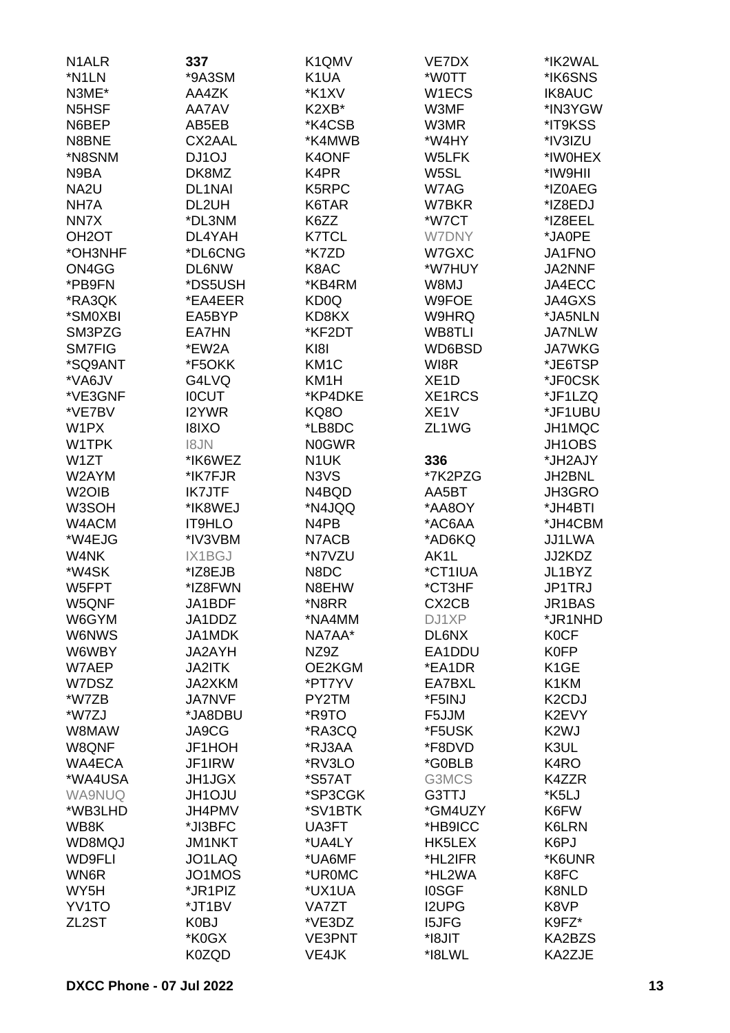N1ALR
*N1LN
N3ME*
N5HSF
N6BEP
N8BNE
*N8SNM
N9BA
NA2U
NH7A
NN7X
OH2OT
*OH3NHF
ON4GG
*PB9FN
*RA3QK
*SM0XBI
SM3PZG
SM7FIG
*SQ9ANT
*VA6JV
*VE3GNF
*VE7BV
W1PX
W1TPK
W1ZT
W2AYM
W2OIB
W3SOH
W4ACM
*W4EJG
W4NK
*W4SK
W5FPT
W5QNF
W6GYM
W6NWS
W6WBY
W7AEP
W7DSZ
*W7ZB
*W7ZJ
W8MAW
W8QNF
WA4ECA
*WA4USA
WA9NUQ
*WB3LHD
WB8K
WD8MQJ
WD9FLI
WN6R
WY5H
YV1TO
ZL2ST

**337**
*9A3SM
AA4ZK
AA7AV
AB5EB
CX2AAL
DJ1OJ
DK8MZ
DL1NAI
DL2UH
*DL3NM
DL4YAH
*DL6CNG
DL6NW
*DS5USH
*EA4EER
EA5BYP
EA7HN
*EW2A
*F5OKK
G4LVQ
I0CUT
I2YWR
I8IXO
I8JN
*IK6WEZ
*IK7FJR
IK7JTF
*IK8WEJ
IT9HLO
*IV3VBM
IX1BGJ
*IZ8EJB
*IZ8FWN
JA1BDF
JA1DDZ
JA1MDK
JA2AYH
JA2ITK
JA2XKM
JA7NVF
*JA8DBU
JA9CG
JF1HOH
JF1IRW
JH1JGX
JH1OJU
JH4PMV
*JI3BFC
JM1NKT
JO1LAQ
JO1MOS
*JR1PIZ
*JT1BV
K0BJ
*K0GX
K0ZQD

K1QMV
K1UA
*K1XV
K2XB*
*K4CSB
*K4MWB
K4ONF
K4PR
K5RPC
K6TAR
K6ZZ
K7TCL
*K7ZD
K8AC
*KB4RM
KD0Q
KD8KX
*KF2DT
KI8I
KM1C
KM1H
*KP4DKE
KQ8O
*LB8DC
N0GWR
N1UK
N3VS
N4BQD
*N4JQQ
N4PB
N7ACB
*N7VZU
N8DC
N8EHW
*N8RR
*NA4MM
NA7AA*
NZ9Z
OE2KGM
*PT7YV
PY2TM
*R9TO
*RA3CQ
*RJ3AA
*RV3LO
*S57AT
*SP3CGK
*SV1BTK
UA3FT
*UA4LY
*UA6MF
*UR0MC
*UX1UA
VA7ZT
*VE3DZ
VE3PNT
VE4JK

VE7DX
*W0TT
W1ECS
W3MF
W3MR
*W4HY
W5LFK
W5SL
W7AG
W7BKR
*W7CT
W7DNY
W7GXC
*W7HUY
W8MJ
W9FOE
W9HRQ
WB8TLI
WD6BSD
WI8R
XE1D
XE1RCS
XE1V
ZL1WG

**336**
*7K2PZG
AA5BT
*AA8OY
*AC6AA
*AD6KQ
AK1L
*CT1IUA
*CT3HF
CX2CB
DJ1XP
DL6NX
EA1DDU
*EA1DR
EA7BXL
*F5INJ
F5JJM
*F5USK
*F8DVD
*G0BLB
G3MCS
G3TTJ
*GM4UZY
*HB9ICC
HK5LEX
*HL2IFR
*HL2WA
I0SGF
I2UPG
I5JFG
*I8JIT
*I8LWL

*IK2WAL
*IK6SNS
IK8AUC
*IN3YGW
*IT9KSS
*IV3IZU
*IW0HEX
*IW9HII
*IZ0AEG
*IZ8EDJ
*IZ8EEL
*JA0PE
JA1FNO
JA2NNF
JA4ECC
JA4GXS
*JA5NLN
JA7NLW
JA7WKG
*JE6TSP
*JF0CSK
*JF1LZQ
*JF1UBU
JH1MQC
JH1OBS
*JH2AJY
JH2BNL
JH3GRO
*JH4BTI
*JH4CBM
JJ1LWA
JJ2KDZ
JL1BYZ
JP1TRJ
JR1BAS
*JR1NHD
K0CF
K0FP
K1GE
K1KM
K2CDJ
K2EVY
K2WJ
K3UL
K4RO
K4ZZR
*K5LJ
K6FW
K6LRN
K6PJ
*K6UNR
K8FC
K8NLD
K8VP
K9FZ*
KA2BZS
KA2ZJE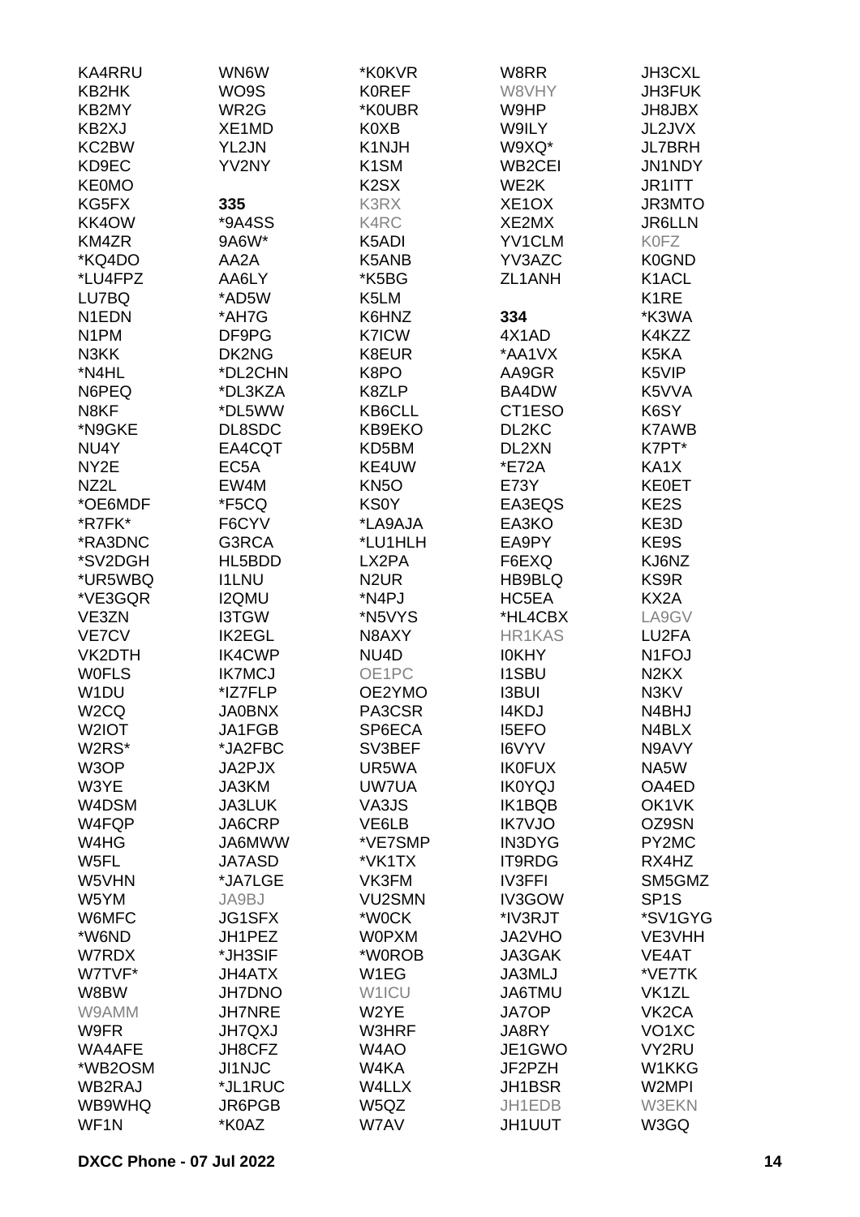KA4RRU
KB2HK
KB2MY
KB2XJ
KC2BW
KD9EC
KE0MO
KG5FX
KK4OW
KM4ZR
*KQ4DO
*LU4FPZ
LU7BQ
N1EDN
N1PM
N3KK
*N4HL
N6PEQ
N8KF
*N9GKE
NU4Y
NY2E
NZ2L
*OE6MDF
*R7FK*
*RA3DNC
*SV2DGH
*UR5WBQ
*VE3GQR
VE3ZN
VE7CV
VK2DTH
W0FLS
W1DU
W2CQ
W2IOT
W2RS*
W3OP
W3YE
W4DSM
W4FQP
W4HG
W5FL
W5VHN
W5YM
W6MFC
*W6ND
W7RDX
W7TVF*
W8BW
W9AMM
W9FR
WA4AFE
*WB2OSM
WB2RAJ
WB9WHQ
WF1N

WN6W
WO9S
WR2G
XE1MD
YL2JN
YV2NY

**335**
*9A4SS
9A6W*
AA2A
AA6LY
*AD5W
*AH7G
DF9PG
DK2NG
*DL2CHN
*DL3KZA
*DL5WW
DL8SDC
EA4CQT
EC5A
EW4M
*F5CQ
F6CYV
G3RCA
HL5BDD
I1LNU
I2QMU
I3TGW
IK2EGL
IK4CWP
IK7MCJ
*IZ7FLP
JA0BNX
JA1FGB
*JA2FBC
JA2PJX
JA3KM
JA3LUK
JA6CRP
JA6MWW
JA7ASD
*JA7LGE
JA9BJ
JG1SFX
JH1PEZ
*JH3SIF
JH4ATX
JH7DNO
JH7NRE
JH7QXJ
JH8CFZ
JI1NJC
*JL1RUC
JR6PGB
*K0AZ

*K0KVR
K0REF
*K0UBR
K0XB
K1NJH
K1SM
K2SX
K3RX
K4RC
K5ADI
K5ANB
*K5BG
K5LM
K6HNZ
K7ICW
K8EUR
K8PO
K8ZLP
KB6CLL
KB9EKO
KD5BM
KE4UW
KN5O
KS0Y
*LA9AJA
*LU1HLH
LX2PA
N2UR
*N4PJ
*N5VYS
N8AXY
NU4D
OE1PC
OE2YMO
PA3CSR
SP6ECA
SV3BEF
UR5WA
UW7UA
VA3JS
VE6LB
*VE7SMP
*VK1TX
VK3FM
VU2SMN
*W0CK
W0PXM
*W0ROB
W1EG
W1ICU
W2YE
W3HRF
W4AO
W4KA
W4LLX
W5QZ
W7AV

W8RR
W8VHY
W9HP
W9ILY
W9XQ*
WB2CEI
WE2K
XE1OX
XE2MX
YV1CLM
YV3AZC
ZL1ANH

**334**
4X1AD
*AA1VX
AA9GR
BA4DW
CT1ESO
DL2KC
DL2XN
*E72A
E73Y
EA3EQS
EA3KO
EA9PY
F6EXQ
HB9BLQ
HC5EA
*HL4CBX
HR1KAS
I0KHY
I1SBU
I3BUI
I4KDJ
I5EFO
I6VYV
IK0FUX
IK0YQJ
IK1BQB
IK7VJO
IN3DYG
IT9RDG
IV3FFI
IV3GOW
*IV3RJT
JA2VHO
JA3GAK
JA3MLJ
JA6TMU
JA7OP
JA8RY
JE1GWO
JF2PZH
JH1BSR
JH1EDB
JH1UUT

JH3CXL
JH3FUK
JH8JBX
JL2JVX
JL7BRH
JN1NDY
JR1ITT
JR3MTO
JR6LLN
K0FZ
K0GND
K1ACL
K1RE
*K3WA
K4KZZ
K5KA
K5VIP
K5VVA
K6SY
K7AWB
K7PT*
KA1X
KE0ET
KE2S
KE3D
KE9S
KJ6NZ
KS9R
KX2A
LA9GV
LU2FA
N1FOJ
N2KX
N3KV
N4BHJ
N4BLX
N9AVY
NA5W
OA4ED
OK1VK
OZ9SN
PY2MC
RX4HZ
SM5GMZ
SP1S
*SV1GYG
VE3VHH
VE4AT
*VE7TK
VK1ZL
VK2CA
VO1XC
VY2RU
W1KKG
W2MPI
W3EKN
W3GQ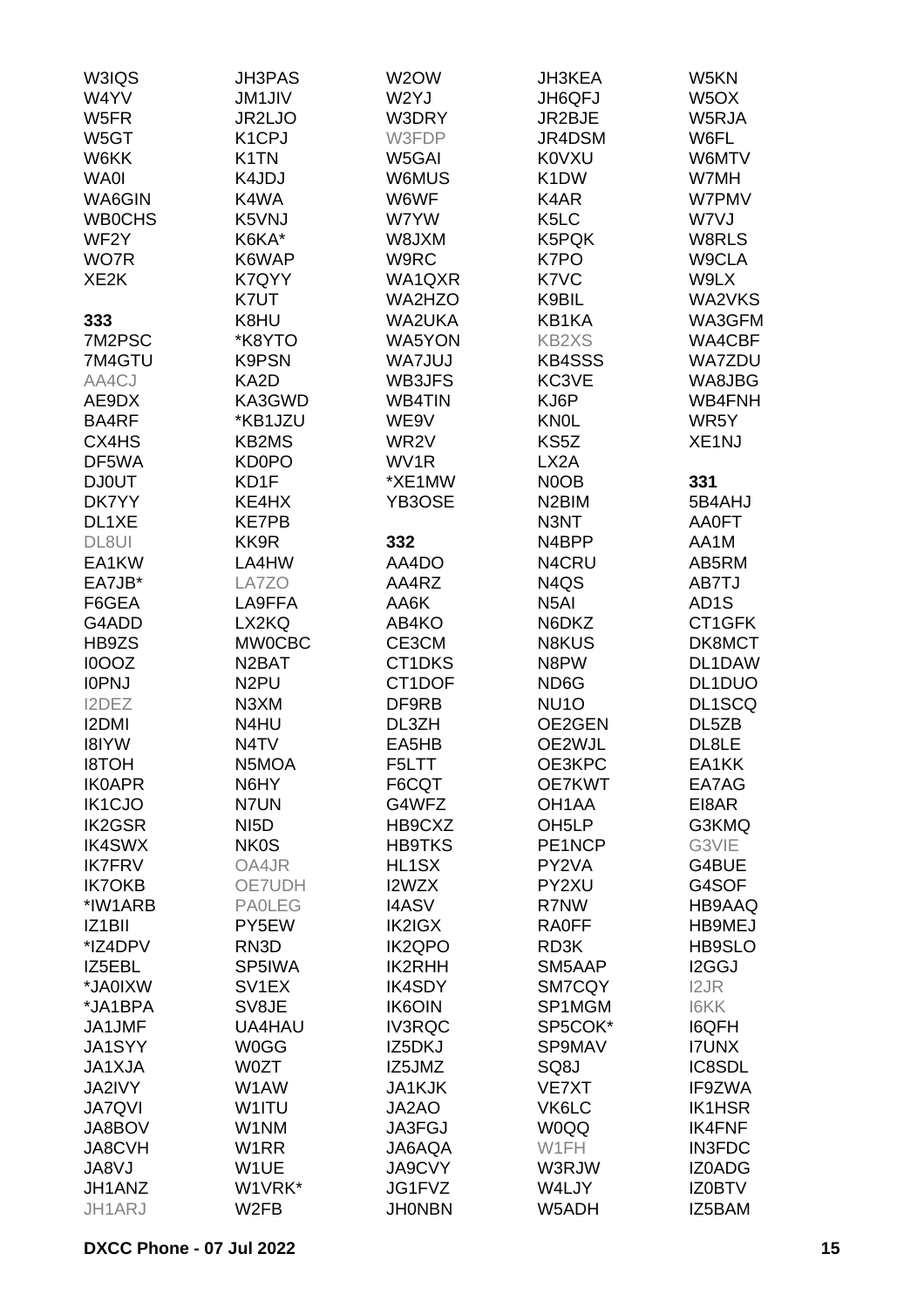W3IQS
W4YV
W5FR
W5GT
W6KK
WA0I
WA6GIN
WB0CHS
WF2Y
WO7R
XE2K

**333**

7M2PSC
7M4GTU
AA4CJ
AE9DX
BA4RF
CX4HS
DF5WA
DJ0UT
DK7YY
DL1XE
DL8UI
EA1KW
EA7JB*
F6GEA
G4ADD
HB9ZS
I0OOZ
I0PNJ
I2DEZ
I2DMI
I8IYW
I8TOH
IK0APR
IK1CJO
IK2GSR
IK4SWX
IK7FRV
IK7OKB
*IW1ARB
IZ1BII
*IZ4DPV
IZ5EBL
*JA0IXW
*JA1BPA
JA1JMF
JA1SYY
JA1XJA
JA2IVY
JA7QVI
JA8BOV
JA8CVH
JA8VJ
JH1ANZ
JH1ARJ
JH3PAS
JM1JIV
JR2LJO
K1CPJ
K1TN
K4JDJ
K4WA
K5VNJ
K6KA*
K6WAP
K7QYY
K7UT
K8HU
*K8YTO
K9PSN
KA2D
KA3GWD
*KB1JZU
KB2MS
KD0PO
KD1F
KE4HX
KE7PB
KK9R
LA4HW
LA7ZO
LA9FFA
LX2KQ
MW0CBC
N2BAT
N2PU
N3XM
N4HU
N4TV
N5MOA
N6HY
N7UN
NI5D
NK0S
OA4JR
OE7UDH
PA0LEG
PY5EW
RN3D
SP5IWA
SV1EX
SV8JE
UA4HAU
W0GG
W0ZT
W1AW
W1ITU
W1NM
W1RR
W1UE
W1VRK*
W2FB
W2OW
W2YJ
W3DRY
W3FDP
W5GAI
W6MUS
W6WF
W7YW
W8JXM
W9RC
WA1QXR
WA2HZO
WA2UKA
WA5YON
WA7JUJ
WB3JFS
WB4TIN
WE9V
WR2V
WV1R
*XE1MW
YB3OSE

**332**

AA4DO
AA4RZ
AA6K
AB4KO
CE3CM
CT1DKS
CT1DOF
DF9RB
DL3ZH
EA5HB
F5LTT
F6CQT
G4WFZ
HB9CXZ
HB9TKS
HL1SX
I2WZX
I4ASV
IK2IGX
IK2QPO
IK2RHH
IK4SDY
IK6OIN
IV3RQC
IZ5DKJ
IZ5JMZ
JA1KJK
JA2AO
JA3FGJ
JA6AQA
JA9CVY
JG1FVZ
JH0NBN
JH3KEA
JH6QFJ
JR2BJE
JR4DSM
K0VXU
K1DW
K4AR
K5LC
K5PQK
K7PO
K7VC
K9BIL
KB1KA
KB2XS
KB4SSS
KC3VE
KJ6P
KN0L
KS5Z
LX2A
N0OB
N2BIM
N3NT
N4BPP
N4CRU
N4QS
N5AI
N6DKZ
N8KUS
N8PW
ND6G
NU1O
OE2GEN
OE2WJL
OE3KPC
OE7KWT
OH1AA
OH5LP
PE1NCP
PY2VA
PY2XU
R7NW
RA0FF
RD3K
SM5AAP
SM7CQY
SP1MGM
SP5COK*
SP9MAV
SQ8J
VE7XT
VK6LC
W0QQ
W1FH
W3RJW
W4LJY
W5ADH
W5KN
W5OX
W5RJA
W6FL
W6MTV
W7MH
W7PMV
W7VJ
W8RLS
W9CLA
W9LX
WA2VKS
WA3GFM
WA4CBF
WA7ZDU
WA8JBG
WB4FNH
WR5Y
XE1NJ

**331**

5B4AHJ
AA0FT
AA1M
AB5RM
AB7TJ
AD1S
CT1GFK
DK8MCT
DL1DAW
DL1DUO
DL1SCQ
DL5ZB
DL8LE
EA1KK
EA7AG
EI8AR
G3KMQ
G3VIE
G4BUE
G4SOF
HB9AAQ
HB9MEJ
HB9SLO
I2GGJ
I2JR
I6KK
I6QFH
I7UNX
IC8SDL
IF9ZWA
IK1HSR
IK4FNF
IN3FDC
IZ0ADG
IZ0BTV
IZ5BAM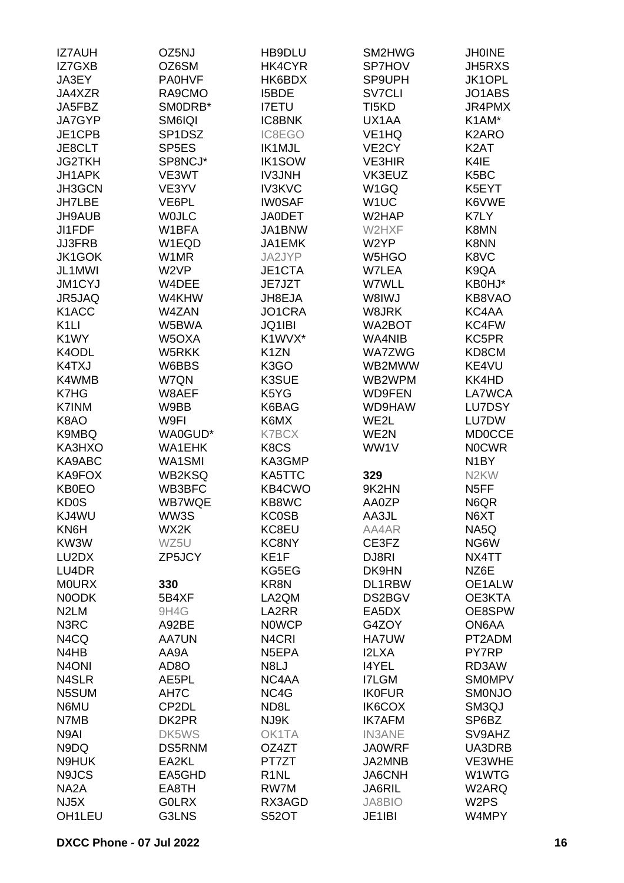IZ7AUH
IZ7GXB
JA3EY
JA4XZR
JA5FBZ
JA7GYP
JE1CPB
JE8CLT
JG2TKH
JH1APK
JH3GCN
JH7LBE
JH9AUB
JI1FDF
JJ3FRB
JK1GOK
JL1MWI
JM1CYJ
JR5JAQ
K1ACC
K1LI
K1WY
K4ODL
K4TXJ
K4WMB
K7HG
K7INM
K8AO
K9MBQ
KA3HXO
KA9ABC
KA9FOX
KB0EO
KD0S
KJ4WU
KN6H
KW3W
LU2DX
LU4DR
M0URX
N0ODK
N2LM
N3RC
N4CQ
N4HB
N4ONI
N4SLR
N5SUM
N6MU
N7MB
N9AI
N9DQ
N9HUK
N9JCS
NA2A
NJ5X
OH1LEU

OZ5NJ
OZ6SM
PA0HVF
RA9CMO
SM0DRB*
SM6IQI
SP1DSZ
SP5ES
SP8NCJ*
VE3WT
VE3YV
VE6PL
W0JLC
W1BFA
W1EQD
W1MR
W2VP
W4DEE
W4KHW
W4ZAN
W5BWA
W5OXA
W5RKK
W6BBS
W7QN
W8AEF
W9BB
W9FI
WA0GUD*
WA1EHK
WA1SMI
WB2KSQ
WB3BFC
WB7WQE
WW3S
WX2K
WZ5U
ZP5JCY

**330**
5B4XF
9H4G
A92BE
AA7UN
AA9A
AD8O
AE5PL
AH7C
CP2DL
DK2PR
DK5WS
DS5RNM
EA2KL
EA5GHD
EA8TH
G0LRX
G3LNS

HB9DLU
HK4CYR
HK6BDX
I5BDE
I7ETU
IC8BNK
IC8EGO
IK1MJL
IK1SOW
IV3JNH
IV3KVC
IW0SAF
JA0DET
JA1BNW
JA1EMK
JA2JYP
JE1CTA
JE7JZT
JH8EJA
JO1CRA
JQ1IBI
K1WVX*
K1ZN
K3GO
K3SUE
K5YG
K6BAG
K6MX
K7BCX
K8CS
KA3GMP
KA5TTC
KB4CWO
KB8WC
KC0SB
KC8EU
KC8NY
KE1F
KG5EG
KR8N
LA2QM
LA2RR
N0WCP
N4CRI
N5EPA
N8LJ
NC4AA
NC4G
ND8L
NJ9K
OK1TA
OZ4ZT
PT7ZT
R1NL
RW7M
RX3AGD
S52OT

SM2HWG
SP7HOV
SP9UPH
SV7CLI
TI5KD
UX1AA
VE1HQ
VE2CY
VE3HIR
VK3EUZ
W1GQ
W1UC
W2HAP
W2HXF
W2YP
W5HGO
W7LEA
W7WLL
W8IWJ
W8JRK
WA2BOT
WA4NIB
WA7ZWG
WB2MWW
WB2WPM
WD9FEN
WD9HAW
WE2L
WE2N
WW1V

**329**
9K2HN
AA0ZP
AA3JL
AA4AR
CE3FZ
DJ8RI
DK9HN
DL1RBW
DS2BGV
EA5DX
G4ZOY
HA7UW
I2LXA
I4YEL
I7LGM
IK0FUR
IK6COX
IK7AFM
IN3ANE
JA0WRF
JA2MNB
JA6CNH
JA6RIL
JA8BIO
JE1IBI

JH0INE
JH5RXS
JK1OPL
JO1ABS
JR4PMX
K1AM*
K2ARO
K2AT
K4IE
K5BC
K5EYT
K6VWE
K7LY
K8MN
K8NN
K8VC
K9QA
KB0HJ*
KB8VAO
KC4AA
KC4FW
KC5PR
KD8CM
KE4VU
KK4HD
LA7WCA
LU7DSY
LU7DW
MD0CCE
N0CWR
N1BY
N2KW
N5FF
N6QR
N6XT
NA5Q
NG6W
NX4TT
NZ6E
OE1ALW
OE3KTA
OE8SPW
ON6AA
PT2ADM
PY7RP
RD3AW
SM0MPV
SM0NJO
SM3QJ
SP6BZ
SV9AHZ
UA3DRB
VE3WHE
W1WTG
W2ARQ
W2PS
W4MPY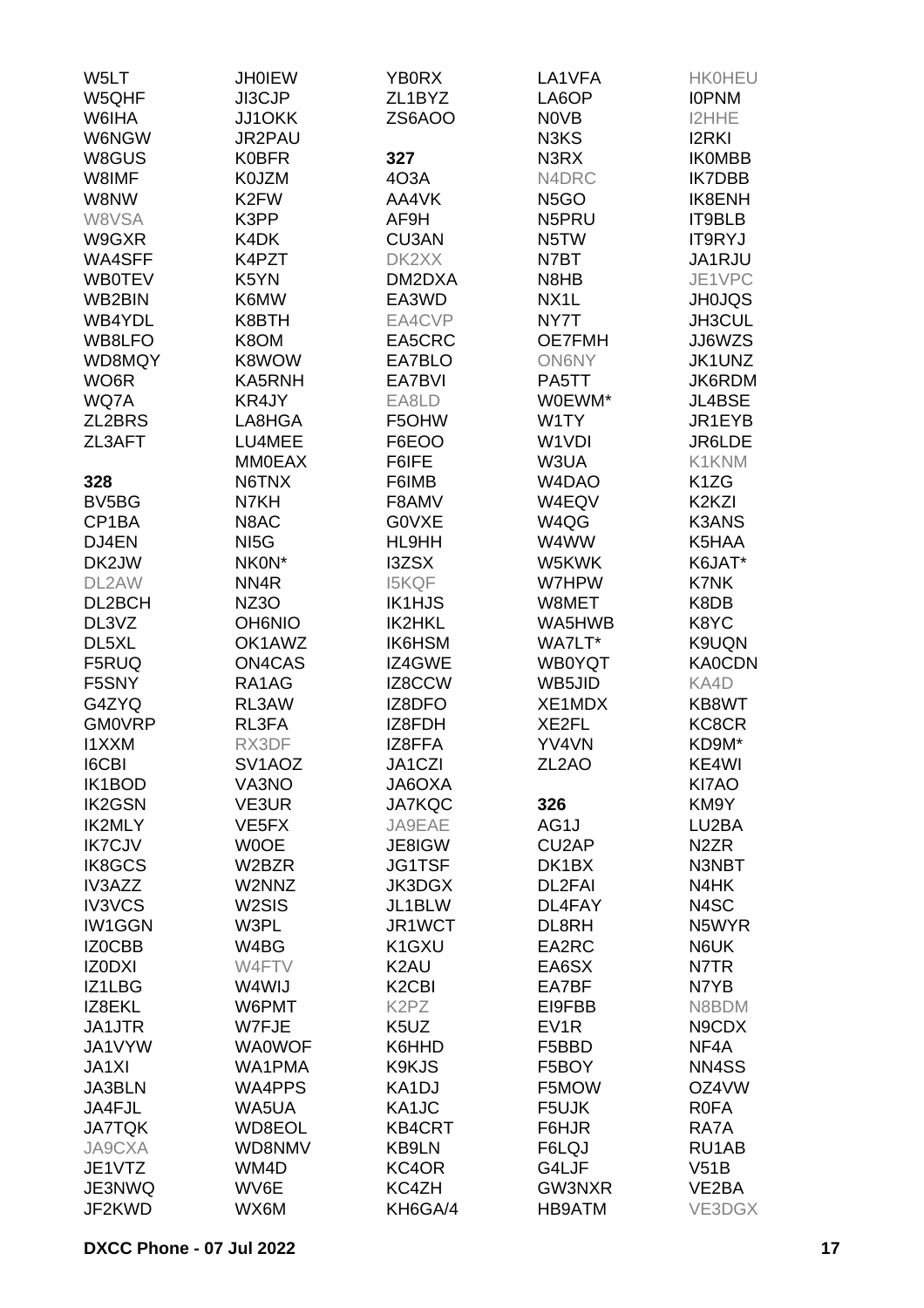W5LT
W5QHF
W6IHA
W6NGW
W8GUS
W8IMF
W8NW
W8VSA
W9GXR
WA4SFF
WB0TEV
WB2BIN
WB4YDL
WB8LFO
WD8MQY
WO6R
WQ7A
ZL2BRS
ZL3AFT

**328**

BV5BG
CP1BA
DJ4EN
DK2JW
DL2AW
DL2BCH
DL3VZ
DL5XL
F5RUQ
F5SNY
G4ZYQ
GM0VRP
I1XXM
I6CBI
IK1BOD
IK2GSN
IK2MLY
IK7CJV
IK8GCS
IV3AZZ
IV3VCS
IW1GGN
IZ0CBB
IZ0DXI
IZ1LBG
IZ8EKL
JA1JTR
JA1VYW
JA1XI
JA3BLN
JA4FJL
JA7TQK
JA9CXA
JE1VTZ
JE3NWQ
JF2KWD

JH0IEW
JI3CJP
JJ1OKK
JR2PAU
K0BFR
K0JZM
K2FW
K3PP
K4DK
K4PZT
K5YN
K6MW
K8BTH
K8OM
K8WOW
KA5RNH
KR4JY
LA8HGA
LU4MEE
MM0EAX
N6TNX
N7KH
N8AC
NI5G
NK0N*
NN4R
NZ3O
OH6NIO
OK1AWZ
ON4CAS
RA1AG
RL3AW
RL3FA
RX3DF
SV1AOZ
VA3NO
VE3UR
VE5FX
W0OE
W2BZR
W2NNZ
W2SIS
W3PL
W4BG
W4FTV
W4WIJ
W6PMT
W7FJE
WA0WOF
WA1PMA
WA4PPS
WA5UA
WD8EOL
WD8NMV
WM4D
WV6E
WX6M

YB0RX
ZL1BYZ
ZS6AOO

**327**

4O3A
AA4VK
AF9H
CU3AN
DK2XX
DM2DXA
EA3WD
EA4CVP
EA5CRC
EA7BLO
EA7BVI
EA8LD
F5OHW
F6EOO
F6IFE
F6IMB
F8AMV
G0VXE
HL9HH
I3ZSX
I5KQF
IK1HJS
IK2HKL
IK6HSM
IZ4GWE
IZ8CCW
IZ8DFO
IZ8FDH
IZ8FFA
JA1CZI
JA6OXA
JA7KQC
JA9EAE
JE8IGW
JG1TSF
JK3DGX
JL1BLW
JR1WCT
K1GXU
K2AU
K2CBI
K2PZ
K5UZ
K6HHD
K9KJS
KA1DJ
KA1JC
KB4CRT
KB9LN
KC4OR
KC4ZH
KH6GA/4

LA1VFA
LA6OP
N0VB
N3KS
N3RX
N4DRC
N5GO
N5PRU
N5TW
N7BT
N8HB
NX1L
NY7T
OE7FMH
ON6NY
PA5TT
W0EWM*
W1TY
W1VDI
W3UA
W4DAO
W4EQV
W4QG
W4WW
W5KWK
W7HPW
W8MET
WA5HWB
WA7LT*
WB0YQT
WB5JID
XE1MDX
XE2FL
YV4VN
ZL2AO

**326**

AG1J
CU2AP
DK1BX
DL2FAI
DL4FAY
DL8RH
EA2RC
EA6SX
EA7BF
EI9FBB
EV1R
F5BBD
F5BOY
F5MOW
F5UJK
F6HJR
F6LQJ
G4LJF
GW3NXR
HB9ATM

HK0HEU
I0PNM
I2HHE
I2RKI
IK0MBB
IK7DBB
IK8ENH
IT9BLB
IT9RYJ
JA1RJU
JE1VPC
JH0JQS
JH3CUL
JJ6WZS
JK1UNZ
JK6RDM
JL4BSE
JR1EYB
JR6LDE
K1KNM
K1ZG
K2KZI
K3ANS
K5HAA
K6JAT*
K7NK
K8DB
K8YC
K9UQN
KA0CDN
KA4D
KB8WT
KC8CR
KD9M*
KE4WI
KI7AO
KM9Y
LU2BA
N2ZR
N3NBT
N4HK
N4SC
N5WYR
N6UK
N7TR
N7YB
N8BDM
N9CDX
NF4A
NN4SS
OZ4VW
R0FA
RA7A
RU1AB
V51B
VE2BA
VE3DGX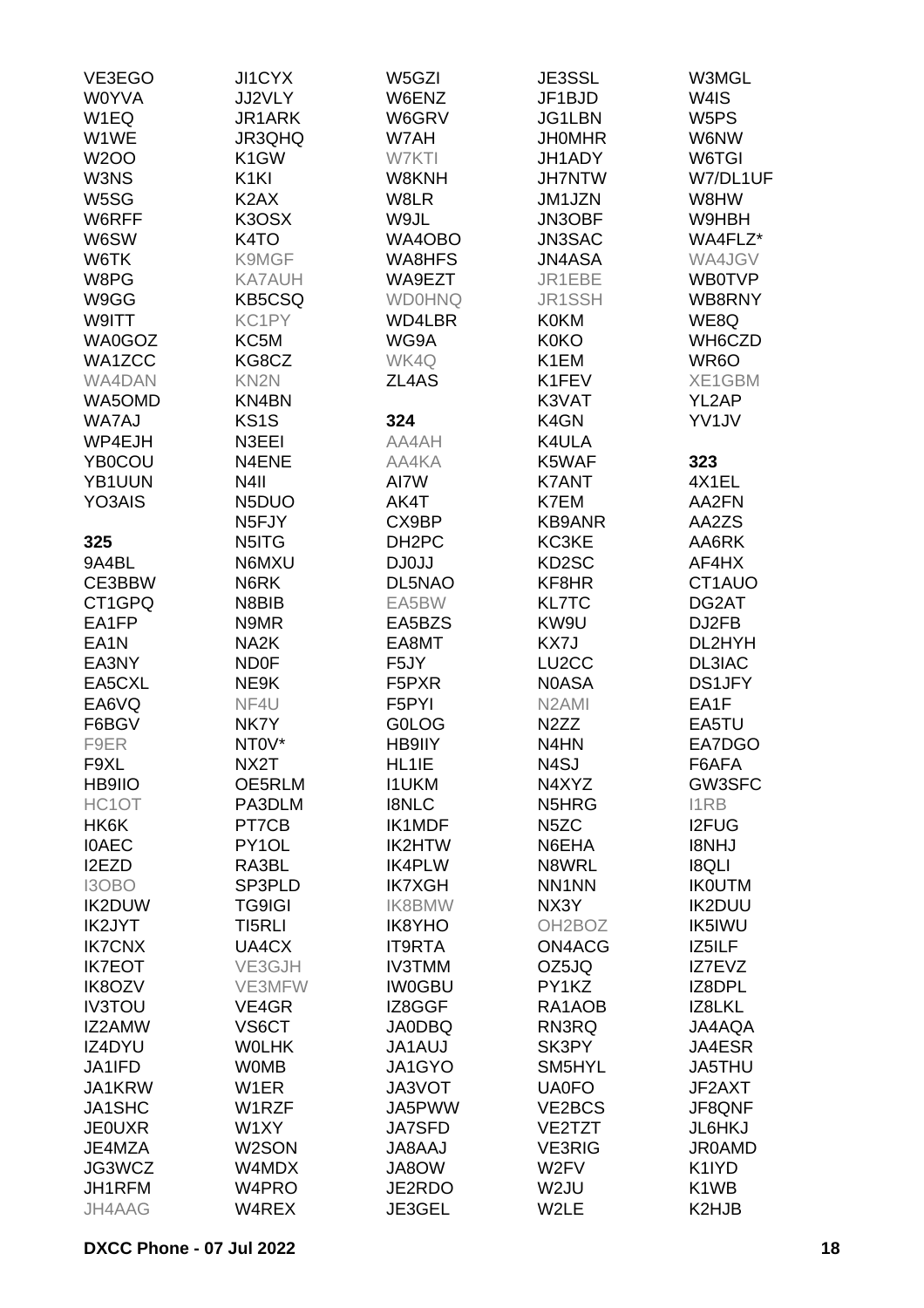VE3EGO
W0YVA
W1EQ
W1WE
W2OO
W3NS
W5SG
W6RFF
W6SW
W6TK
W8PG
W9GG
W9ITT
WA0GOZ
WA1ZCC
WA4DAN
WA5OMD
WA7AJ
WP4EJH
YB0COU
YB1UUN
YO3AIS

**325**

9A4BL
CE3BBW
CT1GPQ
EA1FP
EA1N
EA3NY
EA5CXL
EA6VQ
F6BGV
F9ER
F9XL
HB9IIO
HC1OT
HK6K
I0AEC
I2EZD
I3OBO
IK2DUW
IK2JYT
IK7CNX
IK7EOT
IK8OZV
IV3TOU
IZ2AMW
IZ4DYU
JA1IFD
JA1KRW
JA1SHC
JE0UXR
JE4MZA
JG3WCZ
JH1RFM
JH4AAG
JI1CYX
JJ2VLY
JR1ARK
JR3QHQ
K1GW
K1KI
K2AX
K3OSX
K4TO
K9MGF
KA7AUH
KB5CSQ
KC1PY
KC5M
KG8CZ
KN2N
KN4BN
KS1S
N3EEI
N4ENE
N4II
N5DUO
N5FJY
N5ITG
N6MXU
N6RK
N8BIB
N9MR
NA2K
ND0F
NE9K
NF4U
NK7Y
NT0V*
NX2T
OE5RLM
PA3DLM
PT7CB
PY1OL
RA3BL
SP3PLD
TG9IGI
TI5RLI
UA4CX
VE3GJH
VE3MFW
VE4GR
VS6CT
W0LHK
W0MB
W1ER
W1RZF
W1XY
W2SON
W4MDX
W4PRO
W4REX
W5GZI
W6ENZ
W6GRV
W7AH
W7KTI
W8KNH
W8LR
W9JL
WA4OBO
WA8HFS
WA9EZT
WD0HNQ
WD4LBR
WG9A
WK4Q
ZL4AS

**324**

AA4AH
AA4KA
AI7W
AK4T
CX9BP
DH2PC
DJ0JJ
DL5NAO
EA5BW
EA5BZS
EA8MT
F5JY
F5PXR
F5PYI
G0LOG
HB9IIY
HL1IE
I1UKM
I8NLC
IK1MDF
IK2HTW
IK4PLW
IK7XGH
IK8BMW
IK8YHO
IT9RTA
IV3TMM
IW0GBU
IZ8GGF
JA0DBQ
JA1AUJ
JA1GYO
JA3VOT
JA5PWW
JA7SFD
JA8AAJ
JA8OW
JE2RDO
JE3GEL
JE3SSL
JF1BJD
JG1LBN
JH0MHR
JH1ADY
JH7NTW
JM1JZN
JN3OBF
JN3SAC
JN4ASA
JR1EBE
JR1SSH
K0KM
K0KO
K1EM
K1FEV
K3VAT
K4GN
K4ULA
K5WAF
K7ANT
K7EM
KB9ANR
KC3KE
KD2SC
KF8HR
KL7TC
KW9U
KX7J
LU2CC
N0ASA
N2AMI
N2ZZ
N4HN
N4SJ
N4XYZ
N5HRG
N5ZC
N6EHA
N8WRL
NN1NN
NX3Y
OH2BOZ
ON4ACG
OZ5JQ
PY1KZ
RA1AOB
RN3RQ
SK3PY
SM5HYL
UA0FO
VE2BCS
VE2TZT
VE3RIG
W2FV
W2JU
W2LE
W3MGL
W4IS
W5PS
W6NW
W6TGI
W7/DL1UF
W8HW
W9HBH
WA4FLZ*
WA4JGV
WB0TVP
WB8RNY
WE8Q
WH6CZD
WR6O
XE1GBM
YL2AP
YV1JV

**323**

4X1EL
AA2FN
AA2ZS
AA6RK
AF4HX
CT1AUO
DG2AT
DJ2FB
DL2HYH
DL3IAC
DS1JFY
EA1F
EA5TU
EA7DGO
F6AFA
GW3SFC
I1RB
I2FUG
I8NHJ
I8QLI
IK0UTM
IK2DUU
IK5IWU
IZ5ILF
IZ7EVZ
IZ8DPL
IZ8LKL
JA4AQA
JA4ESR
JA5THU
JF2AXT
JF8QNF
JL6HKJ
JR0AMD
K1IYD
K1WB
K2HJB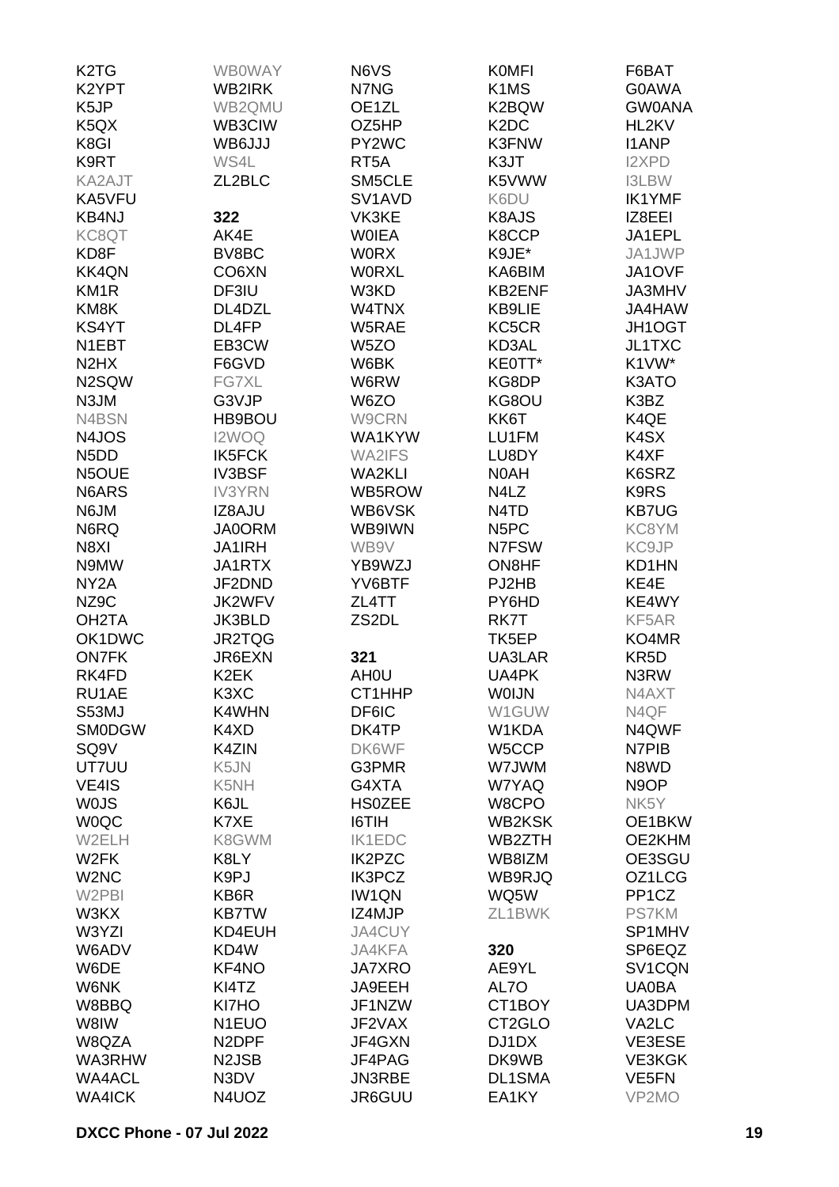K2TG
K2YPT
K5JP
K5QX
K8GI
K9RT
KA2AJT
KA5VFU
KB4NJ
KC8QT
KD8F
KK4QN
KM1R
KM8K
KS4YT
N1EBT
N2HX
N2SQW
N3JM
N4BSN
N4JOS
N5DD
N5OUE
N6ARS
N6JM
N6RQ
N8XI
N9MW
NY2A
NZ9C
OH2TA
OK1DWC
ON7FK
RK4FD
RU1AE
S53MJ
SM0DGW
SQ9V
UT7UU
VE4IS
W0JS
W0QC
W2ELH
W2FK
W2NC
W2PBI
W3KX
W3YZI
W6ADV
W6DE
W6NK
W8BBQ
W8IW
W8QZA
WA3RHW
WA4ACL
WA4ICK

WB0WAY
WB2IRK
WB2QMU
WB3CIW
WB6JJJ
WS4L
ZL2BLC

**322**
AK4E
BV8BC
CO6XN
DF3IU
DL4DZL
DL4FP
EB3CW
F6GVD
FG7XL
G3VJP
HB9BOU
I2WOQ
IK5FCK
IV3BSF
IV3YRN
IZ8AJU
JA0ORM
JA1IRH
JA1RTX
JF2DND
JK2WFV
JK3BLD
JR2TQG
JR6EXN
K2EK
K3XC
K4WHN
K4XD
K4ZIN
K5JN
K5NH
K6JL
K7XE
K8GWM
K8LY
K9PJ
KB6R
KB7TW
KD4EUH
KD4W
KF4NO
KI4TZ
KI7HO
N1EUO
N2DPF
N2JSB
N3DV
N4UOZ

N6VS
N7NG
OE1ZL
OZ5HP
PY2WC
RT5A
SM5CLE
SV1AVD
VK3KE
W0IEA
W0RX
W0RXL
W3KD
W4TNX
W5RAE
W5ZO
W6BK
W6RW
W6ZO
W9CRN
WA1KYW
WA2IFS
WA2KLI
WB5ROW
WB6VSK
WB9IWN
WB9V
YB9WZJ
YV6BTF
ZL4TT
ZS2DL

**321**
AH0U
CT1HHP
DF6IC
DK4TP
DK6WF
G3PMR
G4XTA
HS0ZEE
I6TIH
IK1EDC
IK2PZC
IK3PCZ
IW1QN
IZ4MJP
JA4CUY
JA4KFA
JA7XRO
JA9EEH
JF1NZW
JF2VAX
JF4GXN
JF4PAG
JN3RBE
JR6GUU

K0MFI
K1MS
K2BQW
K2DC
K3FNW
K3JT
K5VWW
K6DU
K8AJS
K8CCP
K9JE*
KA6BIM
KB2ENF
KB9LIE
KC5CR
KD3AL
KE0TT*
KG8DP
KG8OU
KK6T
LU1FM
LU8DY
N0AH
N4LZ
N4TD
N5PC
N7FSW
ON8HF
PJ2HB
PY6HD
RK7T
TK5EP
UA3LAR
UA4PK
W0IJN
W1GUW
W1KDA
W5CCP
W7JWM
W7YAQ
W8CPO
WB2KSK
WB2ZTH
WB8IZM
WB9RJQ
WQ5W
ZL1BWK

**320**
AE9YL
AL7O
CT1BOY
CT2GLO
DJ1DX
DK9WB
DL1SMA
EA1KY

F6BAT
G0AWA
GW0ANA
HL2KV
I1ANP
I2XPD
I3LBW
IK1YMF
IZ8EEI
JA1EPL
JA1JWP
JA1OVF
JA3MHV
JA4HAW
JH1OGT
JL1TXC
K1VW*
K3ATO
K3BZ
K4QE
K4SX
K4XF
K6SRZ
K9RS
KB7UG
KC8YM
KC9JP
KD1HN
KE4E
KE4WY
KF5AR
KO4MR
KR5D
N3RW
N4AXT
N4QF
N4QWF
N7PIB
N8WD
N9OP
NK5Y
OE1BKW
OE2KHM
OE3SGU
OZ1LCG
PP1CZ
PS7KM
SP1MHV
SP6EQZ
SV1CQN
UA0BA
UA3DPM
VA2LC
VE3ESE
VE3KGK
VE5FN
VP2MO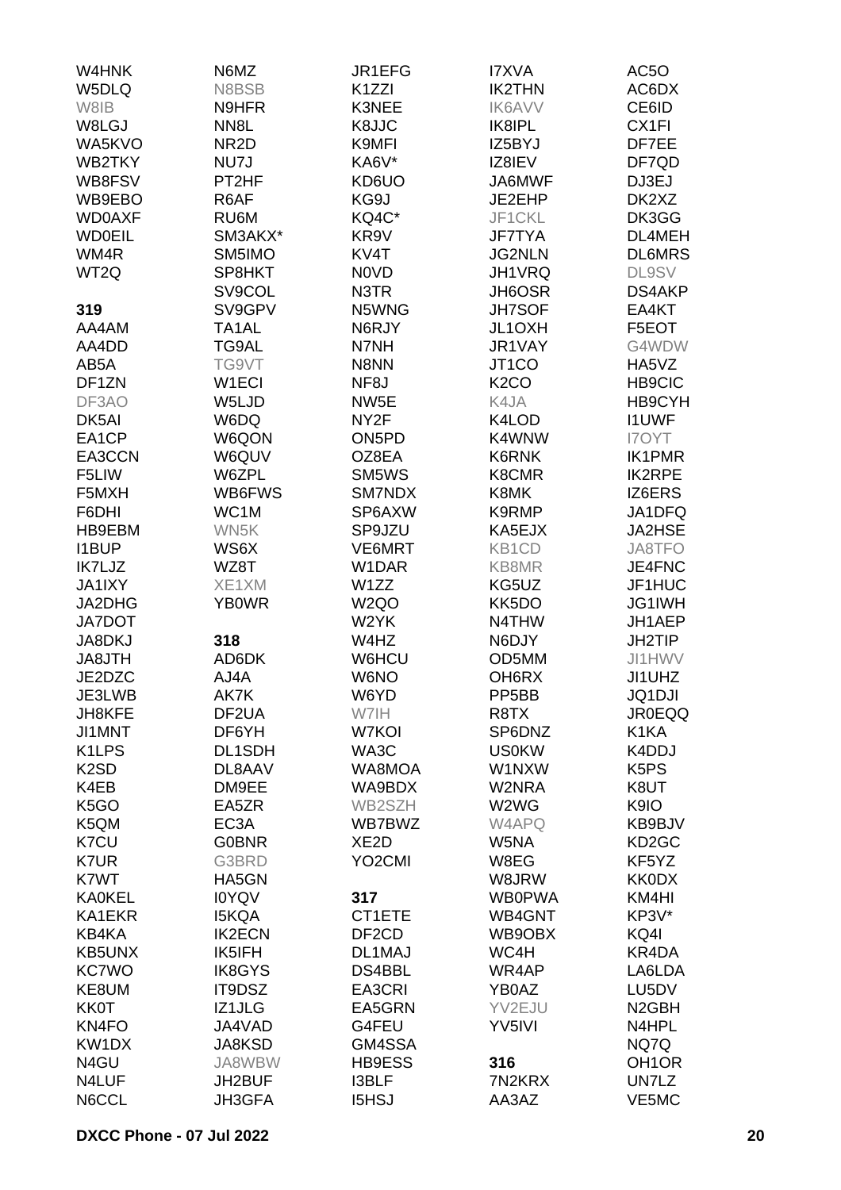W4HNK
W5DLQ
W8IB
W8LGJ
WA5KVO
WB2TKY
WB8FSV
WB9EBO
WD0AXF
WD0EIL
WM4R
WT2Q

**319**

AA4AM
AA4DD
AB5A
DF1ZN
DF3AO
DK5AI
EA1CP
EA3CCN
F5LIW
F5MXH
F6DHI
HB9EBM
I1BUP
IK7LJZ
JA1IXY
JA2DHG
JA7DOT
JA8DKJ
JA8JTH
JE2DZC
JE3LWB
JH8KFE
JI1MNT
K1LPS
K2SD
K4EB
K5GO
K5QM
K7CU
K7UR
K7WT
KA0KEL
KA1EKR
KB4KA
KB5UNX
KC7WO
KE8UM
KK0T
KN4FO
KW1DX
N4GU
N4LUF
N6CCL
N6MZ
N8BSB
N9HFR
NN8L
NR2D
NU7J
PT2HF
R6AF
RU6M
SM3AKX*
SM5IMO
SP8HKT
SV9COL
SV9GPV
TA1AL
TG9AL
TG9VT
W1ECI
W5LJD
W6DQ
W6QON
W6QUV
W6ZPL
WB6FWS
WC1M
WN5K
WS6X
WZ8T
XE1XM
YB0WR

**318**

AD6DK
AJ4A
AK7K
DF2UA
DF6YH
DL1SDH
DL8AAV
DM9EE
EA5ZR
EC3A
G0BNR
G3BRD
HA5GN
I0YQV
I5KQA
IK2ECN
IK5IFH
IK8GYS
IT9DSZ
IZ1JLG
JA4VAD
JA8KSD
JA8WBW
JH2BUF
JH3GFA
JR1EFG
K1ZZI
K3NEE
K8JJC
K9MFI
KA6V*
KD6UO
KG9J
KQ4C*
KR9V
KV4T
N0VD
N3TR
N5WNG
N6RJY
N7NH
N8NN
NF8J
NW5E
NY2F
ON5PD
OZ8EA
SM5WS
SM7NDX
SP6AXW
SP9JZU
VE6MRT
W1DAR
W1ZZ
W2QO
W2YK
W4HZ
W6HCU
W6NO
W6YD
W7IH
W7KOI
WA3C
WA8MOA
WA9BDX
WB2SZH
WB7BWZ
XE2D
YO2CMI

**317**

CT1ETE
DF2CD
DL1MAJ
DS4BBL
EA3CRI
EA5GRN
G4FEU
GM4SSA
HB9ESS
I3BLF
I5HSJ
I7XVA
IK2THN
IK6AVV
IK8IPL
IZ5BYJ
IZ8IEV
JA6MWF
JE2EHP
JF1CKL
JF7TYA
JG2NLN
JH1VRQ
JH6OSR
JH7SOF
JL1OXH
JR1VAY
JT1CO
K2CO
K4JA
K4LOD
K4WNW
K6RNK
K8CMR
K8MK
K9RMP
KA5EJX
KB1CD
KB8MR
KG5UZ
KK5DO
N4THW
N6DJY
OD5MM
OH6RX
PP5BB
R8TX
SP6DNZ
US0KW
W1NXW
W2NRA
W2WG
W4APQ
W5NA
W8EG
W8JRW
WB0PWA
WB4GNT
WB9OBX
WC4H
WR4AP
YB0AZ
YV2EJU
YV5IVI

**316**

7N2KRX
AA3AZ
AC5O
AC6DX
CE6ID
CX1FI
DF7EE
DF7QD
DJ3EJ
DK2XZ
DK3GG
DL4MEH
DL6MRS
DL9SV
DS4AKP
EA4KT
F5EOT
G4WDW
HA5VZ
HB9CIC
HB9CYH
I1UWF
I7OYT
IK1PMR
IK2RPE
IZ6ERS
JA1DFQ
JA2HSE
JA8TFO
JE4FNC
JF1HUC
JG1IWH
JH1AEP
JH2TIP
JI1HWV
JI1UHZ
JQ1DJI
JR0EQQ
K1KA
K4DDJ
K5PS
K8UT
K9IO
KB9BJV
KD2GC
KF5YZ
KK0DX
KM4HI
KP3V*
KQ4I
KR4DA
LA6LDA
LU5DV
N2GBH
N4HPL
NQ7Q
OH1OR
UN7LZ
VE5MC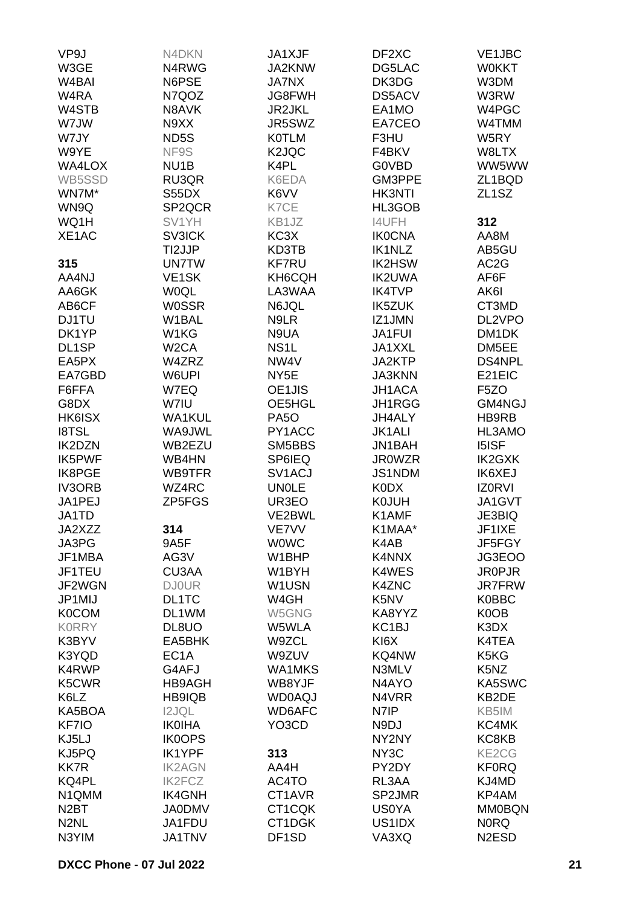VP9J
W3GE
W4BAI
W4RA
W4STB
W7JW
W7JY
W9YE
WA4LOX
WB5SSD
WN7M*
WN9Q
WQ1H
XE1AC

**315**
AA4NJ
AA6GK
AB6CF
DJ1TU
DK1YP
DL1SP
EA5PX
EA7GBD
F6FFA
G8DX
HK6ISX
I8TSL
IK2DZN
IK5PWF
IK8PGE
IV3ORB
JA1PEJ
JA1TD
JA2XZZ
JA3PG
JF1MBA
JF1TEU
JF2WGN
JP1MIJ
K0COM
K0RRY
K3BYV
K3YQD
K4RWP
K5CWR
K6LZ
KA5BOA
KF7IO
KJ5LJ
KJ5PQ
KK7R
KQ4PL
N1QMM
N2BT
N2NL
N3YIM

N4DKN
N4RWG
N6PSE
N7QOZ
N8AVK
N9XX
ND5S
NF9S
NU1B
RU3QR
S55DX
SP2QCR
SV1YH
SV3ICK
TI2JJP
UN7TW
VE1SK
W0QL
W0SSR
W1BAL
W1KG
W2CA
W4ZRZ
W6UPI
W7EQ
W7IU
WA1KUL
WA9JWL
WB2EZU
WB4HN
WB9TFR
WZ4RC
ZP5FGS

**314**
9A5F
AG3V
CU3AA
DJ0UR
DL1TC
DL1WM
DL8UO
EA5BHK
EC1A
G4AFJ
HB9AGH
HB9IQB
I2JQL
IK0IHA
IK0OPS
IK1YPF
IK2AGN
IK2FCZ
IK4GNH
JA0DMV
JA1FDU
JA1TNV

JA1XJF
JA2KNW
JA7NX
JG8FWH
JR2JKL
JR5SWZ
K0TLM
K2JQC
K4PL
K6EDA
K6VV
K7CE
KB1JZ
KC3X
KD3TB
KF7RU
KH6CQH
LA3WAA
N6JQL
N9LR
N9UA
NS1L
NW4V
NY5E
OE1JIS
OE5HGL
PA5O
PY1ACC
SM5BBS
SP6IEQ
SV1ACJ
UN0LE
UR3EO
VE2BWL
VE7VV
W0WC
W1BHP
W1BYH
W1USN
W4GH
W5GNG
W5WLA
W9ZCL
W9ZUV
WA1MKS
WB8YJF
WD0AQJ
WD6AFC
YO3CD

**313**
AA4H
AC4TO
CT1AVR
CT1CQK
CT1DGK
DF1SD

DF2XC
DG5LAC
DK3DG
DS5ACV
EA1MO
EA7CEO
F3HU
F4BKV
G0VBD
GM3PPE
HK3NTI
HL3GOB
I4UFH
IK0CNA
IK1NLZ
IK2HSW
IK2UWA
IK4TVP
IK5ZUK
IZ1JMN
JA1FUI
JA1XXL
JA2KTP
JA3KNN
JH1ACA
JH1RGG
JH4ALY
JK1ALI
JN1BAH
JR0WZR
JS1NDM
K0DX
K0JUH
K1AMF
K1MAA*
K4AB
K4NNX
K4WES
K4ZNC
K5NV
KA8YYZ
KC1BJ
KI6X
KQ4NW
N3MLV
N4AYO
N4VRR
N7IP
N9DJ
NY2NY
NY3C
PY2DY
RL3AA
SP2JMR
US0YA
US1IDX
VA3XQ

VE1JBC
W0KKT
W3DM
W3RW
W4PGC
W4TMM
W5RY
W8LTX
WW5WW
ZL1BQD
ZL1SZ

**312**
AA8M
AB5GU
AC2G
AF6F
AK6I
CT3MD
DL2VPO
DM1DK
DM5EE
DS4NPL
E21EIC
F5ZO
GM4NGJ
HB9RB
HL3AMO
I5ISF
IK2GXK
IK6XEJ
IZ0RVI
JA1GVT
JE3BIQ
JF1IXE
JF5FGY
JG3EOO
JR0PJR
JR7FRW
K0BBC
K0OB
K3DX
K4TEA
K5KG
K5NZ
KA5SWC
KB2DE
KB5IM
KC4MK
KC8KB
KE2CG
KF0RQ
KJ4MD
KP4AM
MM0BQN
N0RQ
N2ESD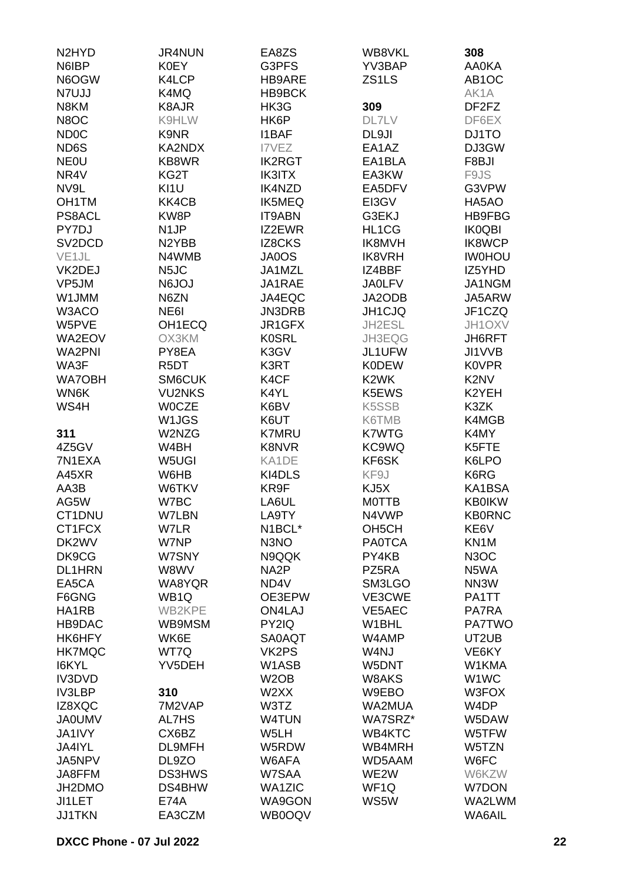N2HYD
N6IBP
N6OGW
N7UJJ
N8KM
N8OC
ND0C
ND6S
NE0U
NR4V
NV9L
OH1TM
PS8ACL
PY7DJ
SV2DCD
VE1JL
VK2DEJ
VP5JM
W1JMM
W3ACO
W5PVE
WA2EOV
WA2PNI
WA3F
WA7OBH
WN6K
WS4H

**311**

4Z5GV
7N1EXA
A45XR
AA3B
AG5W
CT1DNU
CT1FCX
DK2WV
DK9CG
DL1HRN
EA5CA
F6GNG
HA1RB
HB9DAC
HK6HFY
HK7MQC
I6KYL
IV3DVD
IV3LBP
IZ8XQC
JA0UMV
JA1IVY
JA4IYL
JA5NPV
JA8FFM
JH2DMO
JI1LET
JJ1TKN

JR4NUN
K0EY
K4LCP
K4MQ
K8AJR
K9HLW
K9NR
KA2NDX
KB8WR
KG2T
KI1U
KK4CB
KW8P
N1JP
N2YBB
N4WMB
N5JC
N6JOJ
N6ZN
NE6I
OH1ECQ
OX3KM
PY8EA
R5DT
SM6CUK
VU2NKS
W0CZE
W1JGS
W2NZG
W4BH
W5UGI
W6HB
W6TKV
W7BC
W7LBN
W7LR
W7NP
W7SNY
W8WV
WA8YQR
WB1Q
WB2KPE
WB9MSM
WK6E
WT7Q
YV5DEH

**310**

7M2VAP
AL7HS
CX6BZ
DL9MFH
DL9ZO
DS3HWS
DS4BHW
E74A
EA3CZM

EA8ZS
G3PFS
HB9ARE
HB9BCK
HK3G
HK6P
I1BAF
I7VEZ
IK2RGT
IK3ITX
IK4NZD
IK5MEQ
IT9ABN
IZ2EWR
IZ8CKS
JA0OS
JA1MZL
JA1RAE
JA4EQC
JN3DRB
JR1GFX
K0SRL
K3GV
K3RT
K4CF
K4YL
K6BV
K6UT
K7MRU
K8NVR
KA1DE
KI4DLS
KR9F
LA6UL
LA9TY
N1BCL*
N3NO
N9QQK
NA2P
ND4V
OE3EPW
ON4LAJ
PY2IQ
SA0AQT
VK2PS
W1ASB
W2OB
W2XX
W3TZ
W4TUN
W5LH
W5RDW
W6AFA
W7SAA
WA1ZIC
WA9GON
WB0OQV

WB8VKL
YV3BAP
ZS1LS

**309**

DL7LV
DL9JI
EA1AZ
EA1BLA
EA3KW
EA5DFV
EI3GV
G3EKJ
HL1CG
IK8MVH
IK8VRH
IZ4BBF
JA0LFV
JA2ODB
JH1CJQ
JH2ESL
JH3EQG
JL1UFW
K0DEW
K2WK
K5EWS
K5SSB
K6TMB
K7WTG
KC9WQ
KF6SK
KF9J
KJ5X
M0TTB
N4VWP
OH5CH
PA0TCA
PY4KB
PZ5RA
SM3LGO
VE3CWE
VE5AEC
W1BHL
W4AMP
W4NJ
W5DNT
W8AKS
W9EBO
WA2MUA
WA7SRZ*
WB4KTC
WB4MRH
WD5AAM
WE2W
WF1Q
WS5W

**308**

AA0KA
AB1OC
AK1A
DF2FZ
DF6EX
DJ1TO
DJ3GW
F8BJI
F9JS
G3VPW
HA5AO
HB9FBG
IK0QBI
IK8WCP
IW0HOU
IZ5YHD
JA1NGM
JA5ARW
JF1CZQ
JH1OXV
JH6RFT
JI1VVB
K0VPR
K2NV
K2YEH
K3ZK
K4MGB
K4MY
K5FTE
K6LPO
K6RG
KA1BSA
KB0IKW
KB0RNC
KE6V
KN1M
N3OC
N5WA
NN3W
PA1TT
PA7RA
PA7TWO
UT2UB
VE6KY
W1KMA
W1WC
W3FOX
W4DP
W5DAW
W5TFW
W5TZN
W6FC
W6KZW
W7DON
WA2LWM
WA6AIL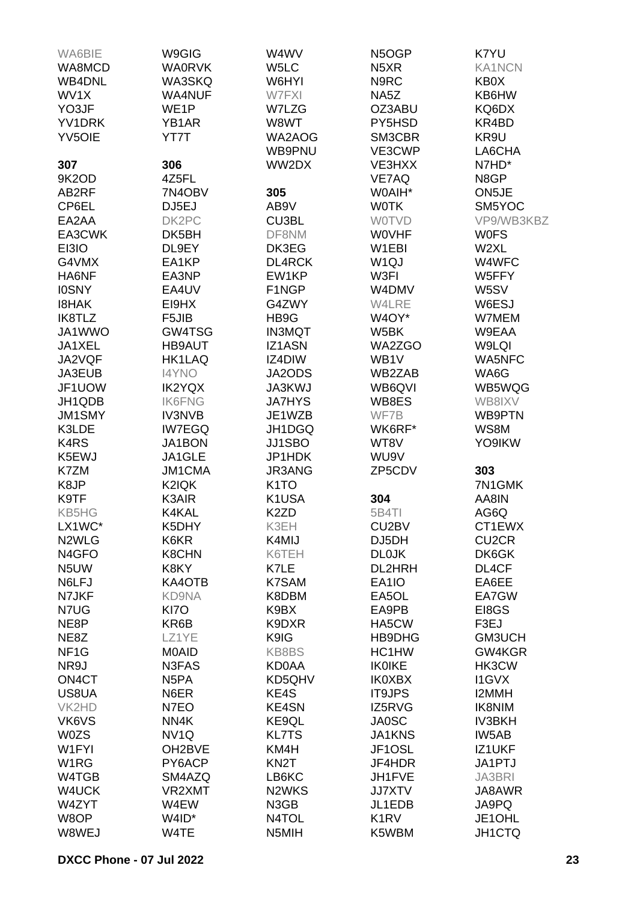WA6BIE
WA8MCD
WB4DNL
WV1X
YO3JF
YV1DRK
YV5OIE

**307**
9K2OD
AB2RF
CP6EL
EA2AA
EA3CWK
EI3IO
G4VMX
HA6NF
I0SNY
I8HAK
IK8TLZ
JA1WWO
JA1XEL
JA2VQF
JA3EUB
JF1UOW
JH1QDB
JM1SMY
K3LDE
K4RS
K5EWJ
K7ZM
K8JP
K9TF
KB5HG
LX1WC*
N2WLG
N4GFO
N5UW
N6LFJ
N7JKF
N7UG
NE8P
NE8Z
NF1G
NR9J
ON4CT
US8UA
VK2HD
VK6VS
W0ZS
W1FYI
W1RG
W4TGB
W4UCK
W4ZYT
W8OP
W8WEJ

W9GIG
WA0RVK
WA3SKQ
WA4NUF
WE1P
YB1AR
YT7T

**306**
4Z5FL
7N4OBV
DJ5EJ
DK2PC
DK5BH
DL9EY
EA1KP
EA3NP
EA4UV
EI9HX
F5JIB
GW4TSG
HB9AUT
HK1LAQ
I4YNO
IK2YQX
IK6FNG
IV3NVB
IW7EGQ
JA1BON
JA1GLE
JM1CMA
K2IQK
K3AIR
K4KAL
K5DHY
K6KR
K8CHN
K8KY
KA4OTB
KD9NA
KI7O
KR6B
LZ1YE
M0AID
N3FAS
N5PA
N6ER
N7EO
NN4K
NV1Q
OH2BVE
PY6ACP
SM4AZQ
VR2XMT
W4EW
W4ID*
W4TE

W4WV
W5LC
W6HYI
W7FXI
W7LZG
W8WT
WA2AOG
WB9PNU
WW2DX

**305**
AB9V
CU3BL
DF8NM
DK3EG
DL4RCK
EW1KP
F1NGP
G4ZWY
HB9G
IN3MQT
IZ1ASN
IZ4DIW
JA2ODS
JA3KWJ
JA7HYS
JE1WZB
JH1DGQ
JJ1SBO
JP1HDK
JR3ANG
K1TO
K1USA
K2ZD
K3EH
K4MIJ
K6TEH
K7LE
K7SAM
K8DBM
K9BX
K9DXR
K9IG
KB8BS
KD0AA
KD5QHV
KE4S
KE4SN
KE9QL
KL7TS
KM4H
KN2T
LB6KC
N2WKS
N3GB
N4TOL
N5MIH

N5OGP
N5XR
N9RC
NA5Z
OZ3ABU
PY5HSD
SM3CBR
VE3CWP
VE3HXX
VE7AQ
W0AIH*
W0TK
W0TVD
W0VHF
W1EBI
W1QJ
W3FI
W4DMV
W4LRE
W4OY*
W5BK
WA2ZGO
WB1V
WB2ZAB
WB6QVI
WB8ES
WF7B
WK6RF*
WT8V
WU9V
ZP5CDV

**304**
5B4TI
CU2BV
DJ5DH
DL0JK
DL2HRH
EA1IO
EA5OL
EA9PB
HA5CW
HB9DHG
HC1HW
IK0IKE
IK0XBX
IT9JPS
IZ5RVG
JA0SC
JA1KNS
JF1OSL
JF4HDR
JH1FVE
JJ7XTV
JL1EDB
K1RV
K5WBM

K7YU
KA1NCN
KB0X
KB6HW
KQ6DX
KR4BD
KR9U
LA6CHA
N7HD*
N8GP
ON5JE
SM5YOC
VP9/WB3KBZ
W0FS
W2XL
W4WFC
W5FFY
W5SV
W6ESJ
W7MEM
W9EAA
W9LQI
WA5NFC
WA6G
WB5WQG
WB8IXV
WB9PTN
WS8M
YO9IKW

**303**
7N1GMK
AA8IN
AG6Q
CT1EWX
CU2CR
DK6GK
DL4CF
EA6EE
EA7GW
EI8GS
F3EJ
GM3UCH
GW4KGR
HK3CW
I1GVX
I2MMH
IK8NIM
IV3BKH
IW5AB
IZ1UKF
JA1PTJ
JA3BRI
JA8AWR
JA9PQ
JE1OHL
JH1CTQ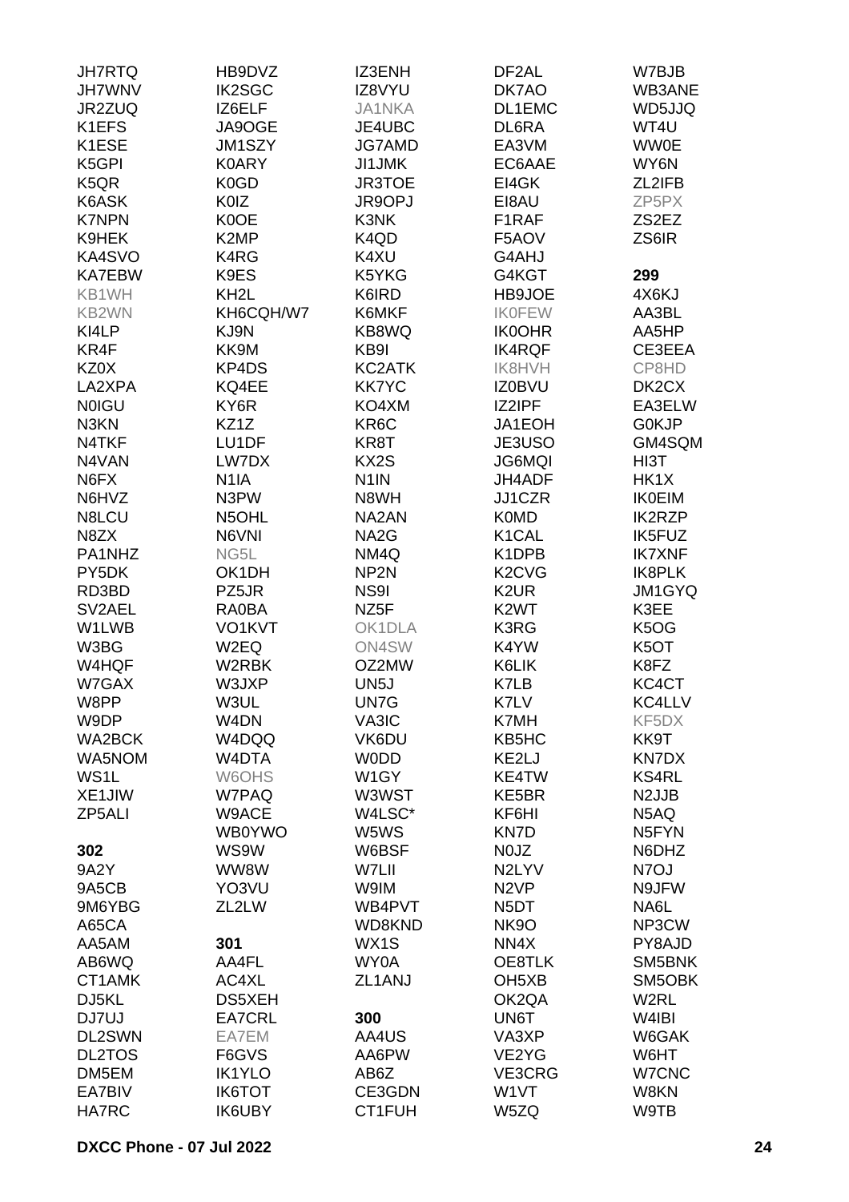JH7RTQ
JH7WNV
JR2ZUQ
K1EFS
K1ESE
K5GPI
K5QR
K6ASK
K7NPN
K9HEK
KA4SVO
KA7EBW
KB1WH
KB2WN
KI4LP
KR4F
KZ0X
LA2XPA
N0IGU
N3KN
N4TKF
N4VAN
N6FX
N6HVZ
N8LCU
N8ZX
PA1NHZ
PY5DK
RD3BD
SV2AEL
W1LWB
W3BG
W4HQF
W7GAX
W8PP
W9DP
WA2BCK
WA5NOM
WS1L
XE1JIW
ZP5ALI

**302**

9A2Y
9A5CB
9M6YBG
A65CA
AA5AM
AB6WQ
CT1AMK
DJ5KL
DJ7UJ
DL2SWN
DL2TOS
DM5EM
EA7BIV
HA7RC
HB9DVZ
IK2SGC
IZ6ELF
JA9OGE
JM1SZY
K0ARY
K0GD
K0IZ
K0OE
K2MP
K4RG
K9ES
KH2L
KH6CQH/W7
KJ9N
KK9M
KP4DS
KQ4EE
KY6R
KZ1Z
LU1DF
LW7DX
N1IA
N3PW
N5OHL
N6VNI
NG5L
OK1DH
PZ5JR
RA0BA
VO1KVT
W2EQ
W2RBK
W3JXP
W3UL
W4DN
W4DQQ
W4DTA
W6OHS
W7PAQ
W9ACE
WB0YWO
WS9W
WW8W
YO3VU
ZL2LW

**301**

AA4FL
AC4XL
DS5XEH
EA7CRL
EA7EM
F6GVS
IK1YLO
IK6TOT
IK6UBY
IZ3ENH
IZ8VYU
JA1NKA
JE4UBC
JG7AMD
JI1JMK
JR3TOE
JR9OPJ
K3NK
K4QD
K4XU
K5YKG
K6IRD
K6MKF
KB8WQ
KB9I
KC2ATK
KK7YC
KO4XM
KR6C
KR8T
KX2S
N1IN
N8WH
NA2AN
NA2G
NM4Q
NP2N
NS9I
NZ5F
OK1DLA
ON4SW
OZ2MW
UN5J
UN7G
VA3IC
VK6DU
W0DD
W1GY
W3WST
W4LSC*
W5WS
W6BSF
W7LII
W9IM
WB4PVT
WD8KND
WX1S
WY0A
ZL1ANJ

**300**

AA4US
AA6PW
AB6Z
CE3GDN
CT1FUH
DF2AL
DK7AO
DL1EMC
DL6RA
EA3VM
EC6AAE
EI4GK
EI8AU
F1RAF
F5AOV
G4AHJ
G4KGT
HB9JOE
IK0FEW
IK0OHR
IK4RQF
IK8HVH
IZ0BVU
IZ2IPF
JA1EOH
JE3USO
JG6MQI
JH4ADF
JJ1CZR
K0MD
K1CAL
K1DPB
K2CVG
K2UR
K2WT
K3RG
K4YW
K6LIK
K7LB
K7LV
K7MH
KB5HC
KE2LJ
KE4TW
KE5BR
KF6HI
KN7D
N0JZ
N2LYV
N2VP
N5DT
NK9O
NN4X
OE8TLK
OH5XB
OK2QA
UN6T
VA3XP
VE2YG
VE3CRG
W1VT
W5ZQ
W7BJB
WB3ANE
WD5JJQ
WT4U
WW0E
WY6N
ZL2IFB
ZP5PX
ZS2EZ
ZS6IR

**299**

4X6KJ
AA3BL
AA5HP
CE3EEA
CP8HD
DK2CX
EA3ELW
G0KJP
GM4SQM
HI3T
HK1X
IK0EIM
IK2RZP
IK5FUZ
IK7XNF
IK8PLK
JM1GYQ
K3EE
K5OG
K5OT
K8FZ
KC4CT
KC4LLV
KF5DX
KK9T
KN7DX
KS4RL
N2JJB
N5AQ
N5FYN
N6DHZ
N7OJ
N9JFW
NA6L
NP3CW
PY8AJD
SM5BNK
SM5OBK
W2RL
W4IBI
W6GAK
W6HT
W7CNC
W8KN
W9TB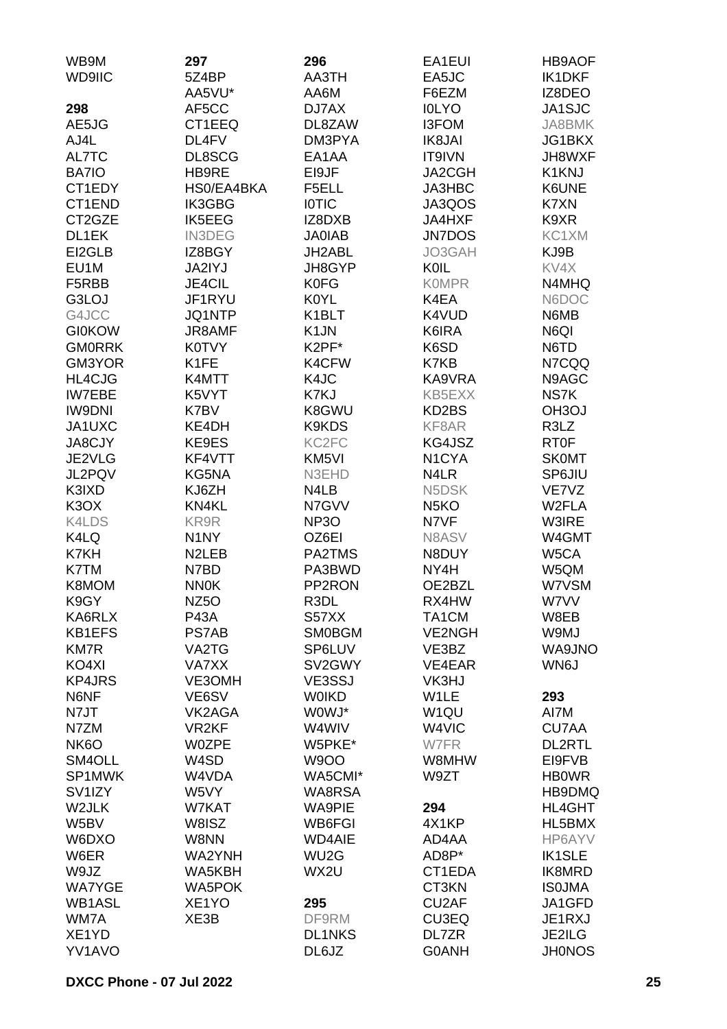WB9M
WD9IIC

**298**
AE5JG
AJ4L
AL7TC
BA7IO
CT1EDY
CT1END
CT2GZE
DL1EK
EI2GLB
EU1M
F5RBB
G3LOJ
G4JCC
GI0KOW
GM0RRK
GM3YOR
HL4CJG
IW7EBE
IW9DNI
JA1UXC
JA8CJY
JE2VLG
JL2PQV
K3IXD
K3OX
K4LDS
K4LQ
K7KH
K7TM
K8MOM
K9GY
KA6RLX
KB1EFS
KM7R
KO4XI
KP4JRS
N6NF
N7JT
N7ZM
NK6O
SM4OLL
SP1MWK
SV1IZY
W2JLK
W5BV
W6DXO
W6ER
W9JZ
WA7YGE
WB1ASL
WM7A
XE1YD
YV1AVO

**297**
5Z4BP
AA5VU*
AF5CC
CT1EEQ
DL4FV
DL8SCG
HB9RE
HS0/EA4BKA
IK3GBG
IK5EEG
IN3DEG
IZ8BGY
JA2IYJ
JE4CIL
JF1RYU
JQ1NTP
JR8AMF
K0TVY
K1FE
K4MTT
K5VYT
K7BV
KE4DH
KE9ES
KF4VTT
KG5NA
KJ6ZH
KN4KL
KR9R
N1NY
N2LEB
N7BD
NN0K
NZ5O
P43A
PS7AB
VA2TG
VA7XX
VE3OMH
VE6SV
VK2AGA
VR2KF
W0ZPE
W4SD
W4VDA
W5VY
W7KAT
W8ISZ
W8NN
WA2YNH
WA5KBH
WA5POK
XE1YO
XE3B

**296**
AA3TH
AA6M
DJ7AX
DL8ZAW
DM3PYA
EA1AA
EI9JF
F5ELL
I0TIC
IZ8DXB
JA0IAB
JH2ABL
JH8GYP
K0FG
K0YL
K1BLT
K1JN
K2PF*
K4CFW
K4JC
K7KJ
K8GWU
K9KDS
KC2FC
KM5VI
N3EHD
N4LB
N7GVV
NP3O
OZ6EI
PA2TMS
PA3BWD
PP2RON
R3DL
S57XX
SM0BGM
SP6LUV
SV2GWY
VE3SSJ
W0IKD
W0WJ*
W4WIV
W5PKE*
W9OO
WA5CMI*
WA8RSA
WA9PIE
WB6FGI
WD4AIE
WU2G
WX2U

**295**
DF9RM
DL1NKS
DL6JZ

EA1EUI
EA5JC
F6EZM
I0LYO
I3FOM
IK8JAI
IT9IVN
JA2CGH
JA3HBC
JA3QOS
JA4HXF
JN7DOS
JO3GAH
K0IL
K0MPR
K4EA
K4VUD
K6IRA
K6SD
K7KB
KA9VRA
KB5EXX
KD2BS
KF8AR
KG4JSZ
N1CYA
N4LR
N5DSK
N5KO
N7VF
N8ASV
N8DUY
NY4H
OE2BZL
RX4HW
TA1CM
VE2NGH
VE3BZ
VE4EAR
VK3HJ
W1LE
W1QU
W4VIC
W7FR
W8MHW
W9ZT

**294**
4X1KP
AD4AA
AD8P*
CT1EDA
CT3KN
CU2AF
CU3EQ
DL7ZR
G0ANH

HB9AOF
IK1DKF
IZ8DEO
JA1SJC
JA8BMK
JG1BKX
JH8WXF
K1KNJ
K6UNE
K7XN
K9XR
KC1XM
KJ9B
KV4X
N4MHQ
N6DOC
N6MB
N6QI
N6TD
N7CQQ
N9AGC
NS7K
OH3OJ
R3LZ
RT0F
SK0MT
SP6JIU
VE7VZ
W2FLA
W3IRE
W4GMT
W5CA
W5QM
W7VSM
W7VV
W8EB
W9MJ
WA9JNO
WN6J

**293**
AI7M
CU7AA
DL2RTL
EI9FVB
HB0WR
HB9DMQ
HL4GHT
HL5BMX
HP6AYV
IK1SLE
IK8MRD
IS0JMA
JA1GFD
JE1RXJ
JE2ILG
JH0NOS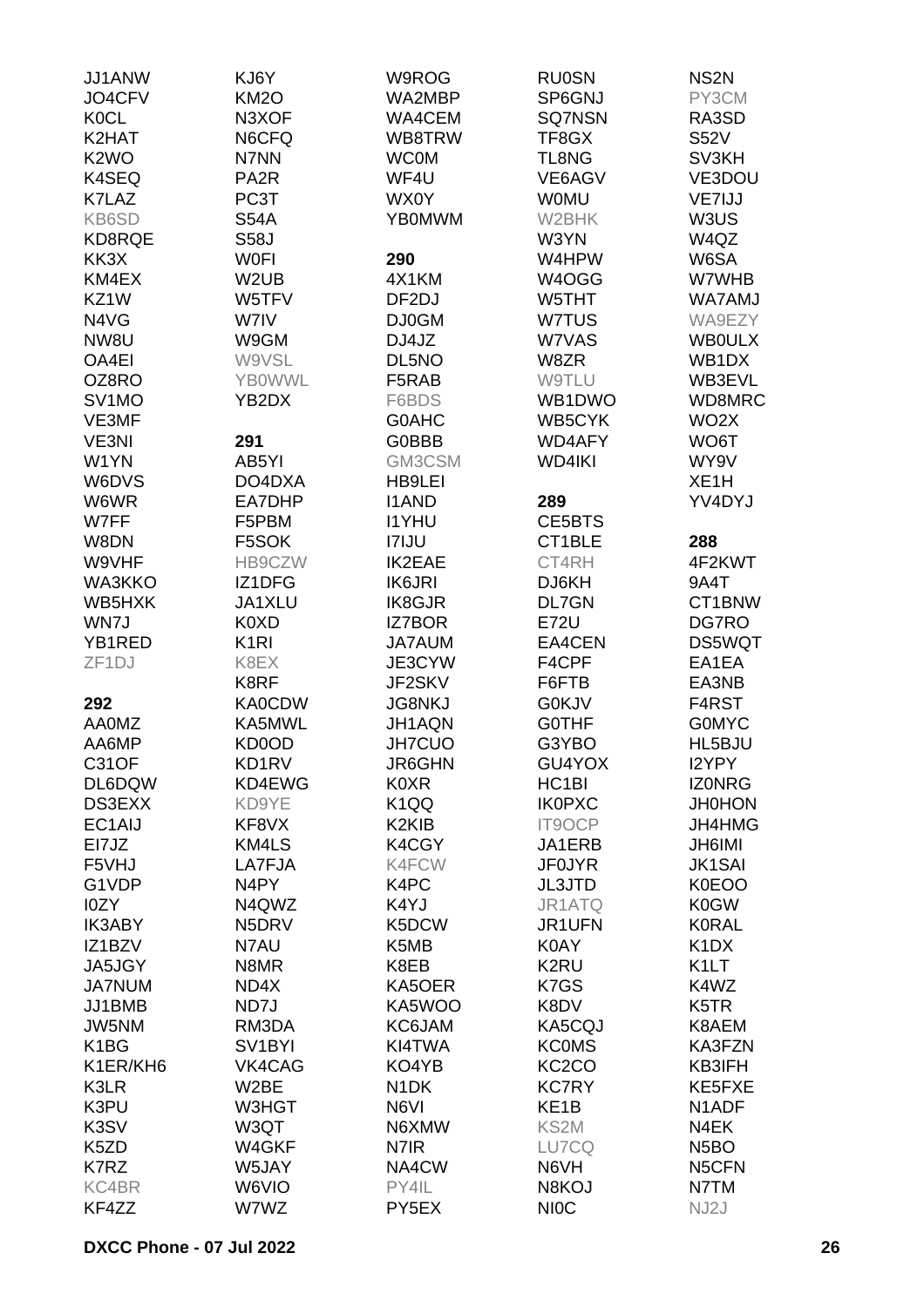JJ1ANW
JO4CFV
K0CL
K2HAT
K2WO
K4SEQ
K7LAZ
KB6SD
KD8RQE
KK3X
KM4EX
KZ1W
N4VG
NW8U
OA4EI
OZ8RO
SV1MO
VE3MF
VE3NI
W1YN
W6DVS
W6WR
W7FF
W8DN
W9VHF
WA3KKO
WB5HXK
WN7J
YB1RED
ZF1DJ

**292**

AA0MZ
AA6MP
C31OF
DL6DQW
DS3EXX
EC1AIJ
EI7JZ
F5VHJ
G1VDP
I0ZY
IK3ABY
IZ1BZV
JA5JGY
JA7NUM
JJ1BMB
JW5NM
K1BG
K1ER/KH6
K3LR
K3PU
K3SV
K5ZD
K7RZ
KC4BR
KF4ZZ
KJ6Y
KM2O
N3XOF
N6CFQ
N7NN
PA2R
PC3T
S54A
S58J
W0FI
W2UB
W5TFV
W7IV
W9GM
W9VSL
YB0WWL
YB2DX

**291**

AB5YI
DO4DXA
EA7DHP
F5PBM
F5SOK
HB9CZW
IZ1DFG
JA1XLU
K0XD
K1RI
K8EX
K8RF
KA0CDW
KA5MWL
KD0OD
KD1RV
KD4EWG
KD9YE
KF8VX
KM4LS
LA7FJA
N4PY
N4QWZ
N5DRV
N7AU
N8MR
ND4X
ND7J
RM3DA
SV1BYI
VK4CAG
W2BE
W3HGT
W3QT
W4GKF
W5JAY
W6VIO
W7WZ
W9ROG
WA2MBP
WA4CEM
WB8TRW
WC0M
WF4U
WX0Y
YB0MWM

**290**

4X1KM
DF2DJ
DJ0GM
DJ4JZ
DL5NO
F5RAB
F6BDS
G0AHC
G0BBB
GM3CSM
HB9LEI
I1AND
I1YHU
I7IJU
IK2EAE
IK6JRI
IK8GJR
IZ7BOR
JA7AUM
JE3CYW
JF2SKV
JG8NKJ
JH1AQN
JH7CUO
JR6GHN
K0XR
K1QQ
K2KIB
K4CGY
K4FCW
K4PC
K4YJ
K5DCW
K5MB
K8EB
KA5OER
KA5WOO
KC6JAM
KI4TWA
KO4YB
N1DK
N6VI
N6XMW
N7IR
NA4CW
PY4IL
PY5EX
RU0SN
SP6GNJ
SQ7NSN
TF8GX
TL8NG
VE6AGV
W0MU
W2BHK
W3YN
W4HPW
W4OGG
W5THT
W7TUS
W7VAS
W8ZR
W9TLU
WB1DWO
WB5CYK
WD4AFY
WD4IKI

**289**

CE5BTS
CT1BLE
CT4RH
DJ6KH
DL7GN
E72U
EA4CEN
F4CPF
F6FTB
G0KJV
G0THF
G3YBO
GU4YOX
HC1BI
IK0PXC
IT9OCP
JA1ERB
JF0JYR
JL3JTD
JR1ATQ
JR1UFN
K0AY
K2RU
K7GS
K8DV
KA5CQJ
KC0MS
KC2CO
KC7RY
KE1B
KS2M
LU7CQ
N6VH
N8KOJ
NI0C
NS2N
PY3CM
RA3SD
S52V
SV3KH
VE3DOU
VE7IJJ
W3US
W4QZ
W6SA
W7WHB
WA7AMJ
WA9EZY
WB0ULX
WB1DX
WB3EVL
WD8MRC
WO2X
WO6T
WY9V
XE1H
YV4DYJ

**288**

4F2KWT
9A4T
CT1BNW
DG7RO
DS5WQT
EA1EA
EA3NB
F4RST
G0MYC
HL5BJU
I2YPY
IZ0NRG
JH0HON
JH4HMG
JH6IMI
JK1SAI
K0EOO
K0GW
K0RAL
K1DX
K1LT
K4WZ
K5TR
K8AEM
KA3FZN
KB3IFH
KE5FXE
N1ADF
N4EK
N5BO
N5CFN
N7TM
NJ2J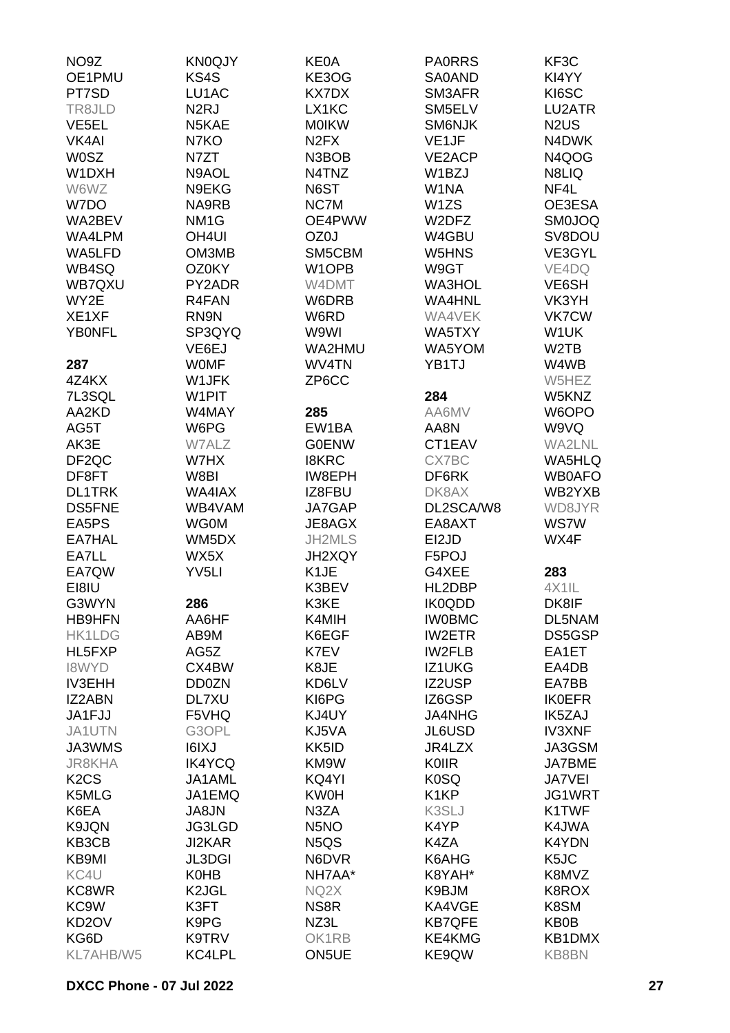NO9Z
OE1PMU
PT7SD
TR8JLD
VE5EL
VK4AI
W0SZ
W1DXH
W6WZ
W7DO
WA2BEV
WA4LPM
WA5LFD
WB4SQ
WB7QXU
WY2E
XE1XF
YB0NFL

**287**

4Z4KX
7L3SQL
AA2KD
AG5T
AK3E
DF2QC
DF8FT
DL1TRK
DS5FNE
EA5PS
EA7HAL
EA7LL
EA7QW
EI8IU
G3WYN
HB9HFN
HK1LDG
HL5FXP
I8WYD
IV3EHH
IZ2ABN
JA1FJJ
JA1UTN
JA3WMS
JR8KHA
K2CS
K5MLG
K6EA
K9JQN
KB3CB
KB9MI
KC4U
KC8WR
KC9W
KD2OV
KG6D
KL7AHB/W5

KN0QJY
KS4S
LU1AC
N2RJ
N5KAE
N7KO
N7ZT
N9AOL
N9EKG
NA9RB
NM1G
OH4UI
OM3MB
OZ0KY
PY2ADR
R4FAN
RN9N
SP3QYQ
VE6EJ
W0MF
W1JFK
W1PIT
W4MAY
W6PG
W7ALZ
W7HX
W8BI
WA4IAX
WB4VAM
WG0M
WM5DX
WX5X
YV5LI

**286**

AA6HF
AB9M
AG5Z
CX4BW
DD0ZN
DL7XU
F5VHQ
G3OPL
I6IXJ
IK4YCQ
JA1AML
JA1EMQ
JA8JN
JG3LGD
JI2KAR
JL3DGI
K0HB
K2JGL
K3FT
K9PG
K9TRV
KC4LPL

KE0A
KE3OG
KX7DX
LX1KC
M0IKW
N2FX
N3BOB
N4TNZ
N6ST
NC7M
OE4PWW
OZ0J
SM5CBM
W1OPB
W4DMT
W6DRB
W6RD
W9WI
WA2HMU
WV4TN
ZP6CC

**285**

EW1BA
G0ENW
I8KRC
IW8EPH
IZ8FBU
JA7GAP
JE8AGX
JH2MLS
JH2XQY
K1JE
K3BEV
K3KE
K4MIH
K6EGF
K7EV
K8JE
KD6LV
KI6PG
KJ4UY
KJ5VA
KK5ID
KM9W
KQ4YI
KW0H
N3ZA
N5NO
N5QS
N6DVR
NH7AA*
NQ2X
NS8R
NZ3L
OK1RB
ON5UE

PA0RRS
SA0AND
SM3AFR
SM5ELV
SM6NJK
VE1JF
VE2ACP
W1BZJ
W1NA
W1ZS
W2DFZ
W4GBU
W5HNS
W9GT
WA3HOL
WA4HNL
WA4VEK
WA5TXY
WA5YOM
YB1TJ

**284**

AA6MV
AA8N
CT1EAV
CX7BC
DF6RK
DK8AX
DL2SCA/W8
EA8AXT
EI2JD
F5POJ
G4XEE
HL2DBP
IK0QDD
IW0BMC
IW2ETR
IW2FLB
IZ1UKG
IZ2USP
IZ6GSP
JA4NHG
JL6USD
JR4LZX
K0IIR
K0SQ
K1KP
K3SLJ
K4YP
K4ZA
K6AHG
K8YAH*
K9BJM
KA4VGE
KB7QFE
KE4KMG
KE9QW

KF3C
KI4YY
KI6SC
LU2ATR
N2US
N4DWK
N4QOG
N8LIQ
NF4L
OE3ESA
SM0JOQ
SV8DOU
VE3GYL
VE4DQ
VE6SH
VK3YH
VK7CW
W1UK
W2TB
W4WB
W5HEZ
W5KNZ
W6OPO
W9VQ
WA2LNL
WA5HLQ
WB0AFO
WB2YXB
WD8JYR
WS7W
WX4F

**283**

4X1IL
DK8IF
DL5NAM
DS5GSP
EA1ET
EA4DB
EA7BB
IK0EFR
IK5ZAJ
IV3XNF
JA3GSM
JA7BME
JA7VEI
JG1WRT
K1TWF
K4JWA
K4YDN
K5JC
K8MVZ
K8ROX
K8SM
KB0B
KB1DMX
KB8BN

DXCC Phone - 07 Jul 2022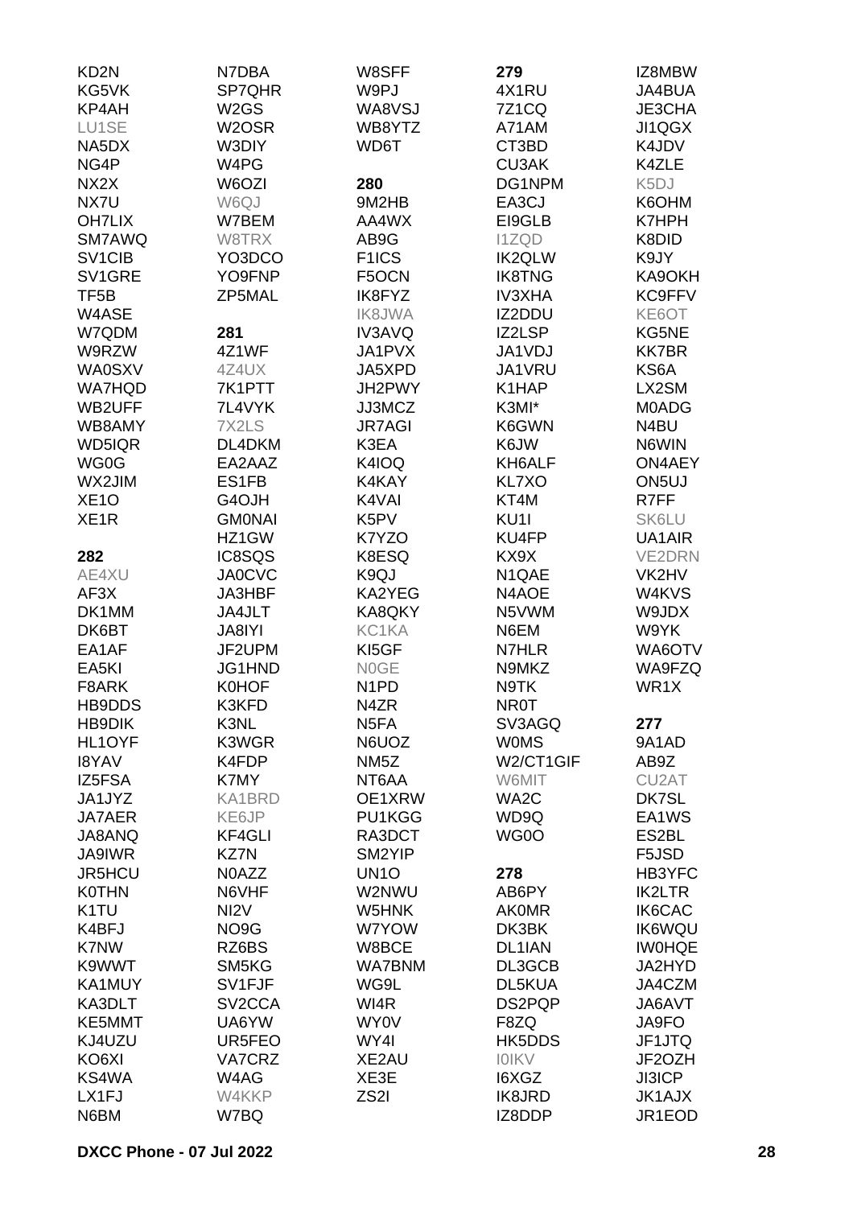KD2N
KG5VK
KP4AH
LU1SE
NA5DX
NG4P
NX2X
NX7U
OH7LIX
SM7AWQ
SV1CIB
SV1GRE
TF5B
W4ASE
W7QDM
W9RZW
WA0SXV
WA7HQD
WB2UFF
WB8AMY
WD5IQR
WG0G
WX2JIM
XE1O
XE1R

**282**
AE4XU
AF3X
DK1MM
DK6BT
EA1AF
EA5KI
F8ARK
HB9DDS
HB9DIK
HL1OYF
I8YAV
IZ5FSA
JA1JYZ
JA7AER
JA8ANQ
JA9IWR
JR5HCU
K0THN
K1TU
K4BFJ
K7NW
K9WWT
KA1MUY
KA3DLT
KE5MMT
KJ4UZU
KO6XI
KS4WA
LX1FJ
N6BM
N7DBA
SP7QHR
W2GS
W2OSR
W3DIY
W4PG
W6OZI
W6QJ
W7BEM
W8TRX
YO3DCO
YO9FNP
ZP5MAL

**281**
4Z1WF
4Z4UX
7K1PTT
7L4VYK
7X2LS
DL4DKM
EA2AAZ
ES1FB
G4OJH
GM0NAI
HZ1GW
IC8SQS
JA0CVC
JA3HBF
JA4JLT
JA8IYI
JF2UPM
JG1HND
K0HOF
K3KFD
K3NL
K3WGR
K4FDP
K7MY
KA1BRD
KE6JP
KF4GLI
KZ7N
N0AZZ
N6VHF
NI2V
NO9G
RZ6BS
SM5KG
SV1FJF
SV2CCA
UA6YW
UR5FEO
VA7CRZ
W4AG
W4KKP
W7BQ
W8SFF
W9PJ
WA8VSJ
WB8YTZ
WD6T

**280**
9M2HB
AA4WX
AB9G
F1ICS
F5OCN
IK8FYZ
IK8JWA
IV3AVQ
JA1PVX
JA5XPD
JH2PWY
JJ3MCZ
JR7AGI
K3EA
K4IOQ
K4KAY
K4VAI
K5PV
K7YZO
K8ESQ
K9QJ
KA2YEG
KA8QKY
KC1KA
KI5GF
N0GE
N1PD
N4ZR
N5FA
N6UOZ
NM5Z
NT6AA
OE1XRW
PU1KGG
RA3DCT
SM2YIP
UN1O
W2NWU
W5HNK
W7YOW
W8BCE
WA7BNM
WG9L
WI4R
WY0V
WY4I
XE2AU
XE3E
ZS2I

**279**
4X1RU
7Z1CQ
A71AM
CT3BD
CU3AK
DG1NPM
EA3CJ
EI9GLB
I1ZQD
IK2QLW
IK8TNG
IV3XHA
IZ2DDU
IZ2LSP
JA1VDJ
JA1VRU
K1HAP
K3MI*
K6GWN
K6JW
KH6ALF
KL7XO
KT4M
KU1I
KU4FP
KX9X
N1QAE
N4AOE
N5VWM
N6EM
N7HLR
N9MKZ
N9TK
NR0T
SV3AGQ
W0MS
W2/CT1GIF
W6MIT
WA2C
WD9Q
WG0O

**278**
AB6PY
AK0MR
DK3BK
DL1IAN
DL3GCB
DL5KUA
DS2PQP
F8ZQ
HK5DDS
I0IKV
I6XGZ
IK8JRD
IZ8DDP
IZ8MBW
JA4BUA
JE3CHA
JI1QGX
K4JDV
K4ZLE
K5DJ
K6OHM
K7HPH
K8DID
K9JY
KA9OKH
KC9FFV
KE6OT
KG5NE
KK7BR
KS6A
LX2SM
M0ADG
N4BU
N6WIN
ON4AEY
ON5UJ
R7FF
SK6LU
UA1AIR
VE2DRN
VK2HV
W4KVS
W9JDX
W9YK
WA6OTV
WA9FZQ
WR1X

**277**
9A1AD
AB9Z
CU2AT
DK7SL
EA1WS
ES2BL
F5JSD
HB3YFC
IK2LTR
IK6CAC
IK6WQU
IW0HQE
JA2HYD
JA4CZM
JA6AVT
JA9FO
JF1JTQ
JF2OZH
JI3ICP
JK1AJX
JR1EOD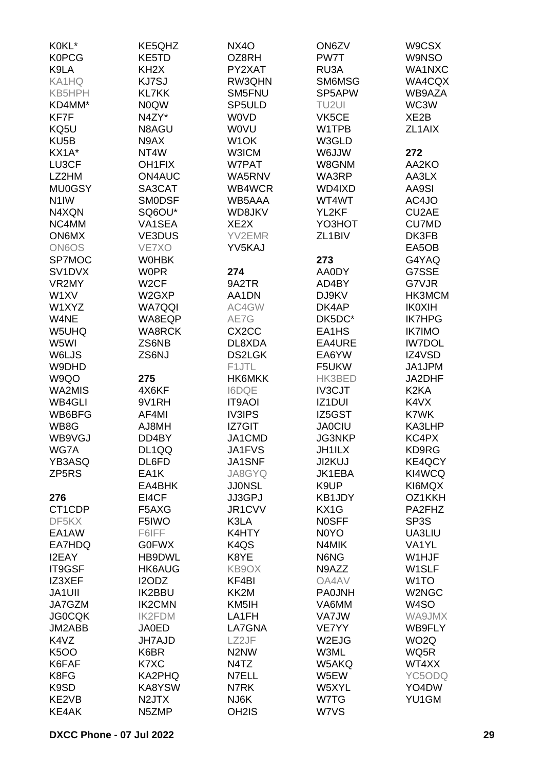K0KL*
K0PCG
K9LA
KA1HQ
KB5HPH
KD4MM*
KF7F
KQ5U
KU5B
KX1A*
LU3CF
LZ2HM
MU0GSY
N1IW
N4XQN
NC4MM
ON6MX
ON6OS
SP7MOC
SV1DVX
VR2MY
W1XV
W1XYZ
W4NE
W5UHQ
W5WI
W6LJS
W9DHD
W9QO
WA2MIS
WB4GLI
WB6BFG
WB8G
WB9VGJ
WG7A
YB3ASQ
ZP5RS

**276**

CT1CDP
DF5KX
EA1AW
EA7HDQ
I2EAY
IT9GSF
IZ3XEF
JA1UII
JA7GZM
JG0CQK
JM2ABB
K4VZ
K5OO
K6FAF
K8FG
K9SD
KE2VB
KE4AK
KE5QHZ
KE5TD
KH2X
KJ7SJ
KL7KK
N0QW
N4ZY*
N8AGU
N9AX
NT4W
OH1FIX
ON4AUC
SA3CAT
SM0DSF
SQ6OU*
VA1SEA
VE3DUS
VE7XO
W0HBK
W0PR
W2CF
W2GXP
WA7QQI
WA8EQP
WA8RCK
ZS6NB
ZS6NJ

**275**

4X6KF
9V1RH
AF4MI
AJ8MH
DD4BY
DL1QQ
DL6FD
EA1K
EA4BHK
EI4CF
F5AXG
F5IWO
F6IFF
G0FWX
HB9DWL
HK6AUG
I2ODZ
IK2BBU
IK2CMN
IK2FDM
JA0ED
JH7AJD
K6BR
K7XC
KA2PHQ
KA8YSW
N2JTX
N5ZMP
NX4O
OZ8RH
PY2XAT
RW3QHN
SM5FNU
SP5ULD
W0VD
W0VU
W1OK
W3ICM
W7PAT
WA5RNV
WB4WCR
WB5AAA
WD8JKV
XE2X
YV2EMR
YV5KAJ

**274**

9A2TR
AA1DN
AC4GW
AE7G
CX2CC
DL8XDA
DS2LGK
F1JTL
HK6MKK
I6DQE
IT9AOI
IV3IPS
IZ7GIT
JA1CMD
JA1FVS
JA1SNF
JA8GYQ
JJ0NSL
JJ3GPJ
JR1CVV
K3LA
K4HTY
K4QS
K8YE
KB9OX
KF4BI
KK2M
KM5IH
LA1FH
LA7GNA
LZ2JF
N2NW
N4TZ
N7ELL
N7RK
NJ6K
OH2IS
ON6ZV
PW7T
RU3A
SM6MSG
SP5APW
TU2UI
VK5CE
W1TPB
W3GLD
W6JJW
W8GNM
WA3RP
WD4IXD
WT4WT
YL2KF
YO3HOT
ZL1BIV

**273**

AA0DY
AD4BY
DJ9KV
DK4AP
DK5DC*
EA1HS
EA4URE
EA6YW
F5UKW
HK3BED
IV3CJT
IZ1DUI
IZ5GST
JA0CIU
JG3NKP
JH1ILX
JI2KUJ
JK1EBA
K9UP
KB1JDY
KX1G
N0SFF
N0YO
N4MIK
N6NG
N9AZZ
OA4AV
PA0JNH
VA6MM
VA7JW
VE7YY
W2EJG
W3ML
W5AKQ
W5EW
W5XYL
W7TG
W7VS
W9CSX
W9NSO
WA1NXC
WA4CQX
WB9AZA
WC3W
XE2B
ZL1AIX

**272**

AA2KO
AA3LX
AA9SI
AC4JO
CU2AE
CU7MD
DK3FB
EA5OB
G4YAQ
G7SSE
G7VJR
HK3MCM
IK0XIH
IK7HPG
IK7IMO
IW7DOL
IZ4VSD
JA1JPM
JA2DHF
K2KA
K4VX
K7WK
KA3LHP
KC4PX
KD9RG
KE4QCY
KI4WCQ
KI6MQX
OZ1KKH
PA2FHZ
SP3S
UA3LIU
VA1YL
W1HJF
W1SLF
W1TO
W2NGC
W4SO
WA9JMX
WB9FLY
WO2Q
WQ5R
WT4XX
YC5ODQ
YO4DW
YU1GM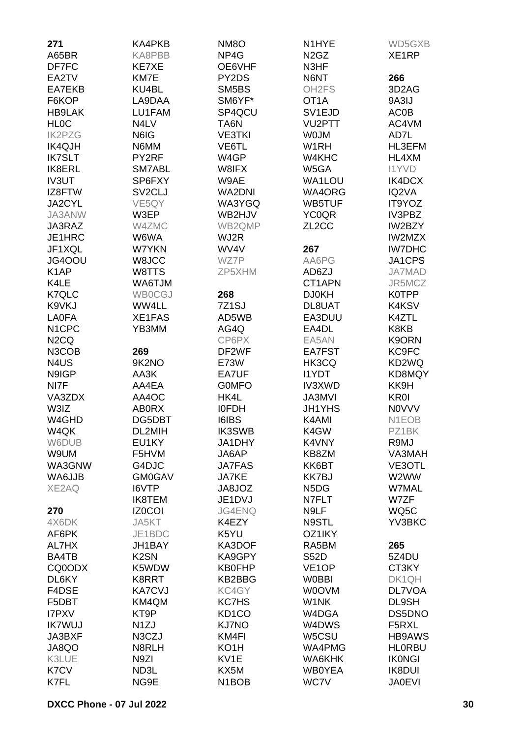**271**
A65BR
DF7FC
EA2TV
EA7EKB
F6KOP
HB9LAK
HL0C
IK2PZG
IK4QJH
IK7SLT
IK8ERL
IV3UT
IZ8FTW
JA2CYL
JA3ANW
JA3RAZ
JE1HRC
JF1XQL
JG4OOU
K1AP
K4LE
K7QLC
K9VKJ
LA0FA
N1CPC
N2CQ
N3COB
N4US
N9IGP
NI7F
VA3ZDX
W3IZ
W4GHD
W4QK
W6DUB
W9UM
WA3GNW
WA6JJB
XE2AQ

**270**
4X6DK
AF6PK
AL7HX
BA4TB
CQ0ODX
DL6KY
F4DSE
F5DBT
I7PXV
IK7WUJ
JA3BXF
JA8QO
K3LUE
K7CV
K7FL
KA4PKB
KA8PBB
KE7XE
KM7E
KU4BL
LA9DAA
LU1FAM
N4LV
N6IG
N6MM
PY2RF
SM7ABL
SP6FXY
SV2CLJ
VE5QY
W3EP
W4ZMC
W6WA
W7YKN
W8JCC
W8TTS
WA6TJM
WB0CGJ
WW4LL
XE1FAS
YB3MM

**269**
9K2NO
AA3K
AA4EA
AA4OC
AB0RX
DG5DBT
DL2MIH
EU1KY
F5HVM
G4DJC
GM0GAV
I6VTP
IK8TEM
IZ0COI
JA5KT
JE1BDC
JH1BAY
K2SN
K5WDW
K8RRT
KA7CVJ
KM4QM
KT9P
N1ZJ
N3CZJ
N8RLH
N9ZI
ND3L
NG9E
NM8O
NP4G
OE6VHF
PY2DS
SM5BS
SM6YF*
SP4QCU
TA6N
VE3TKI
VE6TL
W4GP
W8IFX
W9AE
WA2DNI
WA3YGQ
WB2HJV
WB2QMP
WJ2R
WV4V
WZ7P
ZP5XHM

**268**
7Z1SJ
AD5WB
AG4Q
CP6PX
DF2WF
E73W
EA7UF
G0MFO
HK4L
I0FDH
I6IBS
IK3SWB
JA1DHY
JA6AP
JA7FAS
JA7KE
JA8JOZ
JE1DVJ
JG4ENQ
K4EZY
K5YU
KA3DOF
KA9GPY
KB0FHP
KB2BBG
KC4GY
KC7HS
KD1CO
KJ7NO
KM4FI
KO1H
KV1E
KX5M
N1BOB
N1HYE
N2GZ
N3HF
N6NT
OH2FS
OT1A
SV1EJD
VU2PTT
W0JM
W1RH
W4KHC
W5GA
WA1LOU
WA4ORG
WB5TUF
YC0QR
ZL2CC

**267**
AA6PG
AD6ZJ
CT1APN
DJ0KH
DL8UAT
EA3DUU
EA4DL
EA5AN
EA7FST
HK3CQ
I1YDT
IV3XWD
JA3MVI
JH1YHS
K4AMI
K4GW
K4VNY
KB8ZM
KK6BT
KK7BJ
N5DG
N7FLT
N9LF
N9STL
OZ1IKY
RA5BM
S52D
VE1OP
W0BBI
W0OVM
W1NK
W4DGA
W4DWS
W5CSU
WA4PMG
WA6KHK
WB0YEA
WC7V
WD5GXB
XE1RP

**266**
3D2AG
9A3IJ
AC0B
AC4VM
AD7L
HL3EFM
HL4XM
I1YVD
IK4DCX
IQ2VA
IT9YOZ
IV3PBZ
IW2BZY
IW2MZX
IW7DHC
JA1CPS
JA7MAD
JR5MCZ
K0TPP
K4KSV
K4ZTL
K8KB
K9ORN
KC9FC
KD2WQ
KD8MQY
KK9H
KR0I
N0VVV
N1EOB
PZ1BK
R9MJ
VA3MAH
VE3OTL
W2WW
W7MAL
W7ZF
WQ5C
YV3BKC

**265**
5Z4DU
CT3KY
DK1QH
DL7VOA
DL9SH
DS5DNO
F5RXL
HB9AWS
HL0RBU
IK0NGI
IK8DUI
JA0EVI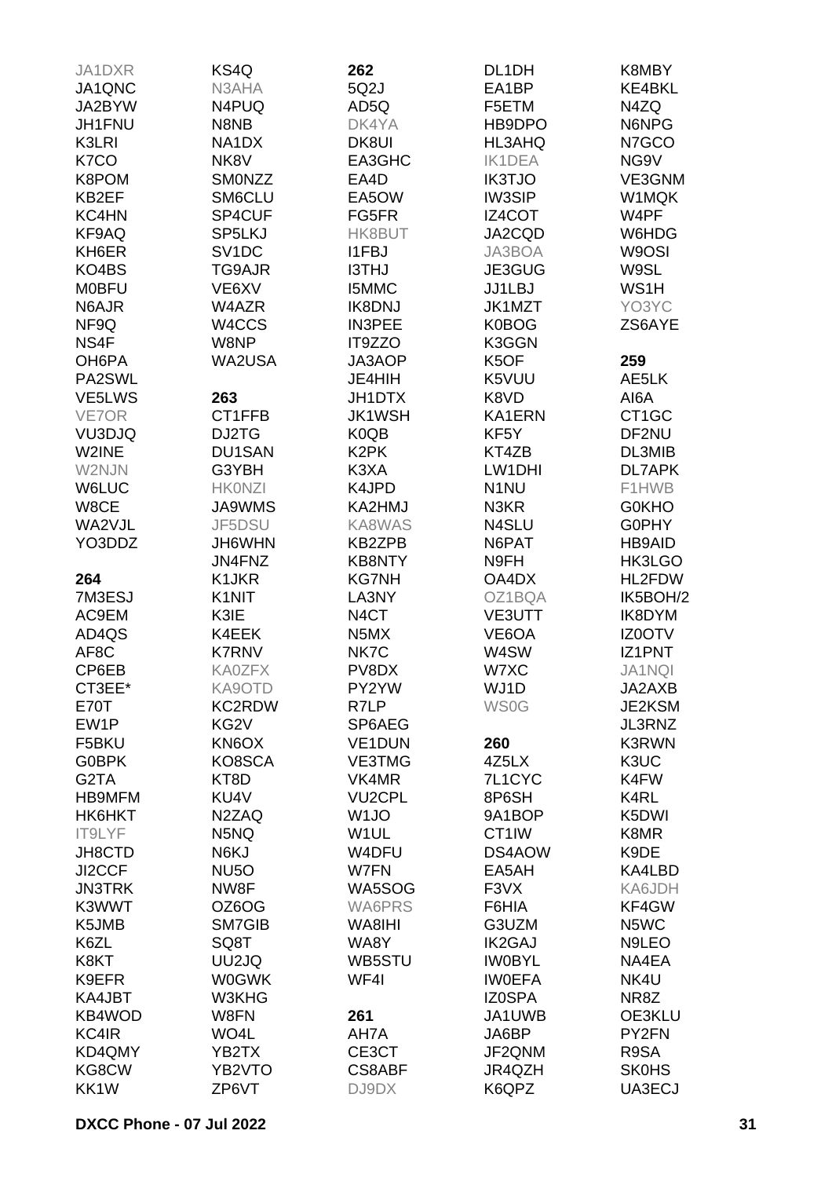JA1DXR
JA1QNC
JA2BYW
JH1FNU
K3LRI
K7CO
K8POM
KB2EF
KC4HN
KF9AQ
KH6ER
KO4BS
M0BFU
N6AJR
NF9Q
NS4F
OH6PA
PA2SWL
VE5LWS
VE7OR
VU3DJQ
W2INE
W2NJN
W6LUC
W8CE
WA2VJL
YO3DDZ

**264**

7M3ESJ
AC9EM
AD4QS
AF8C
CP6EB
CT3EE*
E70T
EW1P
F5BKU
G0BPK
G2TA
HB9MFM
HK6HKT
IT9LYF
JH8CTD
JI2CCF
JN3TRK
K3WWT
K5JMB
K6ZL
K8KT
K9EFR
KA4JBT
KB4WOD
KC4IR
KD4QMY
KG8CW
KK1W
KS4Q
N3AHA
N4PUQ
N8NB
NA1DX
NK8V
SM0NZZ
SM6CLU
SP4CUF
SP5LKJ
SV1DC
TG9AJR
VE6XV
W4AZR
W4CCS
W8NP
WA2USA

**263**

CT1FFB
DJ2TG
DU1SAN
G3YBH
HK0NZI
JA9WMS
JF5DSU
JH6WHN
JN4FNZ
K1JKR
K1NIT
K3IE
K4EEK
K7RNV
KA0ZFX
KA9OTD
KC2RDW
KG2V
KN6OX
KO8SCA
KT8D
KU4V
N2ZAQ
N5NQ
N6KJ
NU5O
NW8F
OZ6OG
SM7GIB
SQ8T
UU2JQ
W0GWK
W3KHG
W8FN
WO4L
YB2TX
YB2VTO
ZP6VT

**262**

5Q2J
AD5Q
DK4YA
DK8UI
EA3GHC
EA4D
EA5OW
FG5FR
HK8BUT
I1FBJ
I3THJ
I5MMC
IK8DNJ
IN3PEE
IT9ZZO
JA3AOP
JE4HIH
JH1DTX
JK1WSH
K0QB
K2PK
K3XA
K4JPD
KA2HMJ
KA8WAS
KB2ZPB
KB8NTY
KG7NH
LA3NY
N4CT
N5MX
NK7C
PV8DX
PY2YW
R7LP
SP6AEG
VE1DUN
VE3TMG
VK4MR
VU2CPL
W1JO
W1UL
W4DFU
W7FN
WA5SOG
WA6PRS
WA8IHI
WA8Y
WB5STU
WF4I

**261**

AH7A
CE3CT
CS8ABF
DJ9DX
DL1DH
EA1BP
F5ETM
HB9DPO
HL3AHQ
IK1DEA
IK3TJO
IW3SIP
IZ4COT
JA2CQD
JA3BOA
JE3GUG
JJ1LBJ
JK1MZT
K0BOG
K3GGN
K5OF
K5VUU
K8VD
KA1ERN
KF5Y
KT4ZB
LW1DHI
N1NU
N3KR
N4SLU
N6PAT
N9FH
OA4DX
OZ1BQA
VE3UTT
VE6OA
W4SW
W7XC
WJ1D
WS0G

**260**

4Z5LX
7L1CYC
8P6SH
9A1BOP
CT1IW
DS4AOW
EA5AH
F3VX
F6HIA
G3UZM
IK2GAJ
IW0BYL
IW0EFA
IZ0SPA
JA1UWB
JA6BP
JF2QNM
JR4QZH
K6QPZ
K8MBY
KE4BKL
N4ZQ
N6NPG
N7GCO
NG9V
VE3GNM
W1MQK
W4PF
W6HDG
W9OSI
W9SL
WS1H
YO3YC
ZS6AYE

**259**

AE5LK
AI6A
CT1GC
DF2NU
DL3MIB
DL7APK
F1HWB
G0KHO
G0PHY
HB9AID
HK3LGO
HL2FDW
IK5BOH/2
IK8DYM
IZ0OTV
IZ1PNT
JA1NQI
JA2AXB
JE2KSM
JL3RNZ
K3RWN
K3UC
K4FW
K4RL
K5DWI
K8MR
K9DE
KA4LBD
KA6JDH
KF4GW
N5WC
N9LEO
NA4EA
NK4U
NR8Z
OE3KLU
PY2FN
R9SA
SK0HS
UA3ECJ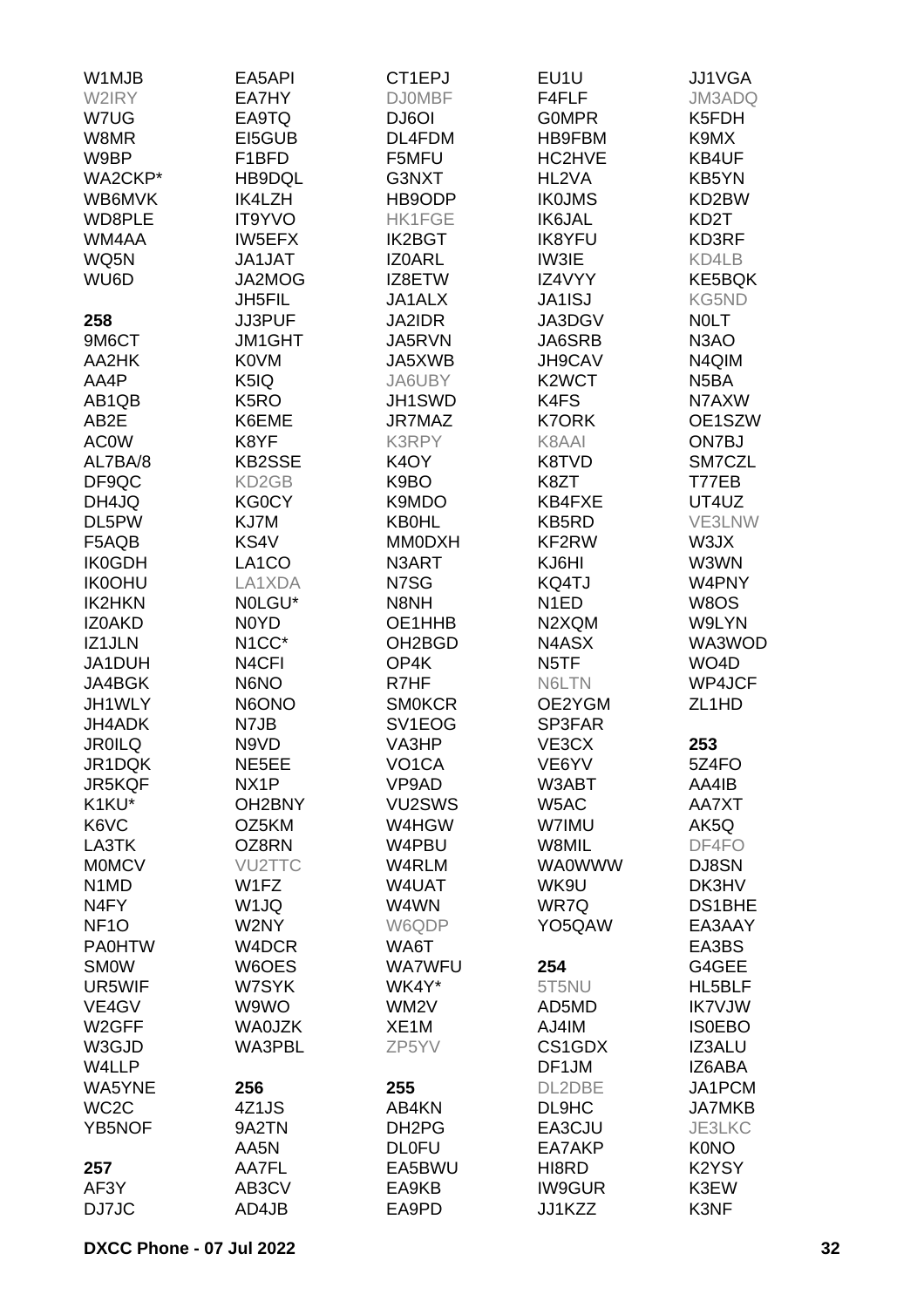W1MJB
W2IRY
W7UG
W8MR
W9BP
WA2CKP*
WB6MVK
WD8PLE
WM4AA
WQ5N
WU6D

**258**
9M6CT
AA2HK
AA4P
AB1QB
AB2E
AC0W
AL7BA/8
DF9QC
DH4JQ
DL5PW
F5AQB
IK0GDH
IK0OHU
IK2HKN
IZ0AKD
IZ1JLN
JA1DUH
JA4BGK
JH1WLY
JH4ADK
JR0ILQ
JR1DQK
JR5KQF
K1KU*
K6VC
LA3TK
M0MCV
N1MD
N4FY
NF1O
PA0HTW
SM0W
UR5WIF
VE4GV
W2GFF
W3GJD
W4LLP
WA5YNE
WC2C
YB5NOF

**257**
AF3Y
DJ7JC

EA5API
EA7HY
EA9TQ
EI5GUB
F1BFD
HB9DQL
IK4LZH
IT9YVO
IW5EFX
JA1JAT
JA2MOG
JH5FIL
JJ3PUF
JM1GHT
K0VM
K5IQ
K5RO
K6EME
K8YF
KB2SSE
KD2GB
KG0CY
KJ7M
KS4V
LA1CO
LA1XDA
N0LGU*
N0YD
N1CC*
N4CFI
N6NO
N6ONO
N7JB
N9VD
NE5EE
NX1P
OH2BNY
OZ5KM
OZ8RN
VU2TTC
W1FZ
W1JQ
W2NY
W4DCR
W6OES
W7SYK
W9WO
WA0JZK
WA3PBL

**256**
4Z1JS
9A2TN
AA5N
AA7FL
AB3CV
AD4JB

CT1EPJ
DJ0MBF
DJ6OI
DL4FDM
F5MFU
G3NXT
HB9ODP
HK1FGE
IK2BGT
IZ0ARL
IZ8ETW
JA1ALX
JA2IDR
JA5RVN
JA5XWB
JA6UBY
JH1SWD
JR7MAZ
K3RPY
K4OY
K9BO
K9MDO
KB0HL
MM0DXH
N3ART
N7SG
N8NH
OE1HHB
OH2BGD
OP4K
R7HF
SM0KCR
SV1EOG
VA3HP
VO1CA
VP9AD
VU2SWS
W4HGW
W4PBU
W4RLM
W4UAT
W4WN
W6QDP
WA6T
WA7WFU
WK4Y*
WM2V
XE1M
ZP5YV

**255**
AB4KN
DH2PG
DL0FU
EA5BWU
EA9KB
EA9PD

EU1U
F4FLF
G0MPR
HB9FBM
HC2HVE
HL2VA
IK0JMS
IK6JAL
IK8YFU
IW3IE
IZ4VYY
JA1ISJ
JA3DGV
JA6SRB
JH9CAV
K2WCT
K4FS
K7ORK
K8AAI
K8TVD
K8ZT
KB4FXE
KB5RD
KF2RW
KJ6HI
KQ4TJ
N1ED
N2XQM
N4ASX
N5TF
N6LTN
OE2YGM
SP3FAR
VE3CX
VE6YV
W3ABT
W5AC
W7IMU
W8MIL
WA0WWW
WK9U
WR7Q
YO5QAW

**254**
5T5NU
AD5MD
AJ4IM
CS1GDX
DF1JM
DL2DBE
DL9HC
EA3CJU
EA7AKP
HI8RD
IW9GUR
JJ1KZZ

JJ1VGA
JM3ADQ
K5FDH
K9MX
KB4UF
KB5YN
KD2BW
KD2T
KD3RF
KD4LB
KE5BQK
KG5ND
N0LT
N3AO
N4QIM
N5BA
N7AXW
OE1SZW
ON7BJ
SM7CZL
T77EB
UT4UZ
VE3LNW
W3JX
W3WN
W4PNY
W8OS
W9LYN
WA3WOD
WO4D
WP4JCF
ZL1HD

**253**
5Z4FO
AA4IB
AA7XT
AK5Q
DF4FO
DJ8SN
DK3HV
DS1BHE
EA3AAY
EA3BS
G4GEE
HL5BLF
IK7VJW
IS0EBO
IZ3ALU
IZ6ABA
JA1PCM
JA7MKB
JE3LKC
K0NO
K2YSY
K3EW
K3NF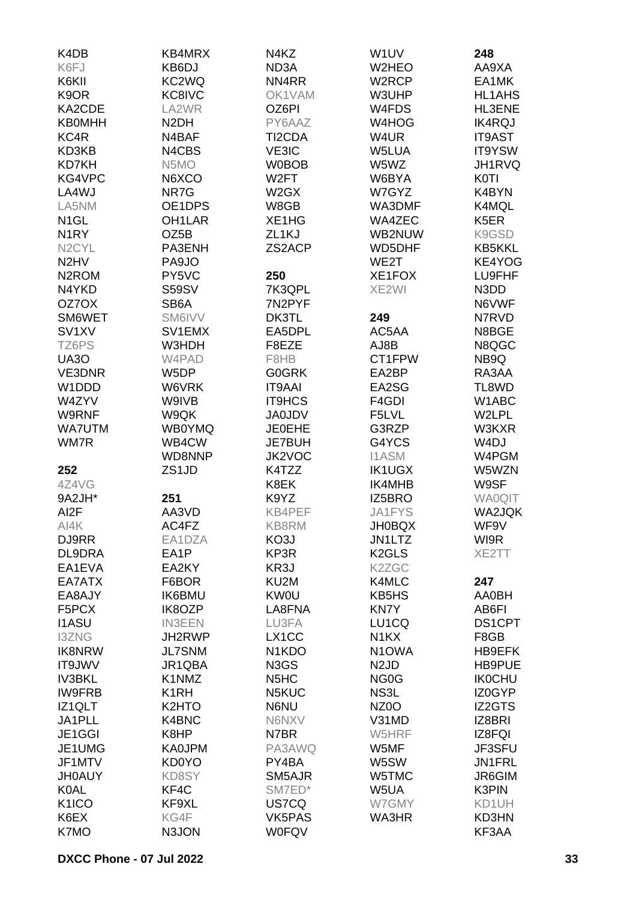K4DB
K6FJ
K6KII
K9OR
KA2CDE
KB0MHH
KC4R
KD3KB
KD7KH
KG4VPC
LA4WJ
LA5NM
N1GL
N1RY
N2CYL
N2HV
N2ROM
N4YKD
OZ7OX
SM6WET
SV1XV
TZ6PS
UA3O
VE3DNR
W1DDD
W4ZYV
W9RNF
WA7UTM
WM7R

**252**

4Z4VG
9A2JH*
AI2F
AI4K
DJ9RR
DL9DRA
EA1EVA
EA7ATX
EA8AJY
F5PCX
I1ASU
I3ZNG
IK8NRW
IT9JWV
IV3BKL
IW9FRB
IZ1QLT
JA1PLL
JE1GGI
JE1UMG
JF1MTV
JH0AUY
K0AL
K1ICO
K6EX
K7MO
KB4MRX
KB6DJ
KC2WQ
KC8IVC
LA2WR
N2DH
N4BAF
N4CBS
N5MO
N6XCO
NR7G
OE1DPS
OH1LAR
OZ5B
PA3ENH
PA9JO
PY5VC
S59SV
SB6A
SM6IVV
SV1EMX
W3HDH
W4PAD
W5DP
W6VRK
W9IVB
W9QK
WB0YMQ
WB4CW
WD8NNP
ZS1JD

**251**

AA3VD
AC4FZ
EA1DZA
EA1P
EA2KY
F6BOR
IK6BMU
IK8OZP
IN3EEN
JH2RWP
JL7SNM
JR1QBA
K1NMZ
K1RH
K2HTO
K4BNC
K8HP
KA0JPM
KD0YO
KD8SY
KF4C
KF9XL
KG4F
N3JON
N4KZ
ND3A
NN4RR
OK1VAM
OZ6PI
PY6AAZ
TI2CDA
VE3IC
W0BOB
W2FT
W2GX
W8GB
XE1HG
ZL1KJ
ZS2ACP

**250**

7K3QPL
7N2PYF
DK3TL
EA5DPL
F8EZE
F8HB
G0GRK
IT9AAI
IT9HCS
JA0JDV
JE0EHE
JE7BUH
JK2VOC
K4TZZ
K8EK
K9YZ
KB4PEF
KB8RM
KO3J
KP3R
KR3J
KU2M
KW0U
LA8FNA
LU3FA
LX1CC
N1KDO
N3GS
N5HC
N5KUC
N6NU
N6NXV
N7BR
PA3AWQ
PY4BA
SM5AJR
SM7ED*
US7CQ
VK5PAS
W0FQV
W1UV
W2HEO
W2RCP
W3UHP
W4FDS
W4HOG
W4UR
W5LUA
W5WZ
W6BYA
W7GYZ
WA3DMF
WA4ZEC
WB2NUW
WD5DHF
WE2T
XE1FOX
XE2WI

**249**

AC5AA
AJ8B
CT1FPW
EA2BP
EA2SG
F4GDI
F5LVL
G3RZP
G4YCS
I1ASM
IK1UGX
IK4MHB
IZ5BRO
JA1FYS
JH0BQX
JN1LTZ
K2GLS
K2ZGC
K4MLC
KB5HS
KN7Y
LU1CQ
N1KX
N1OWA
N2JD
NG0G
NS3L
NZ0O
V31MD
W5HRF
W5MF
W5SW
W5TMC
W5UA
W7GMY
WA3HR

**248**

AA9XA
EA1MK
HL1AHS
HL3ENE
IK4RQJ
IT9AST
IT9YSW
JH1RVQ
K0TI
K4BYN
K4MQL
K5ER
K9GSD
KB5KKL
KE4YOG
LU9FHF
N3DD
N6VWF
N7RVD
N8BGE
N8QGC
NB9Q
RA3AA
TL8WD
W1ABC
W2LPL
W3KXR
W4DJ
W4PGM
W5WZN
W9SF
WA0QIT
WA2JQK
WF9V
WI9R
XE2TT

**247**

AA0BH
AB6FI
DS1CPT
F8GB
HB9EFK
HB9PUE
IK0CHU
IZ0GYP
IZ2GTS
IZ8BRI
IZ8FQI
JF3SFU
JN1FRL
JR6GIM
K3PIN
KD1UH
KD3HN
KF3AA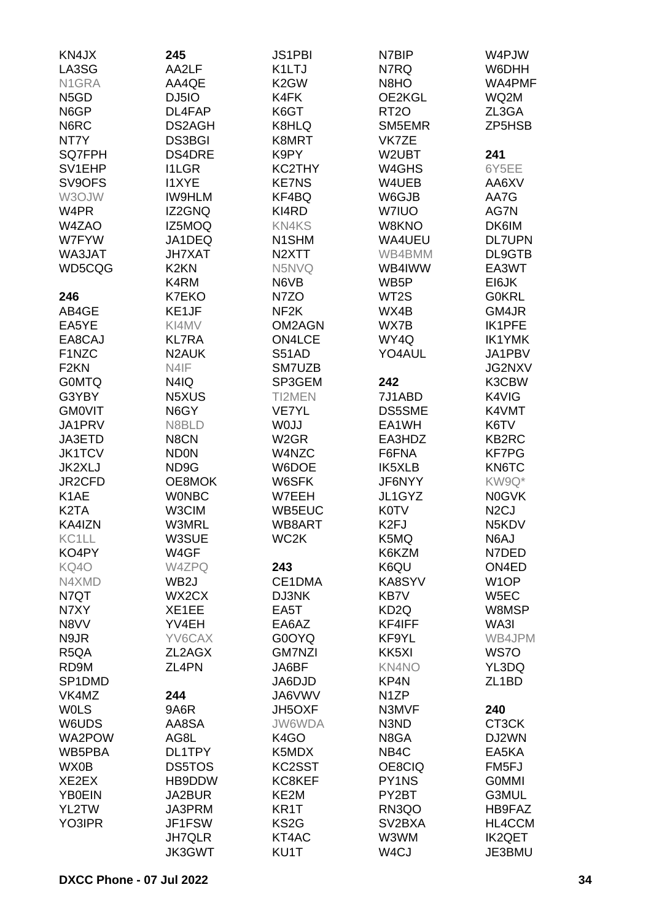KN4JX
LA3SG
N1GRA
N5GD
N6GP
N6RC
NT7Y
SQ7FPH
SV1EHP
SV9OFS
W3OJW
W4PR
W4ZAO
W7FYW
WA3JAT
WD5CQG

**246**

AB4GE
EA5YE
EA8CAJ
F1NZC
F2KN
G0MTQ
G3YBY
GM0VIT
JA1PRV
JA3ETD
JK1TCV
JK2XLJ
JR2CFD
K1AE
K2TA
KA4IZN
KC1LL
KO4PY
KQ4O
N4XMD
N7QT
N7XY
N8VV
N9JR
R5QA
RD9M
SP1DMD
VK4MZ
W0LS
W6UDS
WA2POW
WB5PBA
WX0B
XE2EX
YB0EIN
YL2TW
YO3IPR

**245**

AA2LF
AA4QE
DJ5IO
DL4FAP
DS2AGH
DS3BGI
DS4DRE
I1LGR
I1XYE
IW9HLM
IZ2GNQ
IZ5MOQ
JA1DEQ
JH7XAT
K2KN
K4RM
K7EKO
KE1JF
KI4MV
KL7RA
N2AUK
N4IF
N4IQ
N5XUS
N6GY
N8BLD
N8CN
ND0N
ND9G
OE8MOK
W0NBC
W3CIM
W3MRL
W3SUE
W4GF
W4ZPQ
WB2J
WX2CX
XE1EE
YV4EH
YV6CAX
ZL2AGX
ZL4PN

**244**

9A6R
AA8SA
AG8L
DL1TPY
DS5TOS
HB9DDW
JA2BUR
JA3PRM
JF1FSW
JH7QLR
JK3GWT

JS1PBI
K1LTJ
K2GW
K4FK
K6GT
K8HLQ
K8MRT
K9PY
KC2THY
KE7NS
KF4BQ
KI4RD
KN4KS
N1SHM
N2XTT
N5NVQ
N6VB
N7ZO
NF2K
OM2AGN
ON4LCE
S51AD
SM7UZB
SP3GEM
TI2MEN
VE7YL
W0JJ
W2GR
W4NZC
W6DOE
W6SFK
W7EEH
WB5EUC
WB8ART
WC2K

**243**

CE1DMA
DJ3NK
EA5T
EA6AZ
G0OYQ
GM7NZI
JA6BF
JA6DJD
JA6VWV
JH5OXF
JW6WDA
K4GO
K5MDX
KC2SST
KC8KEF
KE2M
KR1T
KS2G
KT4AC
KU1T

N7BIP
N7RQ
N8HO
OE2KGL
RT2O
SM5EMR
VK7ZE
W2UBT
W4GHS
W4UEB
W6GJB
W7IUO
W8KNO
WA4UEU
WB4BMM
WB4IWW
WB5P
WT2S
WX4B
WX7B
WY4Q
YO4AUL

**242**

7J1ABD
DS5SME
EA1WH
EA3HDZ
F6FNA
IK5XLB
JF6NYY
JL1GYZ
K0TV
K2FJ
K5MQ
K6KZM
K6QU
KA8SYV
KB7V
KD2Q
KF4IFF
KF9YL
KK5XI
KN4NO
KP4N
N1ZP
N3MVF
N3ND
N8GA
NB4C
OE8CIQ
PY1NS
PY2BT
RN3QO
SV2BXA
W3WM
W4CJ

W4PJW
W6DHH
WA4PMF
WQ2M
ZL3GA
ZP5HSB

**241**

6Y5EE
AA6XV
AA7G
AG7N
DK6IM
DL7UPN
DL9GTB
EA3WT
EI6JK
G0KRL
GM4JR
IK1PFE
IK1YMK
JA1PBV
JG2NXV
K3CBW
K4VIG
K4VMT
K6TV
KB2RC
KF7PG
KN6TC
KW9Q*
N0GVK
N2CJ
N5KDV
N6AJ
N7DED
ON4ED
W1OP
W5EC
W8MSP
WA3I
WB4JPM
WS7O
YL3DQ
ZL1BD

**240**

CT3CK
DJ2WN
EA5KA
FM5FJ
G0MMI
G3MUL
HB9FAZ
HL4CCM
IK2QET
JE3BMU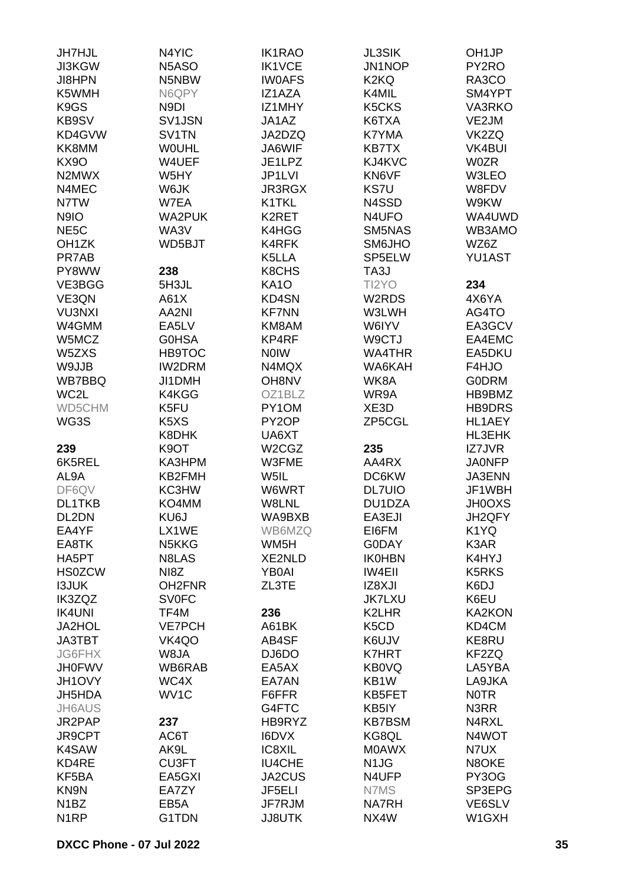JH7HJL
JI3KGW
JI8HPN
K5WMH
K9GS
KB9SV
KD4GVW
KK8MM
KX9O
N2MWX
N4MEC
N7TW
N9IO
NE5C
OH1ZK
PR7AB
PY8WW
VE3BGG
VE3QN
VU3NXI
W4GMM
W5MCZ
W5ZXS
W9JJB
WB7BBQ
WC2L
WD5CHM
WG3S

**239**
6K5REL
AL9A
DF6QV
DL1TKB
DL2DN
EA4YF
EA8TK
HA5PT
HS0ZCW
I3JUK
IK3ZQZ
IK4UNI
JA2HOL
JA3TBT
JG6FHX
JH0FWV
JH1OVY
JH5HDA
JH6AUS
JR2PAP
JR9CPT
K4SAW
KD4RE
KF5BA
KN9N
N1BZ
N1RP

N4YIC
N5ASO
N5NBW
N6QPY
N9DI
SV1JSN
SV1TN
W0UHL
W4UEF
W5HY
W6JK
W7EA
WA2PUK
WA3V
WD5BJT

**238**
5H3JL
A61X
AA2NI
EA5LV
G0HSA
HB9TOC
IW2DRM
JI1DMH
K4KGG
K5FU
K5XS
K8DHK
K9OT
KA3HPM
KB2FMH
KC3HW
KO4MM
KU6J
LX1WE
N5KKG
N8LAS
NI8Z
OH2FNR
SV0FC
TF4M
VE7PCH
VK4QO
W8JA
WB6RAB
WC4X
WV1C

**237**
AC6T
AK9L
CU3FT
EA5GXI
EA7ZY
EB5A
G1TDN

IK1RAO
IK1VCE
IW0AFS
IZ1AZA
IZ1MHY
JA1AZ
JA2DZQ
JA6WIF
JE1LPZ
JP1LVI
JR3RGX
K1TKL
K2RET
K4HGG
K4RFK
K5LLA
K8CHS
KA1O
KD4SN
KF7NN
KM8AM
KP4RF
N0IW
N4MQX
OH8NV
OZ1BLZ
PY1OM
PY2OP
UA6XT
W2CGZ
W3FME
W5IL
W6WRT
W8LNL
WA9BXB
WB6MZQ
WM5H
XE2NLD
YB0AI
ZL3TE

**236**
A61BK
AB4SF
DJ6DO
EA5AX
EA7AN
F6FFR
G4FTC
HB9RYZ
I6DVX
IC8XIL
IU4CHE
JA2CUS
JF5ELI
JF7RJM
JJ8UTK

JL3SIK
JN1NOP
K2KQ
K4MIL
K5CKS
K6TXA
K7YMA
KB7TX
KJ4KVC
KN6VF
KS7U
N4SSD
N4UFO
SM5NAS
SM6JHO
SP5ELW
TA3J
TI2YO
W2RDS
W3LWH
W6IYV
W9CTJ
WA4THR
WA6KAH
WK8A
WR9A
XE3D
ZP5CGL

**235**
AA4RX
DC6KW
DL7UIO
DU1DZA
EA3EJI
EI6FM
G0DAY
IK0HBN
IW4EII
IZ8XJI
JK7LXU
K2LHR
K5CD
K6UJV
K7HRT
KB0VQ
KB1W
KB5FET
KB5IY
KB7BSM
KG8QL
M0AWX
N1JG
N4UFP
N7MS
NA7RH
NX4W

OH1JP
PY2RO
RA3CO
SM4YPT
VA3RKO
VE2JM
VK2ZQ
VK4BUI
W0ZR
W3LEO
W8FDV
W9KW
WA4UWD
WB3AMO
WZ6Z
YU1AST

**234**
4X6YA
AG4TO
EA3GCV
EA4EMC
EA5DKU
F4HJO
G0DRM
HB9BMZ
HB9DRS
HL1AEY
HL3EHK
IZ7JVR
JA0NFP
JA3ENN
JF1WBH
JH0OXS
JH2QFY
K1YQ
K3AR
K4HYJ
K5RKS
K6DJ
K6EU
KA2KON
KD4CM
KE8RU
KF2ZQ
LA5YBA
LA9JKA
N0TR
N3RR
N4RXL
N4WOT
N7UX
N8OKE
PY3OG
SP3EPG
VE6SLV
W1GXH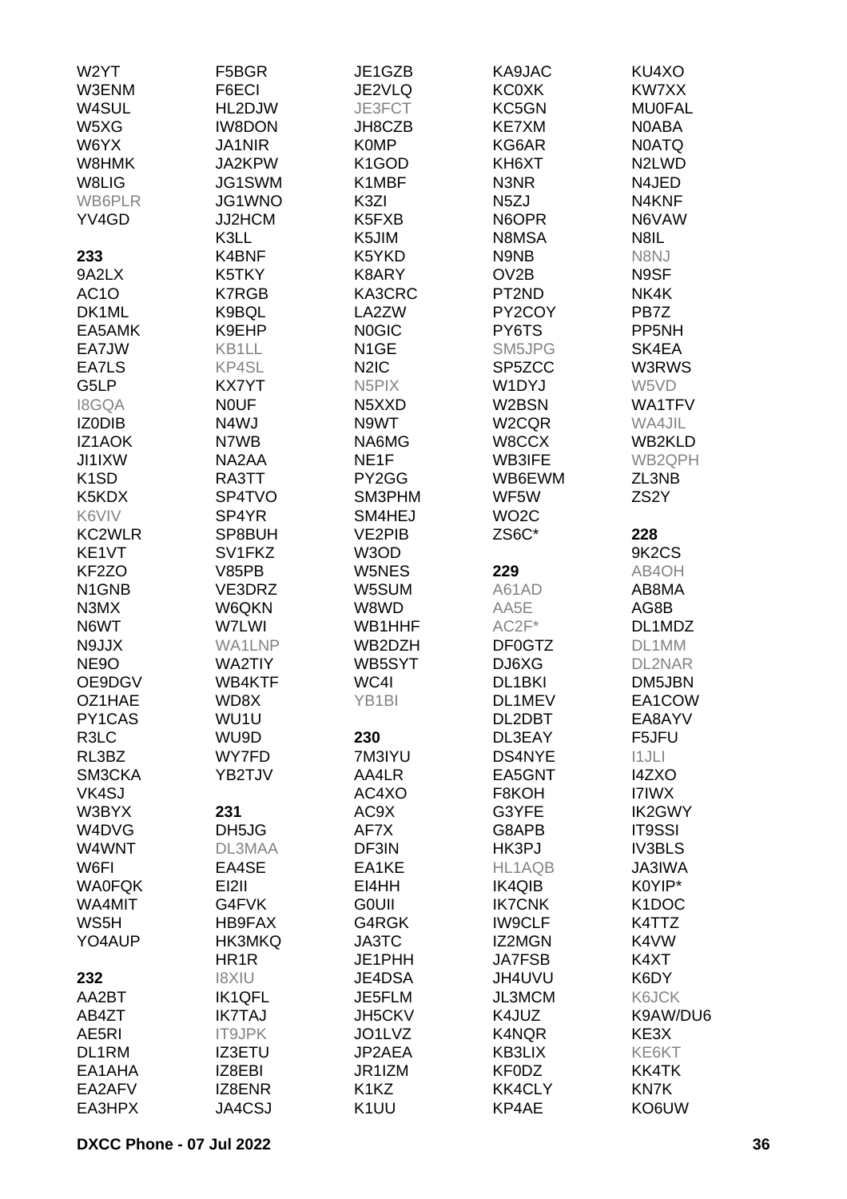W2YT
W3ENM
W4SUL
W5XG
W6YX
W8HMK
W8LIG
WB6PLR
YV4GD

**233**
9A2LX
AC1O
DK1ML
EA5AMK
EA7JW
EA7LS
G5LP
I8GQA
IZ0DIB
IZ1AOK
JI1IXW
K1SD
K5KDX
K6VIV
KC2WLR
KE1VT
KF2ZO
N1GNB
N3MX
N6WT
N9JJX
NE9O
OE9DGV
OZ1HAE
PY1CAS
R3LC
RL3BZ
SM3CKA
VK4SJ
W3BYX
W4DVG
W4WNT
W6FI
WA0FQK
WA4MIT
WS5H
YO4AUP

**232**
AA2BT
AB4ZT
AE5RI
DL1RM
EA1AHA
EA2AFV
EA3HPX
F5BGR
F6ECI
HL2DJW
IW8DON
JA1NIR
JA2KPW
JG1SWM
JG1WNO
JJ2HCM
K3LL
K4BNF
K5TKY
K7RGB
K9BQL
K9EHP
KB1LL
KP4SL
KX7YT
N0UF
N4WJ
N7WB
NA2AA
RA3TT
SP4TVO
SP4YR
SP8BUH
SV1FKZ
V85PB
VE3DRZ
W6QKN
W7LWI
WA1LNP
WA2TIY
WB4KTF
WD8X
WU1U
WU9D
WY7FD
YB2TJV

**231**
DH5JG
DL3MAA
EA4SE
EI2II
G4FVK
HB9FAX
HK3MKQ
HR1R
I8XIU
IK1QFL
IK7TAJ
IT9JPK
IZ3ETU
IZ8EBI
IZ8ENR
JA4CSJ
JE1GZB
JE2VLQ
JE3FCT
JH8CZB
K0MP
K1GOD
K1MBF
K3ZI
K5FXB
K5JIM
K5YKD
K8ARY
KA3CRC
LA2ZW
N0GIC
N1GE
N2IC
N5PIX
N5XXD
N9WT
NA6MG
NE1F
PY2GG
SM3PHM
SM4HEJ
VE2PIB
W3OD
W5NES
W5SUM
W8WD
WB1HHF
WB2DZH
WB5SYT
WC4I
YB1BI

**230**
7M3IYU
AA4LR
AC4XO
AC9X
AF7X
DF3IN
EA1KE
EI4HH
G0UII
G4RGK
JA3TC
JE1PHH
JE4DSA
JE5FLM
JH5CKV
JO1LVZ
JP2AEA
JR1IZM
K1KZ
K1UU
KA9JAC
KC0XK
KC5GN
KE7XM
KG6AR
KH6XT
N3NR
N5ZJ
N6OPR
N8MSA
N9NB
OV2B
PT2ND
PY2COY
PY6TS
SM5JPG
SP5ZCC
W1DYJ
W2BSN
W2CQR
W8CCX
WB3IFE
WB6EWM
WF5W
WO2C
ZS6C*

**229**
A61AD
AA5E
AC2F*
DF0GTZ
DJ6XG
DL1BKI
DL1MEV
DL2DBT
DL3EAY
DS4NYE
EA5GNT
F8KOH
G3YFE
G8APB
HK3PJ
HL1AQB
IK4QIB
IK7CNK
IW9CLF
IZ2MGN
JA7FSB
JH4UVU
JL3MCM
K4JUZ
K4NQR
KB3LIX
KF0DZ
KK4CLY
KP4AE
KU4XO
KW7XX
MU0FAL
N0ABA
N0ATQ
N2LWD
N4JED
N4KNF
N6VAW
N8IL
N8NJ
N9SF
NK4K
PB7Z
PP5NH
SK4EA
W3RWS
W5VD
WA1TFV
WA4JIL
WB2KLD
WB2QPH
ZL3NB
ZS2Y

**228**
9K2CS
AB4OH
AB8MA
AG8B
DL1MDZ
DL1MM
DL2NAR
DM5JBN
EA1COW
EA8AYV
F5JFU
I1JLI
I4ZXO
I7IWX
IK2GWY
IT9SSI
IV3BLS
JA3IWA
K0YIP*
K1DOC
K4TTZ
K4VW
K4XT
K6DY
K6JCK
K9AW/DU6
KE3X
KE6KT
KK4TK
KN7K
KO6UW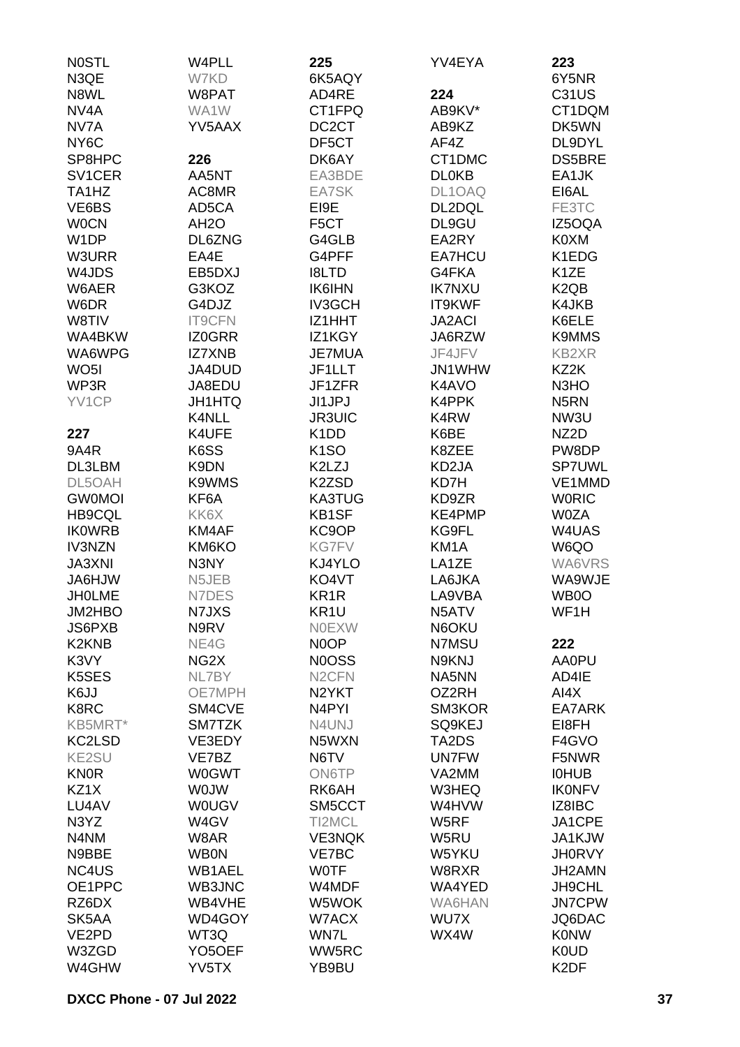N0STL
N3QE
N8WL
NV4A
NV7A
NY6C
SP8HPC
SV1CER
TA1HZ
VE6BS
W0CN
W1DP
W3URR
W4JDS
W6AER
W6DR
W8TIV
WA4BKW
WA6WPG
WO5I
WP3R
YV1CP

**227**

9A4R
DL3LBM
DL5OAH
GW0MOI
HB9CQL
IK0WRB
IV3NZN
JA3XNI
JA6HJW
JH0LME
JM2HBO
JS6PXB
K2KNB
K3VY
K5SES
K6JJ
K8RC
KB5MRT*
KC2LSD
KE2SU
KN0R
KZ1X
LU4AV
N3YZ
N4NM
N9BBE
NC4US
OE1PPC
RZ6DX
SK5AA
VE2PD
W3ZGD
W4GHW
W4PLL
W7KD
W8PAT
WA1W
YV5AAX

**226**

AA5NT
AC8MR
AD5CA
AH2O
DL6ZNG
EA4E
EB5DXJ
G3KOZ
G4DJZ
IT9CFN
IZ0GRR
IZ7XNB
JA4DUD
JA8EDU
JH1HTQ
K4NLL
K4UFE
K6SS
K9DN
K9WMS
KF6A
KK6X
KM4AF
KM6KO
N3NY
N5JEB
N7DES
N7JXS
N9RV
NE4G
NG2X
NL7BY
OE7MPH
SM4CVE
SM7TZK
VE3EDY
VE7BZ
W0GWT
W0JW
W0UGV
W4GV
W8AR
WB0N
WB1AEL
WB3JNC
WB4VHE
WD4GOY
WT3Q
YO5OEF
YV5TX

**225**

6K5AQY
AD4RE
CT1FPQ
DC2CT
DF5CT
DK6AY
EA3BDE
EA7SK
EI9E
F5CT
G4GLB
G4PFF
I8LTD
IK6IHN
IV3GCH
IZ1HHT
IZ1KGY
JE7MUA
JF1LLT
JF1ZFR
JI1JPJ
JR3UIC
K1DD
K1SO
K2LZJ
K2ZSD
KA3TUG
KB1SF
KC9OP
KG7FV
KJ4YLO
KO4VT
KR1R
KR1U
N0EXW
N0OP
N0OSS
N2CFN
N2YKT
N4PYI
N4UNJ
N5WXN
N6TV
ON6TP
RK6AH
SM5CCT
TI2MCL
VE3NQK
VE7BC
W0TF
W4MDF
W5WOK
W7ACX
WN7L
WW5RC
YB9BU
YV4EYA

**224**

AB9KV*
AB9KZ
AF4Z
CT1DMC
DL0KB
DL1OAQ
DL2DQL
DL9GU
EA2RY
EA7HCU
G4FKA
IK7NXU
IT9KWF
JA2ACI
JA6RZW
JF4JFV
JN1WHW
K4AVO
K4PPK
K4RW
K6BE
K8ZEE
KD2JA
KD7H
KD9ZR
KE4PMP
KG9FL
KM1A
LA1ZE
LA6JKA
LA9VBA
N5ATV
N6OKU
N7MSU
N9KNJ
NA5NN
OZ2RH
SM3KOR
SQ9KEJ
TA2DS
UN7FW
VA2MM
W3HEQ
W4HVW
W5RF
W5RU
W5YKU
W8RXR
WA4YED
WA6HAN
WU7X
WX4W

**223**

6Y5NR
C31US
CT1DQM
DK5WN
DL9DYL
DS5BRE
EA1JK
EI6AL
FE3TC
IZ5OQA
K0XM
K1EDG
K1ZE
K2QB
K4JKB
K6ELE
K9MMS
KB2XR
KZ2K
N3HO
N5RN
NW3U
NZ2D
PW8DP
SP7UWL
VE1MMD
W0RIC
W0ZA
W4UAS
W6QO
WA6VRS
WA9WJE
WB0O
WF1H

**222**

AA0PU
AD4IE
AI4X
EA7ARK
EI8FH
F4GVO
F5NWR
I0HUB
IK0NFV
IZ8IBC
JA1CPE
JA1KJW
JH0RVY
JH2AMN
JH9CHL
JN7CPW
JQ6DAC
K0NW
K0UD
K2DF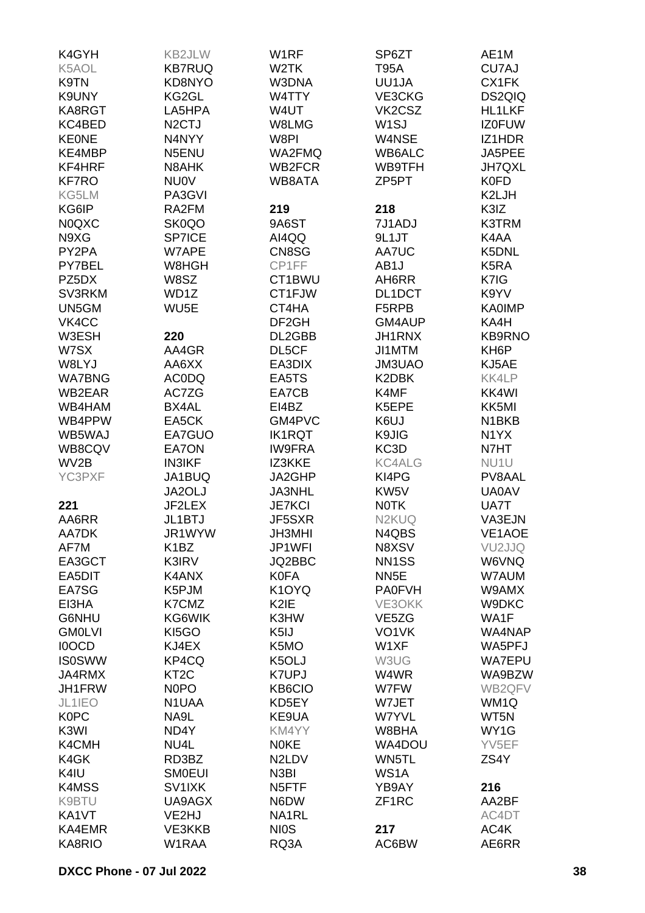K4GYH
KB2JLW
W1RF
SP6ZT
AE1M
K5AOL
KB7RUQ
W2TK
T95A
CU7AJ
K9TN
KD8NYO
W3DNA
UU1JA
CX1FK
K9UNY
KG2GL
W4TTY
VE3CKG
DS2QIQ
KA8RGT
LA5HPA
W4UT
VK2CSZ
HL1LKF
KC4BED
N2CTJ
W8LMG
W1SJ
IZ0FUW
KE0NE
N4NYY
W8PI
W4NSE
IZ1HDR
KE4MBP
N5ENU
WA2FMQ
WB6ALC
JA5PEE
KF4HRF
N8AHK
WB2FCR
WB9TFH
JH7QXL
KF7RO
NU0V
WB8ATA
ZP5PT
K0FD
KG5LM
PA3GVI
K2LJH
KG6IP
RA2FM

**219**

**218**

K3IZ
N0QXC
SK0QO
9A6ST
7J1ADJ
K3TRM
N9XG
SP7ICE
AI4QQ
9L1JT
K4AA
PY2PA
W7APE
CN8SG
AA7UC
K5DNL
PY7BEL
W8HGH
CP1FF
AB1J
K5RA
PZ5DX
W8SZ
CT1BWU
AH6RR
K7IG
SV3RKM
WD1Z
CT1FJW
DL1DCT
K9YV
UN5GM
WU5E
CT4HA
F5RPB
KA0IMP
VK4CC
DF2GH
GM4AUP
KA4H
W3ESH

**220**

DL2GBB
JH1RNX
KB9RNO
W7SX
AA4GR
DL5CF
JI1MTM
KH6P
W8LYJ
AA6XX
EA3DIX
JM3UAO
KJ5AE
WA7BNG
AC0DQ
EA5TS
K2DBK
KK4LP
WB2EAR
AC7ZG
EA7CB
K4MF
KK4WI
WB4HAM
BX4AL
EI4BZ
K5EPE
KK5MI
WB4PPW
EA5CK
GM4PVC
K6UJ
N1BKB
WB5WAJ
EA7GUO
IK1RQT
K9JIG
N1YX
WB8CQV
EA7ON
IW9FRA
KC3D
N7HT
WV2B
IN3IKF
IZ3KKE
KC4ALG
NU1U
YC3PXF
JA1BUQ
JA2GHP
KI4PG
PV8AAL
JA2OLJ
JA3NHL
KW5V
UA0AV

**221**

JF2LEX
JE7KCI
N0TK
UA7T
AA6RR
JL1BTJ
JF5SXR
N2KUQ
VA3EJN
AA7DK
JR1WYW
JH3MHI
N4QBS
VE1AOE
AF7M
K1BZ
JP1WFI
N8XSV
VU2JJQ
EA3GCT
K3IRV
JQ2BBC
NN1SS
W6VNQ
EA5DIT
K4ANX
K0FA
NN5E
W7AUM
EA7SG
K5PJM
K1OYQ
PA0FVH
W9AMX
EI3HA
K7CMZ
K2IE
VE3OKK
W9DKC
G6NHU
KG6WIK
K3HW
VE5ZG
WA1F
GM0LVI
KI5GO
K5IJ
VO1VK
WA4NAP
I0OCD
KJ4EX
K5MO
W1XF
WA5PFJ
IS0SWW
KP4CQ
K5OLJ
W3UG
WA7EPU
JA4RMX
KT2C
K7UPJ
W4WR
WA9BZW
JH1FRW
N0PO
KB6CIO
W7FW
WB2QFV
JL1IEO
N1UAA
KD5EY
W7JET
WM1Q
K0PC
NA9L
KE9UA
W7YVL
WT5N
K3WI
ND4Y
KM4YY
W8BHA
WY1G
K4CMH
NU4L
N0KE
WA4DOU
YV5EF
K4GK
RD3BZ
N2LDV
WN5TL
ZS4Y
K4IU
SM0EUI
N3BI
WS1A
K4MSS
SV1IXK
N5FTF
YB9AY

**216**

K9BTU
UA9AGX
N6DW
ZF1RC
AA2BF
KA1VT
VE2HJ
NA1RL
AC4DT
KA4EMR
VE3KKB
NI0S

**217**

AC4K
KA8RIO
W1RAA
RQ3A
AC6BW
AE6RR

DXCC Phone - 07 Jul 2022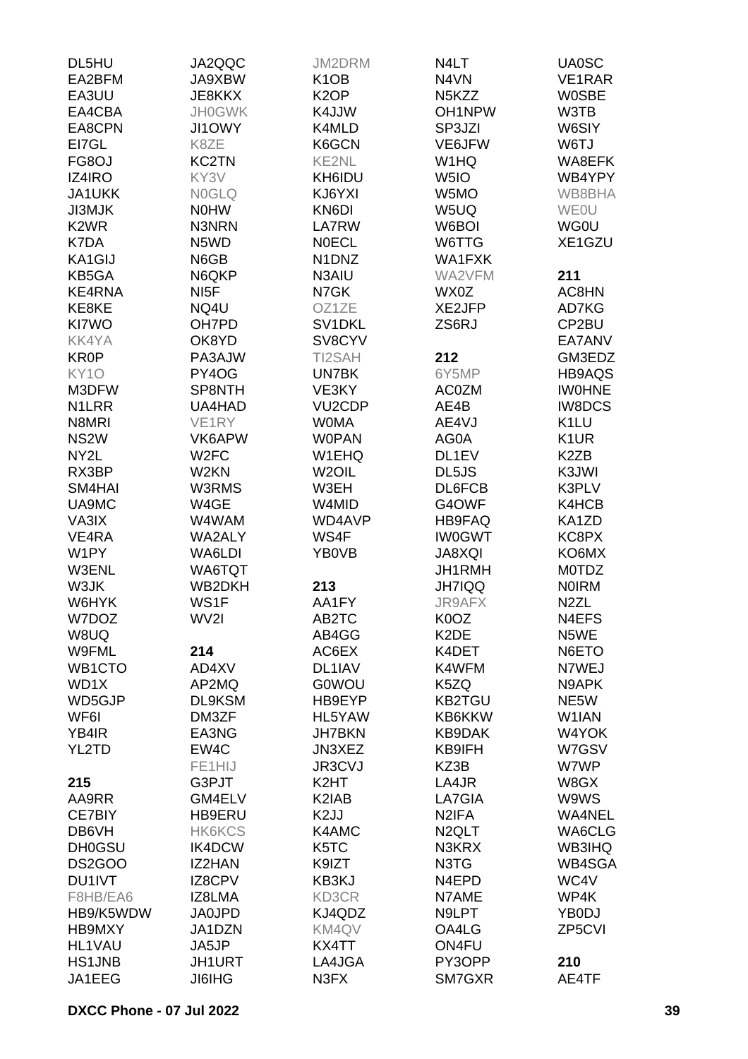DL5HU
EA2BFM
EA3UU
EA4CBA
EA8CPN
EI7GL
FG8OJ
IZ4IRO
JA1UKK
JI3MJK
K2WR
K7DA
KA1GIJ
KB5GA
KE4RNA
KE8KE
KI7WO
KK4YA
KR0P
KY1O
M3DFW
N1LRR
N8MRI
NS2W
NY2L
RX3BP
SM4HAI
UA9MC
VA3IX
VE4RA
W1PY
W3ENL
W3JK
W6HYK
W7DOZ
W8UQ
W9FML
WB1CTO
WD1X
WD5GJP
WF6I
YB4IR
YL2TD

**215**
AA9RR
CE7BIY
DB6VH
DH0GSU
DS2GOO
DU1IVT
F8HB/EA6
HB9/K5WDW
HB9MXY
HL1VAU
HS1JNB
JA1EEG

JA2QQC
JA9XBW
JE8KKX
JH0GWK
JI1OWY
K8ZE
KC2TN
KY3V
N0GLQ
N0HW
N3NRN
N5WD
N6GB
N6QKP
NI5F
NQ4U
OH7PD
OK8YD
PA3AJW
PY4OG
SP8NTH
UA4HAD
VE1RY
VK6APW
W2FC
W2KN
W3RMS
W4GE
W4WAM
WA2ALY
WA6LDI
WA6TQT
WB2DKH
WS1F
WV2I

**214**
AD4XV
AP2MQ
DL9KSM
DM3ZF
EA3NG
EW4C
FE1HIJ
G3PJT
GM4ELV
HB9ERU
HK6KCS
IK4DCW
IZ2HAN
IZ8CPV
IZ8LMA
JA0JPD
JA1DZN
JA5JP
JH1URT
JI6IHG

JM2DRM
K1OB
K2OP
K4JJW
K4MLD
K6GCN
KE2NL
KH6IDU
KJ6YXI
KN6DI
LA7RW
N0ECL
N1DNZ
N3AIU
N7GK
OZ1ZE
SV1DKL
SV8CYV
TI2SAH
UN7BK
VE3KY
VU2CDP
W0MA
W0PAN
W1EHQ
W2OIL
W3EH
W4MID
WD4AVP
WS4F
YB0VB

**213**
AA1FY
AB2TC
AB4GG
AC6EX
DL1IAV
G0WOU
HB9EYP
HL5YAW
JH7BKN
JN3XEZ
JR3CVJ
K2HT
K2IAB
K2JJ
K4AMC
K5TC
K9IZT
KB3KJ
KD3CR
KJ4QDZ
KM4QV
KX4TT
LA4JGA
N3FX

N4LT
N4VN
N5KZZ
OH1NPW
SP3JZI
VE6JFW
W1HQ
W5IO
W5MO
W5UQ
W6BOI
W6TTG
WA1FXK
WA2VFM
WX0Z
XE2JFP
ZS6RJ

**212**
6Y5MP
AC0ZM
AE4B
AE4VJ
AG0A
DL1EV
DL5JS
DL6FCB
G4OWF
HB9FAQ
IW0GWT
JA8XQI
JH1RMH
JH7IQQ
JR9AFX
K0OZ
K2DE
K4DET
K4WFM
K5ZQ
KB2TGU
KB6KKW
KB9DAK
KB9IFH
KZ3B
LA4JR
LA7GIA
N2IFA
N2QLT
N3KRX
N3TG
N4EPD
N7AME
N9LPT
OA4LG
ON4FU
PY3OPP
SM7GXR

UA0SC
VE1RAR
W0SBE
W3TB
W6SIY
W6TJ
WA8EFK
WB4YPY
WB8BHA
WE0U
WG0U
XE1GZU

**211**
AC8HN
AD7KG
CP2BU
EA7ANV
GM3EDZ
HB9AQS
IW0HNE
IW8DCS
K1LU
K1UR
K2ZB
K3JWI
K3PLV
K4HCB
KA1ZD
KC8PX
KO6MX
M0TDZ
N0IRM
N2ZL
N4EFS
N5WE
N6ETO
N7WEJ
N9APK
NE5W
W1IAN
W4YOK
W7GSV
W7WP
W8GX
W9WS
WA4NEL
WA6CLG
WB3IHQ
WB4SGA
WC4V
WP4K
YB0DJ
ZP5CVI

**210**
AE4TF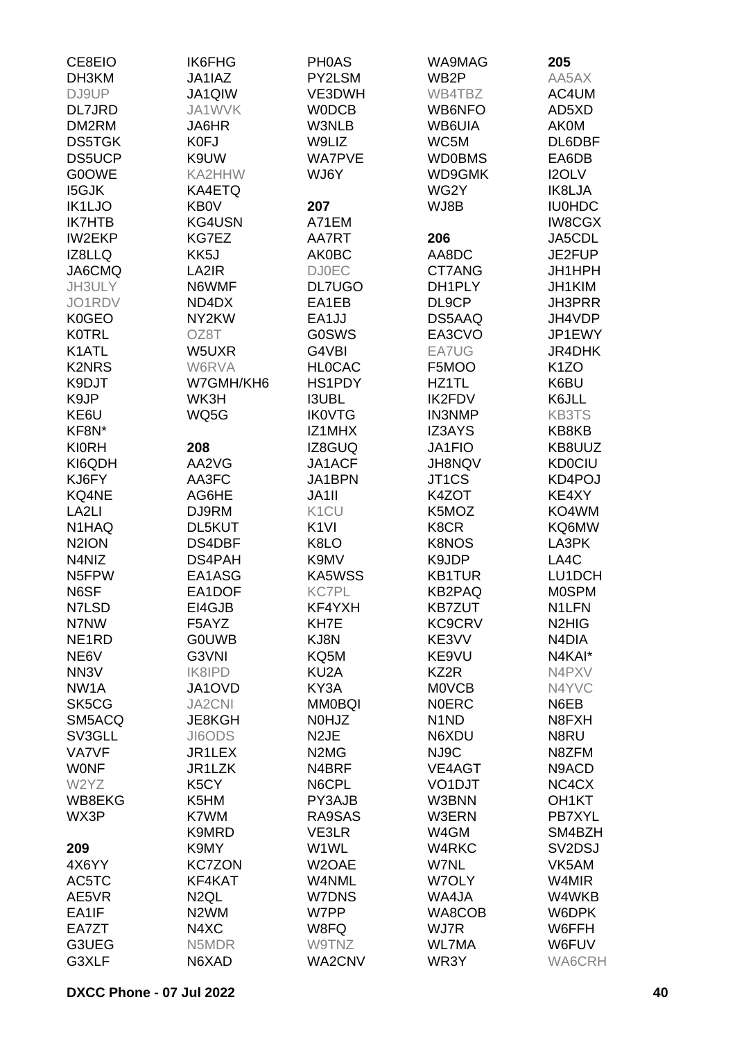CE8EIO
DH3KM
DJ9UP
DL7JRD
DM2RM
DS5TGK
DS5UCP
G0OWE
I5GJK
IK1LJO
IK7HTB
IW2EKP
IZ8LLQ
JA6CMQ
JH3ULY
JO1RDV
K0GEO
K0TRL
K1ATL
K2NRS
K9DJT
K9JP
KE6U
KF8N*
KI0RH
KI6QDH
KJ6FY
KQ4NE
LA2LI
N1HAQ
N2ION
N4NIZ
N5FPW
N6SF
N7LSD
N7NW
NE1RD
NE6V
NN3V
NW1A
SK5CG
SM5ACQ
SV3GLL
VA7VF
W0NF
W2YZ
WB8EKG
WX3P

**209**

4X6YY
AC5TC
AE5VR
EA1IF
EA7ZT
G3UEG
G3XLF
IK6FHG
JA1IAZ
JA1QIW
JA1WVK
JA6HR
K0FJ
K9UW
KA2HHW
KA4ETQ
KB0V
KG4USN
KG7EZ
KK5J
LA2IR
N6WMF
ND4DX
NY2KW
OZ8T
W5UXR
W6RVA
W7GMH/KH6
WK3H
WQ5G

**208**

AA2VG
AA3FC
AG6HE
DJ9RM
DL5KUT
DS4DBF
DS4PAH
EA1ASG
EA1DOF
EI4GJB
F5AYZ
G0UWB
G3VNI
IK8IPD
JA1OVD
JA2CNI
JE8KGH
JI6ODS
JR1LEX
JR1LZK
K5CY
K5HM
K7WM
K9MRD
K9MY
KC7ZON
KF4KAT
N2QL
N2WM
N4XC
N5MDR
N6XAD
PH0AS
PY2LSM
VE3DWH
W0DCB
W3NLB
W9LIZ
WA7PVE
WJ6Y

**207**

A71EM
AA7RT
AK0BC
DJ0EC
DL7UGO
EA1EB
EA1JJ
G0SWS
G4VBI
HL0CAC
HS1PDY
I3UBL
IK0VTG
IZ1MHX
IZ8GUQ
JA1ACF
JA1BPN
JA1II
K1CU
K1VI
K8LO
K9MV
KA5WSS
KC7PL
KF4YXH
KH7E
KJ8N
KQ5M
KU2A
KY3A
MM0BQI
N0HJZ
N2JE
N2MG
N4BRF
N6CPL
PY3AJB
RA9SAS
VE3LR
W1WL
W2OAE
W4NML
W7DNS
W7PP
W8FQ
W9TNZ
WA2CNV
WA9MAG
WB2P
WB4TBZ
WB6NFO
WB6UIA
WC5M
WD0BMS
WD9GMK
WG2Y
WJ8B

**206**

AA8DC
CT7ANG
DH1PLY
DL9CP
DS5AAQ
EA3CVO
EA7UG
F5MOO
HZ1TL
IK2FDV
IN3NMP
IZ3AYS
JA1FIO
JH8NQV
JT1CS
K4ZOT
K5MOZ
K8CR
K8NOS
K9JDP
KB1TUR
KB2PAQ
KB7ZUT
KC9CRV
KE3VV
KE9VU
KZ2R
M0VCB
N0ERC
N1ND
N6XDU
NJ9C
VE4AGT
VO1DJT
W3BNN
W3ERN
W4GM
W4RKC
W7NL
W7OLY
WA4JA
WA8COB
WJ7R
WL7MA
WR3Y

**205**

AA5AX
AC4UM
AD5XD
AK0M
DL6DBF
EA6DB
I2OLV
IK8LJA
IU0HDC
IW8CGX
JA5CDL
JE2FUP
JH1HPH
JH1KIM
JH3PRR
JH4VDP
JP1EWY
JR4DHK
K1ZO
K6BU
K6JLL
KB3TS
KB8KB
KB8UUZ
KD0CIU
KD4POJ
KE4XY
KO4WM
KQ6MW
LA3PK
LA4C
LU1DCH
M0SPM
N1LFN
N2HIG
N4DIA
N4KAI*
N4PXV
N4YVC
N6EB
N8FXH
N8RU
N8ZFM
N9ACD
NC4CX
OH1KT
PB7XYL
SM4BZH
SV2DSJ
VK5AM
W4MIR
W4WKB
W6DPK
W6FFH
W6FUV
WA6CRH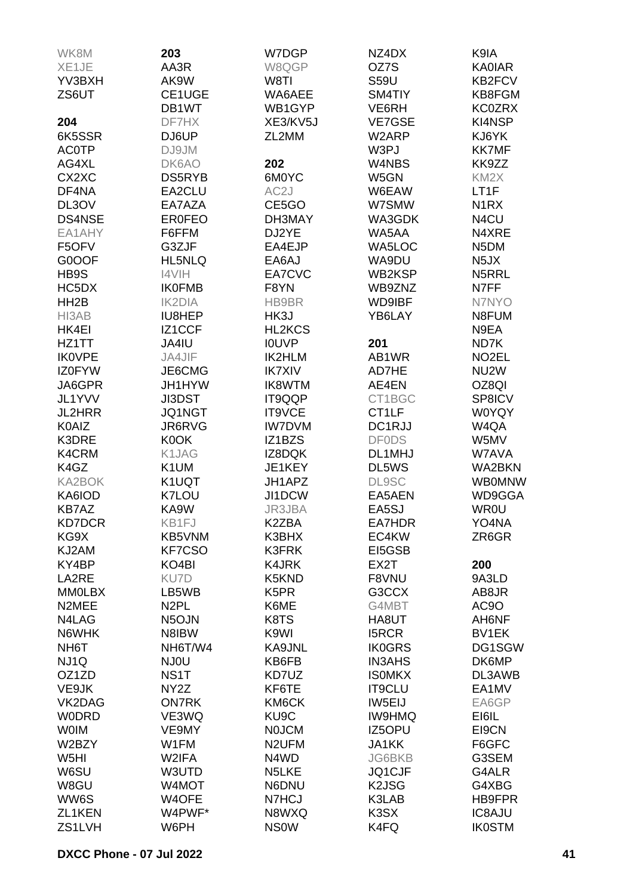WK8M
XE1JE
YV3BXH
ZS6UT

**204**
6K5SSR
AC0TP
AG4XL
CX2XC
DF4NA
DL3OV
DS4NSE
EA1AHY
F5OFV
G0OOF
HB9S
HC5DX
HH2B
HI3AB
HK4EI
HZ1TT
IK0VPE
IZ0FYW
JA6GPR
JL1YVV
JL2HRR
K0AIZ
K3DRE
K4CRM
K4GZ
KA2BOK
KA6IOD
KB7AZ
KD7DCR
KG9X
KJ2AM
KY4BP
LA2RE
MM0LBX
N2MEE
N4LAG
N6WHK
NH6T
NJ1Q
OZ1ZD
VE9JK
VK2DAG
W0DRD
W0IM
W2BZY
W5HI
W6SU
W8GU
WW6S
ZL1KEN
ZS1LVH

**203**
AA3R
AK9W
CE1UGE
DB1WT
DF7HX
DJ6UP
DJ9JM
DK6AO
DS5RYB
EA2CLU
EA7AZA
ER0FEO
F6FFM
G3ZJF
HL5NLQ
I4VIH
IK0FMB
IK2DIA
IU8HEP
IZ1CCF
JA4IU
JA4JIF
JE6CMG
JH1HYW
JI3DST
JQ1NGT
JR6RVG
K0OK
K1JAG
K1UM
K1UQT
K7LOU
KA9W
KB1FJ
KB5VNM
KF7CSO
KO4BI
KU7D
LB5WB
N2PL
N5OJN
N8IBW
NH6T/W4
NJ0U
NS1T
NY2Z
ON7RK
VE3WQ
VE9MY
W1FM
W2IFA
W3UTD
W4MOT
W4OFE
W4PWF*
W6PH

W7DGP
W8QGP
W8TI
WA6AEE
WB1GYP
XE3/KV5J
ZL2MM

**202**
6M0YC
AC2J
CE5GO
DH3MAY
DJ2YE
EA4EJP
EA6AJ
EA7CVC
F8YN
HB9BR
HK3J
HL2KCS
I0UVP
IK2HLM
IK7XIV
IK8WTM
IT9QQP
IT9VCE
IW7DVM
IZ1BZS
IZ8DQK
JE1KEY
JH1APZ
JI1DCW
JR3JBA
K2ZBA
K3BHX
K3FRK
K4JRK
K5KND
K5PR
K6ME
K8TS
K9WI
KA9JNL
KB6FB
KD7UZ
KF6TE
KM6CK
KU9C
N0JCM
N2UFM
N4WD
N5LKE
N6DNU
N7HCJ
N8WXQ
NS0W

NZ4DX
OZ7S
S59U
SM4TIY
VE6RH
VE7GSE
W2ARP
W3PJ
W4NBS
W5GN
W6EAW
W7SMW
WA3GDK
WA5AA
WA5LOC
WA9DU
WB2KSP
WB9ZNZ
WD9IBF
YB6LAY

**201**
AB1WR
AD7HE
AE4EN
CT1BGC
CT1LF
DC1RJJ
DF0DS
DL1MHJ
DL5WS
DL9SC
EA5AEN
EA5SJ
EA7HDR
EC4KW
EI5GSB
EX2T
F8VNU
G3CCX
G4MBT
HA8UT
I5RCR
IK0GRS
IN3AHS
IS0MKX
IT9CLU
IW5EIJ
IW9HMQ
IZ5OPU
JA1KK
JG6BKB
JQ1CJF
K2JSG
K3LAB
K3SX
K4FQ

K9IA
KA0IAR
KB2FCV
KB8FGM
KC0ZRX
KI4NSP
KJ6YK
KK7MF
KK9ZZ
KM2X
LT1F
N1RX
N4CU
N4XRE
N5DM
N5JX
N5RRL
N7FF
N7NYO
N8FUM
N9EA
ND7K
NO2EL
NU2W
OZ8QI
SP8ICV
W0YQY
W4QA
W5MV
W7AVA
WA2BKN
WB0MNW
WD9GGA
WR0U
YO4NA
ZR6GR

**200**
9A3LD
AB8JR
AC9O
AH6NF
BV1EK
DG1SGW
DK6MP
DL3AWB
EA1MV
EA6GP
EI6IL
EI9CN
F6GFC
G3SEM
G4ALR
G4XBG
HB9FPR
IC8AJU
IK0STM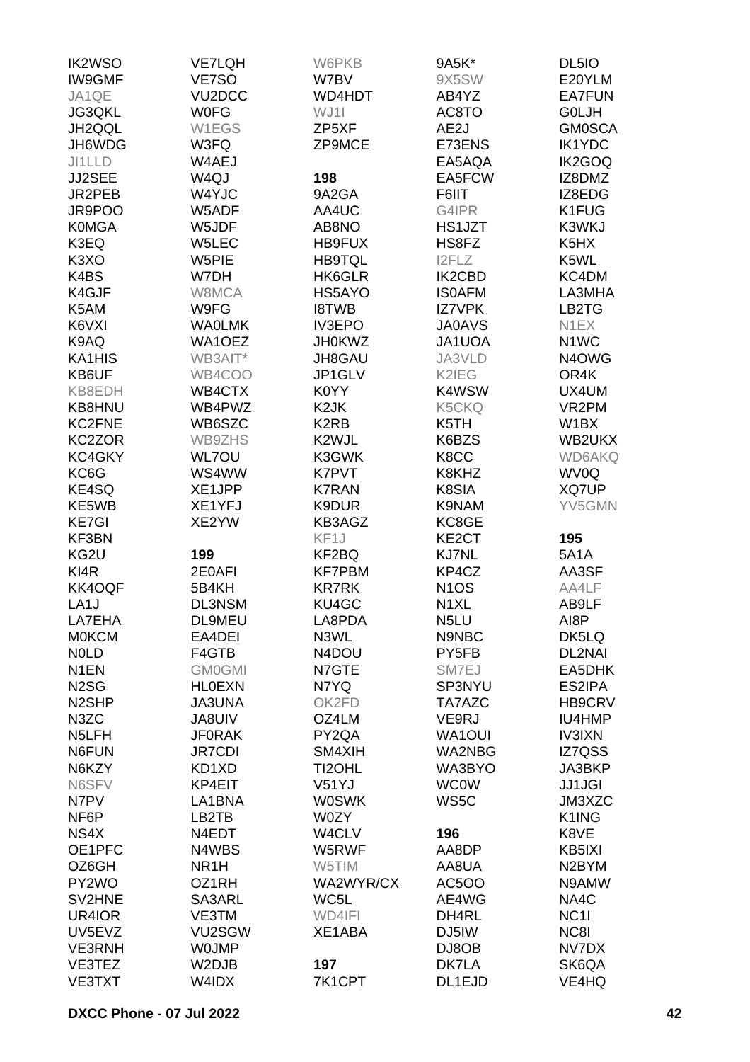IK2WSO
IW9GMF
JA1QE
JG3QKL
JH2QQL
JH6WDG
JI1LLD
JJ2SEE
JR2PEB
JR9POO
K0MGA
K3EQ
K3XO
K4BS
K4GJF
K5AM
K6VXI
K9AQ
KA1HIS
KB6UF
KB8EDH
KB8HNU
KC2FNE
KC2ZOR
KC4GKY
KC6G
KE4SQ
KE5WB
KE7GI
KF3BN
KG2U
KI4R
KK4OQF
LA1J
LA7EHA
M0KCM
N0LD
N1EN
N2SG
N2SHP
N3ZC
N5LFH
N6FUN
N6KZY
N6SFV
N7PV
NF6P
NS4X
OE1PFC
OZ6GH
PY2WO
SV2HNE
UR4IOR
UV5EVZ
VE3RNH
VE3TEZ
VE3TXT

VE7LQH
VE7SO
VU2DCC
W0FG
W1EGS
W3FQ
W4AEJ
W4QJ
W4YJC
W5ADF
W5JDF
W5LEC
W5PIE
W7DH
W8MCA
W9FG
WA0LMK
WA1OEZ
WB3AIT*
WB4COO
WB4CTX
WB4PWZ
WB6SZC
WB9ZHS
WL7OU
WS4WW
XE1JPP
XE1YFJ
XE2YW

**199**
2E0AFI
5B4KH
DL3NSM
DL9MEU
EA4DEI
F4GTB
GM0GMI
HL0EXN
JA3UNA
JA8UIV
JF0RAK
JR7CDI
KD1XD
KP4EIT
LA1BNA
LB2TB
N4EDT
N4WBS
NR1H
OZ1RH
SA3ARL
VE3TM
VU2SGW
W0JMP
W2DJB
W4IDX

W6PKB
W7BV
WD4HDT
WJ1I
ZP5XF
ZP9MCE

**198**
9A2GA
AA4UC
AB8NO
HB9FUX
HB9TQL
HK6GLR
HS5AYO
I8TWB
IV3EPO
JH0KWZ
JH8GAU
JP1GLV
K0YY
K2JK
K2RB
K2WJL
K3GWK
K7PVT
K7RAN
K9DUR
KB3AGZ
KF1J
KF2BQ
KF7PBM
KR7RK
KU4GC
LA8PDA
N3WL
N4DOU
N7GTE
N7YQ
OK2FD
OZ4LM
PY2QA
SM4XIH
TI2OHL
V51YJ
W0SWK
W0ZY
W4CLV
W5RWF
W5TIM
WA2WYR/CX
WC5L
WD4IFI
XE1ABA

**197**
7K1CPT

9A5K*
9X5SW
AB4YZ
AC8TO
AE2J
E73ENS
EA5AQA
EA5FCW
F6IIT
G4IPR
HS1JZT
HS8FZ
I2FLZ
IK2CBD
IS0AFM
IZ7VPK
JA0AVS
JA1UOA
JA3VLD
K2IEG
K4WSW
K5CKQ
K5TH
K6BZS
K8CC
K8KHZ
K8SIA
K9NAM
KC8GE
KE2CT
KJ7NL
KP4CZ
N1OS
N1XL
N5LU
N9NBC
PY5FB
SM7EJ
SP3NYU
TA7AZC
VE9RJ
WA1OUI
WA2NBG
WA3BYO
WC0W
WS5C

**196**
AA8DP
AA8UA
AC5OO
AE4WG
DH4RL
DJ5IW
DJ8OB
DK7LA
DL1EJD

DL5IO
E20YLM
EA7FUN
G0LJH
GM0SCA
IK1YDC
IK2GOQ
IZ8DMZ
IZ8EDG
K1FUG
K3WKJ
K5HX
K5WL
KC4DM
LA3MHA
LB2TG
N1EX
N1WC
N4OWG
OR4K
UX4UM
VR2PM
W1BX
WB2UKX
WD6AKQ
WV0Q
XQ7UP
YV5GMN

**195**
5A1A
AA3SF
AA4LF
AB9LF
AI8P
DK5LQ
DL2NAI
EA5DHK
ES2IPA
HB9CRV
IU4HMP
IV3IXN
IZ7QSS
JA3BKP
JJ1JGI
JM3XZC
K1ING
K8VE
KB5IXI
N2BYM
N9AMW
NA4C
NC1I
NC8I
NV7DX
SK6QA
VE4HQ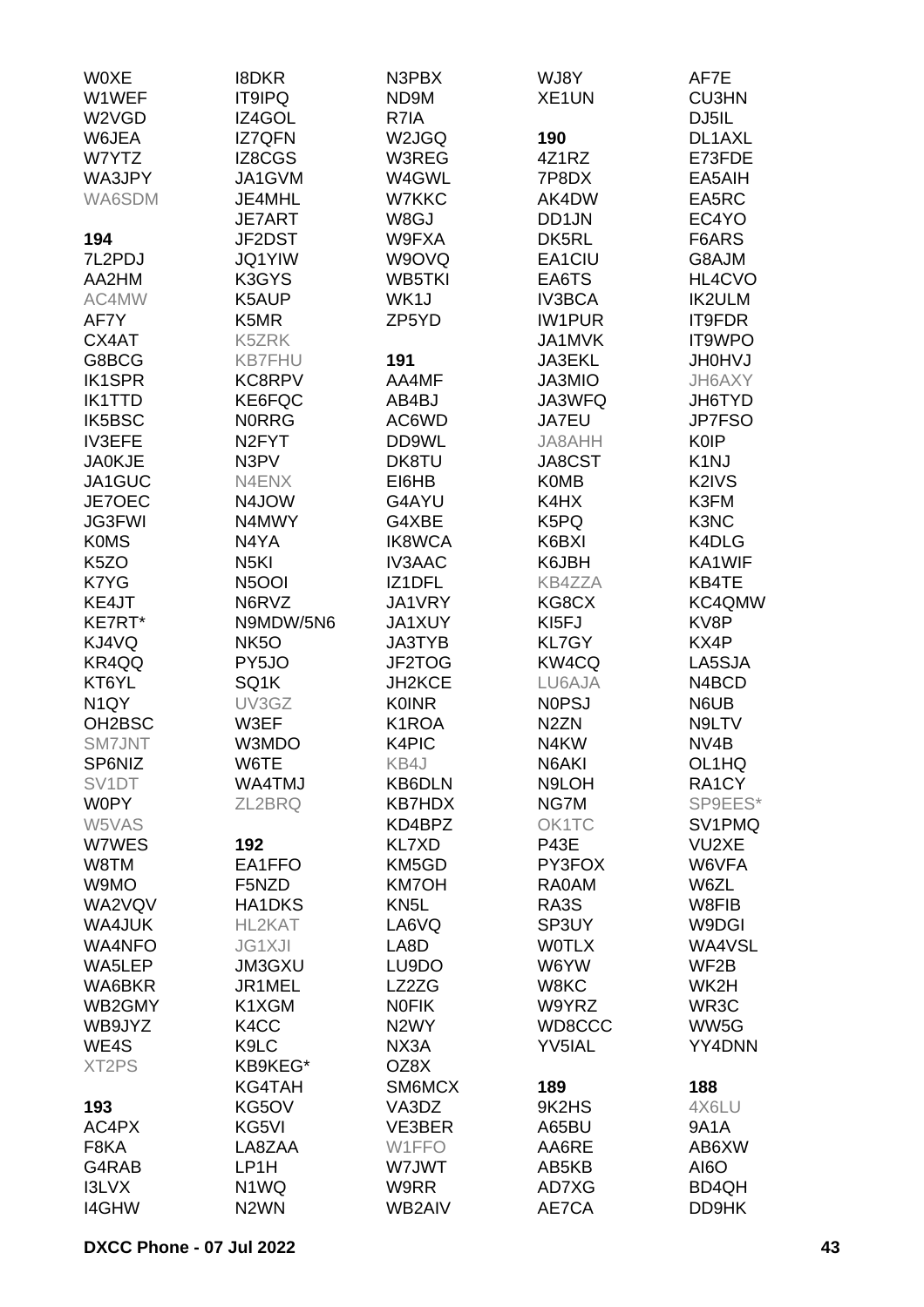W0XE
W1WEF
W2VGD
W6JEA
W7YTZ
WA3JPY
WA6SDM

**194**
7L2PDJ
AA2HM
AC4MW
AF7Y
CX4AT
G8BCG
IK1SPR
IK1TTD
IK5BSC
IV3EFE
JA0KJE
JA1GUC
JE7OEC
JG3FWI
K0MS
K5ZO
K7YG
KE4JT
KE7RT*
KJ4VQ
KR4QQ
KT6YL
N1QY
OH2BSC
SM7JNT
SP6NIZ
SV1DT
W0PY
W5VAS
W7WES
W8TM
W9MO
WA2VQV
WA4JUK
WA4NFO
WA5LEP
WA6BKR
WB2GMY
WB9JYZ
WE4S
XT2PS

**193**
AC4PX
F8KA
G4RAB
I3LVX
I4GHW

I8DKR
IT9IPQ
IZ4GOL
IZ7QFN
IZ8CGS
JA1GVM
JE4MHL
JE7ART
JF2DST
JQ1YIW
K3GYS
K5AUP
K5MR
K5ZRK
KB7FHU
KC8RPV
KE6FQC
N0RRG
N2FYT
N3PV
N4ENX
N4JOW
N4MWY
N4YA
N5KI
N5OOI
N6RVZ
N9MDW/5N6
NK5O
PY5JO
SQ1K
UV3GZ
W3EF
W3MDO
W6TE
WA4TMJ
ZL2BRQ

**192**
EA1FFO
F5NZD
HA1DKS
HL2KAT
JG1XJI
JM3GXU
JR1MEL
K1XGM
K4CC
K9LC
KB9KEG*
KG4TAH
KG5OV
KG5VI
LA8ZAA
LP1H
N1WQ
N2WN

N3PBX
ND9M
R7IA
W2JGQ
W3REG
W4GWL
W7KKC
W8GJ
W9FXA
W9OVQ
WB5TKI
WK1J
ZP5YD

**191**
AA4MF
AB4BJ
AC6WD
DD9WL
DK8TU
EI6HB
G4AYU
G4XBE
IK8WCA
IV3AAC
IZ1DFL
JA1VRY
JA1XUY
JA3TYB
JF2TOG
JH2KCE
K0INR
K1ROA
K4PIC
KB4J
KB6DLN
KB7HDX
KD4BPZ
KL7XD
KM5GD
KM7OH
KN5L
LA6VQ
LA8D
LU9DO
LZ2ZG
N0FIK
N2WY
NX3A
OZ8X
SM6MCX
VA3DZ
VE3BER
W1FFO
W7JWT
W9RR
WB2AIV

WJ8Y
XE1UN

**190**
4Z1RZ
7P8DX
AK4DW
DD1JN
DK5RL
EA1CIU
EA6TS
IV3BCA
IW1PUR
JA1MVK
JA3EKL
JA3MIO
JA3WFQ
JA7EU
JA8AHH
JA8CST
K0MB
K4HX
K5PQ
K6BXI
K6JBH
KB4ZZA
KG8CX
KI5FJ
KL7GY
KW4CQ
LU6AJA
N0PSJ
N2ZN
N4KW
N6AKI
N9LOH
NG7M
OK1TC
P43E
PY3FOX
RA0AM
RA3S
SP3UY
W0TLX
W6YW
W8KC
W9YRZ
WD8CCC
YV5IAL

**189**
9K2HS
A65BU
AA6RE
AB5KB
AD7XG
AE7CA

AF7E
CU3HN
DJ5IL
DL1AXL
E73FDE
EA5AIH
EA5RC
EC4YO
F6ARS
G8AJM
HL4CVO
IK2ULM
IT9FDR
IT9WPO
JH0HVJ
JH6AXY
JH6TYD
JP7FSO
K0IP
K1NJ
K2IVS
K3FM
K3NC
K4DLG
KA1WIF
KB4TE
KC4QMW
KV8P
KX4P
LA5SJA
N4BCD
N6UB
N9LTV
NV4B
OL1HQ
RA1CY
SP9EES*
SV1PMQ
VU2XE
W6VFA
W6ZL
W8FIB
W9DGI
WA4VSL
WF2B
WK2H
WR3C
WW5G
YY4DNN

**188**
4X6LU
9A1A
AB6XW
AI6O
BD4QH
DD9HK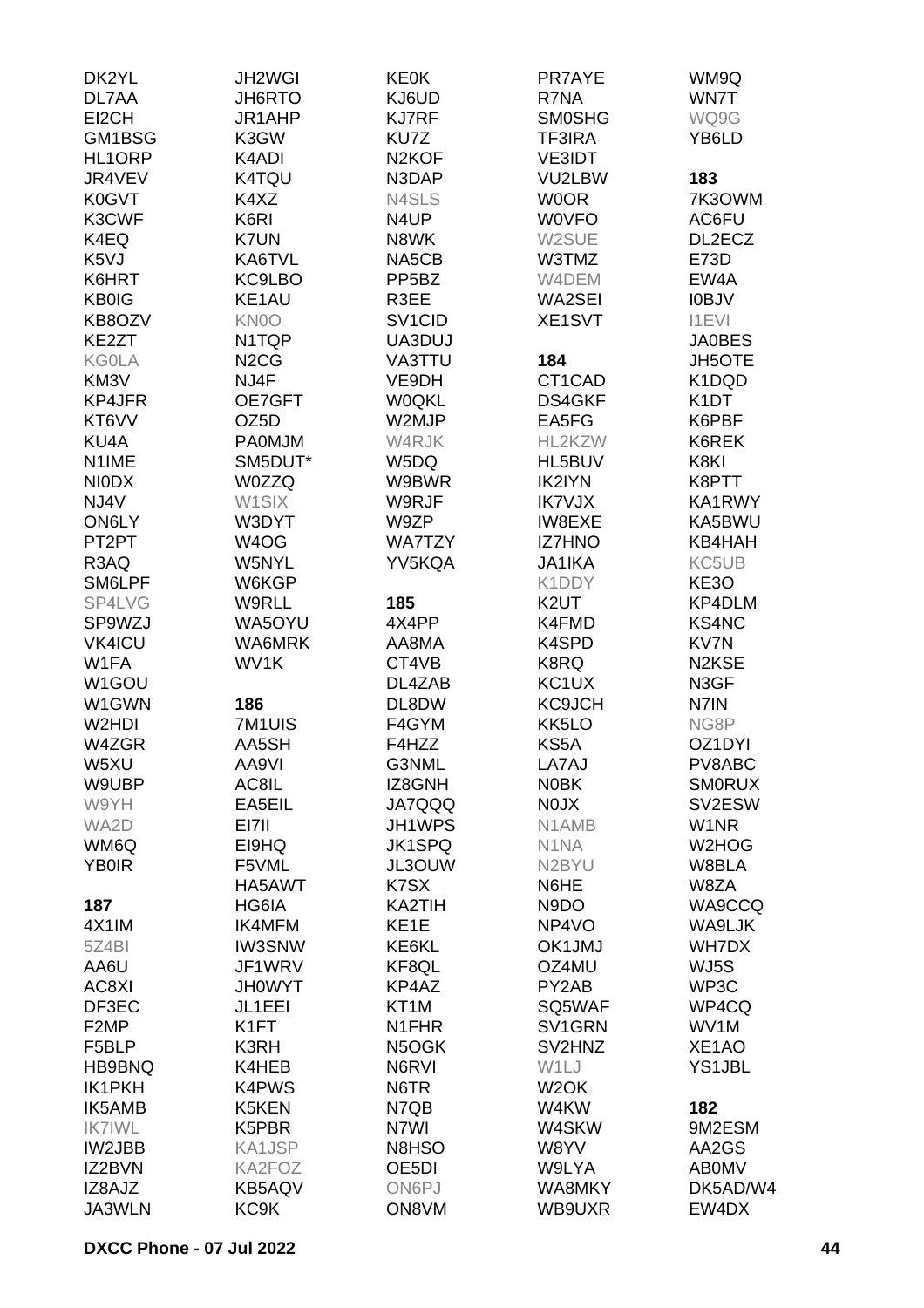DK2YL
DL7AA
EI2CH
GM1BSG
HL1ORP
JR4VEV
K0GVT
K3CWF
K4EQ
K5VJ
K6HRT
KB0IG
KB8OZV
KE2ZT
KG0LA
KM3V
KP4JFR
KT6VV
KU4A
N1IME
NI0DX
NJ4V
ON6LY
PT2PT
R3AQ
SM6LPF
SP4LVG
SP9WZJ
VK4ICU
W1FA
W1GOU
W1GWN
W2HDI
W4ZGR
W5XU
W9UBP
W9YH
WA2D
WM6Q
YB0IR

**187**

4X1IM
5Z4BI
AA6U
AC8XI
DF3EC
F2MP
F5BLP
HB9BNQ
IK1PKH
IK5AMB
IK7IWL
IW2JBB
IZ2BVN
IZ8AJZ
JA3WLN
JH2WGI
JH6RTO
JR1AHP
K3GW
K4ADI
K4TQU
K4XZ
K6RI
K7UN
KA6TVL
KC9LBO
KE1AU
KN0O
N1TQP
N2CG
NJ4F
OE7GFT
OZ5D
PA0MJM
SM5DUT*
W0ZZQ
W1SIX
W3DYT
W4OG
W5NYL
W6KGP
W9RLL
WA5OYU
WA6MRK
WV1K

**186**

7M1UIS
AA5SH
AA9VI
AC8IL
EA5EIL
EI7II
EI9HQ
F5VML
HA5AWT
HG6IA
IK4MFM
IW3SNW
JF1WRV
JH0WYT
JL1EEI
K1FT
K3RH
K4HEB
K4PWS
K5KEN
K5PBR
KA1JSP
KA2FOZ
KB5AQV
KC9K
KE0K
KJ6UD
KJ7RF
KU7Z
N2KOF
N3DAP
N4SLS
N4UP
N8WK
NA5CB
PP5BZ
R3EE
SV1CID
UA3DUJ
VA3TTU
VE9DH
W0QKL
W2MJP
W5DQ
W9BWR
W9RJF
W9ZP
WA7TZY
YV5KQA

**185**

4X4PP
AA8MA
CT4VB
DL4ZAB
DL8DW
F4GYM
F4HZZ
G3NML
IZ8GNH
JA7QQQ
JH1WPS
JK1SPQ
JL3OUW
K7SX
KA2TIH
KE1E
KE6KL
KF8QL
KP4AZ
KT1M
N1FHR
N5OGK
N6RVI
N6TR
N7QB
N7WI
N8HSO
OE5DI
ON6PJ
ON8VM
PR7AYE
R7NA
SM0SHG
TF3IRA
VE3IDT
VU2LBW
W0OR
W0VFO
W2SUE
W3TMZ
W4DEM
WA2SEI
XE1SVT

**184**

CT1CAD
DS4GKF
EA5FG
HL2KZW
HL5BUV
IK2IYN
IK7VJX
IW8EXE
IZ7HNO
JA1IKA
K1DDY
K2UT
K4FMD
K4SPD
K8RQ
KC1UX
KC9JCH
KK5LO
KS5A
LA7AJ
N0BK
N0JX
N1AMB
N1NA
N2BYU
N6HE
N9DO
NP4VO
OK1JMJ
OZ4MU
PY2AB
SQ5WAF
SV1GRN
SV2HNZ
W1LJ
W2OK
W4KW
W4SKW
W8YV
W9LYA
WA8MKY
WB9UXR
WM9Q
WN7T
WQ9G
YB6LD

**183**

7K3OWM
AC6FU
DL2ECZ
E73D
EW4A
I0BJV
I1EVI
JA0BES
JH5OTE
K1DQD
K1DT
K6PBF
K6REK
K8KI
K8PTT
KA1RWY
KA5BWU
KB4HAH
KC5UB
KE3O
KP4DLM
KS4NC
KV7N
N2KSE
N3GF
N7IN
NG8P
OZ1DYI
PV8ABC
SM0RUX
SV2ESW
W1NR
W2HOG
W8BLA
W8ZA
WA9CCQ
WA9LJK
WH7DX
WJ5S
WP3C
WP4CQ
WV1M
XE1AO
YS1JBL

**182**

9M2ESM
AA2GS
AB0MV
DK5AD/W4
EW4DX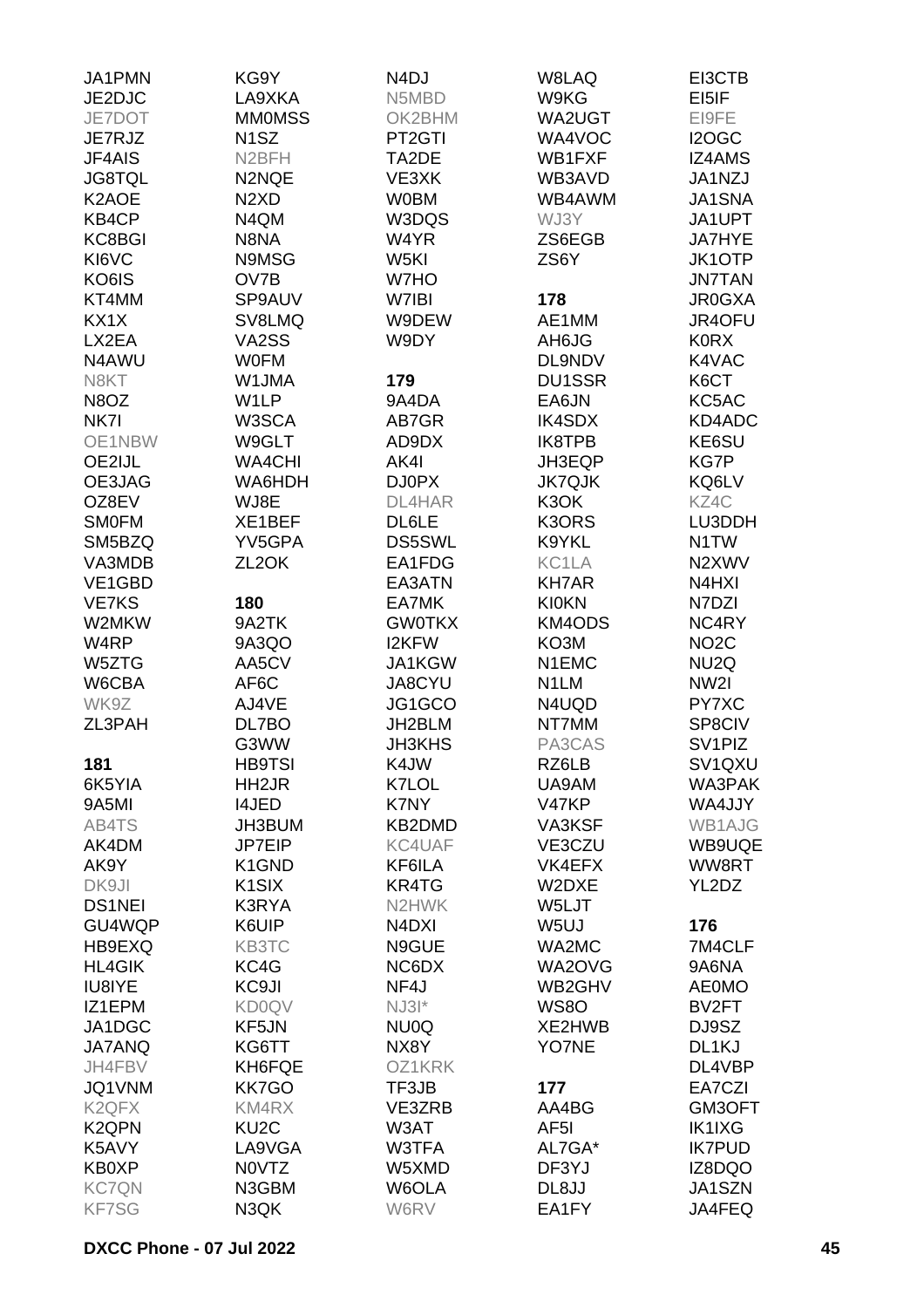JA1PMN
JE2DJC
JE7DOT
JE7RJZ
JF4AIS
JG8TQL
K2AOE
KB4CP
KC8BGI
KI6VC
KO6IS
KT4MM
KX1X
LX2EA
N4AWU
N8KT
N8OZ
NK7I
OE1NBW
OE2IJL
OE3JAG
OZ8EV
SM0FM
SM5BZQ
VA3MDB
VE1GBD
VE7KS
W2MKW
W4RP
W5ZTG
W6CBA
WK9Z
ZL3PAH

**181**
6K5YIA
9A5MI
AB4TS
AK4DM
AK9Y
DK9JI
DS1NEI
GU4WQP
HB9EXQ
HL4GIK
IU8IYE
IZ1EPM
JA1DGC
JA7ANQ
JH4FBV
JQ1VNM
K2QFX
K2QPN
K5AVY
KB0XP
KC7QN
KF7SG

KG9Y
LA9XKA
MM0MSS
N1SZ
N2BFH
N2NQE
N2XD
N4QM
N8NA
N9MSG
OV7B
SP9AUV
SV8LMQ
VA2SS
W0FM
W1JMA
W1LP
W3SCA
W9GLT
WA4CHI
WA6HDH
WJ8E
XE1BEF
YV5GPA
ZL2OK

**180**
9A2TK
9A3QO
AA5CV
AF6C
AJ4VE
DL7BO
G3WW
HB9TSI
HH2JR
I4JED
JH3BUM
JP7EIP
K1GND
K1SIX
K3RYA
K6UIP
KB3TC
KC4G
KC9JI
KD0QV
KF5JN
KG6TT
KH6FQE
KK7GO
KM4RX
KU2C
LA9VGA
N0VTZ
N3GBM
N3QK

N4DJ
N5MBD
OK2BHM
PT2GTI
TA2DE
VE3XK
W0BM
W3DQS
W4YR
W5KI
W7HO
W7IBI
W9DEW
W9DY

**179**
9A4DA
AB7GR
AD9DX
AK4I
DJ0PX
DL4HAR
DL6LE
DS5SWL
EA1FDG
EA3ATN
EA7MK
GW0TKX
I2KFW
JA1KGW
JA8CYU
JG1GCO
JH2BLM
JH3KHS
K4JW
K7LOL
K7NY
KB2DMD
KC4UAF
KF6ILA
KR4TG
N2HWK
N4DXI
N9GUE
NC6DX
NF4J
NJ3I*
NU0Q
NX8Y
OZ1KRK
TF3JB
VE3ZRB
W3AT
W3TFA
W5XMD
W6OLA
W6RV

W8LAQ
W9KG
WA2UGT
WA4VOC
WB1FXF
WB3AVD
WB4AWM
WJ3Y
ZS6EGB
ZS6Y

**178**
AE1MM
AH6JG
DL9NDV
DU1SSR
EA6JN
IK4SDX
IK8TPB
JH3EQP
JK7QJK
K3OK
K3ORS
K9YKL
KC1LA
KH7AR
KI0KN
KM4ODS
KO3M
N1EMC
N1LM
N4UQD
NT7MM
PA3CAS
RZ6LB
UA9AM
V47KP
VA3KSF
VE3CZU
VK4EFX
W2DXE
W5LJT
W5UJ
WA2MC
WA2OVG
WB2GHV
WS8O
XE2HWB
YO7NE

**177**
AA4BG
AF5I
AL7GA*
DF3YJ
DL8JJ
EA1FY

EI3CTB
EI5IF
EI9FE
I2OGC
IZ4AMS
JA1NZJ
JA1SNA
JA1UPT
JA7HYE
JK1OTP
JN7TAN
JR0GXA
JR4OFU
K0RX
K4VAC
K6CT
KC5AC
KD4ADC
KE6SU
KG7P
KQ6LV
KZ4C
LU3DDH
N1TW
N2XWV
N4HXI
N7DZI
NC4RY
NO2C
NU2Q
NW2I
PY7XC
SP8CIV
SV1PIZ
SV1QXU
WA3PAK
WA4JJY
WB1AJG
WB9UQE
WW8RT
YL2DZ

**176**
7M4CLF
9A6NA
AE0MO
BV2FT
DJ9SZ
DL1KJ
DL4VBP
EA7CZI
GM3OFT
IK1IXG
IK7PUD
IZ8DQO
JA1SZN
JA4FEQ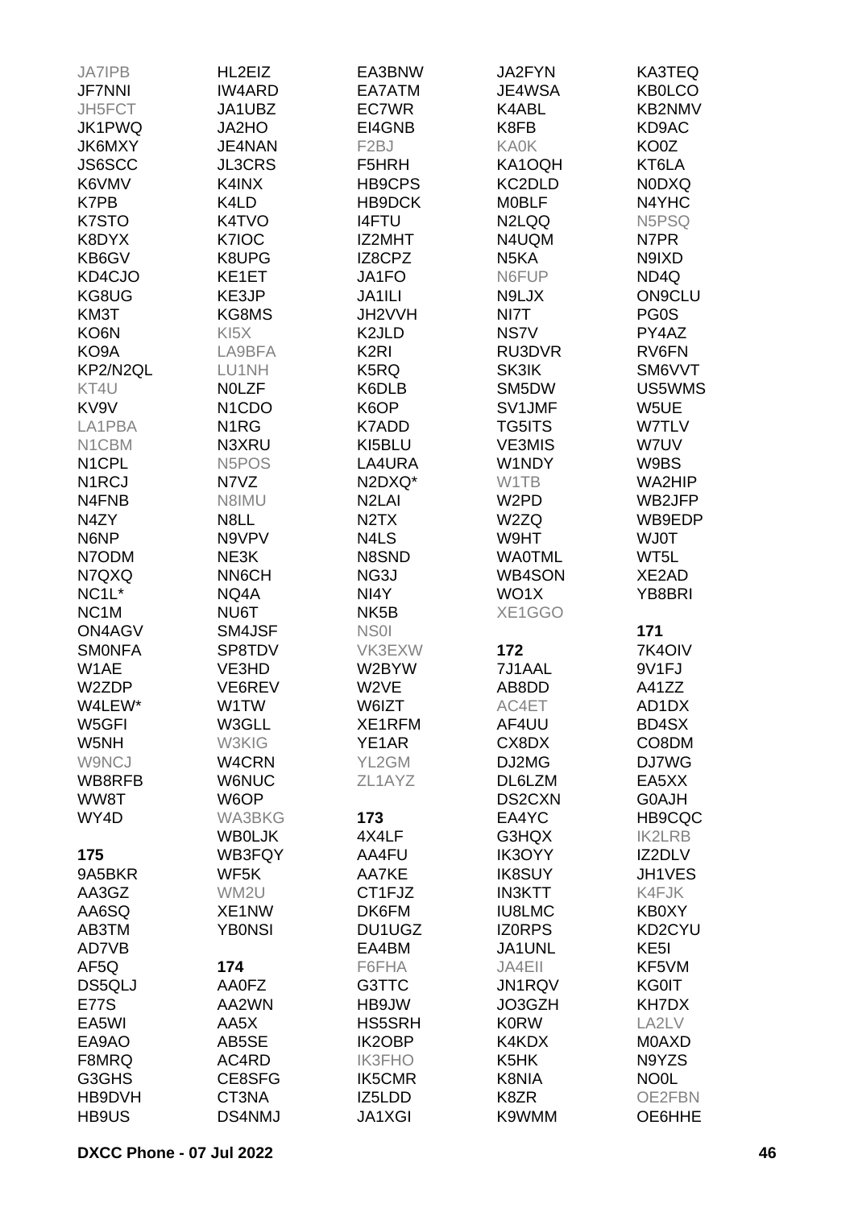JA7IPB
JF7NNI
JH5FCT
JK1PWQ
JK6MXY
JS6SCC
K6VMV
K7PB
K7STO
K8DYX
KB6GV
KD4CJO
KG8UG
KM3T
KO6N
KO9A
KP2/N2QL
KT4U
KV9V
LA1PBA
N1CBM
N1CPL
N1RCJ
N4FNB
N4ZY
N6NP
N7ODM
N7QXQ
NC1L*
NC1M
ON4AGV
SM0NFA
W1AE
W2ZDP
W4LEW*
W5GFI
W5NH
W9NCJ
WB8RFB
WW8T
WY4D

**175**

9A5BKR
AA3GZ
AA6SQ
AB3TM
AD7VB
AF5Q
DS5QLJ
E77S
EA5WI
EA9AO
F8MRQ
G3GHS
HB9DVH
HB9US

HL2EIZ
IW4ARD
JA1UBZ
JA2HO
JE4NAN
JL3CRS
K4INX
K4LD
K4TVO
K7IOC
K8UPG
KE1ET
KE3JP
KG8MS
KI5X
LA9BFA
LU1NH
N0LZF
N1CDO
N1RG
N3XRU
N5POS
N7VZ
N8IMU
N8LL
N9VPV
NE3K
NN6CH
NQ4A
NU6T
SM4JSF
SP8TDV
VE3HD
VE6REV
W1TW
W3GLL
W3KIG
W4CRN
W6NUC
W6OP
WA3BKG
WB0LJK
WB3FQY
WF5K
WM2U
XE1NW
YB0NSI

**174**

AA0FZ
AA2WN
AA5X
AB5SE
AC4RD
CE8SFG
CT3NA
DS4NMJ

EA3BNW
EA7ATM
EC7WR
EI4GNB
F2BJ
F5HRH
HB9CPS
HB9DCK
I4FTU
IZ2MHT
IZ8CPZ
JA1FO
JA1ILI
JH2VVH
K2JLD
K2RI
K5RQ
K6DLB
K6OP
K7ADD
KI5BLU
LA4URA
N2DXQ*
N2LAI
N2TX
N4LS
N8SND
NG3J
NI4Y
NK5B
NS0I
VK3EXW
W2BYW
W2VE
W6IZT
XE1RFM
YE1AR
YL2GM
ZL1AYZ

**173**

4X4LF
AA4FU
AA7KE
CT1FJZ
DK6FM
DU1UGZ
EA4BM
F6FHA
G3TTC
HB9JW
HS5SRH
IK2OBP
IK3FHO
IK5CMR
IZ5LDD
JA1XGI

JA2FYN
JE4WSA
K4ABL
K8FB
KA0K
KA1OQH
KC2DLD
M0BLF
N2LQQ
N4UQM
N5KA
N6FUP
N9LJX
NI7T
NS7V
RU3DVR
SK3IK
SM5DW
SV1JMF
TG5ITS
VE3MIS
W1NDY
W1TB
W2PD
W2ZQ
W9HT
WA0TML
WB4SON
WO1X
XE1GGO

**172**

7J1AAL
AB8DD
AC4ET
AF4UU
CX8DX
DJ2MG
DL6LZM
DS2CXN
EA4YC
G3HQX
IK3OYY
IK8SUY
IN3KTT
IU8LMC
IZ0RPS
JA1UNL
JA4EII
JN1RQV
JO3GZH
K0RW
K4KDX
K5HK
K8NIA
K8ZR
K9WMM

KA3TEQ
KB0LCO
KB2NMV
KD9AC
KO0Z
KT6LA
N0DXQ
N4YHC
N5PSQ
N7PR
N9IXD
ND4Q
ON9CLU
PG0S
PY4AZ
RV6FN
SM6VVT
US5WMS
W5UE
W7TLV
W7UV
W9BS
WA2HIP
WB2JFP
WB9EDP
WJ0T
WT5L
XE2AD
YB8BRI

**171**

7K4OIV
9V1FJ
A41ZZ
AD1DX
BD4SX
CO8DM
DJ7WG
EA5XX
G0AJH
HB9CQC
IK2LRB
IZ2DLV
JH1VES
K4FJK
KB0XY
KD2CYU
KE5I
KF5VM
KG0IT
KH7DX
LA2LV
M0AXD
N9YZS
NO0L
OE2FBN
OE6HHE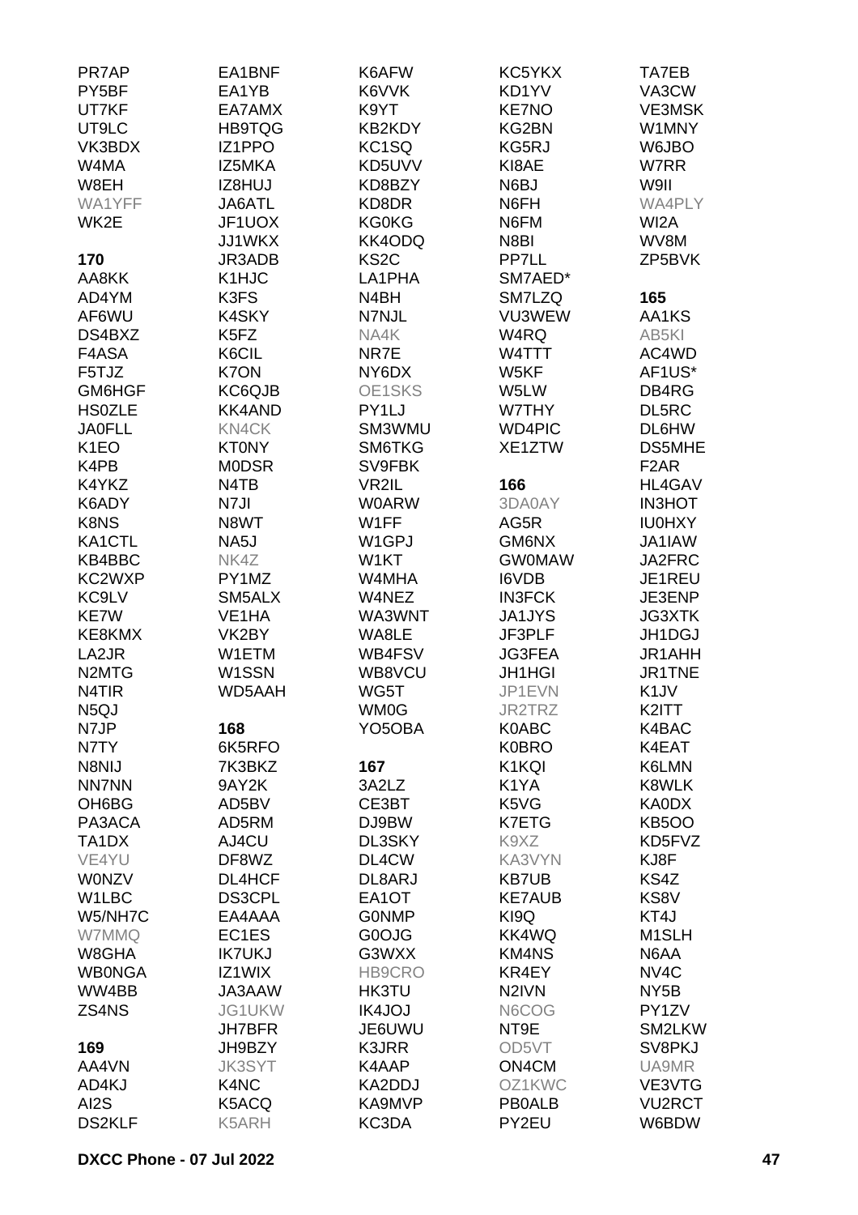PR7AP
PY5BF
UT7KF
UT9LC
VK3BDX
W4MA
W8EH
WA1YFF
WK2E

**170**

AA8KK
AD4YM
AF6WU
DS4BXZ
F4ASA
F5TJZ
GM6HGF
HS0ZLE
JA0FLL
K1EO
K4PB
K4YKZ
K6ADY
K8NS
KA1CTL
KB4BBC
KC2WXP
KC9LV
KE7W
KE8KMX
LA2JR
N2MTG
N4TIR
N5QJ
N7JP
N7TY
N8NIJ
NN7NN
OH6BG
PA3ACA
TA1DX
VE4YU
W0NZV
W1LBC
W5/NH7C
W7MMQ
W8GHA
WB0NGA
WW4BB
ZS4NS

**169**

AA4VN
AD4KJ
AI2S
DS2KLF
EA1BNF
EA1YB
EA7AMX
HB9TQG
IZ1PPO
IZ5MKA
IZ8HUJ
JA6ATL
JF1UOX
JJ1WKX
JR3ADB
K1HJC
K3FS
K4SKY
K5FZ
K6CIL
K7ON
KC6QJB
KK4AND
KN4CK
KT0NY
M0DSR
N4TB
N7JI
N8WT
NA5J
NK4Z
PY1MZ
SM5ALX
VE1HA
VK2BY
W1ETM
W1SSN
WD5AAH

**168**

6K5RFO
7K3BKZ
9AY2K
AD5BV
AD5RM
AJ4CU
DF8WZ
DL4HCF
DS3CPL
EA4AAA
EC1ES
IK7UKJ
IZ1WIX
JA3AAW
JG1UKW
JH7BFR
JH9BZY
JK3SYT
K4NC
K5ACQ
K5ARH
K6AFW
K6VVK
K9YT
KB2KDY
KC1SQ
KD5UVV
KD8BZY
KD8DR
KG0KG
KK4ODQ
KS2C
LA1PHA
N4BH
N7NJL
NA4K
NR7E
NY6DX
OE1SKS
PY1LJ
SM3WMU
SM6TKG
SV9FBK
VR2IL
W0ARW
W1FF
W1GPJ
W1KT
W4MHA
W4NEZ
WA3WNT
WA8LE
WB4FSV
WB8VCU
WG5T
WM0G
YO5OBA

**167**

3A2LZ
CE3BT
DJ9BW
DL3SKY
DL4CW
DL8ARJ
EA1OT
G0NMP
G0OJG
G3WXX
HB9CRO
HK3TU
IK4JOJ
JE6UWU
K3JRR
K4AAP
KA2DDJ
KA9MVP
KC3DA
KC5YKX
KD1YV
KE7NO
KG2BN
KG5RJ
KI8AE
N6BJ
N6FH
N6FM
N8BI
PP7LL
SM7AED*
SM7LZQ
VU3WEW
W4RQ
W4TTT
W5KF
W5LW
W7THY
WD4PIC
XE1ZTW

**166**

3DA0AY
AG5R
GM6NX
GW0MAW
I6VDB
IN3FCK
JA1JYS
JF3PLF
JG3FEA
JH1HGI
JP1EVN
JR2TRZ
K0ABC
K0BRO
K1KQI
K1YA
K5VG
K7ETG
K9XZ
KA3VYN
KB7UB
KE7AUB
KI9Q
KK4WQ
KM4NS
KR4EY
N2IVN
N6COG
NT9E
OD5VT
ON4CM
OZ1KWC
PB0ALB
PY2EU
TA7EB
VA3CW
VE3MSK
W1MNY
W6JBO
W7RR
W9II
WA4PLY
WI2A
WV8M
ZP5BVK

**165**

AA1KS
AB5KI
AC4WD
AF1US*
DB4RG
DL5RC
DL6HW
DS5MHE
F2AR
HL4GAV
IN3HOT
IU0HXY
JA1IAW
JA2FRC
JE1REU
JE3ENP
JG3XTK
JH1DGJ
JR1AHH
JR1TNE
K1JV
K2ITT
K4BAC
K4EAT
K6LMN
K8WLK
KA0DX
KB5OO
KD5FVZ
KJ8F
KS4Z
KS8V
KT4J
M1SLH
N6AA
NV4C
NY5B
PY1ZV
SM2LKW
SV8PKJ
UA9MR
VE3VTG
VU2RCT
W6BDW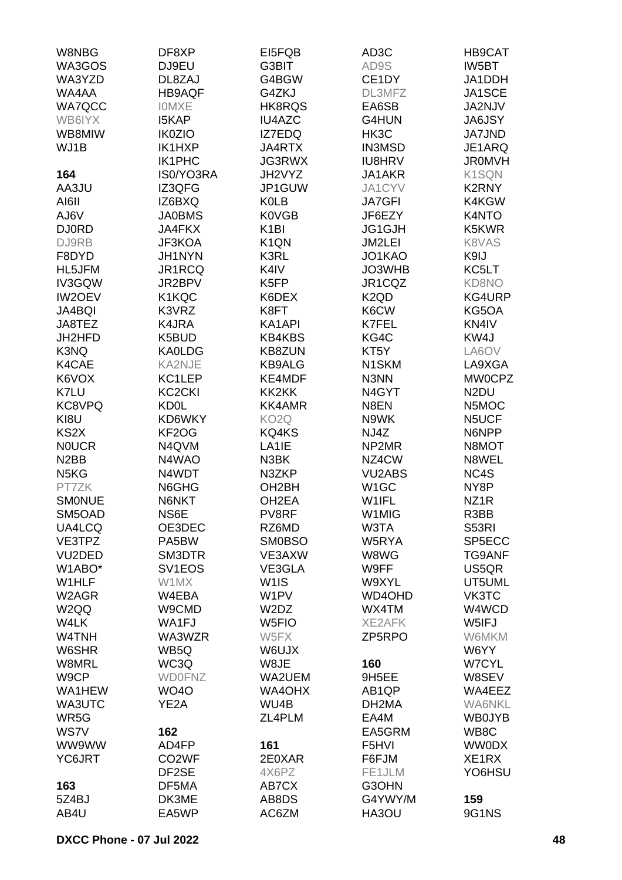W8NBG
WA3GOS
WA3YZD
WA4AA
WA7QCC
WB6IYX
WB8MIW
WJ1B

**164**
AA3JU
AI6II
AJ6V
DJ0RD
DJ9RB
F8DYD
HL5JFM
IV3GQW
IW2OEV
JA4BQI
JA8TEZ
JH2HFD
K3NQ
K4CAE
K6VOX
K7LU
KC8VPQ
KI8U
KS2X
N0UCR
N2BB
N5KG
PT7ZK
SM0NUE
SM5OAD
UA4LCQ
VE3TPZ
VU2DED
W1ABO*
W1HLF
W2AGR
W2QQ
W4LK
W4TNH
W6SHR
W8MRL
W9CP
WA1HEW
WA3UTC
WR5G
WS7V
WW9WW
YC6JRT

**163**
5Z4BJ
AB4U

DF8XP
DJ9EU
DL8ZAJ
HB9AQF
I0MXE
I5KAP
IK0ZIO
IK1HXP
IK1PHC
IS0/YO3RA
IZ3QFG
IZ6BXQ
JA0BMS
JA4FKX
JF3KOA
JH1NYN
JR1RCQ
JR2BPV
K1KQC
K3VRZ
K4JRA
K5BUD
KA0LDG
KA2NJE
KC1LEP
KC2CKI
KD0L
KD6WKY
KF2OG
N4QVM
N4WAO
N4WDT
N6GHG
N6NKT
NS6E
OE3DEC
PA5BW
SM3DTR
SV1EOS
W1MX
W4EBA
W9CMD
WA1FJ
WA3WZR
WB5Q
WC3Q
WD0FNZ
WO4O
YE2A

**162**
AD4FP
CO2WF
DF2SE
DF5MA
DK3ME
EA5WP

EI5FQB
G3BIT
G4BGW
G4ZKJ
HK8RQS
IU4AZC
IZ7EDQ
JA4RTX
JG3RWX
JH2VYZ
JP1GUW
K0LB
K0VGB
K1BI
K1QN
K3RL
K4IV
K5FP
K6DEX
K8FT
KA1API
KB4KBS
KB8ZUN
KB9ALG
KE4MDF
KK2KK
KK4AMR
KO2Q
KQ4KS
LA1IE
N3BK
N3ZKP
OH2BH
OH2EA
PV8RF
RZ6MD
SM0BSO
VE3AXW
VE3GLA
W1IS
W1PV
W2DZ
W5FIO
W5FX
W6UJX
W8JE
WA2UEM
WA4OHX
WU4B
ZL4PLM

**161**
2E0XAR
4X6PZ
AB7CX
AB8DS
AC6ZM

AD3C
AD9S
CE1DY
DL3MFZ
EA6SB
G4HUN
HK3C
IN3MSD
IU8HRV
JA1AKR
JA1CYV
JA7GFI
JF6EZY
JG1GJH
JM2LEI
JO1KAO
JO3WHB
JR1CQZ
K2QD
K6CW
K7FEL
KG4C
KT5Y
N1SKM
N3NN
N4GYT
N8EN
N9WK
NJ4Z
NP2MR
NZ4CW
VU2ABS
W1GC
W1IFL
W1MIG
W3TA
W5RYA
W8WG
W9FF
W9XYL
WD4OHD
WX4TM
XE2AFK
ZP5RPO

**160**
9H5EE
AB1QP
DH2MA
EA4M
EA5GRM
F5HVI
F6FJM
FE1JLM
G3OHN
G4YWY/M
HA3OU

HB9CAT
IW5BT
JA1DDH
JA1SCE
JA2NJV
JA6JSY
JA7JND
JE1ARQ
JR0MVH
K1SQN
K2RNY
K4KGW
K4NTO
K5KWR
K8VAS
K9IJ
KC5LT
KD8NO
KG4URP
KG5OA
KN4IV
KW4J
LA6OV
LA9XGA
MW0CPZ
N2DU
N5MOC
N5UCF
N6NPP
N8MOT
N8WEL
NC4S
NY8P
NZ1R
R3BB
S53RI
SP5ECC
TG9ANF
US5QR
UT5UML
VK3TC
W4WCD
W5IFJ
W6MKM
W6YY
W7CYL
W8SEV
WA4EEZ
WA6NKL
WB0JYB
WB8C
WW0DX
XE1RX
YO6HSU

**159**
9G1NS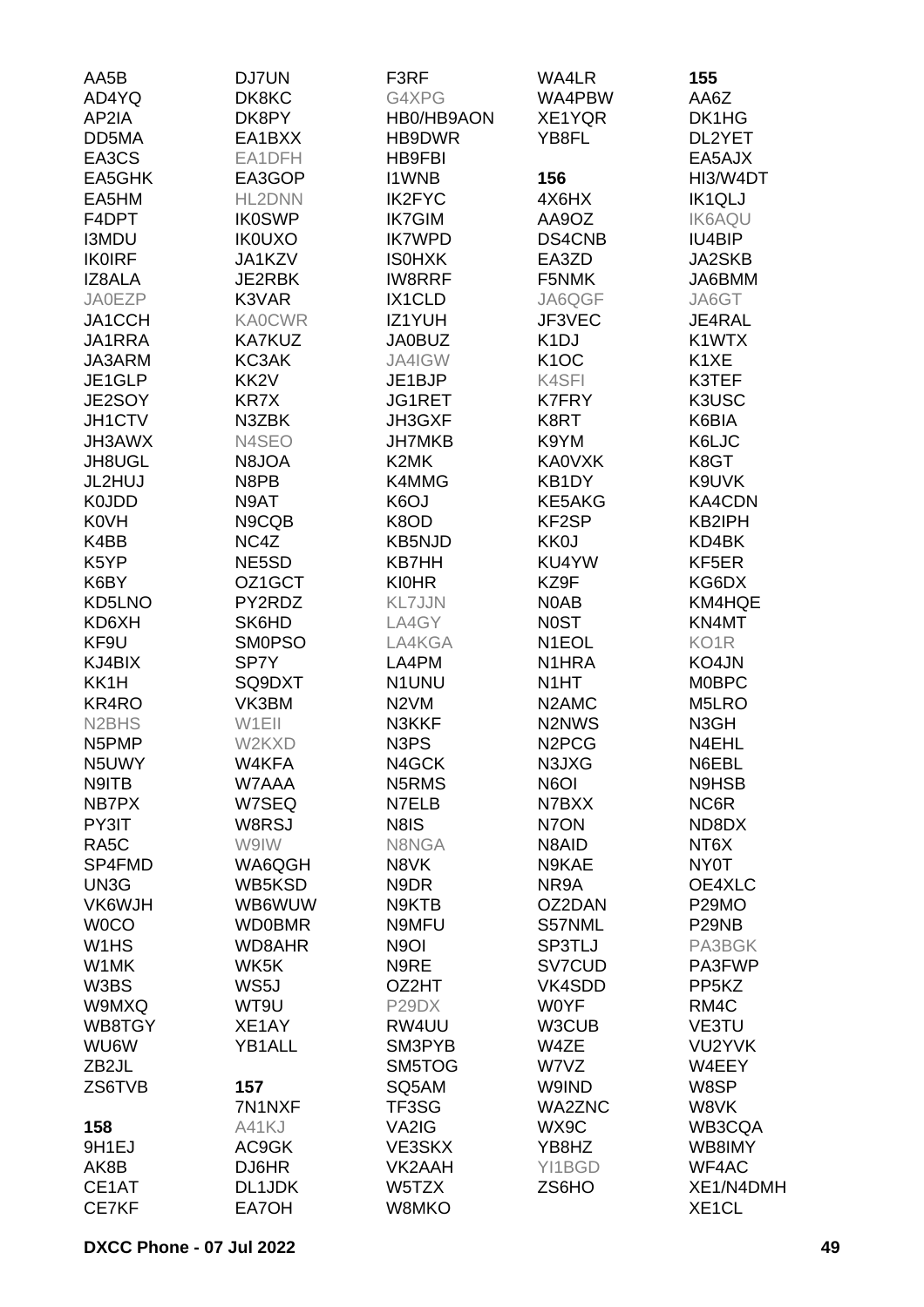AA5B
AD4YQ
AP2IA
DD5MA
EA3CS
EA5GHK
EA5HM
F4DPT
I3MDU
IK0IRF
IZ8ALA
JA0EZP
JA1CCH
JA1RRA
JA3ARM
JE1GLP
JE2SOY
JH1CTV
JH3AWX
JH8UGL
JL2HUJ
K0JDD
K0VH
K4BB
K5YP
K6BY
KD5LNO
KD6XH
KF9U
KJ4BIX
KK1H
KR4RO
N2BHS
N5PMP
N5UWY
N9ITB
NB7PX
PY3IT
RA5C
SP4FMD
UN3G
VK6WJH
W0CO
W1HS
W1MK
W3BS
W9MXQ
WB8TGY
WU6W
ZB2JL
ZS6TVB

**158**
9H1EJ
AK8B
CE1AT
CE7KF

DJ7UN
DK8KC
DK8PY
EA1BXX
EA1DFH
EA3GOP
HL2DNN
IK0SWP
IK0UXO
JA1KZV
JE2RBK
K3VAR
KA0CWR
KA7KUZ
KC3AK
KK2V
KR7X
N3ZBK
N4SEO
N8JOA
N8PB
N9AT
N9CQB
NC4Z
NE5SD
OZ1GCT
PY2RDZ
SK6HD
SM0PSO
SP7Y
SQ9DXT
VK3BM
W1EII
W2KXD
W4KFA
W7AAA
W7SEQ
W8RSJ
W9IW
WA6QGH
WB5KSD
WB6WUW
WD0BMR
WD8AHR
WK5K
WS5J
WT9U
XE1AY
YB1ALL

**157**
7N1NXF
A41KJ
AC9GK
DJ6HR
DL1JDK
EA7OH

F3RF
G4XPG
HB0/HB9AON
HB9DWR
HB9FBI
I1WNB
IK2FYC
IK7GIM
IK7WPD
IS0HXK
IW8RRF
IX1CLD
IZ1YUH
JA0BUZ
JA4IGW
JE1BJP
JG1RET
JH3GXF
JH7MKB
K2MK
K4MMG
K6OJ
K8OD
KB5NJD
KB7HH
KI0HR
KL7JJN
LA4GY
LA4KGA
LA4PM
N1UNU
N2VM
N3KKF
N3PS
N4GCK
N5RMS
N7ELB
N8IS
N8NGA
N8VK
N9DR
N9KTB
N9MFU
N9OI
N9RE
OZ2HT
P29DX
RW4UU
SM3PYB
SM5TOG
SQ5AM
TF3SG
VA2IG
VE3SKX
VK2AAH
W5TZX
W8MKO

WA4LR
WA4PBW
XE1YQR
YB8FL

**156**
4X6HX
AA9OZ
DS4CNB
EA3ZD
F5NMK
JA6QGF
JF3VEC
K1DJ
K1OC
K4SFI
K7FRY
K8RT
K9YM
KA0VXK
KB1DY
KE5AKG
KF2SP
KK0J
KU4YW
KZ9F
N0AB
N0ST
N1EOL
N1HRA
N1HT
N2AMC
N2NWS
N2PCG
N3JXG
N6OI
N7BXX
N7ON
N8AID
N9KAE
NR9A
OZ2DAN
S57NML
SP3TLJ
SV7CUD
VK4SDD
W0YF
W3CUB
W4ZE
W7VZ
W9IND
WA2ZNC
WX9C
YB8HZ
YI1BGD
ZS6HO

**155**
AA6Z
DK1HG
DL2YET
EA5AJX
HI3/W4DT
IK1QLJ
IK6AQU
IU4BIP
JA2SKB
JA6BMM
JA6GT
JE4RAL
K1WTX
K1XE
K3TEF
K3USC
K6BIA
K6LJC
K8GT
K9UVK
KA4CDN
KB2IPH
KD4BK
KF5ER
KG6DX
KM4HQE
KN4MT
KO1R
KO4JN
M0BPC
M5LRO
N3GH
N4EHL
N6EBL
N9HSB
NC6R
ND8DX
NT6X
NY0T
OE4XLC
P29MO
P29NB
PA3BGK
PA3FWP
PP5KZ
RM4C
VE3TU
VU2YVK
W4EEY
W8SP
W8VK
WB3CQA
WB8IMY
WF4AC
XE1/N4DMH
XE1CL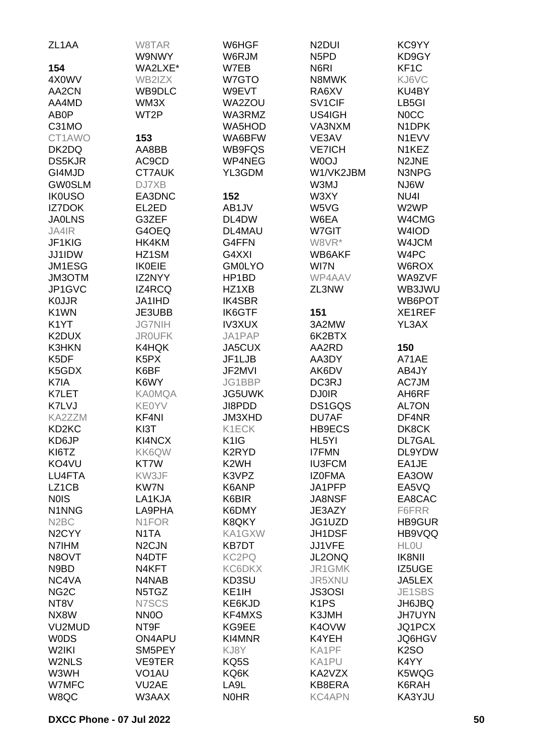ZL1AA
W8TAR
W9NWY
WA2LXE*
WB2IZX
WB9DLC
WM3X
WT2P

**154**

4X0WV
AA2CN
AA4MD
AB0P
C31MO
CT1AWO
DK2DQ
DS5KJR
GI4MJD
GW0SLM
IK0USO
IZ7DOK
JA0LNS
JA4IR
JF1KIG
JJ1IDW
JM1ESG
JM3OTM
JP1GVC
K0JJR
K1WN
K1YT
K2DUX
K3HKN
K5DF
K5GDX
K7IA
K7LET
K7LVJ
KA2ZZM
KD2KC
KD6JP
KI6TZ
KO4VU
LU4FTA
LZ1CB
N0IS
N1NNG
N2BC
N2CYY
N7IHM
N8OVT
N9BD
NC4VA
NG2C
NT8V
NX8W
VU2MUD
W0DS
W2IKI
W2NLS
W3WH
W7MFC
W8QC

**153**

AA8BB
AC9CD
CT7AUK
DJ7XB
EA3DNC
EL2ED
G3ZEF
G4OEQ
HK4KM
HZ1SM
IK0EIE
IZ2NYY
IZ4RCQ
JA1IHD
JE3UBB
JG7NIH
JR0UFK
K4HQK
K5PX
K6BF
K6WY
KA0MQA
KE0YV
KF4NI
KI3T
KI4NCX
KK6QW
KT7W
KW3JF
KW7N
LA1KJA
LA9PHA
N1FOR
N1TA
N2CJN
N4DTF
N4KFT
N4NAB
N5TGZ
N7SCS
NN0O
NT9F
ON4APU
SM5PEY
VE9TER
VO1AU
VU2AE
W3AAX
W6HGF
W6RJM
W7EB
W7GTO
W9EVT
WA2ZOU
WA3RMZ
WA5HOD
WA6BFW
WB9FQS
WP4NEG
YL3GDM

**152**

AB1JV
DL4DW
DL4MAU
G4FFN
G4XXI
GM0LYO
HP1BD
HZ1XB
IK4SBR
IK6GTF
IV3XUX
JA1PAP
JA5CUX
JF1LJB
JF2MVI
JG1BBP
JG5UWK
JI8PDD
JM3XHD
K1ECK
K1IG
K2RYD
K2WH
K3VPZ
K6ANP
K6BIR
K6DMY
K8QKY
KA1GXW
KB7DT
KC2PQ
KC6DKX
KD3SU
KE1IH
KE6KJD
KF4MXS
KG9EE
KI4MNR
KJ8Y
KQ5S
KQ6K
LA9L
N0HR
N2DUI
N5PD
N6RI
N8MWK
RA6XV
SV1CIF
US4IGH
VA3NXM
VE3AV
VE7ICH
W0OJ
W1/VK2JBM
W3MJ
W3XY
W5VG
W6EA
W7GIT
W8VR*
WB6AKF
WI7N
WP4AAV
ZL3NW

**151**

3A2MW
6K2BTX
AA2RD
AA3DY
AK6DV
DC3RJ
DJ0IR
DS1GQS
DU7AF
HB9ECS
HL5YI
I7FMN
IU3FCM
IZ0FMA
JA1PFP
JA8NSF
JE3AZY
JG1UZD
JH1DSF
JJ1VFE
JL2ONQ
JR1GMK
JR5XNU
JS3OSI
K1PS
K3JMH
K4OVW
K4YEH
KA1PF
KA1PU
KA2VZX
KB8ERA
KC4APN
KC9YY
KD9GY
KF1C
KJ6VC
KU4BY
LB5GI
N0CC
N1DPK
N1EVV
N1KEZ
N2JNE
N3NPG
NJ6W
NU4I
W2WP
W4CMG
W4IOD
W4JCM
W4PC
W6ROX
WA9ZVF
WB3JWU
WB6POT
XE1REF
YL3AX

**150**

A71AE
AB4JY
AC7JM
AH6RF
AL7ON
DF4NR
DK8CK
DL7GAL
DL9YDW
EA1JE
EA3OW
EA5VQ
EA8CAC
F6FRR
HB9GUR
HB9VQQ
HL0U
IK8NII
IZ5UGE
JA5LEX
JE1SBS
JH6JBQ
JH7UYN
JQ1PCX
JQ6HGV
K2SO
K4YY
K5WQG
K6RAH
KA3YJU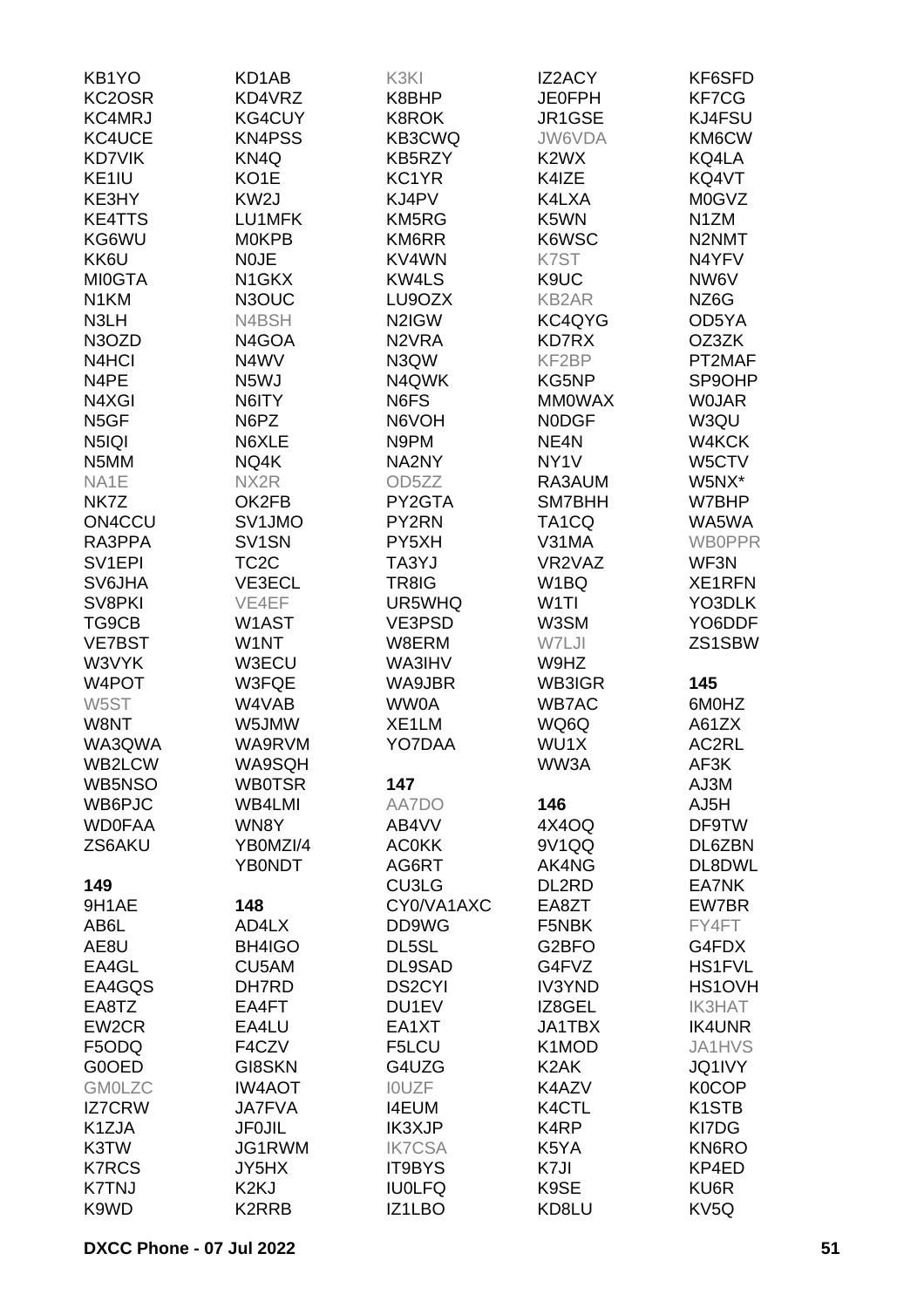KB1YO
KC2OSR
KC4MRJ
KC4UCE
KD7VIK
KE1IU
KE3HY
KE4TTS
KG6WU
KK6U
MI0GTA
N1KM
N3LH
N3OZD
N4HCI
N4PE
N4XGI
N5GF
N5IQI
N5MM
NA1E
NK7Z
ON4CCU
RA3PPA
SV1EPI
SV6JHA
SV8PKI
TG9CB
VE7BST
W3VYK
W4POT
W5ST
W8NT
WA3QWA
WB2LCW
WB5NSO
WB6PJC
WD0FAA
ZS6AKU

KD1AB
KD4VRZ
KG4CUY
KN4PSS
KN4Q
KO1E
KW2J
LU1MFK
M0KPB
N0JE
N1GKX
N3OUC
N4BSH
N4GOA
N4WV
N5WJ
N6ITY
N6PZ
N6XLE
NQ4K
NX2R
OK2FB
SV1JMO
SV1SN
TC2C
VE3ECL
VE4EF
W1AST
W1NT
W3ECU
W3FQE
W4VAB
W5JMW
WA9RVM
WA9SQH
WB0TSR
WB4LMI
WN8Y
YB0MZI/4
YB0NDT

K3KI
K8BHP
K8ROK
KB3CWQ
KB5RZY
KC1YR
KJ4PV
KM5RG
KM6RR
KV4WN
KW4LS
LU9OZX
N2IGW
N2VRA
N3QW
N4QWK
N6FS
N6VOH
N9PM
NA2NY
OD5ZZ
PY2GTA
PY2RN
PY5XH
TA3YJ
TR8IG
UR5WHQ
VE3PSD
W8ERM
WA3IHV
WA9JBR
WW0A
XE1LM
YO7DAA

IZ2ACY
JE0FPH
JR1GSE
JW6VDA
K2WX
K4IZE
K4LXA
K5WN
K6WSC
K7ST
K9UC
KB2AR
KC4QYG
KD7RX
KF2BP
KG5NP
MM0WAX
N0DGF
NE4N
NY1V
RA3AUM
SM7BBH
TA1CQ
V31MA
VR2VAZ
W1BQ
W1TI
W3SM
W7LJI
W9HZ
WB3IGR
WB7AC
WQ6Q
WU1X
WW3A

KF6SFD
KF7CG
KJ4FSU
KM6CW
KQ4LA
KQ4VT
M0GVZ
N1ZM
N2NMT
N4YFV
NW6V
NZ6G
OD5YA
OZ3ZK
PT2MAF
SP9OHP
W0JAR
W3QU
W4KCK
W5CTV
W5NX*
W7BHP
WA5WA
WB0PPR
WF3N
XE1RFN
YO3DLK
YO6DDF
ZS1SBW

**149**

9H1AE
AB6L
AE8U
EA4GL
EA4GQS
EA8TZ
EW2CR
F5ODQ
G0OED
GM0LZC
IZ7CRW
K1ZJA
K3TW
K7RCS
K7TNJ
K9WD

**148**

AD4LX
BH4IGO
CU5AM
DH7RD
EA4FT
EA4LU
F4CZV
GI8SKN
IW4AOT
JA7FVA
JF0JIL
JG1RWM
JY5HX
K2KJ
K2RRB

**147**

AA7DO
AB4VV
AC0KK
AG6RT
CU3LG
CY0/VA1AXC
DD9WG
DL5SL
DL9SAD
DS2CYI
DU1EV
EA1XT
F5LCU
G4UZG
I0UZF
I4EUM
IK3XJP
IK7CSA
IT9BYS
IU0LFQ
IZ1LBO

**146**

4X4OQ
9V1QQ
AK4NG
DL2RD
EA8ZT
F5NBK
G2BFO
G4FVZ
IV3YND
IZ8GEL
JA1TBX
K1MOD
K2AK
K4AZV
K4CTL
K4RP
K5YA
K7JI
K9SE
KD8LU

**145**

6M0HZ
A61ZX
AC2RL
AF3K
AJ3M
AJ5H
DF9TW
DL6ZBN
DL8DWL
EA7NK
EW7BR
FY4FT
G4FDX
HS1FVL
HS1OVH
IK3HAT
IK4UNR
JA1HVS
JQ1IVY
K0COP
K1STB
KI7DG
KN6RO
KP4ED
KU6R
KV5Q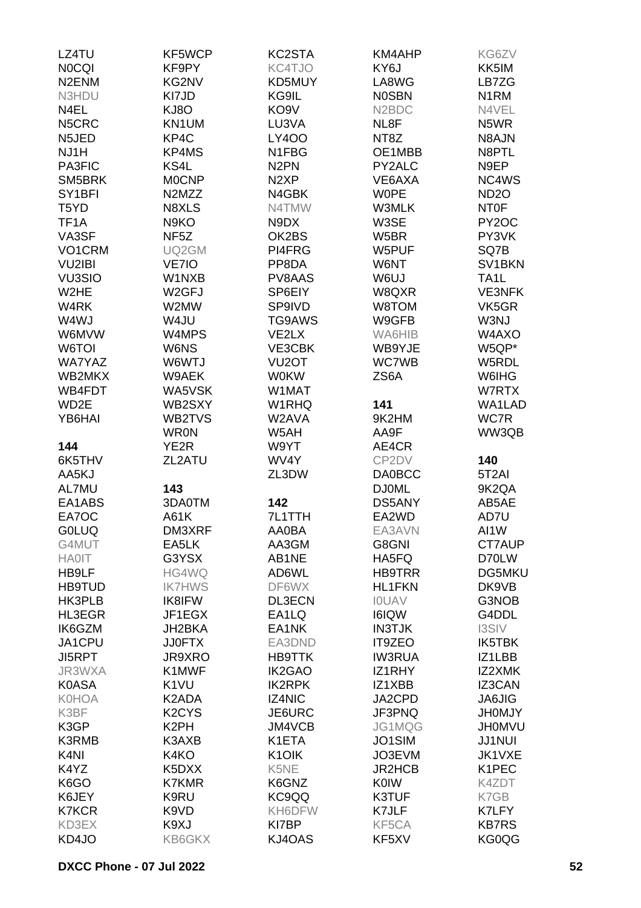LZ4TU
N0CQI
N2ENM
N3HDU
N4EL
N5CRC
N5JED
NJ1H
PA3FIC
SM5BRK
SY1BFI
T5YD
TF1A
VA3SF
VO1CRM
VU2IBI
VU3SIO
W2HE
W4RK
W4WJ
W6MVW
W6TOI
WA7YAZ
WB2MKX
WB4FDT
WD2E
YB6HAI

**144**

6K5THV
AA5KJ
AL7MU
EA1ABS
EA7OC
G0LUQ
G4MUT
HA0IT
HB9LF
HB9TUD
HK3PLB
HL3EGR
IK6GZM
JA1CPU
JI5RPT
JR3WXA
K0ASA
K0HOA
K3BF
K3GP
K3RMB
K4NI
K4YZ
K6GO
K6JEY
K7KCR
KD3EX
KD4JO
KF5WCP
KF9PY
KG2NV
KI7JD
KJ8O
KN1UM
KP4C
KP4MS
KS4L
M0CNP
N2MZZ
N8XLS
N9KO
NF5Z
UQ2GM
VE7IO
W1NXB
W2GFJ
W2MW
W4JU
W4MPS
W6NS
W6WTJ
W9AEK
WA5VSK
WB2SXY
WB2TVS
WR0N
YE2R
ZL2ATU

**143**

3DA0TM
A61K
DM3XRF
EA5LK
G3YSX
HG4WQ
IK7HWS
IK8IFW
JF1EGX
JH2BKA
JJ0FTX
JR9XRO
K1MWF
K1VU
K2ADA
K2CYS
K2PH
K3AXB
K4KO
K5DXX
K7KMR
K9RU
K9VD
K9XJ
KB6GKX
KC2STA
KC4TJO
KD5MUY
KG9IL
KO9V
LU3VA
LY4OO
N1FBG
N2PN
N2XP
N4GBK
N4TMW
N9DX
OK2BS
PI4FRG
PP8DA
PV8AAS
SP6EIY
SP9IVD
TG9AWS
VE2LX
VE3CBK
VU2OT
W0KW
W1MAT
W1RHQ
W2AVA
W5AH
W9YT
WV4Y
ZL3DW

**142**

7L1TTH
AA0BA
AA3GM
AB1NE
AD6WL
DF6WX
DL3ECN
EA1LQ
EA1NK
EA3DND
HB9TTK
IK2GAO
IK2RPK
IZ4NIC
JE6URC
JM4VCB
K1ETA
K1OIK
K5NE
K6GNZ
KC9QQ
KH6DFW
KI7BP
KJ4OAS
KM4AHP
KY6J
LA8WG
N0SBN
N2BDC
NL8F
NT8Z
OE1MBB
PY2ALC
VE6AXA
W0PE
W3MLK
W3SE
W5BR
W5PUF
W6NT
W6UJ
W8QXR
W8TOM
W9GFB
WA6HIB
WB9YJE
WC7WB
ZS6A

**141**

9K2HM
AA9F
AE4CR
CP2DV
DA0BCC
DJ0ML
DS5ANY
EA2WD
EA3AVN
G8GNI
HA5FQ
HB9TRR
HL1FKN
I0UAV
I6IQW
IN3TJK
IT9ZEO
IW3RUA
IZ1RHY
IZ1XBB
JA2CPD
JF3PNQ
JG1MQG
JO1SIM
JO3EVM
JR2HCB
K0IW
K3TUF
K7JLF
KF5CA
KF5XV
KG6ZV
KK5IM
LB7ZG
N1RM
N4VEL
N5WR
N8AJN
N8PTL
N9EP
NC4WS
ND2O
NT0F
PY2OC
PY3VK
SQ7B
SV1BKN
TA1L
VE3NFK
VK5GR
W3NJ
W4AXO
W5QP*
W5RDL
W6IHG
W7RTX
WA1LAD
WC7R
WW3QB

**140**

5T2AI
9K2QA
AB5AE
AD7U
AI1W
CT7AUP
D70LW
DG5MKU
DK9VB
G3NOB
G4DDL
I3SIV
IK5TBK
IZ1LBB
IZ2XMK
IZ3CAN
JA6JIG
JH0MJY
JH0MVU
JJ1NUI
JK1VXE
K1PEC
K4ZDT
K7GB
K7LFY
KB7RS
KG0QG

**DXCC Phone - 07 Jul 2022**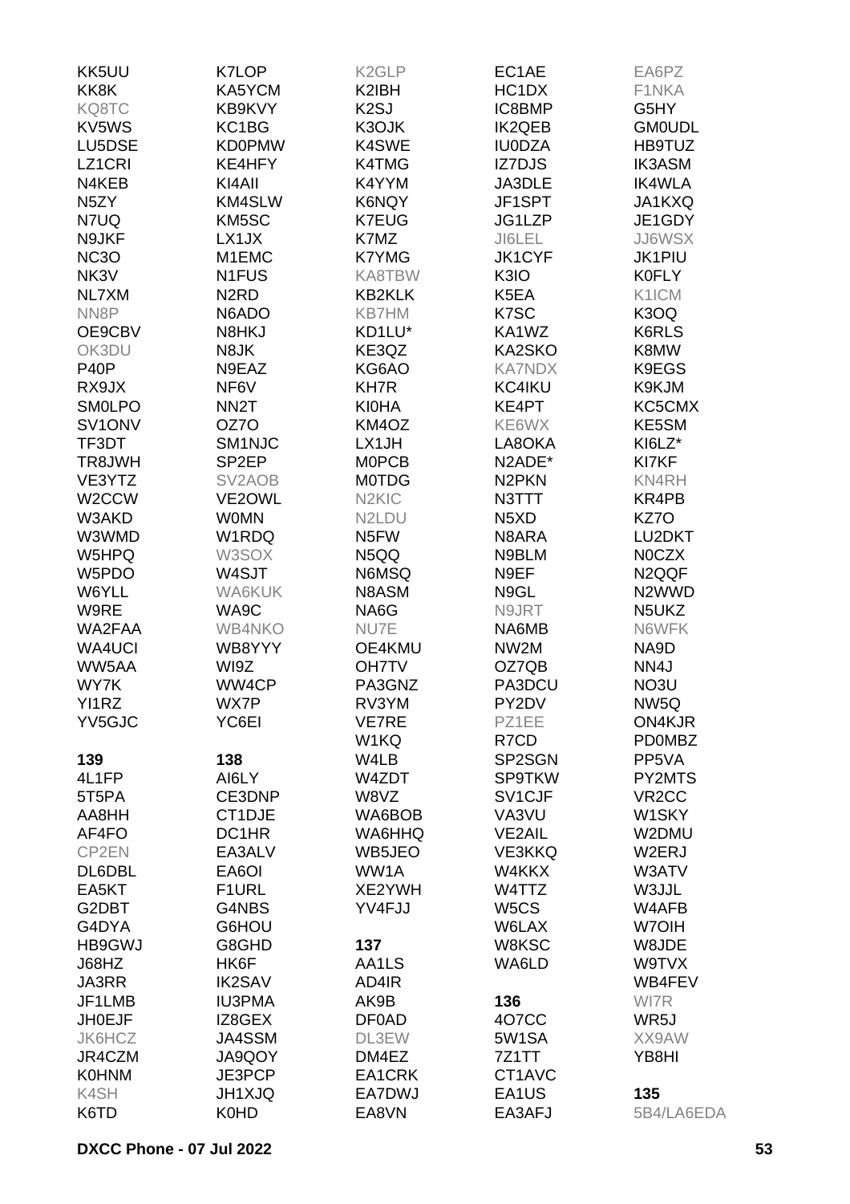KK5UU
KK8K
KQ8TC
KV5WS
LU5DSE
LZ1CRI
N4KEB
N5ZY
N7UQ
N9JKF
NC3O
NK3V
NL7XM
NN8P
OE9CBV
OK3DU
P40P
RX9JX
SM0LPO
SV1ONV
TF3DT
TR8JWH
VE3YTZ
W2CCW
W3AKD
W3WMD
W5HPQ
W5PDO
W6YLL
W9RE
WA2FAA
WA4UCI
WW5AA
WY7K
YI1RZ
YV5GJC

**139**
4L1FP
5T5PA
AA8HH
AF4FO
CP2EN
DL6DBL
EA5KT
G2DBT
G4DYA
HB9GWJ
J68HZ
JA3RR
JF1LMB
JH0EJF
JK6HCZ
JR4CZM
K0HNM
K4SH
K6TD

K7LOP
KA5YCM
KB9KVY
KC1BG
KD0PMW
KE4HFY
KI4AII
KM4SLW
KM5SC
LX1JX
M1EMC
N1FUS
N2RD
N6ADO
N8HKJ
N8JK
N9EAZ
NF6V
NN2T
OZ7O
SM1NJC
SP2EP
SV2AOB
VE2OWL
W0MN
W1RDQ
W3SOX
W4SJT
WA6KUK
WA9C
WB4NKO
WB8YYY
WI9Z
WW4CP
WX7P
YC6EI

**138**
AI6LY
CE3DNP
CT1DJE
DC1HR
EA3ALV
EA6OI
F1URL
G4NBS
G6HOU
G8GHD
HK6F
IK2SAV
IU3PMA
IZ8GEX
JA4SSM
JA9QOY
JE3PCP
JH1XJQ
K0HD

K2GLP
K2IBH
K2SJ
K3OJK
K4SWE
K4TMG
K4YYM
K6NQY
K7EUG
K7MZ
K7YMG
KA8TBW
KB2KLK
KB7HM
KD1LU*
KE3QZ
KG6AO
KH7R
KI0HA
KM4OZ
LX1JH
M0PCB
M0TDG
N2KIC
N2LDU
N5FW
N5QQ
N6MSQ
N8ASM
NA6G
NU7E
OE4KMU
OH7TV
PA3GNZ
RV3YM
VE7RE
W1KQ
W4LB
W4ZDT
W8VZ
WA6BOB
WA6HHQ
WB5JEO
WW1A
XE2YWH
YV4FJJ

**137**
AA1LS
AD4IR
AK9B
DF0AD
DL3EW
DM4EZ
EA1CRK
EA7DWJ
EA8VN

EC1AE
HC1DX
IC8BMP
IK2QEB
IU0DZA
IZ7DJS
JA3DLE
JF1SPT
JG1LZP
JI6LEL
JK1CYF
K3IO
K5EA
K7SC
KA1WZ
KA2SKO
KA7NDX
KC4IKU
KE4PT
KE6WX
LA8OKA
N2ADE*
N2PKN
N3TTT
N5XD
N8ARA
N9BLM
N9EF
N9GL
N9JRT
NA6MB
NW2M
OZ7QB
PA3DCU
PY2DV
PZ1EE
R7CD
SP2SGN
SP9TKW
SV1CJF
VA3VU
VE2AIL
VE3KKQ
W4KKX
W4TTZ
W5CS
W6LAX
W8KSC
WA6LD

**136**
4O7CC
5W1SA
7Z1TT
CT1AVC
EA1US
EA3AFJ

EA6PZ
F1NKA
G5HY
GM0UDL
HB9TUZ
IK3ASM
IK4WLA
JA1KXQ
JE1GDY
JJ6WSX
JK1PIU
K0FLY
K1ICM
K3OQ
K6RLS
K8MW
K9EGS
K9KJM
KC5CMX
KE5SM
KI6LZ*
KI7KF
KN4RH
KR4PB
KZ7O
LU2DKT
N0CZX
N2QQF
N2WWD
N5UKZ
N6WFK
NA9D
NN4J
NO3U
NW5Q
ON4KJR
PD0MBZ
PP5VA
PY2MTS
VR2CC
W1SKY
W2DMU
W2ERJ
W3ATV
W3JJL
W4AFB
W7OIH
W8JDE
W9TVX
WB4FEV
WI7R
WR5J
XX9AW
YB8HI

**135**
5B4/LA6EDA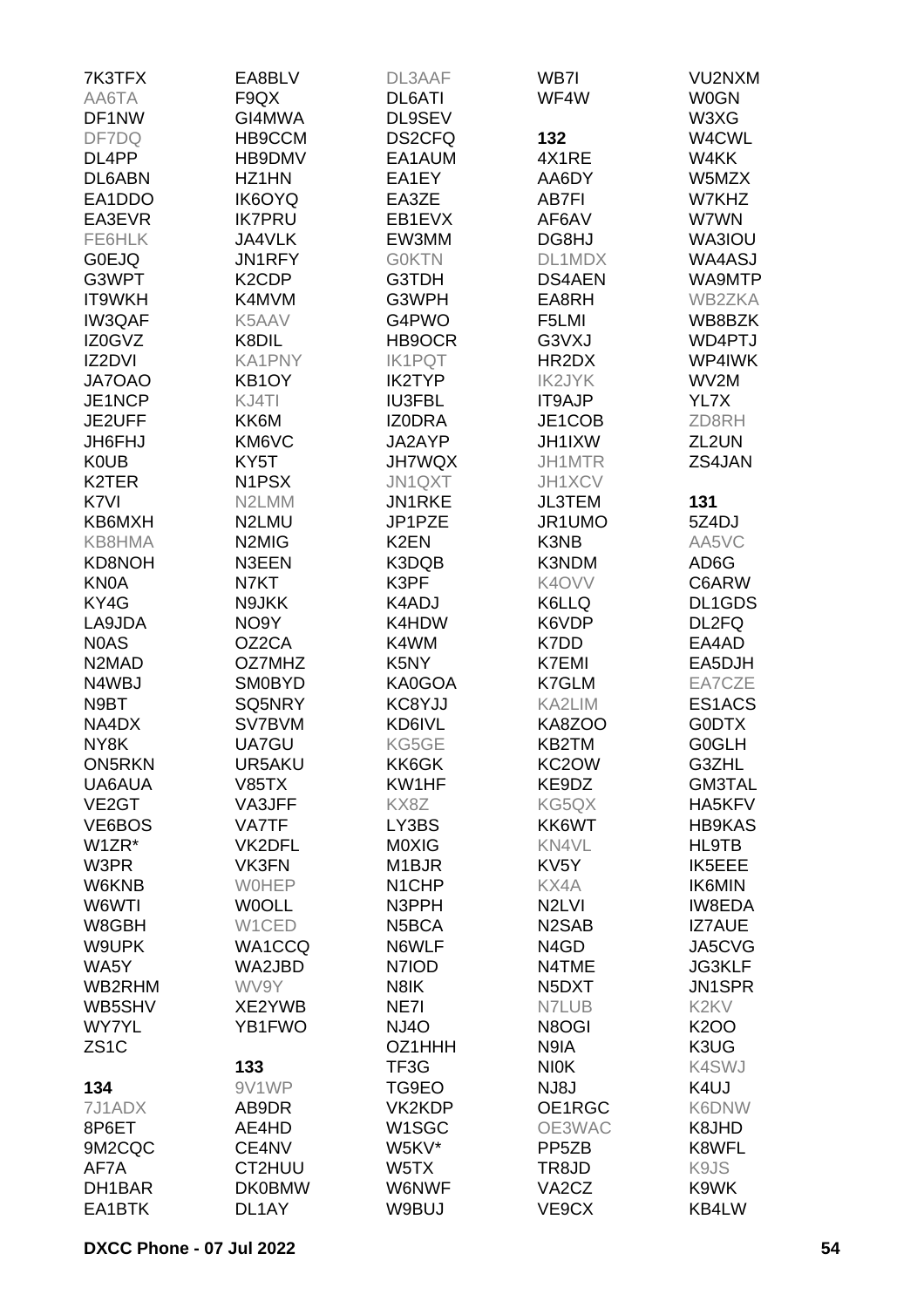7K3TFX
AA6TA
DF1NW
DF7DQ
DL4PP
DL6ABN
EA1DDO
EA3EVR
FE6HLK
G0EJQ
G3WPT
IT9WKH
IW3QAF
IZ0GVZ
IZ2DVI
JA7OAO
JE1NCP
JE2UFF
JH6FHJ
K0UB
K2TER
K7VI
KB6MXH
KB8HMA
KD8NOH
KN0A
KY4G
LA9JDA
N0AS
N2MAD
N4WBJ
N9BT
NA4DX
NY8K
ON5RKN
UA6AUA
VE2GT
VE6BOS
W1ZR*
W3PR
W6KNB
W6WTI
W8GBH
W9UPK
WA5Y
WB2RHM
WB5SHV
WY7YL
ZS1C

**134**

7J1ADX
8P6ET
9M2CQC
AF7A
DH1BAR
EA1BTK
EA8BLV
F9QX
GI4MWA
HB9CCM
HB9DMV
HZ1HN
IK6OYQ
IK7PRU
JA4VLK
JN1RFY
K2CDP
K4MVM
K5AAV
K8DIL
KA1PNY
KB1OY
KJ4TI
KK6M
KM6VC
KY5T
N1PSX
N2LMM
N2LMU
N2MIG
N3EEN
N7KT
N9JKK
NO9Y
OZ2CA
OZ7MHZ
SM0BYD
SQ5NRY
SV7BVM
UA7GU
UR5AKU
V85TX
VA3JFF
VA7TF
VK2DFL
VK3FN
W0HEP
W0OLL
W1CED
WA1CCQ
WA2JBD
WV9Y
XE2YWB
YB1FWO

**133**

9V1WP
AB9DR
AE4HD
CE4NV
CT2HUU
DK0BMW
DL1AY
DL3AAF
DL6ATI
DL9SEV
DS2CFQ
EA1AUM
EA1EY
EA3ZE
EB1EVX
EW3MM
G0KTN
G3TDH
G3WPH
G4PWO
HB9OCR
IK1PQT
IK2TYP
IU3FBL
IZ0DRA
JA2AYP
JH7WQX
JN1QXT
JN1RKE
JP1PZE
K2EN
K3DQB
K3PF
K4ADJ
K4HDW
K4WM
K5NY
KA0GOA
KC8YJJ
KD6IVL
KG5GE
KK6GK
KW1HF
KX8Z
LY3BS
M0XIG
M1BJR
N1CHP
N3PPH
N5BCA
N6WLF
N7IOD
N8IK
NE7I
NJ4O
OZ1HHH
TF3G
TG9EO
VK2KDP
W1SGC
W5KV*
W5TX
W6NWF
W9BUJ
WB7I
WF4W

**132**

4X1RE
AA6DY
AB7FI
AF6AV
DG8HJ
DL1MDX
DS4AEN
EA8RH
F5LMI
G3VXJ
HR2DX
IK2JYK
IT9AJP
JE1COB
JH1IXW
JH1MTR
JH1XCV
JL3TEM
JR1UMO
K3NB
K3NDM
K4OVV
K6LLQ
K6VDP
K7DD
K7EMI
K7GLM
KA2LIM
KA8ZOO
KB2TM
KC2OW
KE9DZ
KG5QX
KK6WT
KN4VL
KV5Y
KX4A
N2LVI
N2SAB
N4GD
N4TME
N5DXT
N7LUB
N8OGI
N9IA
NI0K
NJ8J
OE1RGC
OE3WAC
PP5ZB
TR8JD
VA2CZ
VE9CX
VU2NXM
W0GN
W3XG
W4CWL
W4KK
W5MZX
W7KHZ
W7WN
WA3IOU
WA4ASJ
WA9MTP
WB2ZKA
WB8BZK
WD4PTJ
WP4IWK
WV2M
YL7X
ZD8RH
ZL2UN
ZS4JAN

**131**

5Z4DJ
AA5VC
AD6G
C6ARW
DL1GDS
DL2FQ
EA4AD
EA5DJH
EA7CZE
ES1ACS
G0DTX
G0GLH
G3ZHL
GM3TAL
HA5KFV
HB9KAS
HL9TB
IK5EEE
IK6MIN
IW8EDA
IZ7AUE
JA5CVG
JG3KLF
JN1SPR
K2KV
K2OO
K3UG
K4SWJ
K4UJ
K6DNW
K8JHD
K8WFL
K9JS
K9WK
KB4LW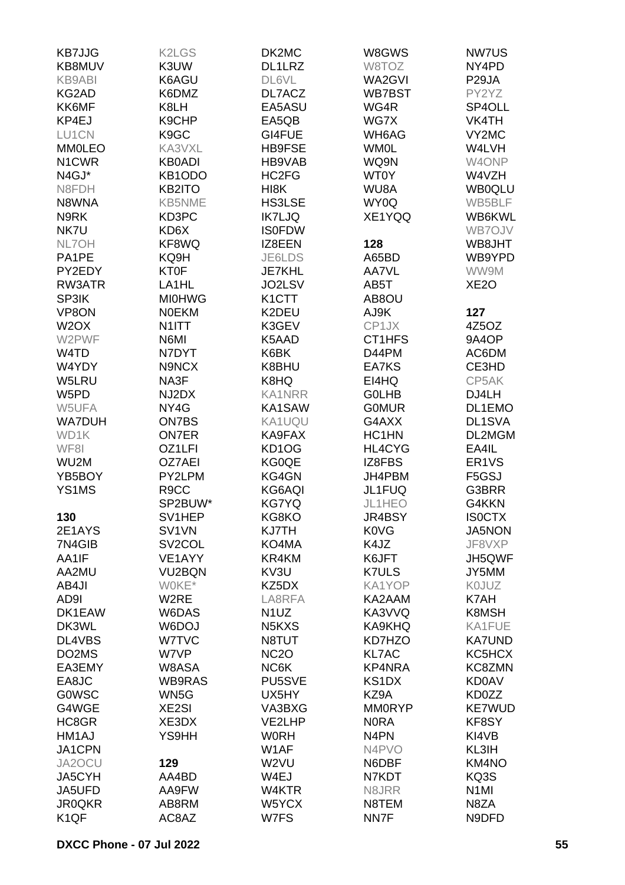KB7JJG
KB8MUV
KB9ABI
KG2AD
KK6MF
KP4EJ
LU1CN
MM0LEO
N1CWR
N4GJ*
N8FDH
N8WNA
N9RK
NK7U
NL7OH
PA1PE
PY2EDY
RW3ATR
SP3IK
VP8ON
W2OX
W2PWF
W4TD
W4YDY
W5LRU
W5PD
W5UFA
WA7DUH
WD1K
WF8I
WU2M
YB5BOY
YS1MS

**130**

2E1AYS
7N4GIB
AA1IF
AA2MU
AB4JI
AD9I
DK1EAW
DK3WL
DL4VBS
DO2MS
EA3EMY
EA8JC
G0WSC
G4WGE
HC8GR
HM1AJ
JA1CPN
JA2OCU
JA5CYH
JA5UFD
JR0QKR
K1QF
K2LGS
K3UW
K6AGU
K6DMZ
K8LH
K9CHP
K9GC
KA3VXL
KB0ADI
KB1ODO
KB2ITO
KB5NME
KD3PC
KD6X
KF8WQ
KQ9H
KT0F
LA1HL
MI0HWG
N0EKM
N1ITT
N6MI
N7DYT
N9NCX
NA3F
NJ2DX
NY4G
ON7BS
ON7ER
OZ1LFI
OZ7AEI
PY2LPM
R9CC
SP2BUW*
SV1HEP
SV1VN
SV2COL
VE1AYY
VU2BQN
W0KE*
W2RE
W6DAS
W6DOJ
W7TVC
W7VP
W8ASA
WB9RAS
WN5G
XE2SI
XE3DX
YS9HH

**129**

AA4BD
AA9FW
AB8RM
AC8AZ
DK2MC
DL1LRZ
DL6VL
DL7ACZ
EA5ASU
EA5QB
GI4FUE
HB9FSE
HB9VAB
HC2FG
HI8K
HS3LSE
IK7LJQ
IS0FDW
IZ8EEN
JE6LDS
JE7KHL
JO2LSV
K1CTT
K2DEU
K3GEV
K5AAD
K6BK
K8BHU
K8HQ
KA1NRR
KA1SAW
KA1UQU
KA9FAX
KD1OG
KG0QE
KG4GN
KG6AQI
KG7YQ
KG8KO
KJ7TH
KO4MA
KR4KM
KV3U
KZ5DX
LA8RFA
N1UZ
N5KXS
N8TUT
NC2O
NC6K
PU5SVE
UX5HY
VA3BXG
VE2LHP
W0RH
W1AF
W2VU
W4EJ
W4KTR
W5YCX
W7FS
W8GWS
W8TOZ
WA2GVI
WB7BST
WG4R
WG7X
WH6AG
WM0L
WQ9N
WT0Y
WU8A
WY0Q
XE1YQQ

**128**

A65BD
AA7VL
AB5T
AB8OU
AJ9K
CP1JX
CT1HFS
D44PM
EA7KS
EI4HQ
G0LHB
G0MUR
G4AXX
HC1HN
HL4CYG
IZ8FBS
JH4PBM
JL1FUQ
JL1HEO
JR4BSY
K0VG
K4JZ
K6JFT
K7ULS
KA1YOP
KA2AAM
KA3VVQ
KA9KHQ
KD7HZO
KL7AC
KP4NRA
KS1DX
KZ9A
MM0RYP
N0RA
N4PN
N4PVO
N6DBF
N7KDT
N8JRR
N8TEM
NN7F
NW7US
NY4PD
P29JA
PY2YZ
SP4OLL
VK4TH
VY2MC
W4LVH
W4ONP
W4VZH
WB0QLU
WB5BLF
WB6KWL
WB7OJV
WB8JHT
WB9YPD
WW9M
XE2O

**127**

4Z5OZ
9A4OP
AC6DM
CE3HD
CP5AK
DJ4LH
DL1EMO
DL1SVA
DL2MGM
EA4IL
ER1VS
F5GSJ
G3BRR
G4KKN
IS0CTX
JA5NON
JF8VXP
JH5QWF
JY5MM
K0JUZ
K7AH
K8MSH
KA1FUE
KA7UND
KC5HCX
KC8ZMN
KD0AV
KD0ZZ
KE7WUD
KF8SY
KI4VB
KL3IH
KM4NO
KQ3S
N1MI
N8ZA
N9DFD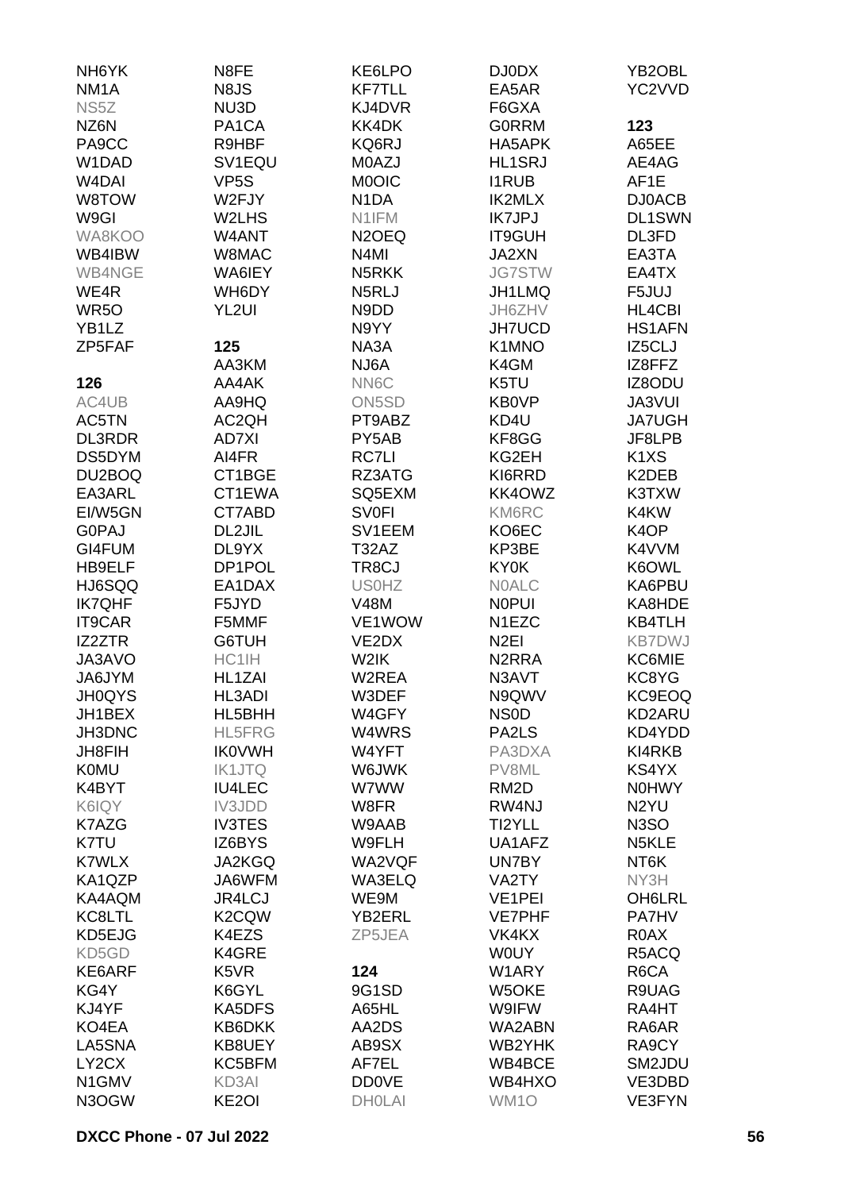NH6YK
NM1A
NS5Z
NZ6N
PA9CC
W1DAD
W4DAI
W8TOW
W9GI
WA8KOO
WB4IBW
WB4NGE
WE4R
WR5O
YB1LZ
ZP5FAF

**126**

AC4UB
AC5TN
DL3RDR
DS5DYM
DU2BOQ
EA3ARL
EI/W5GN
G0PAJ
GI4FUM
HB9ELF
HJ6SQQ
IK7QHF
IT9CAR
IZ2ZTR
JA3AVO
JA6JYM
JH0QYS
JH1BEX
JH3DNC
JH8FIH
K0MU
K4BYT
K6IQY
K7AZG
K7TU
K7WLX
KA1QZP
KA4AQM
KC8LTL
KD5EJG
KD5GD
KE6ARF
KG4Y
KJ4YF
KO4EA
LA5SNA
LY2CX
N1GMV
N3OGW

N8FE
N8JS
NU3D
PA1CA
R9HBF
SV1EQU
VP5S
W2FJY
W2LHS
W4ANT
W8MAC
WA6IEY
WH6DY
YL2UI

**125**

AA3KM
AA4AK
AA9HQ
AC2QH
AD7XI
AI4FR
CT1BGE
CT1EWA
CT7ABD
DL2JIL
DL9YX
DP1POL
EA1DAX
F5JYD
F5MMF
G6TUH
HC1IH
HL1ZAI
HL3ADI
HL5BHH
HL5FRG
IK0VWH
IK1JTQ
IU4LEC
IV3JDD
IV3TES
IZ6BYS
JA2KGQ
JA6WFM
JR4LCJ
K2CQW
K4EZS
K4GRE
K5VR
K6GYL
KA5DFS
KB6DKK
KB8UEY
KC5BFM
KD3AI
KE2OI

KE6LPO
KF7TLL
KJ4DVR
KK4DK
KQ6RJ
M0AZJ
M0OIC
N1DA
N1IFM
N2OEQ
N4MI
N5RKK
N5RLJ
N9DD
N9YY
NA3A
NJ6A
NN6C
ON5SD
PT9ABZ
PY5AB
RC7LI
RZ3ATG
SQ5EXM
SV0FI
SV1EEM
T32AZ
TR8CJ
US0HZ
V48M
VE1WOW
VE2DX
W2IK
W2REA
W3DEF
W4GFY
W4WRS
W4YFT
W6JWK
W7WW
W8FR
W9AAB
W9FLH
WA2VQF
WA3ELQ
WE9M
YB2ERL
ZP5JEA

**124**

9G1SD
A65HL
AA2DS
AB9SX
AF7EL
DD0VE
DH0LAI

DJ0DX
EA5AR
F6GXA
G0RRM
HA5APK
HL1SRJ
I1RUB
IK2MLX
IK7JPJ
IT9GUH
JA2XN
JG7STW
JH1LMQ
JH6ZHV
JH7UCD
K1MNO
K4GM
K5TU
KB0VP
KD4U
KF8GG
KG2EH
KI6RRD
KK4OWZ
KM6RC
KO6EC
KP3BE
KY0K
N0ALC
N0PUI
N1EZC
N2EI
N2RRA
N3AVT
N9QWV
NS0D
PA2LS
PA3DXA
PV8ML
RM2D
RW4NJ
TI2YLL
UA1AFZ
UN7BY
VA2TY
VE1PEI
VE7PHF
VK4KX
W0UY
W1ARY
W5OKE
W9IFW
WA2ABN
WB2YHK
WB4BCE
WB4HXO
WM1O

YB2OBL
YC2VVD

**123**

A65EE
AE4AG
AF1E
DJ0ACB
DL1SWN
DL3FD
EA3TA
EA4TX
F5JUJ
HL4CBI
HS1AFN
IZ5CLJ
IZ8FFZ
IZ8ODU
JA3VUI
JA7UGH
JF8LPB
K1XS
K2DEB
K3TXW
K4KW
K4OP
K4VVM
K6OWL
KA6PBU
KA8HDE
KB4TLH
KB7DWJ
KC6MIE
KC8YG
KC9EOQ
KD2ARU
KD4YDD
KI4RKB
KS4YX
N0HWY
N2YU
N3SO
N5KLE
NT6K
NY3H
OH6LRL
PA7HV
R0AX
R5ACQ
R6CA
R9UAG
RA4HT
RA6AR
RA9CY
SM2JDU
VE3DBD
VE3FYN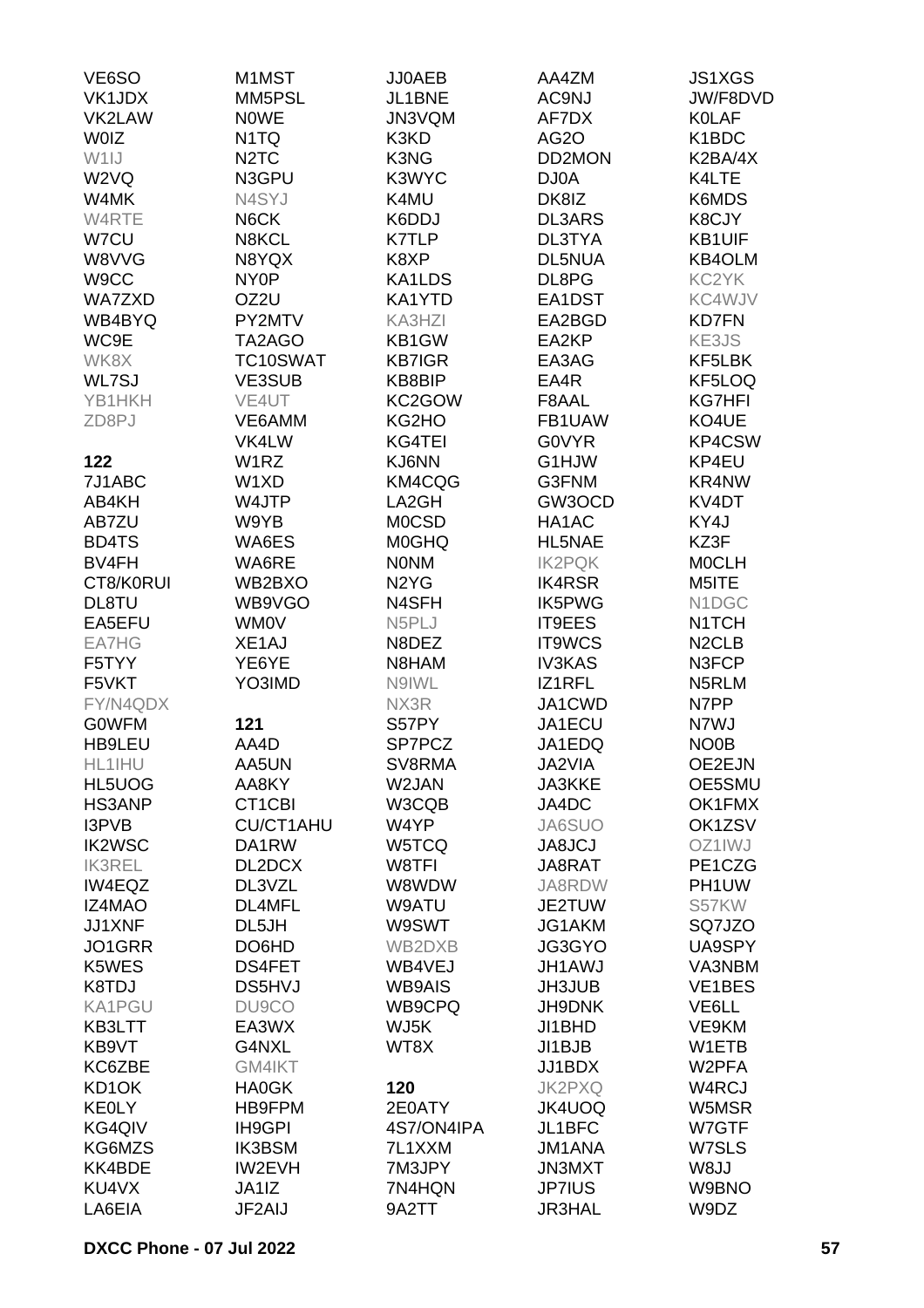VE6SO
VK1JDX
VK2LAW
W0IZ
W1IJ
W2VQ
W4MK
W4RTE
W7CU
W8VVG
W9CC
WA7ZXD
WB4BYQ
WC9E
WK8X
WL7SJ
YB1HKH
ZD8PJ

**122**

7J1ABC
AB4KH
AB7ZU
BD4TS
BV4FH
CT8/K0RUI
DL8TU
EA5EFU
EA7HG
F5TYY
F5VKT
FY/N4QDX
G0WFM
HB9LEU
HL1IHU
HL5UOG
HS3ANP
I3PVB
IK2WSC
IK3REL
IW4EQZ
IZ4MAO
JJ1XNF
JO1GRR
K5WES
K8TDJ
KA1PGU
KB3LTT
KB9VT
KC6ZBE
KD1OK
KE0LY
KG4QIV
KG6MZS
KK4BDE
KU4VX
LA6EIA
M1MST
MM5PSL
N0WE
N1TQ
N2TC
N3GPU
N4SYJ
N6CK
N8KCL
N8YQX
NY0P
OZ2U
PY2MTV
TA2AGO
TC10SWAT
VE3SUB
VE4UT
VE6AMM
VK4LW
W1RZ
W1XD
W4JTP
W9YB
WA6ES
WA6RE
WB2BXO
WB9VGO
WM0V
XE1AJ
YE6YE
YO3IMD

**121**

AA4D
AA5UN
AA8KY
CT1CBI
CU/CT1AHU
DA1RW
DL2DCX
DL3VZL
DL4MFL
DL5JH
DO6HD
DS4FET
DS5HVJ
DU9CO
EA3WX
G4NXL
GM4IKT
HA0GK
HB9FPM
IH9GPI
IK3BSM
IW2EVH
JA1IZ
JF2AIJ
JJ0AEB
JL1BNE
JN3VQM
K3KD
K3NG
K3WYC
K4MU
K6DDJ
K7TLP
K8XP
KA1LDS
KA1YTD
KA3HZI
KB1GW
KB7IGR
KB8BIP
KC2GOW
KG2HO
KG4TEI
KJ6NN
KM4CQG
LA2GH
M0CSD
M0GHQ
N0NM
N2YG
N4SFH
N5PLJ
N8DEZ
N8HAM
N9IWL
NX3R
S57PY
SP7PCZ
SV8RMA
W2JAN
W3CQB
W4YP
W5TCQ
W8TFI
W8WDW
W9ATU
W9SWT
WB2DXB
WB4VEJ
WB9AIS
WB9CPQ
WJ5K
WT8X

**120**

2E0ATY
4S7/ON4IPA
7L1XXM
7M3JPY
7N4HQN
9A2TT
AA4ZM
AC9NJ
AF7DX
AG2O
DD2MON
DJ0A
DK8IZ
DL3ARS
DL3TYA
DL5NUA
DL8PG
EA1DST
EA2BGD
EA2KP
EA3AG
EA4R
F8AAL
FB1UAW
G0VYR
G1HJW
G3FNM
GW3OCD
HA1AC
HL5NAE
IK2PQK
IK4RSR
IK5PWG
IT9EES
IT9WCS
IV3KAS
IZ1RFL
JA1CWD
JA1ECU
JA1EDQ
JA2VIA
JA3KKE
JA4DC
JA6SUO
JA8JCJ
JA8RAT
JA8RDW
JE2TUW
JG1AKM
JG3GYO
JH1AWJ
JH3JUB
JH9DNK
JI1BHD
JI1BJB
JJ1BDX
JK2PXQ
JK4UOQ
JL1BFC
JM1ANA
JN3MXT
JP7IUS
JR3HAL
JS1XGS
JW/F8DVD
K0LAF
K1BDC
K2BA/4X
K4LTE
K6MDS
K8CJY
KB1UIF
KB4OLM
KC2YK
KC4WJV
KD7FN
KE3JS
KF5LBK
KF5LOQ
KG7HFI
KO4UE
KP4CSW
KP4EU
KR4NW
KV4DT
KY4J
KZ3F
M0CLH
M5ITE
N1DGC
N1TCH
N2CLB
N3FCP
N5RLM
N7PP
N7WJ
NO0B
OE2EJN
OE5SMU
OK1FMX
OK1ZSV
OZ1IWJ
PE1CZG
PH1UW
S57KW
SQ7JZO
UA9SPY
VA3NBM
VE1BES
VE6LL
VE9KM
W1ETB
W2PFA
W4RCJ
W5MSR
W7GTF
W7SLS
W8JJ
W9BNO
W9DZ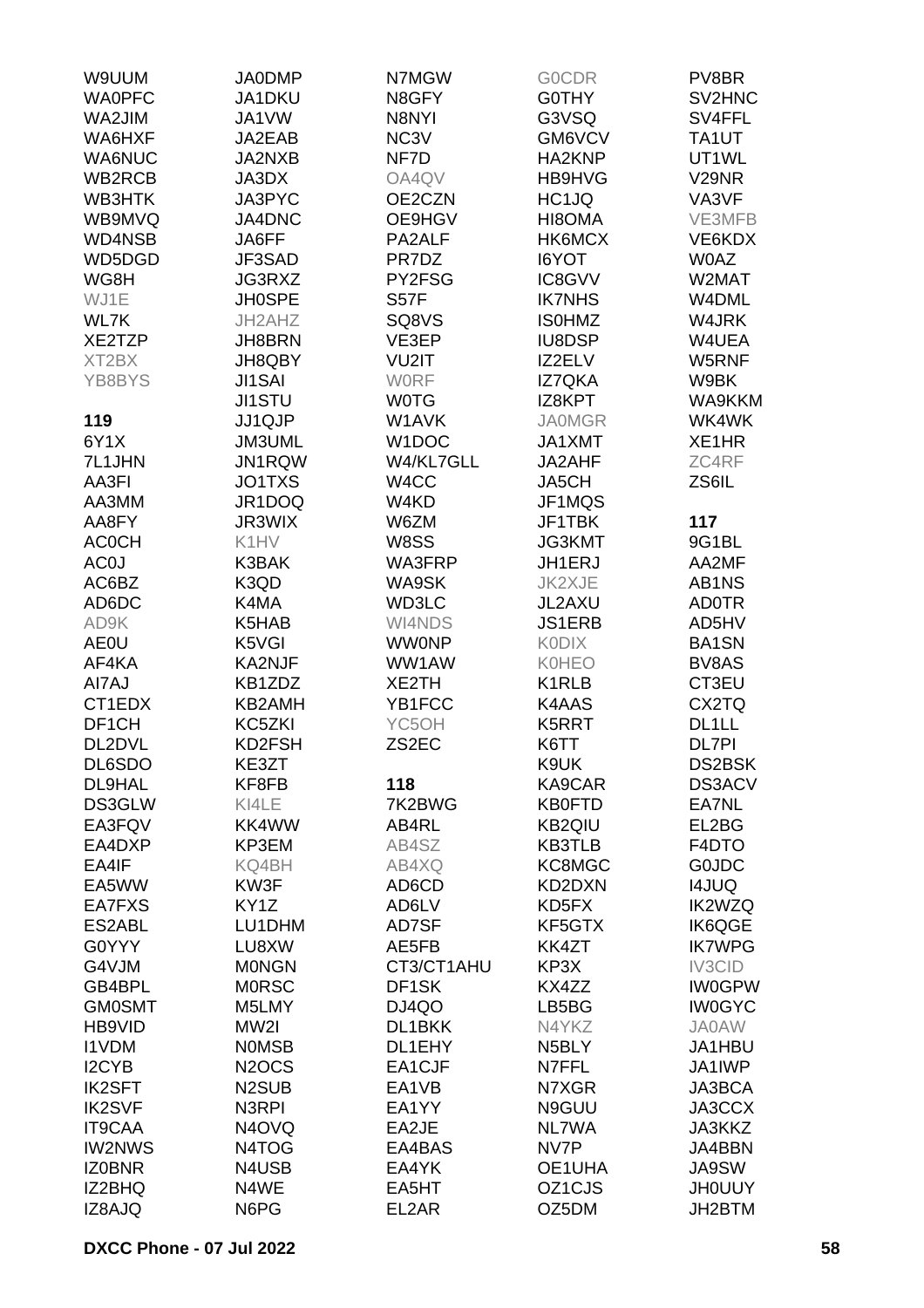W9UUM
WA0PFC
WA2JIM
WA6HXF
WA6NUC
WB2RCB
WB3HTK
WB9MVQ
WD4NSB
WD5DGD
WG8H
WJ1E
WL7K
XE2TZP
XT2BX
YB8BYS

**119**

6Y1X
7L1JHN
AA3FI
AA3MM
AA8FY
AC0CH
AC0J
AC6BZ
AD6DC
AD9K
AE0U
AF4KA
AI7AJ
CT1EDX
DF1CH
DL2DVL
DL6SDO
DL9HAL
DS3GLW
EA3FQV
EA4DXP
EA4IF
EA5WW
EA7FXS
ES2ABL
G0YYY
G4VJM
GB4BPL
GM0SMT
HB9VID
I1VDM
I2CYB
IK2SFT
IK2SVF
IT9CAA
IW2NWS
IZ0BNR
IZ2BHQ
IZ8AJQ
JA0DMP
JA1DKU
JA1VW
JA2EAB
JA2NXB
JA3DX
JA3PYC
JA4DNC
JA6FF
JF3SAD
JG3RXZ
JH0SPE
JH2AHZ
JH8BRN
JH8QBY
JI1SAI
JI1STU
JJ1QJP
JM3UML
JN1RQW
JO1TXS
JR1DOQ
JR3WIX
K1HV
K3BAK
K3QD
K4MA
K5HAB
K5VGI
KA2NJF
KB1ZDZ
KB2AMH
KC5ZKI
KD2FSH
KE3ZT
KF8FB
KI4LE
KK4WW
KP3EM
KQ4BH
KW3F
KY1Z
LU1DHM
LU8XW
M0NGN
M0RSC
M5LMY
MW2I
N0MSB
N2OCS
N2SUB
N3RPI
N4OVQ
N4TOG
N4USB
N4WE
N6PG
N7MGW
N8GFY
N8NYI
NC3V
NF7D
OA4QV
OE2CZN
OE9HGV
PA2ALF
PR7DZ
PY2FSG
S57F
SQ8VS
VE3EP
VU2IT
W0RF
W0TG
W1AVK
W1DOC
W4/KL7GLL
W4CC
W4KD
W6ZM
W8SS
WA3FRP
WA9SK
WD3LC
WI4NDS
WW0NP
WW1AW
XE2TH
YB1FCC
YC5OH
ZS2EC

**118**

7K2BWG
AB4RL
AB4SZ
AB4XQ
AD6CD
AD6LV
AD7SF
AE5FB
CT3/CT1AHU
DF1SK
DJ4QO
DL1BKK
DL1EHY
EA1CJF
EA1VB
EA1YY
EA2JE
EA4BAS
EA4YK
EA5HT
EL2AR
G0CDR
G0THY
G3VSQ
GM6VCV
HA2KNP
HB9HVG
HC1JQ
HI8OMA
HK6MCX
I6YOT
IC8GVV
IK7NHS
IS0HMZ
IU8DSP
IZ2ELV
IZ7QKA
IZ8KPT
JA0MGR
JA1XMT
JA2AHF
JA5CH
JF1MQS
JF1TBK
JG3KMT
JH1ERJ
JK2XJE
JL2AXU
JS1ERB
K0DIX
K0HEO
K1RLB
K4AAS
K5RRT
K6TT
K9UK
KA9CAR
KB0FTD
KB2QIU
KB3TLB
KC8MGC
KD2DXN
KD5FX
KF5GTX
KK4ZT
KP3X
KX4ZZ
LB5BG
N4YKZ
N5BLY
N7FFL
N7XGR
N9GUU
NL7WA
NV7P
OE1UHA
OZ1CJS
OZ5DM
PV8BR
SV2HNC
SV4FFL
TA1UT
UT1WL
V29NR
VA3VF
VE3MFB
VE6KDX
W0AZ
W2MAT
W4DML
W4JRK
W4UEA
W5RNF
W9BK
WA9KKM
WK4WK
XE1HR
ZC4RF
ZS6IL

**117**

9G1BL
AA2MF
AB1NS
AD0TR
AD5HV
BA1SN
BV8AS
CT3EU
CX2TQ
DL1LL
DL7PI
DS2BSK
DS3ACV
EA7NL
EL2BG
F4DTO
G0JDC
I4JUQ
IK2WZQ
IK6QGE
IK7WPG
IV3CID
IW0GPW
IW0GYC
JA0AW
JA1HBU
JA1IWP
JA3BCA
JA3CCX
JA3KKZ
JA4BBN
JA9SW
JH0UUY
JH2BTM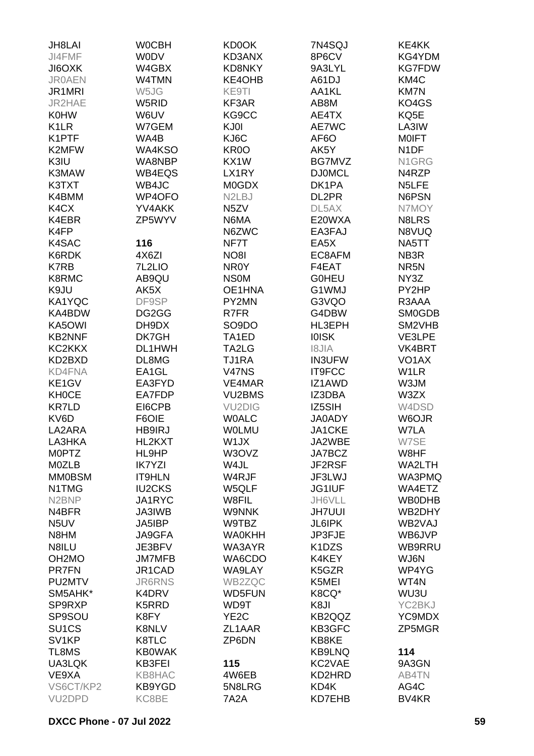JH8LAI
JI4FMF
JI6OXK
JR0AEN
JR1MRI
JR2HAE
K0HW
K1LR
K1PTF
K2MFW
K3IU
K3MAW
K3TXT
K4BMM
K4CX
K4EBR
K4FP
K4SAC
K6RDK
K7RB
K8RMC
K9JU
KA1YQC
KA4BDW
KA5OWI
KB2NNF
KC2KKX
KD2BXD
KD4FNA
KE1GV
KH0CE
KR7LD
KV6D
LA2ARA
LA3HKA
M0PTZ
M0ZLB
MM0BSM
N1TMG
N2BNP
N4BFR
N5UV
N8HM
N8ILU
OH2MO
PR7FN
PU2MTV
SM5AHK*
SP9RXP
SP9SOU
SU1CS
SV1KP
TL8MS
UA3LQK
VE9XA
VS6CT/KP2
VU2DPD

W0CBH
W0DV
W4GBX
W4TMN
W5JG
W5RID
W6UV
W7GEM
WA4B
WA4KSO
WA8NBP
WB4EQS
WB4JC
WP4OFO
YV4AKK
ZP5WYV

**116**

4X6ZI
7L2LIO
AB9QU
AK5X
DF9SP
DG2GG
DH9DX
DK7GH
DL1HWH
DL8MG
EA1GL
EA3FYD
EA7FDP
EI6CPB
F6OIE
HB9IRJ
HL2KXT
HL9HP
IK7YZI
IT9HLN
IU2CKS
JA1RYC
JA3IWB
JA5IBP
JA9GFA
JE3BFV
JM7MFB
JR1CAD
JR6RNS
K4DRV
K5RRD
K8FY
K8NLV
K8TLC
KB0WAK
KB3FEI
KB8HAC
KB9YGD
KC8BE

KD0OK
KD3ANX
KD8NKY
KE4OHB
KE9TI
KF3AR
KG9CC
KJ0I
KJ6C
KR0O
KX1W
LX1RY
M0GDX
N2LBJ
N5ZV
N6MA
N6ZWC
NF7T
NO8I
NR0Y
NS0M
OE1HNA
PY2MN
R7FR
SO9DO
TA1ED
TA2LG
TJ1RA
V47NS
VE4MAR
VU2BMS
VU2DIG
W0ALC
W0LMU
W1JX
W3OVZ
W4JL
W4RJF
W5QLF
W8FIL
W9NNK
W9TBZ
WA0KHH
WA3AYR
WA6CDO
WA9LAY
WB2ZQC
WD5FUN
WD9T
YE2C
ZL1AAR
ZP6DN

**115**

4W6EB
5N8LRG
7A2A

7N4SQJ
8P6CV
9A3LYL
A61DJ
AA1KL
AB8M
AE4TX
AE7WC
AF6O
AK5Y
BG7MVZ
DJ0MCL
DK1PA
DL2PR
DL5AX
E20WXA
EA3FAJ
EA5X
EC8AFM
F4EAT
G0HEU
G1WMJ
G3VQO
G4DBW
HL3EPH
I0ISK
I8JIA
IN3UFW
IT9FCC
IZ1AWD
IZ3DBA
IZ5SIH
JA0ADY
JA1CKE
JA2WBE
JA7BCZ
JF2RSF
JF3LWJ
JG1IUF
JH6VLL
JH7UUI
JL6IPK
JP3FJE
K1DZS
K4KEY
K5GZR
K5MEI
K8CQ*
K8JI
KB2QQZ
KB3GFC
KB8KE
KB9LNQ
KC2VAE
KD2HRD
KD4K
KD7EHB

KE4KK
KG4YDM
KG7FDW
KM4C
KM7N
KO4GS
KQ5E
LA3IW
M0IFT
N1DF
N1GRG
N4RZP
N5LFE
N6PSN
N7MOY
N8LRS
N8VUQ
NA5TT
NB3R
NR5N
NY3Z
PY2HP
R3AAA
SM0GDB
SM2VHB
VE3LPE
VK4BRT
VO1AX
W1LR
W3JM
W3ZX
W4DSD
W6OJR
W7LA
W7SE
W8HF
WA2LTH
WA3PMQ
WA4ETZ
WB0DHB
WB2DHY
WB2VAJ
WB6JVP
WB9RRU
WJ6N
WP4YG
WT4N
WU3U
YC2BKJ
YC9MDX
ZP5MGR

**114**

9A3GN
AB4TN
AG4C
BV4KR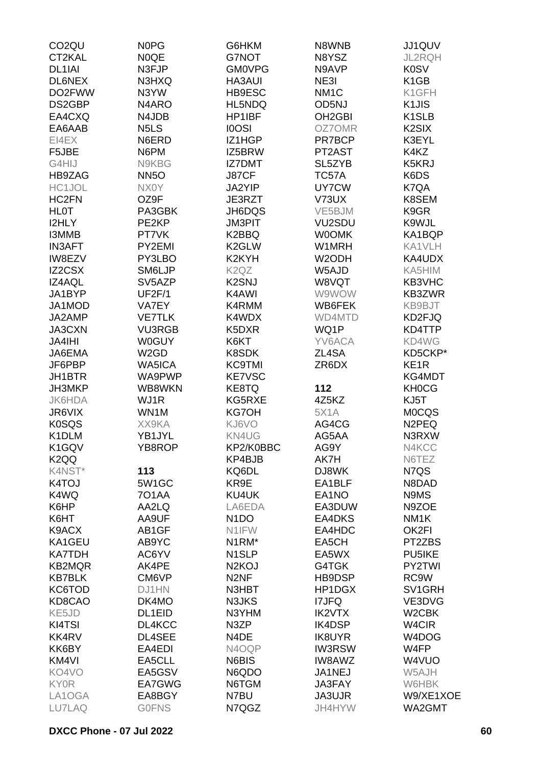CO2QU
CT2KAL
DL1IAI
DL6NEX
DO2FWW
DS2GBP
EA4CXQ
EA6AAB
EI4EX
F5JBE
G4HIJ
HB9ZAG
HC1JOL
HC2FN
HL0T
I2HLY
I3MMB
IN3AFT
IW8EZV
IZ2CSX
IZ4AQL
JA1BYP
JA1MOD
JA2AMP
JA3CXN
JA4IHI
JA6EMA
JF6PBP
JH1BTR
JH3MKP
JK6HDA
JR6VIX
K0SQS
K1DLM
K1GQV
K2QQ
K4NST*
K4TOJ
K4WQ
K6HP
K6HT
K9ACX
KA1GEU
KA7TDH
KB2MQR
KB7BLK
KC6TOD
KD8CAO
KE5JD
KI4TSI
KK4RV
KK6BY
KM4VI
KO4VO
KY0R
LA1OGA
LU7LAQ

N0PG
N0QE
N3FJP
N3HXQ
N3YW
N4ARO
N4JDB
N5LS
N6ERD
N6PM
N9KBG
NN5O
NX0Y
OZ9F
PA3GBK
PE2KP
PT7VK
PY2EMI
PY3LBO
SM6LJP
SV5AZP
UF2F/1
VA7EY
VE7TLK
VU3RGB
W0GUY
W2GD
WA5ICA
WA9PWP
WB8WKN
WJ1R
WN1M
XX9KA
YB1JYL
YB8ROP

**113**

5W1GC
7O1AA
AA2LQ
AA9UF
AB1GF
AB9YC
AC6YV
AK4PE
CM6VP
DJ1HN
DK4MO
DL1EID
DL4KCC
DL4SEE
EA4EDI
EA5CLL
EA5GSV
EA7GWG
EA8BGY
G0FNS

G6HKM
G7NOT
GM0VPG
HA3AUI
HB9ESC
HL5NDQ
HP1IBF
I0OSI
IZ1HGP
IZ5BRW
IZ7DMT
J87CF
JA2YIP
JE3RZT
JH6DQS
JM3PIT
K2BBQ
K2GLW
K2KYH
K2QZ
K2SNJ
K4AWI
K4RMM
K4WDX
K5DXR
K6KT
K8SDK
KC9TMI
KE7VSC
KE8TQ
KG5RXE
KG7OH
KJ6VO
KN4UG
KP2/K0BBC
KP4BJB
KQ6DL
KR9E
KU4UK
LA6EDA
N1DO
N1IFW
N1RM*
N1SLP
N2KOJ
N2NF
N3HBT
N3JKS
N3YHM
N3ZP
N4DE
N4OQP
N6BIS
N6QDO
N6TGM
N7BU
N7QGZ

N8WNB
N8YSZ
N9AVP
NE3I
NM1C
OD5NJ
OH2GBI
OZ7OMR
PR7BCP
PT2AST
SL5ZYB
TC57A
UY7CW
V73UX
VE5BJM
VU2SDU
W0OMK
W1MRH
W2ODH
W5AJD
W8VQT
W9WOW
WB6FEK
WD4MTD
WQ1P
YV6ACA
ZL4SA
ZR6DX

**112**

4Z5KZ
5X1A
AG4CG
AG5AA
AG9Y
AK7H
DJ8WK
EA1BLF
EA1NO
EA3DUW
EA4DKS
EA4HDC
EA5CH
EA5WX
G4TGK
HB9DSP
HP1DGX
I7JFQ
IK2VTX
IK4DSP
IK8UYR
IW3RSW
IW8AWZ
JA1NEJ
JA3FAY
JA3UJR
JH4HYW

JJ1QUV
JL2RQH
K0SV
K1GB
K1GFH
K1JIS
K1SLB
K2SIX
K3EYL
K4KZ
K5KRJ
K6DS
K7QA
K8SEM
K9GR
K9WJL
KA1BQP
KA1VLH
KA4UDX
KA5HIM
KB3VHC
KB3ZWR
KB9BJT
KD2FJQ
KD4TTP
KD4WG
KD5CKP*
KE1R
KG4MDT
KH0CG
KJ5T
M0CQS
N2PEQ
N3RXW
N4KCC
N6TEZ
N7QS
N8DAD
N9MS
N9ZOE
NM1K
OK2FI
PT2ZBS
PU5IKE
PY2TWI
RC9W
SV1GRH
VE3DVG
W2CBK
W4CIR
W4DOG
W4FP
W4VUO
W5AJH
W6HBK
W9/XE1XOE
WA2GMT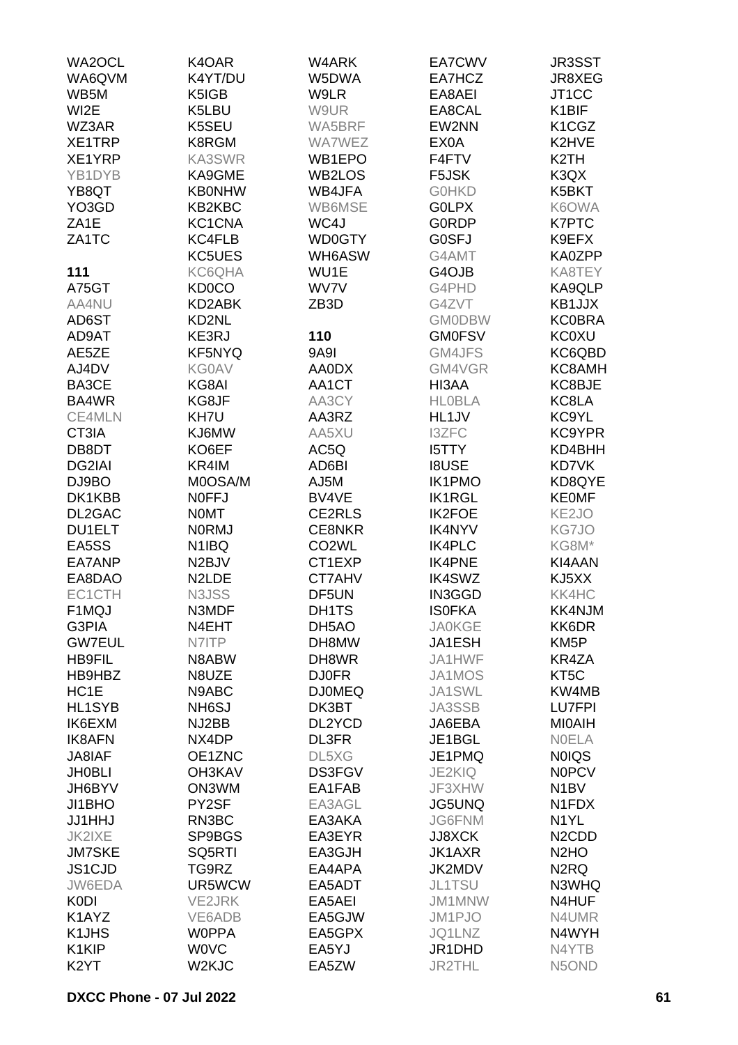WA2OCL
WA6QVM
WB5M
WI2E
WZ3AR
XE1TRP
XE1YRP
YB1DYB
YB8QT
YO3GD
ZA1E
ZA1TC

**111**

A75GT
AA4NU
AD6ST
AD9AT
AE5ZE
AJ4DV
BA3CE
BA4WR
CE4MLN
CT3IA
DB8DT
DG2IAI
DJ9BO
DK1KBB
DL2GAC
DU1ELT
EA5SS
EA7ANP
EA8DAO
EC1CTH
F1MQJ
G3PIA
GW7EUL
HB9FIL
HB9HBZ
HC1E
HL1SYB
IK6EXM
IK8AFN
JA8IAF
JH0BLI
JH6BYV
JI1BHO
JJ1HHJ
JK2IXE
JM7SKE
JS1CJD
JW6EDA
K0DI
K1AYZ
K1JHS
K1KIP
K2YT
K4OAR
K4YT/DU
K5IGB
K5LBU
K5SEU
K8RGM
KA3SWR
KA9GME
KB0NHW
KB2KBC
KC1CNA
KC4FLB
KC5UES
KC6QHA
KD0CO
KD2ABK
KD2NL
KE3RJ
KF5NYQ
KG0AV
KG8AI
KG8JF
KH7U
KJ6MW
KO6EF
KR4IM
M0OSA/M
N0FFJ
N0MT
N0RMJ
N1IBQ
N2BJV
N2LDE
N3JSS
N3MDF
N4EHT
N7ITP
N8ABW
N8UZE
N9ABC
NH6SJ
NJ2BB
NX4DP
OE1ZNC
OH3KAV
ON3WM
PY2SF
RN3BC
SP9BGS
SQ5RTI
TG9RZ
UR5WCW
VE2JRK
VE6ADB
W0PPA
W0VC
W2KJC
W4ARK
W5DWA
W9LR
W9UR
WA5BRF
WA7WEZ
WB1EPO
WB2LOS
WB4JFA
WB6MSE
WC4J
WD0GTY
WH6ASW
WU1E
WV7V
ZB3D

**110**

9A9I
AA0DX
AA1CT
AA3CY
AA3RZ
AA5XU
AC5Q
AD6BI
AJ5M
BV4VE
CE2RLS
CE8NKR
CO2WL
CT1EXP
CT7AHV
DF5UN
DH1TS
DH5AO
DH8MW
DH8WR
DJ0FR
DJ0MEQ
DK3BT
DL2YCD
DL3FR
DL5XG
DS3FGV
EA1FAB
EA3AGL
EA3AKA
EA3EYR
EA3GJH
EA4APA
EA5ADT
EA5AEI
EA5GJW
EA5GPX
EA5YJ
EA5ZW
EA7CWV
EA7HCZ
EA8AEI
EA8CAL
EW2NN
EX0A
F4FTV
F5JSK
G0HKD
G0LPX
G0RDP
G0SFJ
G4AMT
G4OJB
G4PHD
G4ZVT
GM0DBW
GM0FSV
GM4JFS
GM4VGR
HI3AA
HL0BLA
HL1JV
I3ZFC
I5TTY
I8USE
IK1PMO
IK1RGL
IK2FOE
IK4NYV
IK4PLC
IK4PNE
IK4SWZ
IN3GGD
IS0FKA
JA0KGE
JA1ESH
JA1HWF
JA1MOS
JA1SWL
JA3SSB
JA6EBA
JE1BGL
JE1PMQ
JE2KIQ
JF3XHW
JG5UNQ
JG6FNM
JJ8XCK
JK1AXR
JK2MDV
JL1TSU
JM1MNW
JM1PJO
JQ1LNZ
JR1DHD
JR2THL
JR3SST
JR8XEG
JT1CC
K1BIF
K1CGZ
K2HVE
K2TH
K3QX
K5BKT
K6OWA
K7PTC
K9EFX
KA0ZPP
KA8TEY
KA9QLP
KB1JJX
KC0BRA
KC0XU
KC6QBD
KC8AMH
KC8BJE
KC8LA
KC9YL
KC9YPR
KD4BHH
KD7VK
KD8QYE
KE0MF
KE2JO
KG7JO
KG8M*
KI4AAN
KJ5XX
KK4HC
KK4NJM
KK6DR
KM5P
KR4ZA
KT5C
KW4MB
LU7FPI
MI0AIH
N0ELA
N0IQS
N0PCV
N1BV
N1FDX
N1YL
N2CDD
N2HO
N2RQ
N3WHQ
N4HUF
N4UMR
N4WYH
N4YTB
N5OND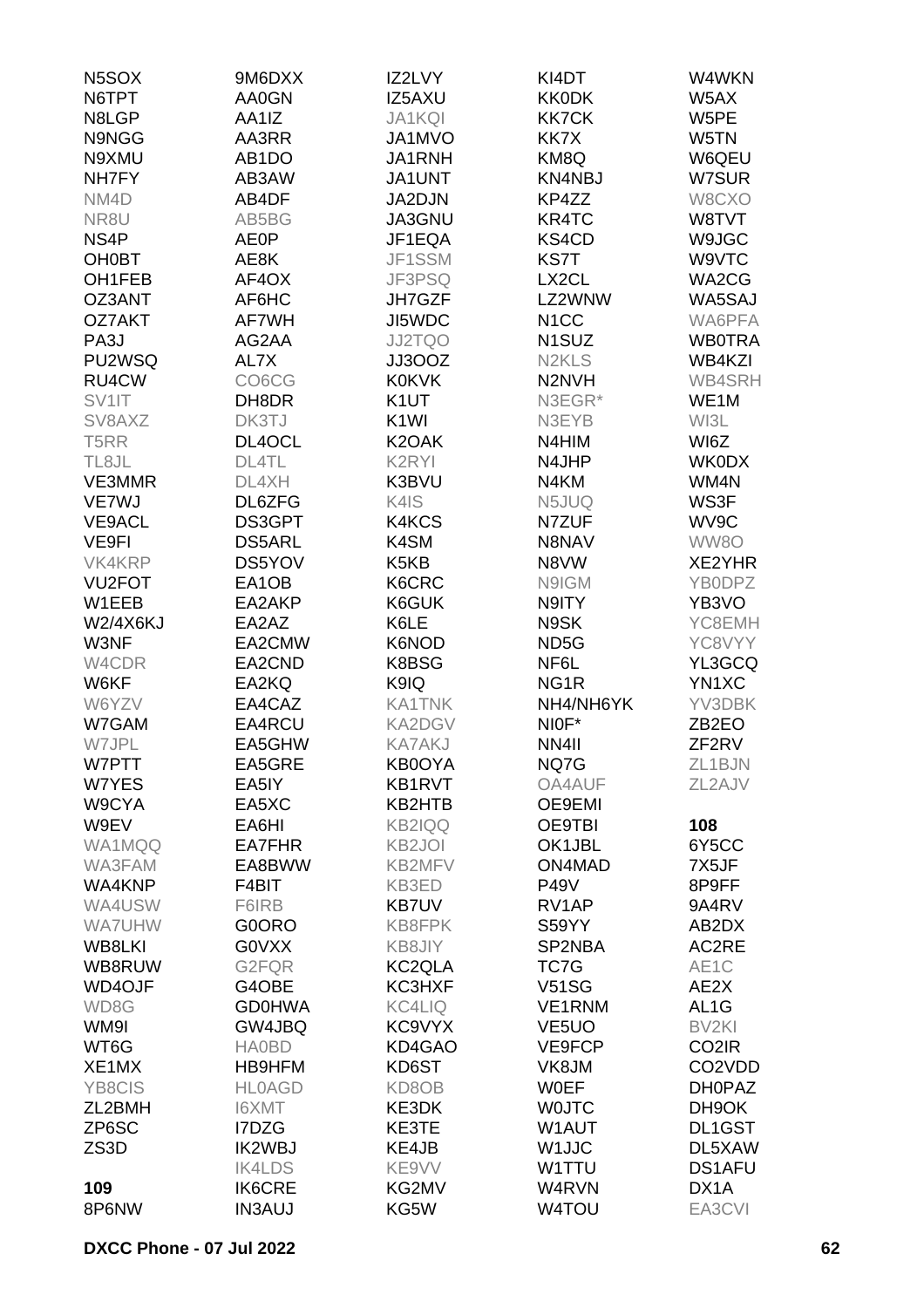N5SOX
N6TPT
N8LGP
N9NGG
N9XMU
NH7FY
NM4D
NR8U
NS4P
OH0BT
OH1FEB
OZ3ANT
OZ7AKT
PA3J
PU2WSQ
RU4CW
SV1IT
SV8AXZ
T5RR
TL8JL
VE3MMR
VE7WJ
VE9ACL
VE9FI
VK4KRP
VU2FOT
W1EEB
W2/4X6KJ
W3NF
W4CDR
W6KF
W6YZV
W7GAM
W7JPL
W7PTT
W7YES
W9CYA
W9EV
WA1MQQ
WA3FAM
WA4KNP
WA4USW
WA7UHW
WB8LKI
WB8RUW
WD4OJF
WD8G
WM9I
WT6G
XE1MX
YB8CIS
ZL2BMH
ZP6SC
ZS3D

**109**

8P6NW
9M6DXX
AA0GN
AA1IZ
AA3RR
AB1DO
AB3AW
AB4DF
AB5BG
AE0P
AE8K
AF4OX
AF6HC
AF7WH
AG2AA
AL7X
CO6CG
DH8DR
DK3TJ
DL4OCL
DL4TL
DL4XH
DL6ZFG
DS3GPT
DS5ARL
DS5YOV
EA1OB
EA2AKP
EA2AZ
EA2CMW
EA2CND
EA2KQ
EA4CAZ
EA4RCU
EA5GHW
EA5GRE
EA5IY
EA5XC
EA6HI
EA7FHR
EA8BWW
F4BIT
F6IRB
G0ORO
G0VXX
G2FQR
G4OBE
GD0HWA
GW4JBQ
HA0BD
HB9HFM
HL0AGD
I6XMT
I7DZG
IK2WBJ
IK4LDS
IK6CRE
IN3AUJ
IZ2LVY
IZ5AXU
JA1KQI
JA1MVO
JA1RNH
JA1UNT
JA2DJN
JA3GNU
JF1EQA
JF1SSM
JF3PSQ
JH7GZF
JI5WDC
JJ2TQO
JJ3OOZ
K0KVK
K1UT
K1WI
K2OAK
K2RYI
K3BVU
K4IS
K4KCS
K4SM
K5KB
K6CRC
K6GUK
K6LE
K6NOD
K8BSG
K9IQ
KA1TNK
KA2DGV
KA7AKJ
KB0OYA
KB1RVT
KB2HTB
KB2IQQ
KB2JOI
KB2MFV
KB3ED
KB7UV
KB8FPK
KB8JIY
KC2QLA
KC3HXF
KC4LIQ
KC9VYX
KD4GAO
KD6ST
KD8OB
KE3DK
KE3TE
KE4JB
KE9VV
KG2MV
KG5W
KI4DT
KK0DK
KK7CK
KK7X
KM8Q
KN4NBJ
KP4ZZ
KR4TC
KS4CD
KS7T
LX2CL
LZ2WNW
N1CC
N1SUZ
N2KLS
N2NVH
N3EGR*
N3EYB
N4HIM
N4JHP
N4KM
N5JUQ
N7ZUF
N8NAV
N8VW
N9IGM
N9ITY
N9SK
ND5G
NF6L
NG1R
NH4/NH6YK
NI0F*
NN4II
NQ7G
OA4AUF
OE9EMI
OE9TBI
OK1JBL
ON4MAD
P49V
RV1AP
S59YY
SP2NBA
TC7G
V51SG
VE1RNM
VE5UO
VE9FCP
VK8JM
W0EF
W0JTC
W1AUT
W1JJC
W1TTU
W4RVN
W4TOU
W4WKN
W5AX
W5PE
W5TN
W6QEU
W7SUR
W8CXO
W8TVT
W9JGC
W9VTC
WA2CG
WA5SAJ
WA6PFA
WB0TRA
WB4KZI
WB4SRH
WE1M
WI3L
WI6Z
WK0DX
WM4N
WS3F
WV9C
WW8O
XE2YHR
YB0DPZ
YB3VO
YC8EMH
YC8VYY
YL3GCQ
YN1XC
YV3DBK
ZB2EO
ZF2RV
ZL1BJN
ZL2AJV

**108**

6Y5CC
7X5JF
8P9FF
9A4RV
AB2DX
AC2RE
AE1C
AE2X
AL1G
BV2KI
CO2IR
CO2VDD
DH0PAZ
DH9OK
DL1GST
DL5XAW
DS1AFU
DX1A
EA3CVI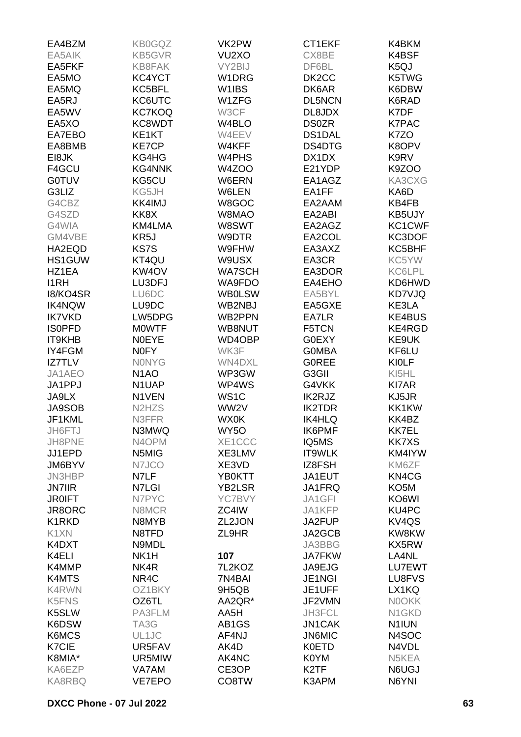EA4BZM
EA5AIK
EA5FKF
EA5MO
EA5MQ
EA5RJ
EA5WV
EA5XO
EA7EBO
EA8BMB
EI8JK
F4GCU
G0TUV
G3LIZ
G4CBZ
G4SZD
G4WIA
GM4VBE
HA2EQD
HS1GUW
HZ1EA
I1RH
I8/KO4SR
IK4NQW
IK7VKD
IS0PFD
IT9KHB
IY4FGM
IZ7TLV
JA1AEO
JA1PPJ
JA9LX
JA9SOB
JF1KML
JH6FTJ
JH8PNE
JJ1EPD
JM6BYV
JN3HBP
JN7IIR
JR0IFT
JR8ORC
K1RKD
K1XN
K4DXT
K4ELI
K4MMP
K4MTS
K4RWN
K5FNS
K5SLW
K6DSW
K6MCS
K7CIE
K8MIA*
KA6EZP
KA8RBQ
KB0GQZ
KB5GVR
KB8FAK
KC4YCT
KC5BFL
KC6UTC
KC7KOQ
KC8WDT
KE1KT
KE7CP
KG4HG
KG4NNK
KG5CU
KG5JH
KK4IMJ
KK8X
KM4LMA
KR5J
KS7S
KT4QU
KW4OV
LU3DFJ
LU6DC
LU9DC
LW5DPG
M0WTF
N0EYE
N0FY
N0NYG
N1AO
N1UAP
N1VEN
N2HZS
N3FFR
N3MWQ
N4OPM
N5MIG
N7JCO
N7LF
N7LGI
N7PYC
N8MCR
N8MYB
N8TFD
N9MDL
NK1H
NK4R
NR4C
OZ1BKY
OZ6TL
PA3FLM
TA3G
UL1JC
UR5FAV
UR5MIW
VA7AM
VE7EPO
VK2PW
VU2XO
VY2BIJ
W1DRG
W1IBS
W1ZFG
W3CF
W4BLO
W4EEV
W4KFF
W4PHS
W4ZOO
W6ERN
W6LEN
W8GOC
W8MAO
W8SWT
W9DTR
W9FHW
W9USX
WA7SCH
WA9FDO
WB0LSW
WB2NBJ
WB2PPN
WB8NUT
WD4OBP
WK3F
WN4DXL
WP3GW
WP4WS
WS1C
WW2V
WX0K
WY5O
XE1CCC
XE3LMV
XE3VD
YB0KTT
YB2LSR
YC7BVY
ZC4IW
ZL2JON
ZL9HR

**107**

7L2KOZ
7N4BAI
9H5QB
AA2QR*
AA5H
AB1GS
AF4NJ
AK4D
AK4NC
CE3OP
CO8TW
CT1EKF
CX8BE
DF6BL
DK2CC
DK6AR
DL5NCN
DL8JDX
DS0ZR
DS1DAL
DS4DTG
DX1DX
E21YDP
EA1AGZ
EA1FF
EA2AAM
EA2ABI
EA2AGZ
EA2COL
EA3AXZ
EA3CR
EA3DOR
EA4EHO
EA5BYL
EA5GXE
EA7LR
F5TCN
G0EXY
G0MBA
G0REE
G3GII
G4VKK
IK2RJZ
IK2TDR
IK4HLQ
IK6PMF
IQ5MS
IT9WLK
IZ8FSH
JA1EUT
JA1FRQ
JA1GFI
JA1KFP
JA2FUP
JA2GCB
JA3BBG
JA7FKW
JA9EJG
JE1NGI
JE1UFF
JF2VMN
JH3FCL
JN1CAK
JN6MIC
K0ETD
K0YM
K2TF
K3APM
K4BKM
K4BSF
K5QJ
K5TWG
K6DBW
K6RAD
K7DF
K7PAC
K7ZO
K8OPV
K9RV
K9ZOO
KA3CXG
KA6D
KB4FB
KB5UJY
KC1CWF
KC3DOF
KC5BHF
KC5YW
KC6LPL
KD6HWD
KD7VJQ
KE3LA
KE4BUS
KE4RGD
KE9UK
KF6LU
KI0LF
KI5HL
KI7AR
KJ5JR
KK1KW
KK4BZ
KK7EL
KK7XS
KM4IYW
KM6ZF
KN4CG
KO5M
KO6WI
KU4PC
KV4QS
KW8KW
KX5RW
LA4NL
LU7EWT
LU8FVS
LX1KQ
N0OKK
N1GKD
N1IUN
N4SOC
N4VDL
N5KEA
N6UGJ
N6YNI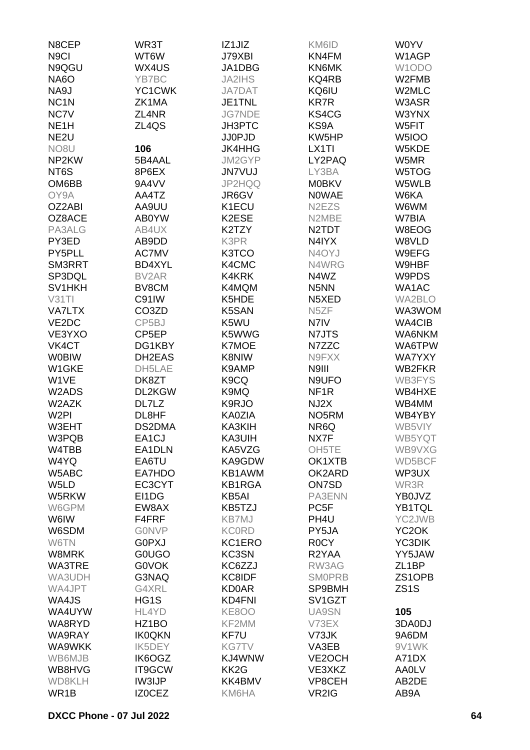N8CEP
N9CI
N9QGU
NA6O
NA9J
NC1N
NC7V
NE1H
NE2U
NO8U
NP2KW
NT6S
OM6BB
OY9A
OZ2ABI
OZ8ACE
PA3ALG
PY3ED
PY5PLL
SM3RRT
SP3DQL
SV1HKH
V31TI
VA7LTX
VE2DC
VE3YXO
VK4CT
W0BIW
W1GKE
W1VE
W2ADS
W2AZK
W2PI
W3EHT
W3PQB
W4TBB
W4YQ
W5ABC
W5LD
W5RKW
W6GPM
W6IW
W6SDM
W6TN
W8MRK
WA3TRE
WA3UDH
WA4JPT
WA4JS
WA4UYW
WA8RYD
WA9RAY
WA9WKK
WB6MJB
WB8HVG
WD8KLH
WR1B

WR3T
WT6W
WX4US
YB7BC
YC1CWK
ZK1MA
ZL4NR
ZL4QS

**106**

5B4AAL
8P6EX
9A4VV
AA4TZ
AA9UU
AB0YW
AB4UX
AB9DD
AC7MV
BD4XYL
BV2AR
BV8CM
C91IW
CO3ZD
CP5BJ
CP5EP
DG1KBY
DH2EAS
DH5LAE
DK8ZT
DL2KGW
DL7LZ
DL8HF
DS2DMA
EA1CJ
EA1DLN
EA6TU
EA7HDO
EC3CYT
EI1DG
EW8AX
F4FRF
G0NVP
G0PXJ
G0UGO
G0VOK
G3NAQ
G4XRL
HG1S
HL4YD
HZ1BO
IK0QKN
IK5DEY
IK6OGZ
IT9GCW
IW3IJP
IZ0CEZ

IZ1JIZ
J79XBI
JA1DBG
JA2IHS
JA7DAT
JE1TNL
JG7NDE
JH3PTC
JJ0PJD
JK4HHG
JM2GYP
JN7VUJ
JP2HQQ
JR6GV
K1ECU
K2ESE
K2TZY
K3PR
K3TCO
K4CMC
K4KRK
K4MQM
K5HDE
K5SAN
K5WU
K5WWG
K7MOE
K8NIW
K9AMP
K9CQ
K9MQ
K9RJO
KA0ZIA
KA3KIH
KA3UIH
KA5VZG
KA9GDW
KB1AWM
KB1RGA
KB5AI
KB5TZJ
KB7MJ
KC0RD
KC1ERO
KC3SN
KC6ZZJ
KC8IDF
KD0AR
KD4FNI
KE8OO
KF2MM
KF7U
KG7TV
KJ4WNW
KK2G
KK4BMV
KM6HA

KM6ID
KN4FM
KN6MK
KQ4RB
KQ6IU
KR7R
KS4CG
KS9A
KW5HP
LX1TI
LY2PAQ
LY3BA
M0BKV
N0WAE
N2EZS
N2MBE
N2TDT
N4IYX
N4OYJ
N4WRG
N4WZ
N5NN
N5XED
N5ZF
N7IV
N7JTS
N7ZZC
N9FXX
N9III
N9UFO
NF1R
NJ2X
NO5RM
NR6Q
NX7F
OH5TE
OK1XTB
OK2ARD
ON7SD
PA3ENN
PC5F
PH4U
PY5JA
R0CY
R2YAA
RW3AG
SM0PRB
SP9BMH
SV1GZT
UA9SN
V73EX
V73JK
VA3EB
VE2OCH
VE3XKZ
VP8CEH
VR2IG

W0YV
W1AGP
W1ODO
W2FMB
W2MLC
W3ASR
W3YNX
W5FIT
W5IOO
W5KDE
W5MR
W5TOG
W5WLB
W6KA
W6WM
W7BIA
W8EOG
W8VLD
W9EFG
W9HBF
W9PDS
WA1AC
WA2BLO
WA3WOM
WA4CIB
WA6NKM
WA6TPW
WA7YXY
WB2FKR
WB3FYS
WB4HXE
WB4MM
WB4YBY
WB5VIY
WB5YQT
WB9VXG
WD5BCF
WP3UX
WR3R
YB0JVZ
YB1TQL
YC2JWB
YC2OK
YC3DIK
YY5JAW
ZL1BP
ZS1OPB
ZS1S

**105**

3DA0DJ
9A6DM
9V1WK
A71DX
AA0LV
AB2DE
AB9A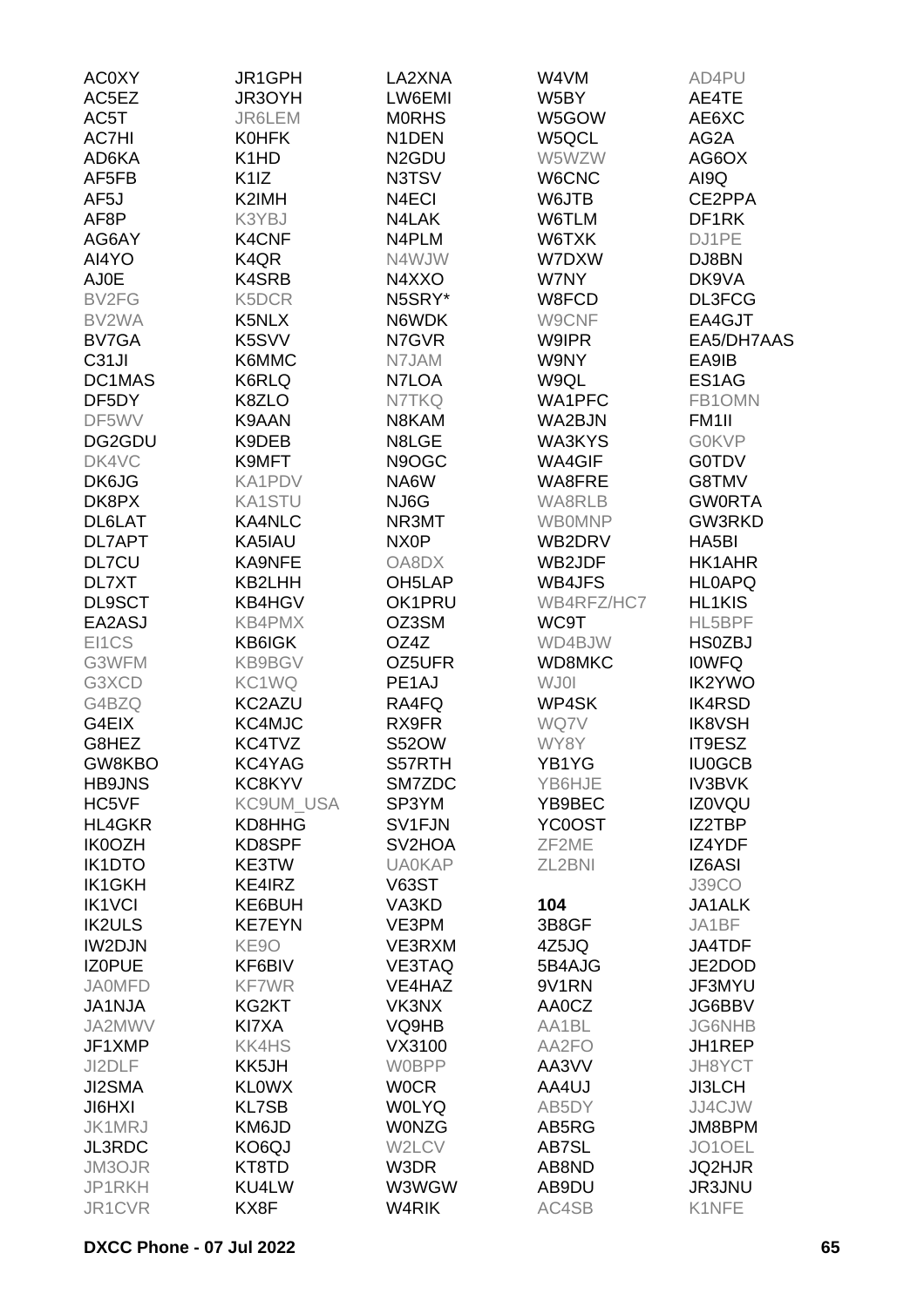AC0XY
AC5EZ
AC5T
AC7HI
AD6KA
AF5FB
AF5J
AF8P
AG6AY
AI4YO
AJ0E
BV2FG
BV2WA
BV7GA
C31JI
DC1MAS
DF5DY
DF5WV
DG2GDU
DK4VC
DK6JG
DK8PX
DL6LAT
DL7APT
DL7CU
DL7XT
DL9SCT
EA2ASJ
EI1CS
G3WFM
G3XCD
G4BZQ
G4EIX
G8HEZ
GW8KBO
HB9JNS
HC5VF
HL4GKR
IK0OZH
IK1DTO
IK1GKH
IK1VCI
IK2ULS
IW2DJN
IZ0PUE
JA0MFD
JA1NJA
JA2MWV
JF1XMP
JI2DLF
JI2SMA
JI6HXI
JK1MRJ
JL3RDC
JM3OJR
JP1RKH
JR1CVR
JR1GPH
JR3OYH
JR6LEM
K0HFK
K1HD
K1IZ
K2IMH
K3YBJ
K4CNF
K4QR
K4SRB
K5DCR
K5NLX
K5SVV
K6MMC
K6RLQ
K8ZLO
K9AAN
K9DEB
K9MFT
KA1PDV
KA1STU
KA4NLC
KA5IAU
KA9NFE
KB2LHH
KB4HGV
KB4PMX
KB6IGK
KB9BGV
KC1WQ
KC2AZU
KC4MJC
KC4TVZ
KC4YAG
KC8KYV
KC9UM_USA
KD8HHG
KD8SPF
KE3TW
KE4IRZ
KE6BUH
KE7EYN
KE9O
KF6BIV
KF7WR
KG2KT
KI7XA
KK4HS
KK5JH
KL0WX
KL7SB
KM6JD
KO6QJ
KT8TD
KU4LW
KX8F
LA2XNA
LW6EMI
M0RHS
N1DEN
N2GDU
N3TSV
N4ECI
N4LAK
N4PLM
N4WJW
N4XXO
N5SRY*
N6WDK
N7GVR
N7JAM
N7LOA
N7TKQ
N8KAM
N8LGE
N9OGC
NA6W
NJ6G
NR3MT
NX0P
OA8DX
OH5LAP
OK1PRU
OZ3SM
OZ4Z
OZ5UFR
PE1AJ
RA4FQ
RX9FR
S52OW
S57RTH
SM7ZDC
SP3YM
SV1FJN
SV2HOA
UA0KAP
V63ST
VA3KD
VE3PM
VE3RXM
VE3TAQ
VE4HAZ
VK3NX
VQ9HB
VX3100
W0BPP
W0CR
W0LYQ
W0NZG
W2LCV
W3DR
W3WGW
W4RIK
W4VM
W5BY
W5GOW
W5QCL
W5WZW
W6CNC
W6JTB
W6TLM
W6TXK
W7DXW
W7NY
W8FCD
W9CNF
W9IPR
W9NY
W9QL
WA1PFC
WA2BJN
WA3KYS
WA4GIF
WA8FRE
WA8RLB
WB0MNP
WB2DRV
WB2JDF
WB4JFS
WB4RFZ/HC7
WC9T
WD4BJW
WD8MKC
WJ0I
WP4SK
WQ7V
WY8Y
YB1YG
YB6HJE
YB9BEC
YC0OST
ZF2ME
ZL2BNI

**104**

3B8GF
4Z5JQ
5B4AJG
9V1RN
AA0CZ
AA1BL
AA2FO
AA3VV
AA4UJ
AB5DY
AB5RG
AB7SL
AB8ND
AB9DU
AC4SB
AD4PU
AE4TE
AE6XC
AG2A
AG6OX
AI9Q
CE2PPA
DF1RK
DJ1PE
DJ8BN
DK9VA
DL3FCG
EA4GJT
EA5/DH7AAS
EA9IB
ES1AG
FB1OMN
FM1II
G0KVP
G0TDV
G8TMV
GW0RTA
GW3RKD
HA5BI
HK1AHR
HL0APQ
HL1KIS
HL5BPF
HS0ZBJ
I0WFQ
IK2YWO
IK4RSD
IK8VSH
IT9ESZ
IU0GCB
IV3BVK
IZ0VQU
IZ2TBP
IZ4YDF
IZ6ASI
J39CO
JA1ALK
JA1BF
JA4TDF
JE2DOD
JF3MYU
JG6BBV
JG6NHB
JH1REP
JH8YCT
JI3LCH
JJ4CJW
JM8BPM
JO1OEL
JQ2HJR
JR3JNU
K1NFE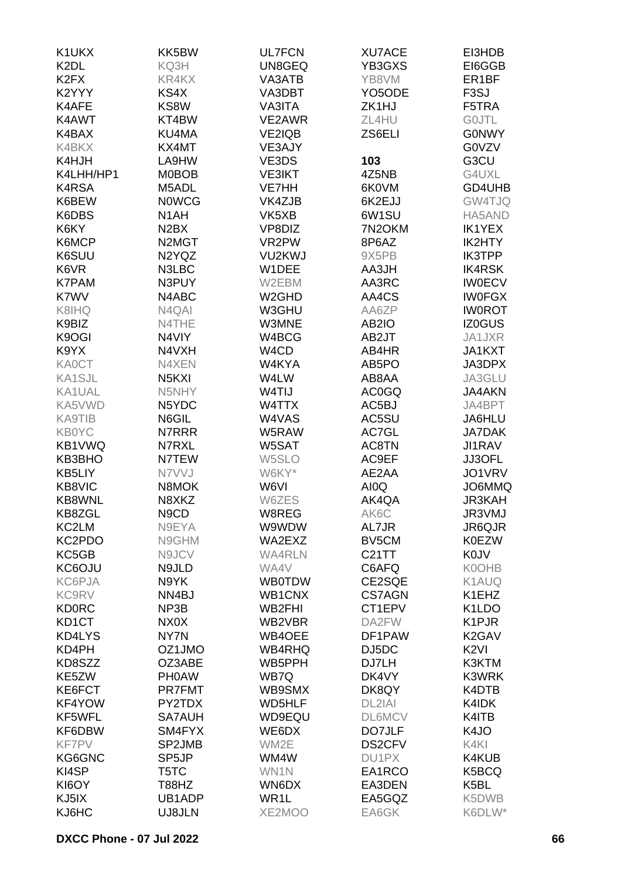K1UKX
K2DL
K2FX
K2YYY
K4AFE
K4AWT
K4BAX
K4BKX
K4HJH
K4LHH/HP1
K4RSA
K6BEW
K6DBS
K6KY
K6MCP
K6SUU
K6VR
K7PAM
K7WV
K8IHQ
K9BIZ
K9OGI
K9YX
KA0CT
KA1SJL
KA1UAL
KA5VWD
KA9TIB
KB0YC
KB1VWQ
KB3BHO
KB5LIY
KB8VIC
KB8WNL
KB8ZGL
KC2LM
KC2PDO
KC5GB
KC6OJU
KC6PJA
KC9RV
KD0RC
KD1CT
KD4LYS
KD4PH
KD8SZZ
KE5ZW
KE6FCT
KF4YOW
KF5WFL
KF6DBW
KF7PV
KG6GNC
KI4SP
KI6OY
KJ5IX
KJ6HC
KK5BW
KQ3H
KR4KX
KS4X
KS8W
KT4BW
KU4MA
KX4MT
LA9HW
M0BOB
M5ADL
N0WCG
N1AH
N2BX
N2MGT
N2YQZ
N3LBC
N3PUY
N4ABC
N4QAI
N4THE
N4VIY
N4VXH
N4XEN
N5KXI
N5NHY
N5YDC
N6GIL
N7RRR
N7RXL
N7TEW
N7VVJ
N8MOK
N8XKZ
N9CD
N9EYA
N9GHM
N9JCV
N9JLD
N9YK
NN4BJ
NP3B
NX0X
NY7N
OZ1JMO
OZ3ABE
PH0AW
PR7FMT
PY2TDX
SA7AUH
SM4FYX
SP2JMB
SP5JP
T5TC
T88HZ
UB1ADP
UJ8JLN
UL7FCN
UN8GEQ
VA3ATB
VA3DBT
VA3ITA
VE2AWR
VE2IQB
VE3AJY
VE3DS
VE3IKT
VE7HH
VK4ZJB
VK5XB
VP8DIZ
VR2PW
VU2KWJ
W1DEE
W2EBM
W2GHD
W3GHU
W3MNE
W4BCG
W4CD
W4KYA
W4LW
W4TIJ
W4TTX
W4VAS
W5RAW
W5SAT
W5SLO
W6KY*
W6VI
W6ZES
W8REG
W9WDW
WA2EXZ
WA4RLN
WA4V
WB0TDW
WB1CNX
WB2FHI
WB2VBR
WB4OEE
WB4RHQ
WB5PPH
WB7Q
WB9SMX
WD5HLF
WD9EQU
WE6DX
WM2E
WM4W
WN1N
WN6DX
WR1L
XE2MOO
XU7ACE
YB3GXS
YB8VM
YO5ODE
ZK1HJ
ZL4HU
ZS6ELI

**103**

4Z5NB
6K0VM
6K2EJJ
6W1SU
7N2OKM
8P6AZ
9X5PB
AA3JH
AA3RC
AA4CS
AA6ZP
AB2IO
AB2JT
AB4HR
AB5PO
AB8AA
AC0GQ
AC5BJ
AC5SU
AC7GL
AC8TN
AC9EF
AE2AA
AI0Q
AK4QA
AK6C
AL7JR
BV5CM
C21TT
C6AFQ
CE2SQE
CS7AGN
CT1EPV
DA2FW
DF1PAW
DJ5DC
DJ7LH
DK4VY
DK8QY
DL2IAI
DL6MCV
DO7JLF
DS2CFV
DU1PX
EA1RCO
EA3DEN
EA5GQZ
EA6GK
EI3HDB
EI6GGB
ER1BF
F3SJ
F5TRA
G0JTL
G0NWY
G0VZV
G3CU
G4UXL
GD4UHB
GW4TJQ
HA5AND
IK1YEX
IK2HTY
IK3TPP
IK4RSK
IW0ECV
IW0FGX
IW0ROT
IZ0GUS
JA1JXR
JA1KXT
JA3DPX
JA3GLU
JA4AKN
JA4BPT
JA6HLU
JA7DAK
JI1RAV
JJ3OFL
JO1VRV
JO6MMQ
JR3KAH
JR3VMJ
JR6QJR
K0EZW
K0JV
K0OHB
K1AUQ
K1EHZ
K1LDO
K1PJR
K2GAV
K2VI
K3KTM
K3WRK
K4DTB
K4IDK
K4ITB
K4JO
K4KI
K4KUB
K5BCQ
K5BL
K5DWB
K6DLW*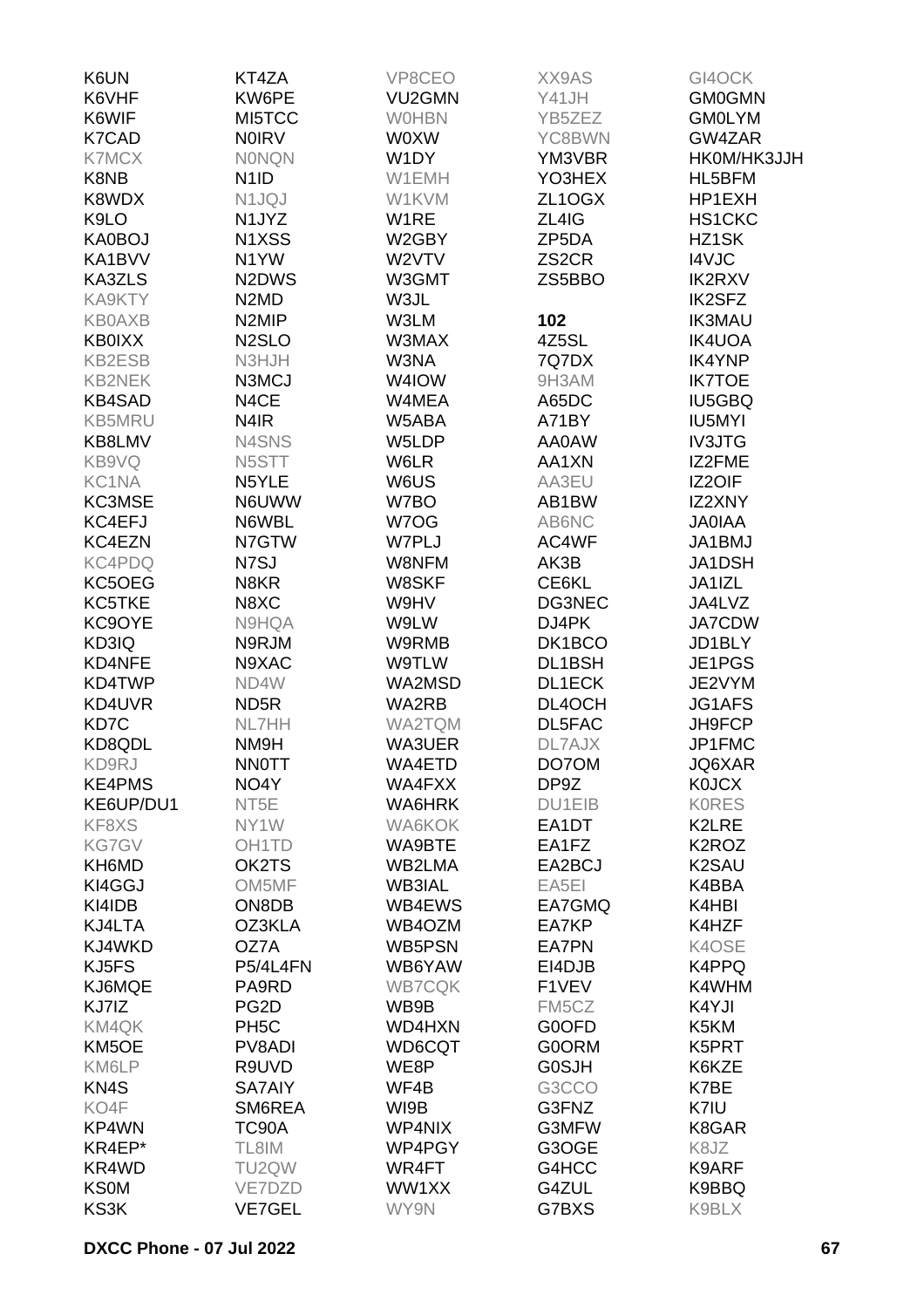K6UN
K6VHF
K6WIF
K7CAD
K7MCX
K8NB
K8WDX
K9LO
KA0BOJ
KA1BVV
KA3ZLS
KA9KTY
KB0AXB
KB0IXX
KB2ESB
KB2NEK
KB4SAD
KB5MRU
KB8LMV
KB9VQ
KC1NA
KC3MSE
KC4EFJ
KC4EZN
KC4PDQ
KC5OEG
KC5TKE
KC9OYE
KD3IQ
KD4NFE
KD4TWP
KD4UVR
KD7C
KD8QDL
KD9RJ
KE4PMS
KE6UP/DU1
KF8XS
KG7GV
KH6MD
KI4GGJ
KI4IDB
KJ4LTA
KJ4WKD
KJ5FS
KJ6MQE
KJ7IZ
KM4QK
KM5OE
KM6LP
KN4S
KO4F
KP4WN
KR4EP*
KR4WD
KS0M
KS3K
KT4ZA
KW6PE
MI5TCC
N0IRV
N0NQN
N1ID
N1JQJ
N1JYZ
N1XSS
N1YW
N2DWS
N2MD
N2MIP
N2SLO
N3HJH
N3MCJ
N4CE
N4IR
N4SNS
N5STT
N5YLE
N6UWW
N6WBL
N7GTW
N7SJ
N8KR
N8XC
N9HQA
N9RJM
N9XAC
ND4W
ND5R
NL7HH
NM9H
NN0TT
NO4Y
NT5E
NY1W
OH1TD
OK2TS
OM5MF
ON8DB
OZ3KLA
OZ7A
P5/4L4FN
PA9RD
PG2D
PH5C
PV8ADI
R9UVD
SA7AIY
SM6REA
TC90A
TL8IM
TU2QW
VE7DZD
VE7GEL
VP8CEO
VU2GMN
W0HBN
W0XW
W1DY
W1EMH
W1KVM
W1RE
W2GBY
W2VTV
W3GMT
W3JL
W3LM
W3MAX
W3NA
W4IOW
W4MEA
W5ABA
W5LDP
W6LR
W6US
W7BO
W7OG
W7PLJ
W8NFM
W8SKF
W9HV
W9LW
W9RMB
W9TLW
WA2MSD
WA2RB
WA2TQM
WA3UER
WA4ETD
WA4FXX
WA6HRK
WA6KOK
WA9BTE
WB2LMA
WB3IAL
WB4EWS
WB4OZM
WB5PSN
WB6YAW
WB7CQK
WB9B
WD4HXN
WD6CQT
WE8P
WF4B
WI9B
WP4NIX
WP4PGY
WR4FT
WW1XX
WY9N
XX9AS
Y41JH
YB5ZEZ
YC8BWN
YM3VBR
YO3HEX
ZL1OGX
ZL4IG
ZP5DA
ZS2CR
ZS5BBO

**102**

4Z5SL
7Q7DX
9H3AM
A65DC
A71BY
AA0AW
AA1XN
AA3EU
AB1BW
AB6NC
AC4WF
AK3B
CE6KL
DG3NEC
DJ4PK
DK1BCO
DL1BSH
DL1ECK
DL4OCH
DL5FAC
DL7AJX
DO7OM
DP9Z
DU1EIB
EA1DT
EA1FZ
EA2BCJ
EA5EI
EA7GMQ
EA7KP
EA7PN
EI4DJB
F1VEV
FM5CZ
G0OFD
G0ORM
G0SJH
G3CCO
G3FNZ
G3MFW
G3OGE
G4HCC
G4ZUL
G7BXS
GI4OCK
GM0GMN
GM0LYM
GW4ZAR
HK0M/HK3JJH
HL5BFM
HP1EXH
HS1CKC
HZ1SK
I4VJC
IK2RXV
IK2SFZ
IK3MAU
IK4UOA
IK4YNP
IK7TOE
IU5GBQ
IU5MYI
IV3JTG
IZ2FME
IZ2OIF
IZ2XNY
JA0IAA
JA1BMJ
JA1DSH
JA1IZL
JA4LVZ
JA7CDW
JD1BLY
JE1PGS
JE2VYM
JG1AFS
JH9FCP
JP1FMC
JQ6XAR
K0JCX
K0RES
K2LRE
K2ROZ
K2SAU
K4BBA
K4HBI
K4HZF
K4OSE
K4PPQ
K4WHM
K4YJI
K5KM
K5PRT
K6KZE
K7BE
K7IU
K8GAR
K8JZ
K9ARF
K9BBQ
K9BLX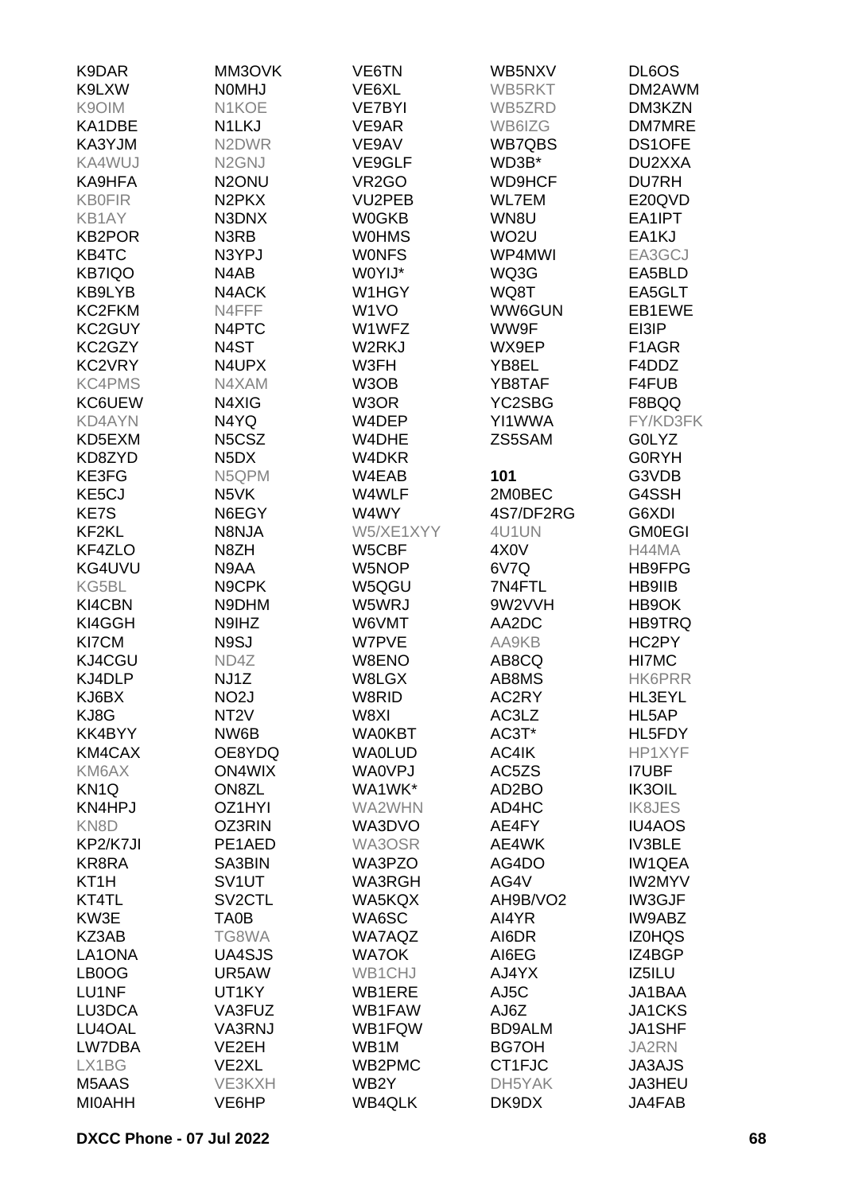K9DAR
K9LXW
K9OIM
KA1DBE
KA3YJM
KA4WUJ
KA9HFA
KB0FIR
KB1AY
KB2POR
KB4TC
KB7IQO
KB9LYB
KC2FKM
KC2GUY
KC2GZY
KC2VRY
KC4PMS
KC6UEW
KD4AYN
KD5EXM
KD8ZYD
KE3FG
KE5CJ
KE7S
KF2KL
KF4ZLO
KG4UVU
KG5BL
KI4CBN
KI4GGH
KI7CM
KJ4CGU
KJ4DLP
KJ6BX
KJ8G
KK4BYY
KM4CAX
KM6AX
KN1Q
KN4HPJ
KN8D
KP2/K7JI
KR8RA
KT1H
KT4TL
KW3E
KZ3AB
LA1ONA
LB0OG
LU1NF
LU3DCA
LU4OAL
LW7DBA
LX1BG
M5AAS
MI0AHH

MM3OVK
N0MHJ
N1KOE
N1LKJ
N2DWR
N2GNJ
N2ONU
N2PKX
N3DNX
N3RB
N3YPJ
N4AB
N4ACK
N4FFF
N4PTC
N4ST
N4UPX
N4XAM
N4XIG
N4YQ
N5CSZ
N5DX
N5QPM
N5VK
N6EGY
N8NJA
N8ZH
N9AA
N9CPK
N9DHM
N9IHZ
N9SJ
ND4Z
NJ1Z
NO2J
NT2V
NW6B
OE8YDQ
ON4WIX
ON8ZL
OZ1HYI
OZ3RIN
PE1AED
SA3BIN
SV1UT
SV2CTL
TA0B
TG8WA
UA4SJS
UR5AW
UT1KY
VA3FUZ
VA3RNJ
VE2EH
VE2XL
VE3KXH
VE6HP

VE6TN
VE6XL
VE7BYI
VE9AR
VE9AV
VE9GLF
VR2GO
VU2PEB
W0GKB
W0HMS
W0NFS
W0YIJ*
W1HGY
W1VO
W1WFZ
W2RKJ
W3FH
W3OB
W3OR
W4DEP
W4DHE
W4DKR
W4EAB
W4WLF
W4WY
W5/XE1XYY
W5CBF
W5NOP
W5QGU
W5WRJ
W6VMT
W7PVE
W8ENO
W8LGX
W8RID
W8XI
WA0KBT
WA0LUD
WA0VPJ
WA1WK*
WA2WHN
WA3DVO
WA3OSR
WA3PZO
WA3RGH
WA5KQX
WA6SC
WA7AQZ
WA7OK
WB1CHJ
WB1ERE
WB1FAW
WB1FQW
WB1M
WB2PMC
WB2Y
WB4QLK

WB5NXV
WB5RKT
WB5ZRD
WB6IZG
WB7QBS
WD3B*
WD9HCF
WL7EM
WN8U
WO2U
WP4MWI
WQ3G
WQ8T
WW6GUN
WW9F
WX9EP
YB8EL
YB8TAF
YC2SBG
YI1WWA
ZS5SAM

**101**
2M0BEC
4S7/DF2RG
4U1UN
4X0V
6V7Q
7N4FTL
9W2VVH
AA2DC
AA9KB
AB8CQ
AB8MS
AC2RY
AC3LZ
AC3T*
AC4IK
AC5ZS
AD2BO
AD4HC
AE4FY
AE4WK
AG4DO
AG4V
AH9B/VO2
AI4YR
AI6DR
AI6EG
AJ4YX
AJ5C
AJ6Z
BD9ALM
BG7OH
CT1FJC
DH5YAK
DK9DX

DL6OS
DM2AWM
DM3KZN
DM7MRE
DS1OFE
DU2XXA
DU7RH
E20QVD
EA1IPT
EA1KJ
EA3GCJ
EA5BLD
EA5GLT
EB1EWE
EI3IP
F1AGR
F4DDZ
F4FUB
F8BQQ
FY/KD3FK
G0LYZ
G0RYH
G3VDB
G4SSH
G6XDI
GM0EGI
H44MA
HB9FPG
HB9IIB
HB9OK
HB9TRQ
HC2PY
HI7MC
HK6PRR
HL3EYL
HL5AP
HL5FDY
HP1XYF
I7UBF
IK3OIL
IK8JES
IU4AOS
IV3BLE
IW1QEA
IW2MYV
IW3GJF
IW9ABZ
IZ0HQS
IZ4BGP
IZ5ILU
JA1BAA
JA1CKS
JA1SHF
JA2RN
JA3AJS
JA3HEU
JA4FAB

**DXCC Phone - 07 Jul 2022**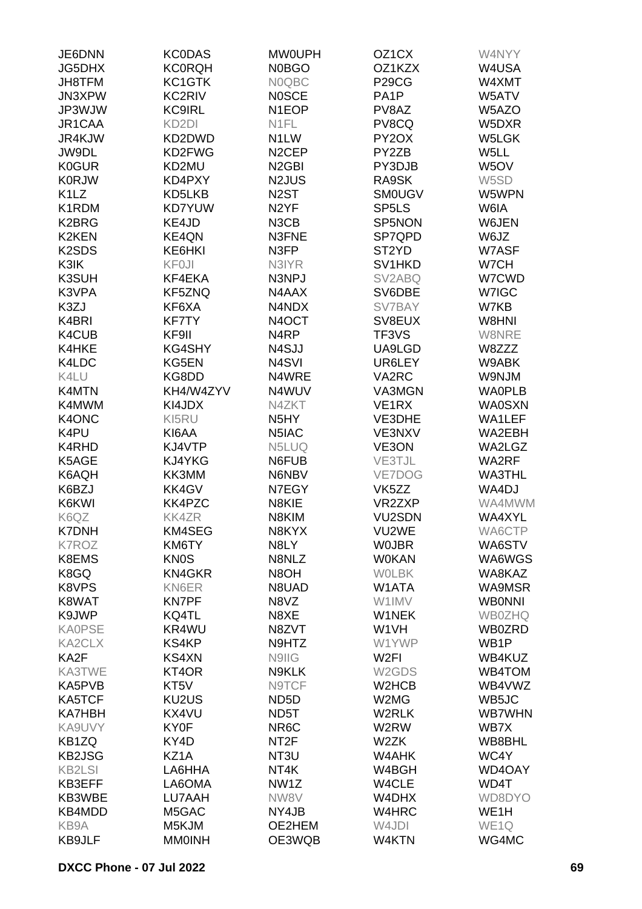| | | | | |
|---|---|---|---|---|
| JE6DNN | KC0DAS | MW0UPH | OZ1CX | W4NYY |
| JG5DHX | KC0RQH | N0BGO | OZ1KZX | W4USA |
| JH8TFM | KC1GTK | N0QBC | P29CG | W4XMT |
| JN3XPW | KC2RIV | N0SCE | PA1P | W5ATV |
| JP3WJW | KC9IRL | N1EOP | PV8AZ | W5AZO |
| JR1CAA | KD2DI | N1FL | PV8CQ | W5DXR |
| JR4KJW | KD2DWD | N1LW | PY2OX | W5LGK |
| JW9DL | KD2FWG | N2CEP | PY2ZB | W5LL |
| K0GUR | KD2MU | N2GBI | PY3DJB | W5OV |
| K0RJW | KD4PXY | N2JUS | RA9SK | W5SD |
| K1LZ | KD5LKB | N2ST | SM0UGV | W5WPN |
| K1RDM | KD7YUW | N2YF | SP5LS | W6IA |
| K2BRG | KE4JD | N3CB | SP5NON | W6JEN |
| K2KEN | KE4QN | N3FNE | SP7QPD | W6JZ |
| K2SDS | KE6HKI | N3FP | ST2YD | W7ASF |
| K3IK | KF0JI | N3IYR | SV1HKD | W7CH |
| K3SUH | KF4EKA | N3NPJ | SV2ABQ | W7CWD |
| K3VPA | KF5ZNQ | N4AAX | SV6DBE | W7IGC |
| K3ZJ | KF6XA | N4NDX | SV7BAY | W7KB |
| K4BRI | KF7TY | N4OCT | SV8EUX | W8HNI |
| K4CUB | KF9II | N4RP | TF3VS | W8NRE |
| K4HKE | KG4SHY | N4SJJ | UA9LGD | W8ZZZ |
| K4LDC | KG5EN | N4SVI | UR6LEY | W9ABK |
| K4LU | KG8DD | N4WRE | VA2RC | W9NJM |
| K4MTN | KH4/W4ZYV | N4WUV | VA3MGN | WA0PLB |
| K4MWM | KI4JDX | N4ZKT | VE1RX | WA0SXN |
| K4ONC | KI5RU | N5HY | VE3DHE | WA1LEF |
| K4PU | KI6AA | N5IAC | VE3NXV | WA2EBH |
| K4RHD | KJ4VTP | N5LUQ | VE3ON | WA2LGZ |
| K5AGE | KJ4YKG | N6FUB | VE3TJL | WA2RF |
| K6AQH | KK3MM | N6NBV | VE7DOG | WA3THL |
| K6BZJ | KK4GV | N7EGY | VK5ZZ | WA4DJ |
| K6KWI | KK4PZC | N8KIE | VR2ZXP | WA4MWM |
| K6QZ | KK4ZR | N8KIM | VU2SDN | WA4XYL |
| K7DNH | KM4SEG | N8KYX | VU2WE | WA6CTP |
| K7ROZ | KM6TY | N8LY | W0JBR | WA6STV |
| K8EMS | KN0S | N8NLZ | W0KAN | WA6WGS |
| K8GQ | KN4GKR | N8OH | W0LBK | WA8KAZ |
| K8VPS | KN6ER | N8UAD | W1ATA | WA9MSR |
| K8WAT | KN7PF | N8VZ | W1IMV | WB0NNI |
| K9JWP | KQ4TL | N8XE | W1NEK | WB0ZHQ |
| KA0PSE | KR4WU | N8ZVT | W1VH | WB0ZRD |
| KA2CLX | KS4KP | N9HTZ | W1YWP | WB1P |
| KA2F | KS4XN | N9IIG | W2FI | WB4KUZ |
| KA3TWE | KT4OR | N9KLK | W2GDS | WB4TOM |
| KA5PVB | KT5V | N9TCF | W2HCB | WB4VWZ |
| KA5TCF | KU2US | ND5D | W2MG | WB5JC |
| KA7HBH | KX4VU | ND5T | W2RLK | WB7WHN |
| KA9UVY | KY0F | NR6C | W2RW | WB7X |
| KB1ZQ | KY4D | NT2F | W2ZK | WB8BHL |
| KB2JSG | KZ1A | NT3U | W4AHK | WC4Y |
| KB2LSI | LA6HHA | NT4K | W4BGH | WD4OAY |
| KB3EFF | LA6OMA | NW1Z | W4CLE | WD4T |
| KB3WBE | LU7AAH | NW8V | W4DHX | WD8DYO |
| KB4MDD | M5GAC | NY4JB | W4HRC | WE1H |
| KB9A | M5KJM | OE2HEM | W4JDI | WE1Q |
| KB9JLF | MM0INH | OE3WQB | W4KTN | WG4MC |

**DXCC Phone - 07 Jul 2022**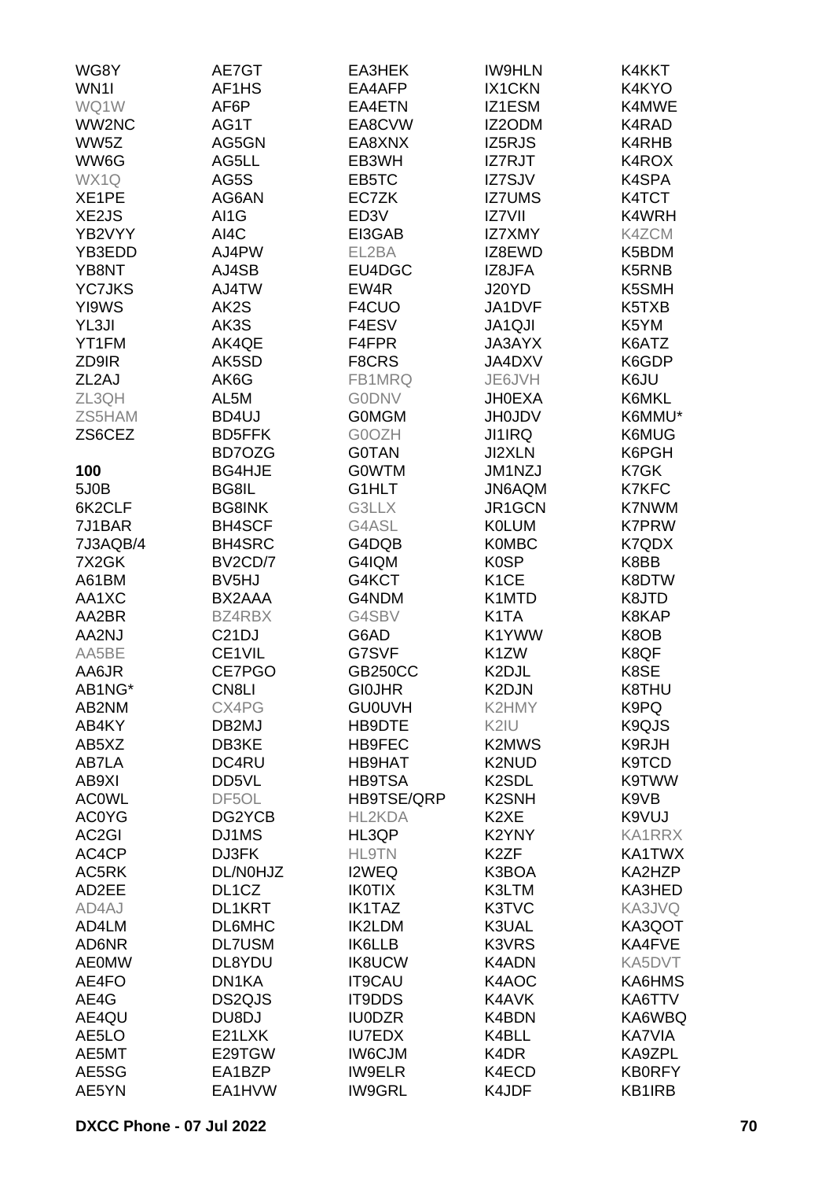WG8Y
WN1I
WQ1W
WW2NC
WW5Z
WW6G
WX1Q
XE1PE
XE2JS
YB2VYY
YB3EDD
YB8NT
YC7JKS
YI9WS
YL3JI
YT1FM
ZD9IR
ZL2AJ
ZL3QH
ZS5HAM
ZS6CEZ

**100**

5J0B
6K2CLF
7J1BAR
7J3AQB/4
7X2GK
A61BM
AA1XC
AA2BR
AA2NJ
AA5BE
AA6JR
AB1NG*
AB2NM
AB4KY
AB5XZ
AB7LA
AB9XI
AC0WL
AC0YG
AC2GI
AC4CP
AC5RK
AD2EE
AD4AJ
AD4LM
AD6NR
AE0MW
AE4FO
AE4G
AE4QU
AE5LO
AE5MT
AE5SG
AE5YN
AE7GT
AF1HS
AF6P
AG1T
AG5GN
AG5LL
AG5S
AG6AN
AI1G
AI4C
AJ4PW
AJ4SB
AJ4TW
AK2S
AK3S
AK4QE
AK5SD
AK6G
AL5M
BD4UJ
BD5FFK
BD7OZG
BG4HJE
BG8IL
BG8INK
BH4SCF
BH4SRC
BV2CD/7
BV5HJ
BX2AAA
BZ4RBX
C21DJ
CE1VIL
CE7PGO
CN8LI
CX4PG
DB2MJ
DB3KE
DC4RU
DD5VL
DF5OL
DG2YCB
DJ1MS
DJ3FK
DL/N0HJZ
DL1CZ
DL1KRT
DL6MHC
DL7USM
DL8YDU
DN1KA
DS2QJS
DU8DJ
E21LXK
E29TGW
EA1BZP
EA1HVW
EA3HEK
EA4AFP
EA4ETN
EA8CVW
EA8XNX
EB3WH
EB5TC
EC7ZK
ED3V
EI3GAB
EL2BA
EU4DGC
EW4R
F4CUO
F4ESV
F4FPR
F8CRS
FB1MRQ
G0DNV
G0MGM
G0OZH
G0TAN
G0WTM
G1HLT
G3LLX
G4ASL
G4DQB
G4IQM
G4KCT
G4NDM
G4SBV
G6AD
G7SVF
GB250CC
GI0JHR
GU0UVH
HB9DTE
HB9FEC
HB9HAT
HB9TSA
HB9TSE/QRP
HL2KDA
HL3QP
HL9TN
I2WEQ
IK0TIX
IK1TAZ
IK2LDM
IK6LLB
IK8UCW
IT9CAU
IT9DDS
IU0DZR
IU7EDX
IW6CJM
IW9ELR
IW9GRL
IW9HLN
IX1CKN
IZ1ESM
IZ2ODM
IZ5RJS
IZ7RJT
IZ7SJV
IZ7UMS
IZ7VII
IZ7XMY
IZ8EWD
IZ8JFA
J20YD
JA1DVF
JA1QJI
JA3AYX
JA4DXV
JE6JVH
JH0EXA
JH0JDV
JI1IRQ
JI2XLN
JM1NZJ
JN6AQM
JR1GCN
K0LUM
K0MBC
K0SP
K1CE
K1MTD
K1TA
K1YWW
K1ZW
K2DJL
K2DJN
K2HMY
K2IU
K2MWS
K2NUD
K2SDL
K2SNH
K2XE
K2YNY
K2ZF
K3BOA
K3LTM
K3TVC
K3UAL
K3VRS
K4ADN
K4AOC
K4AVK
K4BDN
K4BLL
K4DR
K4ECD
K4JDF
K4KKT
K4KYO
K4MWE
K4RAD
K4RHB
K4ROX
K4SPA
K4TCT
K4WRH
K4ZCM
K5BDM
K5RNB
K5SMH
K5TXB
K5YM
K6ATZ
K6GDP
K6JU
K6MKL
K6MMU*
K6MUG
K6PGH
K7GK
K7KFC
K7NWM
K7PRW
K7QDX
K8BB
K8DTW
K8JTD
K8KAP
K8OB
K8QF
K8SE
K8THU
K9PQ
K9QJS
K9RJH
K9TCD
K9TWW
K9VB
K9VUJ
KA1RRX
KA1TWX
KA2HZP
KA3HED
KA3JVQ
KA3QOT
KA4FVE
KA5DVT
KA6HMS
KA6TTV
KA6WBQ
KA7VIA
KA9ZPL
KB0RFY
KB1IRB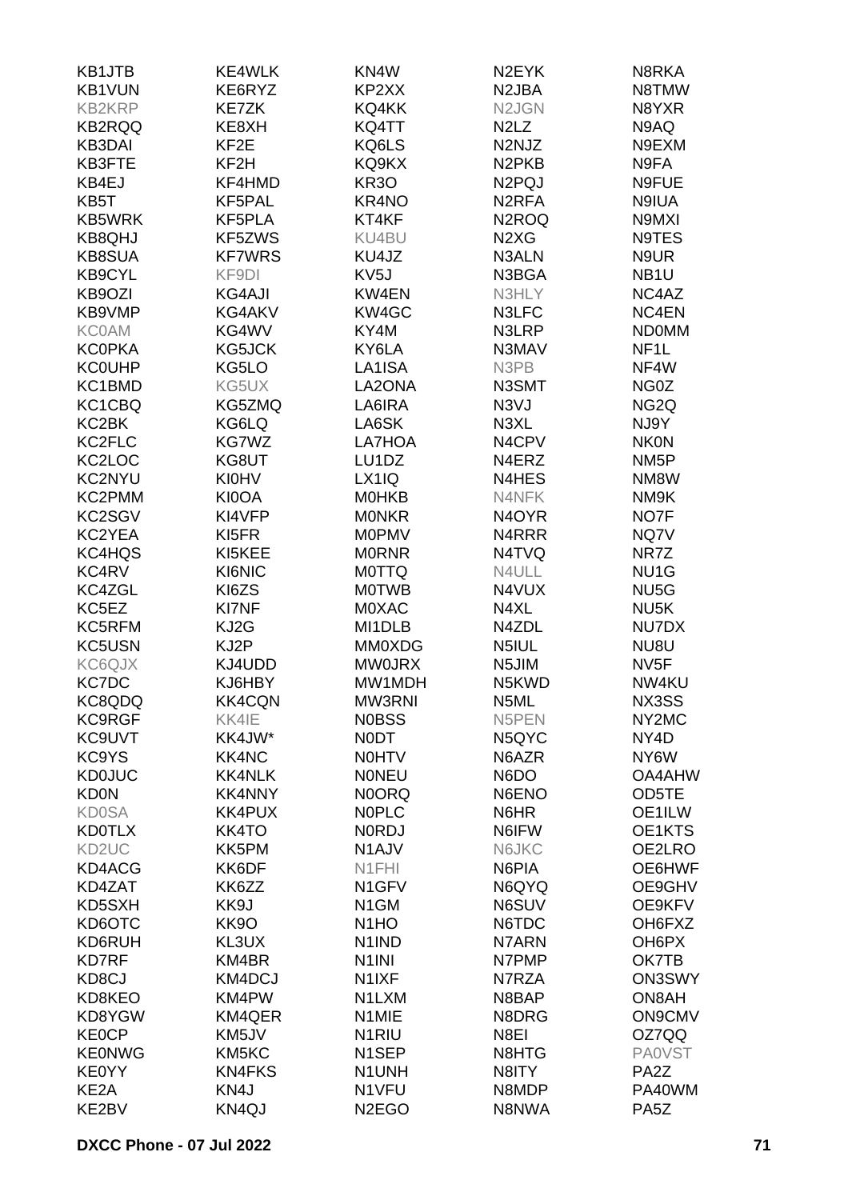KB1JTB
KB1VUN
KB2KRP
KB2RQQ
KB3DAI
KB3FTE
KB4EJ
KB5T
KB5WRK
KB8QHJ
KB8SUA
KB9CYL
KB9OZI
KB9VMP
KC0AM
KC0PKA
KC0UHP
KC1BMD
KC1CBQ
KC2BK
KC2FLC
KC2LOC
KC2NYU
KC2PMM
KC2SGV
KC2YEA
KC4HQS
KC4RV
KC4ZGL
KC5EZ
KC5RFM
KC5USN
KC6QJX
KC7DC
KC8QDQ
KC9RGF
KC9UVT
KC9YS
KD0JUC
KD0N
KD0SA
KD0TLX
KD2UC
KD4ACG
KD4ZAT
KD5SXH
KD6OTC
KD6RUH
KD7RF
KD8CJ
KD8KEO
KD8YGW
KE0CP
KE0NWG
KE0YY
KE2A
KE2BV

KE4WLK
KE6RYZ
KE7ZK
KE8XH
KF2E
KF2H
KF4HMD
KF5PAL
KF5PLA
KF5ZWS
KF7WRS
KF9DI
KG4AJI
KG4AKV
KG4WV
KG5JCK
KG5LO
KG5UX
KG5ZMQ
KG6LQ
KG7WZ
KG8UT
KI0HV
KI0OA
KI4VFP
KI5FR
KI5KEE
KI6NIC
KI6ZS
KI7NF
KJ2G
KJ2P
KJ4UDD
KJ6HBY
KK4CQN
KK4IE
KK4JW*
KK4NC
KK4NLK
KK4NNY
KK4PUX
KK4TO
KK5PM
KK6DF
KK6ZZ
KK9J
KK9O
KL3UX
KM4BR
KM4DCJ
KM4PW
KM4QER
KM5JV
KM5KC
KN4FKS
KN4J
KN4QJ

KN4W
KP2XX
KQ4KK
KQ4TT
KQ6LS
KQ9KX
KR3O
KR4NO
KT4KF
KU4BU
KU4JZ
KV5J
KW4EN
KW4GC
KY4M
KY6LA
LA1ISA
LA2ONA
LA6IRA
LA6SK
LA7HOA
LU1DZ
LX1IQ
M0HKB
M0NKR
M0PMV
M0RNR
M0TTQ
M0TWB
M0XAC
MI1DLB
MM0XDG
MW0JRX
MW1MDH
MW3RNI
N0BSS
N0DT
N0HTV
N0NEU
N0ORQ
N0PLC
N0RDJ
N1AJV
N1FHI
N1GFV
N1GM
N1HO
N1IND
N1INI
N1IXF
N1LXM
N1MIE
N1RIU
N1SEP
N1UNH
N1VFU
N2EGO

N2EYK
N2JBA
N2JGN
N2LZ
N2NJZ
N2PKB
N2PQJ
N2RFA
N2ROQ
N2XG
N3ALN
N3BGA
N3HLY
N3LFC
N3LRP
N3MAV
N3PB
N3SMT
N3VJ
N3XL
N4CPV
N4ERZ
N4HES
N4NFK
N4OYR
N4RRR
N4TVQ
N4ULL
N4VUX
N4XL
N4ZDL
N5IUL
N5JIM
N5KWD
N5ML
N5PEN
N5QYC
N6AZR
N6DO
N6ENO
N6HR
N6IFW
N6JKC
N6PIA
N6QYQ
N6SUV
N6TDC
N7ARN
N7PMP
N7RZA
N8BAP
N8DRG
N8EI
N8HTG
N8ITY
N8MDP
N8NWA

N8RKA
N8TMW
N8YXR
N9AQ
N9EXM
N9FA
N9FUE
N9IUA
N9MXI
N9TES
N9UR
NB1U
NC4AZ
NC4EN
ND0MM
NF1L
NF4W
NG0Z
NG2Q
NJ9Y
NK0N
NM5P
NM8W
NM9K
NO7F
NQ7V
NR7Z
NU1G
NU5G
NU5K
NU7DX
NU8U
NV5F
NW4KU
NX3SS
NY2MC
NY4D
NY6W
OA4AHW
OD5TE
OE1ILW
OE1KTS
OE2LRO
OE6HWF
OE9GHV
OE9KFV
OH6FXZ
OH6PX
OK7TB
ON3SWY
ON8AH
ON9CMV
OZ7QQ
PA0VST
PA2Z
PA40WM
PA5Z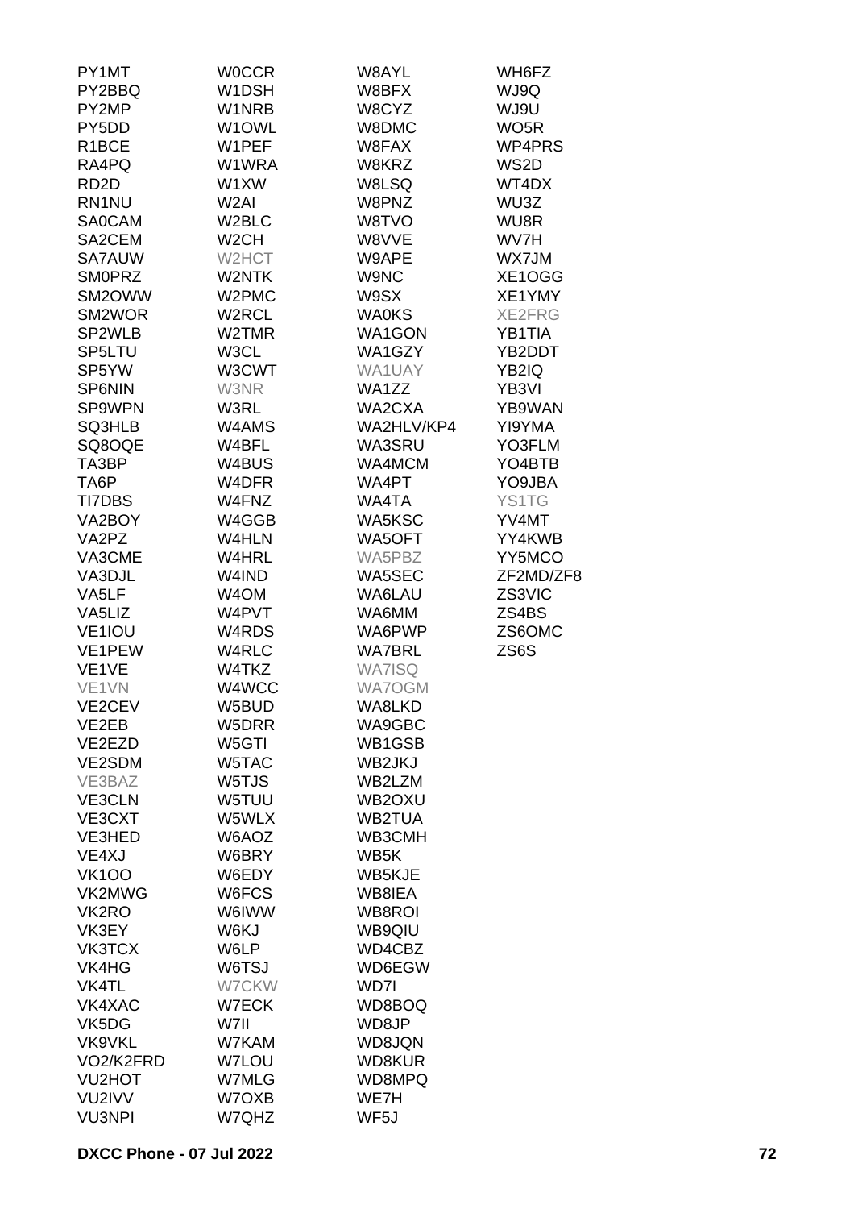PY1MT
PY2BBQ
PY2MP
PY5DD
R1BCE
RA4PQ
RD2D
RN1NU
SA0CAM
SA2CEM
SA7AUW
SM0PRZ
SM2OWW
SM2WOR
SP2WLB
SP5LTU
SP5YW
SP6NIN
SP9WPN
SQ3HLB
SQ8OQE
TA3BP
TA6P
TI7DBS
VA2BOY
VA2PZ
VA3CME
VA3DJL
VA5LF
VA5LIZ
VE1IOU
VE1PEW
VE1VE
VE1VN
VE2CEV
VE2EB
VE2EZD
VE2SDM
VE3BAZ
VE3CLN
VE3CXT
VE3HED
VE4XJ
VK1OO
VK2MWG
VK2RO
VK3EY
VK3TCX
VK4HG
VK4TL
VK4XAC
VK5DG
VK9VKL
VO2/K2FRD
VU2HOT
VU2IVV
VU3NPI
W0CCR
W1DSH
W1NRB
W1OWL
W1PEF
W1WRA
W1XW
W2AI
W2BLC
W2CH
W2HCT
W2NTK
W2PMC
W2RCL
W2TMR
W3CL
W3CWT
W3NR
W3RL
W4AMS
W4BFL
W4BUS
W4DFR
W4FNZ
W4GGB
W4HLN
W4HRL
W4IND
W4OM
W4PVT
W4RDS
W4RLC
W4TKZ
W4WCC
W5BUD
W5DRR
W5GTI
W5TAC
W5TJS
W5TUU
W5WLX
W6AOZ
W6BRY
W6EDY
W6FCS
W6IWW
W6KJ
W6LP
W6TSJ
W7CKW
W7ECK
W7II
W7KAM
W7LOU
W7MLG
W7OXB
W7QHZ
W8AYL
W8BFX
W8CYZ
W8DMC
W8FAX
W8KRZ
W8LSQ
W8PNZ
W8TVO
W8VVE
W9APE
W9NC
W9SX
WA0KS
WA1GON
WA1GZY
WA1UAY
WA1ZZ
WA2CXA
WA2HLV/KP4
WA3SRU
WA4MCM
WA4PT
WA4TA
WA5KSC
WA5OFT
WA5PBZ
WA5SEC
WA6LAU
WA6MM
WA6PWP
WA7BRL
WA7ISQ
WA7OGM
WA8LKD
WA9GBC
WB1GSB
WB2JKJ
WB2LZM
WB2OXU
WB2TUA
WB3CMH
WB5K
WB5KJE
WB8IEA
WB8ROI
WB9QIU
WD4CBZ
WD6EGW
WD7I
WD8BOQ
WD8JP
WD8JQN
WD8KUR
WD8MPQ
WE7H
WF5J
WH6FZ
WJ9Q
WJ9U
WO5R
WP4PRS
WS2D
WT4DX
WU3Z
WU8R
WV7H
WX7JM
XE1OGG
XE1YMY
XE2FRG
YB1TIA
YB2DDT
YB2IQ
YB3VI
YB9WAN
YI9YMA
YO3FLM
YO4BTB
YO9JBA
YS1TG
YV4MT
YY4KWB
YY5MCO
ZF2MD/ZF8
ZS3VIC
ZS4BS
ZS6OMC
ZS6S